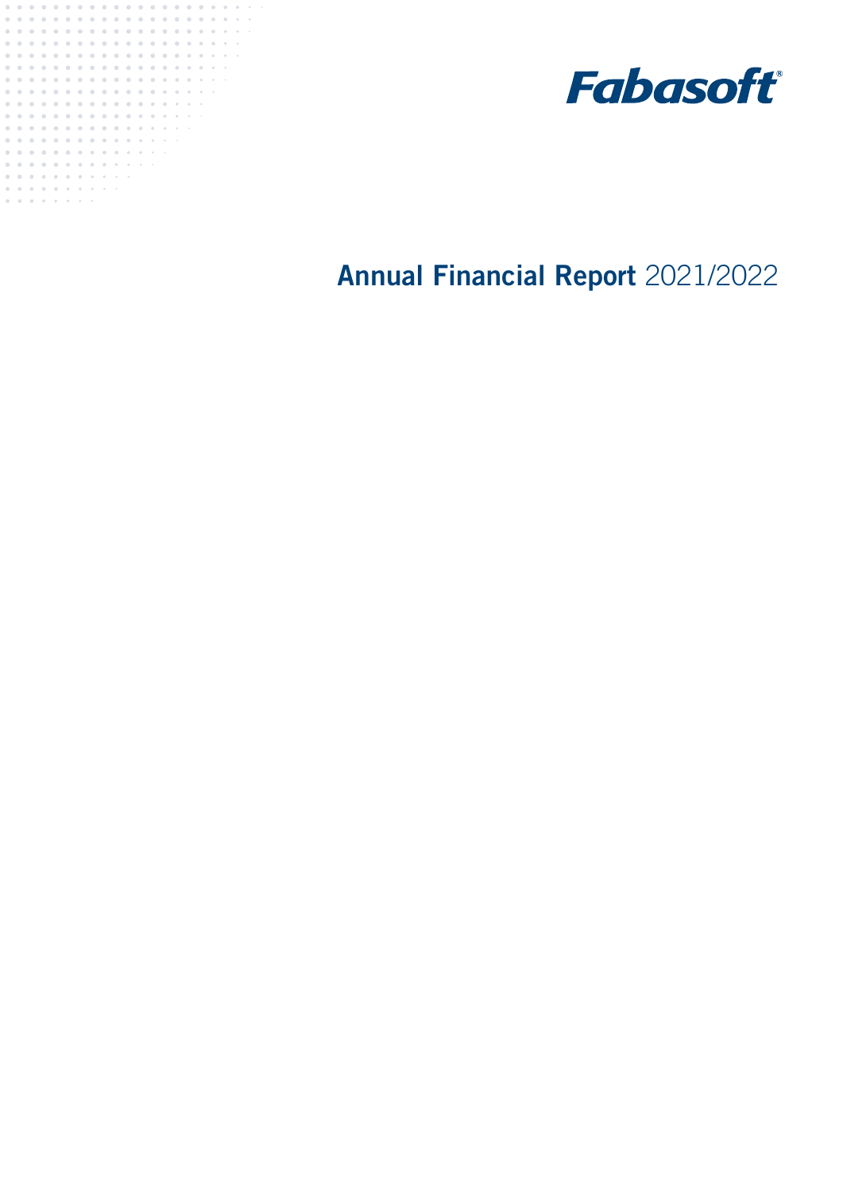Fabasoft

# Annual Financial Report 2021/2022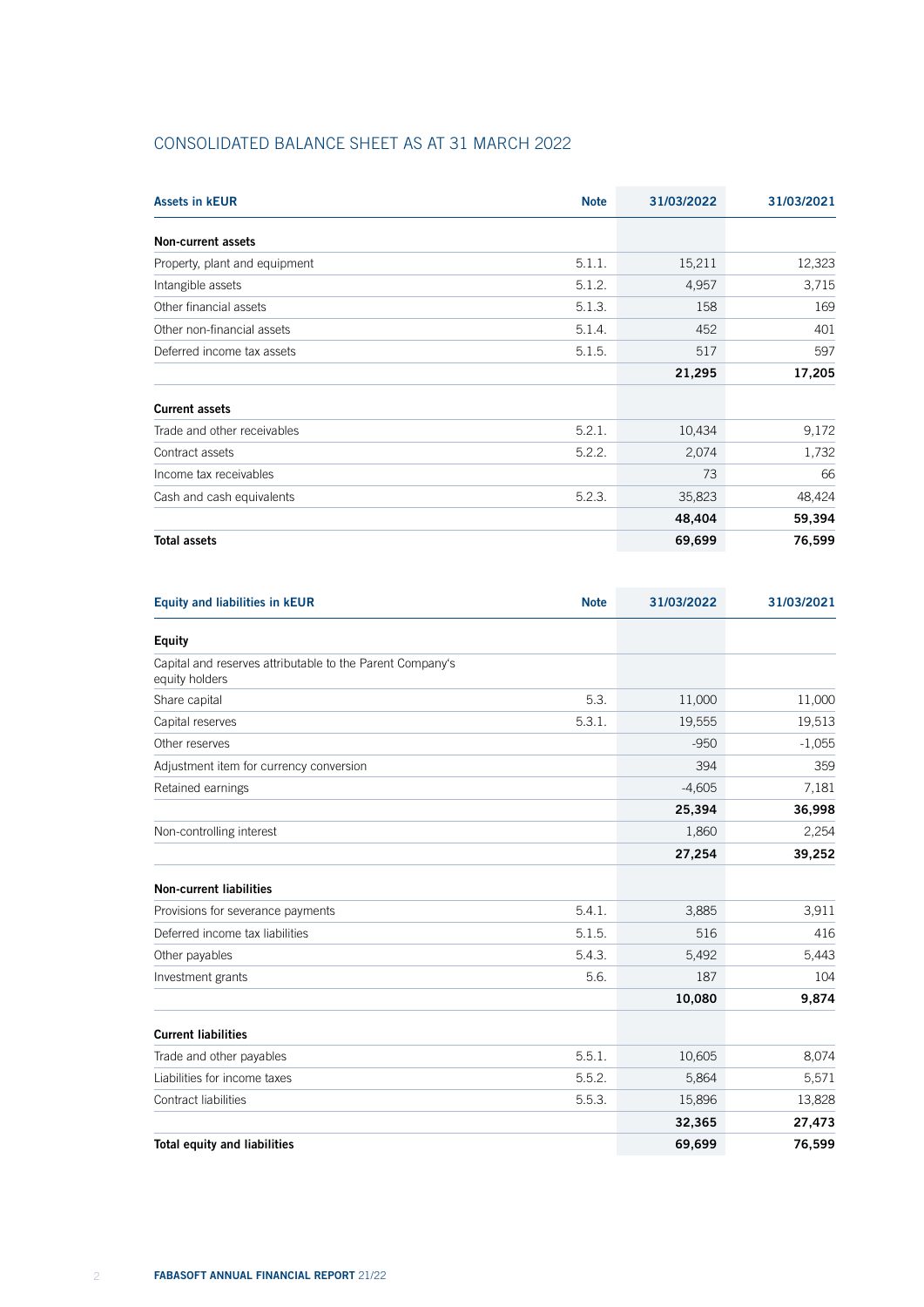## CONSOLIDATED BALANCE SHEET AS AT 31 MARCH 2022

| Assets in kEUR | Note | 31/03/2022 | 31/03/2021 |
|---|---|---|---|
| **Non-current assets** | | | |
| Property, plant and equipment | 5.1.1. | 15,211 | 12,323 |
| Intangible assets | 5.1.2. | 4,957 | 3,715 |
| Other financial assets | 5.1.3. | 158 | 169 |
| Other non-financial assets | 5.1.4. | 452 | 401 |
| Deferred income tax assets | 5.1.5. | 517 | 597 |
| | | **21,295** | **17,205** |
| **Current assets** | | | |
| Trade and other receivables | 5.2.1. | 10,434 | 9,172 |
| Contract assets | 5.2.2. | 2,074 | 1,732 |
| Income tax receivables | | 73 | 66 |
| Cash and cash equivalents | 5.2.3. | 35,823 | 48,424 |
| | | **48,404** | **59,394** |
| **Total assets** | | **69,699** | **76,599** |

| Equity and liabilities in kEUR | Note | 31/03/2022 | 31/03/2021 |
|---|---|---|---|
| **Equity** | | | |
| Capital and reserves attributable to the Parent Company's equity holders | | | |
| Share capital | 5.3. | 11,000 | 11,000 |
| Capital reserves | 5.3.1. | 19,555 | 19,513 |
| Other reserves | | -950 | -1,055 |
| Adjustment item for currency conversion | | 394 | 359 |
| Retained earnings | | -4,605 | 7,181 |
| | | **25,394** | **36,998** |
| Non-controlling interest | | 1,860 | 2,254 |
| | | **27,254** | **39,252** |
| **Non-current liabilities** | | | |
| Provisions for severance payments | 5.4.1. | 3,885 | 3,911 |
| Deferred income tax liabilities | 5.1.5. | 516 | 416 |
| Other payables | 5.4.3. | 5,492 | 5,443 |
| Investment grants | 5.6. | 187 | 104 |
| | | **10,080** | **9,874** |
| **Current liabilities** | | | |
| Trade and other payables | 5.5.1. | 10,605 | 8,074 |
| Liabilities for income taxes | 5.5.2. | 5,864 | 5,571 |
| Contract liabilities | 5.5.3. | 15,896 | 13,828 |
| | | **32,365** | **27,473** |
| **Total equity and liabilities** | | **69,699** | **76,599** |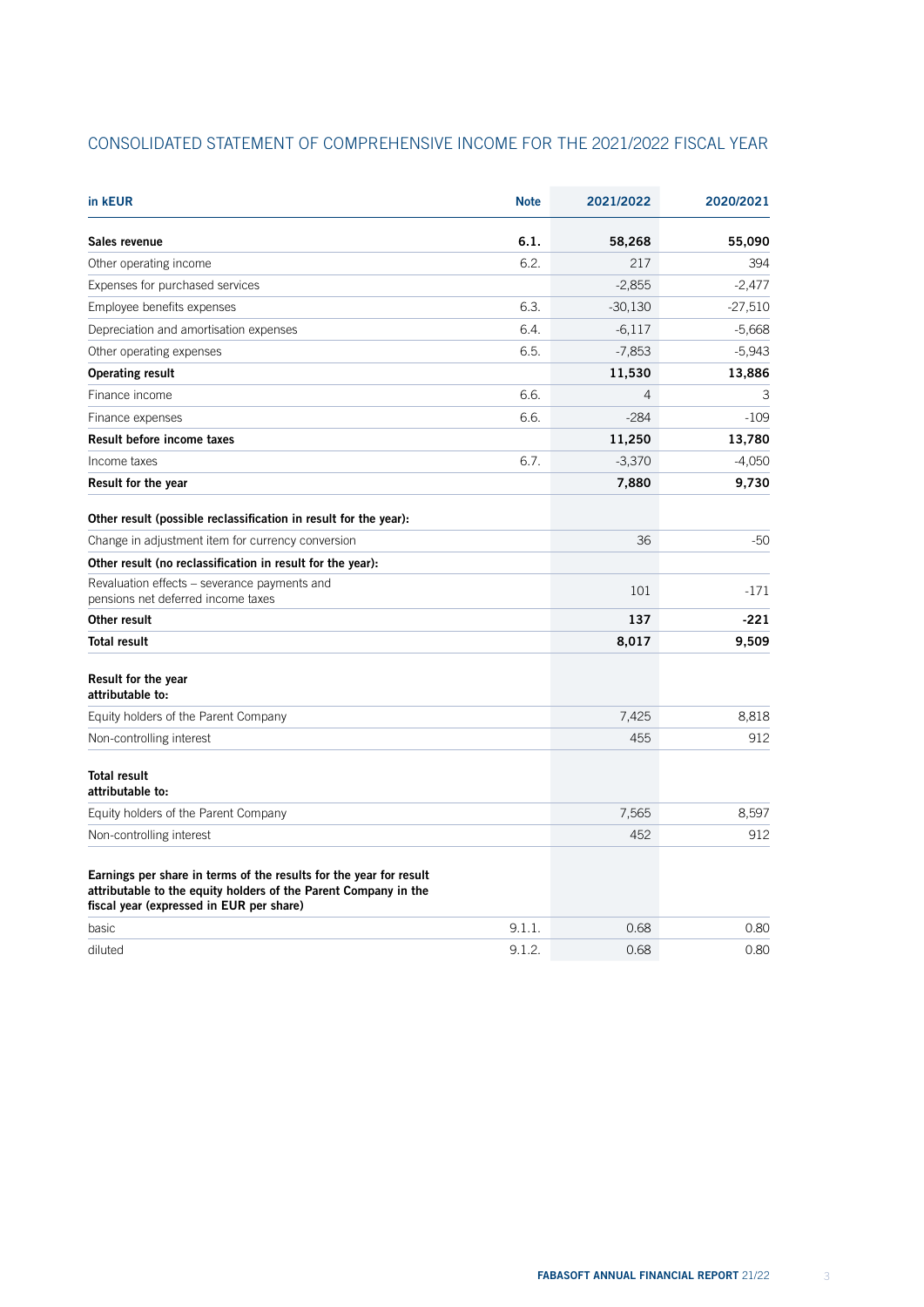## CONSOLIDATED STATEMENT OF COMPREHENSIVE INCOME FOR THE 2021/2022 FISCAL YEAR

| in kEUR | Note | 2021/2022 | 2020/2021 |
|---|---|---|---|
| **Sales revenue** | **6.1.** | **58,268** | **55,090** |
| Other operating income | 6.2. | 217 | 394 |
| Expenses for purchased services | | -2,855 | -2,477 |
| Employee benefits expenses | 6.3. | -30,130 | -27,510 |
| Depreciation and amortisation expenses | 6.4. | -6,117 | -5,668 |
| Other operating expenses | 6.5. | -7,853 | -5,943 |
| **Operating result** | | **11,530** | **13,886** |
| Finance income | 6.6. | 4 | 3 |
| Finance expenses | 6.6. | -284 | -109 |
| **Result before income taxes** | | **11,250** | **13,780** |
| Income taxes | 6.7. | -3,370 | -4,050 |
| **Result for the year** | | **7,880** | **9,730** |
| **Other result (possible reclassification in result for the year):** | | | |
| Change in adjustment item for currency conversion | | 36 | -50 |
| **Other result (no reclassification in result for the year):** | | | |
| Revaluation effects – severance payments and pensions net deferred income taxes | | 101 | -171 |
| **Other result** | | **137** | **-221** |
| **Total result** | | **8,017** | **9,509** |
| **Result for the year attributable to:** | | | |
| Equity holders of the Parent Company | | 7,425 | 8,818 |
| Non-controlling interest | | 455 | 912 |
| **Total result attributable to:** | | | |
| Equity holders of the Parent Company | | 7,565 | 8,597 |
| Non-controlling interest | | 452 | 912 |
| **Earnings per share in terms of the results for the year for result attributable to the equity holders of the Parent Company in the fiscal year (expressed in EUR per share)** | | | |
| basic | 9.1.1. | 0.68 | 0.80 |
| diluted | 9.1.2. | 0.68 | 0.80 |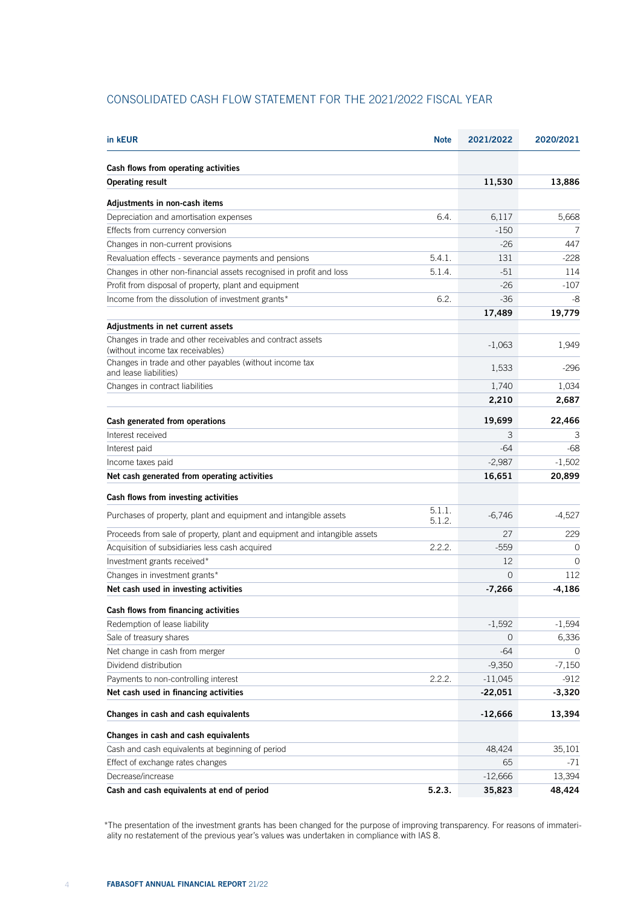## CONSOLIDATED CASH FLOW STATEMENT FOR THE 2021/2022 FISCAL YEAR

| in kEUR | Note | 2021/2022 | 2020/2021 |
|---|---|---|---|
| **Cash flows from operating activities** | | | |
| **Operating result** | | **11,530** | **13,886** |
| **Adjustments in non-cash items** | | | |
| Depreciation and amortisation expenses | 6.4. | 6,117 | 5,668 |
| Effects from currency conversion | | -150 | 7 |
| Changes in non-current provisions | | -26 | 447 |
| Revaluation effects - severance payments and pensions | 5.4.1. | 131 | -228 |
| Changes in other non-financial assets recognised in profit and loss | 5.1.4. | -51 | 114 |
| Profit from disposal of property, plant and equipment | | -26 | -107 |
| Income from the dissolution of investment grants* | 6.2. | -36 | -8 |
| | | **17,489** | **19,779** |
| **Adjustments in net current assets** | | | |
| Changes in trade and other receivables and contract assets (without income tax receivables) | | -1,063 | 1,949 |
| Changes in trade and other payables (without income tax and lease liabilities) | | 1,533 | -296 |
| Changes in contract liabilities | | 1,740 | 1,034 |
| | | **2,210** | **2,687** |
| **Cash generated from operations** | | **19,699** | **22,466** |
| Interest received | | 3 | 3 |
| Interest paid | | -64 | -68 |
| Income taxes paid | | -2,987 | -1,502 |
| **Net cash generated from operating activities** | | **16,651** | **20,899** |
| **Cash flows from investing activities** | | | |
| Purchases of property, plant and equipment and intangible assets | 5.1.1. 5.1.2. | -6,746 | -4,527 |
| Proceeds from sale of property, plant and equipment and intangible assets | | 27 | 229 |
| Acquisition of subsidiaries less cash acquired | 2.2.2. | -559 | 0 |
| Investment grants received* | | 12 | 0 |
| Changes in investment grants* | | 0 | 112 |
| **Net cash used in investing activities** | | **-7,266** | **-4,186** |
| **Cash flows from financing activities** | | | |
| Redemption of lease liability | | -1,592 | -1,594 |
| Sale of treasury shares | | 0 | 6,336 |
| Net change in cash from merger | | -64 | 0 |
| Dividend distribution | | -9,350 | -7,150 |
| Payments to non-controlling interest | 2.2.2. | -11,045 | -912 |
| **Net cash used in financing activities** | | **-22,051** | **-3,320** |
| **Changes in cash and cash equivalents** | | **-12,666** | **13,394** |
| **Changes in cash and cash equivalents** | | | |
| Cash and cash equivalents at beginning of period | | 48,424 | 35,101 |
| Effect of exchange rates changes | | 65 | -71 |
| Decrease/increase | | -12,666 | 13,394 |
| **Cash and cash equivalents at end of period** | **5.2.3.** | **35,823** | **48,424** |

*The presentation of the investment grants has been changed for the purpose of improving transparency. For reasons of immateriality no restatement of the previous year's values was undertaken in compliance with IAS 8.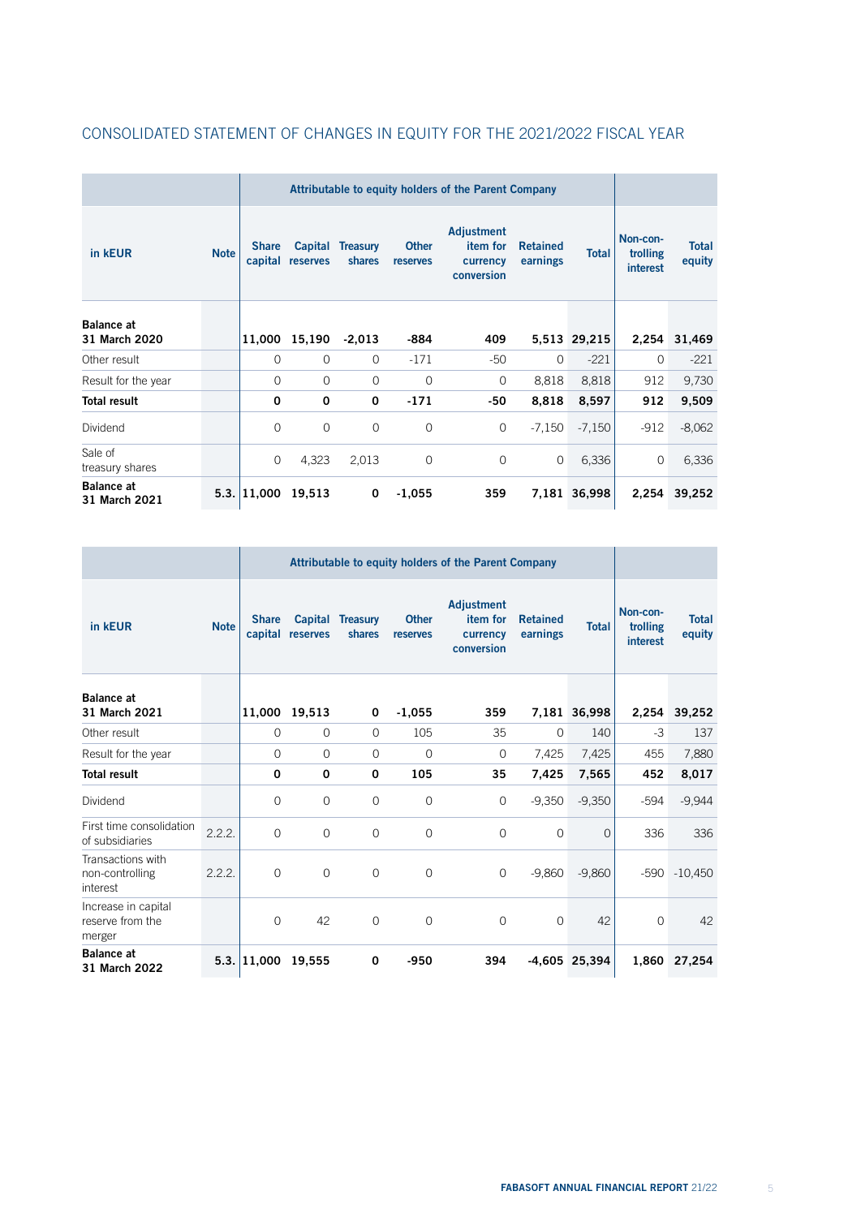# CONSOLIDATED STATEMENT OF CHANGES IN EQUITY FOR THE 2021/2022 FISCAL YEAR

| | | Attributable to equity holders of the Parent Company | | | | | | | | |
|---|---|---|---|---|---|---|---|---|---|---|
| **in kEUR** | **Note** | **Share capital** | **Capital reserves** | **Treasury shares** | **Other reserves** | **Adjustment item for currency conversion** | **Retained earnings** | **Total** | **Non-controlling interest** | **Total equity** |
| **Balance at 31 March 2020** | | **11,000** | **15,190** | **-2,013** | **-884** | **409** | **5,513** | **29,215** | **2,254** | **31,469** |
| Other result | | 0 | 0 | 0 | -171 | -50 | 0 | -221 | 0 | -221 |
| Result for the year | | 0 | 0 | 0 | 0 | 0 | 8,818 | 8,818 | 912 | 9,730 |
| **Total result** | | **0** | **0** | **0** | **-171** | **-50** | **8,818** | **8,597** | **912** | **9,509** |
| Dividend | | 0 | 0 | 0 | 0 | 0 | -7,150 | -7,150 | -912 | -8,062 |
| Sale of treasury shares | | 0 | 4,323 | 2,013 | 0 | 0 | 0 | 6,336 | 0 | 6,336 |
| **Balance at 31 March 2021** | **5.3.** | **11,000** | **19,513** | **0** | **-1,055** | **359** | **7,181** | **36,998** | **2,254** | **39,252** |

| | | Attributable to equity holders of the Parent Company | | | | | | | | |
|---|---|---|---|---|---|---|---|---|---|---|
| **in kEUR** | **Note** | **Share capital** | **Capital reserves** | **Treasury shares** | **Other reserves** | **Adjustment item for currency conversion** | **Retained earnings** | **Total** | **Non-controlling interest** | **Total equity** |
| **Balance at 31 March 2021** | | **11,000** | **19,513** | **0** | **-1,055** | **359** | **7,181** | **36,998** | **2,254** | **39,252** |
| Other result | | 0 | 0 | 0 | 105 | 35 | 0 | 140 | -3 | 137 |
| Result for the year | | 0 | 0 | 0 | 0 | 0 | 7,425 | 7,425 | 455 | 7,880 |
| **Total result** | | **0** | **0** | **0** | **105** | **35** | **7,425** | **7,565** | **452** | **8,017** |
| Dividend | | 0 | 0 | 0 | 0 | 0 | -9,350 | -9,350 | -594 | -9,944 |
| First time consolidation of subsidiaries | 2.2.2. | 0 | 0 | 0 | 0 | 0 | 0 | 0 | 336 | 336 |
| Transactions with non-controlling interest | 2.2.2. | 0 | 0 | 0 | 0 | 0 | -9,860 | -9,860 | -590 | -10,450 |
| Increase in capital reserve from the merger | | 0 | 42 | 0 | 0 | 0 | 0 | 42 | 0 | 42 |
| **Balance at 31 March 2022** | **5.3.** | **11,000** | **19,555** | **0** | **-950** | **394** | **-4,605** | **25,394** | **1,860** | **27,254** |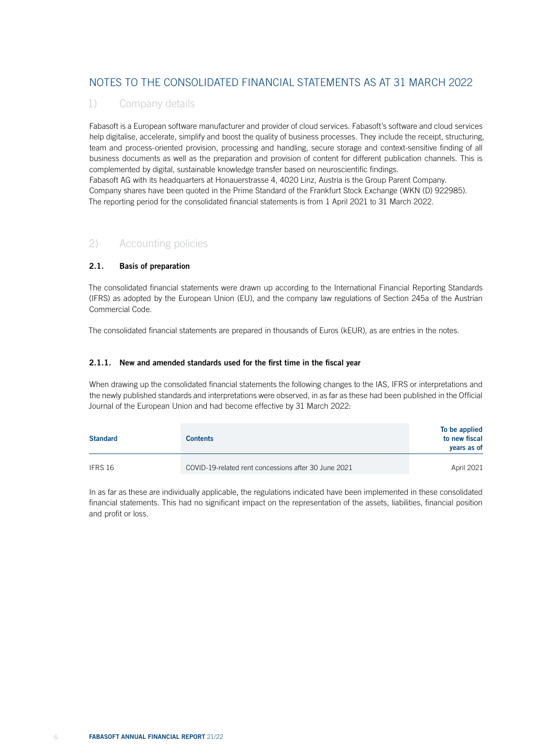# NOTES TO THE CONSOLIDATED FINANCIAL STATEMENTS AS AT 31 MARCH 2022

## 1) Company details

Fabasoft is a European software manufacturer and provider of cloud services. Fabasoft's software and cloud services help digitalise, accelerate, simplify and boost the quality of business processes. They include the receipt, structuring, team and process-oriented provision, processing and handling, secure storage and context-sensitive finding of all business documents as well as the preparation and provision of content for different publication channels. This is complemented by digital, sustainable knowledge transfer based on neuroscientific findings.
Fabasoft AG with its headquarters at Honauerstrasse 4, 4020 Linz, Austria is the Group Parent Company.
Company shares have been quoted in the Prime Standard of the Frankfurt Stock Exchange (WKN (D) 922985).
The reporting period for the consolidated financial statements is from 1 April 2021 to 31 March 2022.

## 2) Accounting policies

### 2.1. Basis of preparation

The consolidated financial statements were drawn up according to the International Financial Reporting Standards (IFRS) as adopted by the European Union (EU), and the company law regulations of Section 245a of the Austrian Commercial Code.

The consolidated financial statements are prepared in thousands of Euros (kEUR), as are entries in the notes.

#### 2.1.1. New and amended standards used for the first time in the fiscal year

When drawing up the consolidated financial statements the following changes to the IAS, IFRS or interpretations and the newly published standards and interpretations were observed, in as far as these had been published in the Official Journal of the European Union and had become effective by 31 March 2022:

| Standard | Contents | To be applied to new fiscal years as of |
|---|---|---|
| IFRS 16 | COVID-19-related rent concessions after 30 June 2021 | April 2021 |

In as far as these are individually applicable, the regulations indicated have been implemented in these consolidated financial statements. This had no significant impact on the representation of the assets, liabilities, financial position and profit or loss.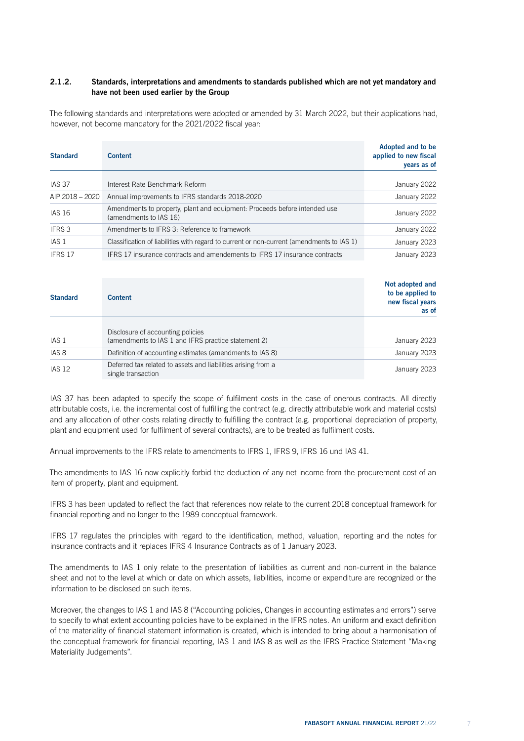### 2.1.2. Standards, interpretations and amendments to standards published which are not yet mandatory and have not been used earlier by the Group

The following standards and interpretations were adopted or amended by 31 March 2022, but their applications had, however, not become mandatory for the 2021/2022 fiscal year:

| Standard | Content | Adopted and to be applied to new fiscal years as of |
|---|---|---|
| IAS 37 | Interest Rate Benchmark Reform | January 2022 |
| AIP 2018 – 2020 | Annual improvements to IFRS standards 2018-2020 | January 2022 |
| IAS 16 | Amendments to property, plant and equipment: Proceeds before intended use (amendments to IAS 16) | January 2022 |
| IFRS 3 | Amendments to IFRS 3: Reference to framework | January 2022 |
| IAS 1 | Classification of liabilities with regard to current or non-current (amendments to IAS 1) | January 2023 |
| IFRS 17 | IFRS 17 insurance contracts and amenedments to IFRS 17 insurance contracts | January 2023 |

| Standard | Content | Not adopted and to be applied to new fiscal years as of |
|---|---|---|
| IAS 1 | Disclosure of accounting policies (amendments to IAS 1 and IFRS practice statement 2) | January 2023 |
| IAS 8 | Definition of accounting estimates (amendments to IAS 8) | January 2023 |
| IAS 12 | Deferred tax related to assets and liabilities arising from a single transaction | January 2023 |

IAS 37 has been adapted to specify the scope of fulfilment costs in the case of onerous contracts. All directly attributable costs, i.e. the incremental cost of fulfilling the contract (e.g. directly attributable work and material costs) and any allocation of other costs relating directly to fulfilling the contract (e.g. proportional depreciation of property, plant and equipment used for fulfilment of several contracts), are to be treated as fulfilment costs.

Annual improvements to the IFRS relate to amendments to IFRS 1, IFRS 9, IFRS 16 und IAS 41.

The amendments to IAS 16 now explicitly forbid the deduction of any net income from the procurement cost of an item of property, plant and equipment.

IFRS 3 has been updated to reflect the fact that references now relate to the current 2018 conceptual framework for financial reporting and no longer to the 1989 conceptual framework.

IFRS 17 regulates the principles with regard to the identification, method, valuation, reporting and the notes for insurance contracts and it replaces IFRS 4 Insurance Contracts as of 1 January 2023.

The amendments to IAS 1 only relate to the presentation of liabilities as current and non-current in the balance sheet and not to the level at which or date on which assets, liabilities, income or expenditure are recognized or the information to be disclosed on such items.

Moreover, the changes to IAS 1 and IAS 8 ("Accounting policies, Changes in accounting estimates and errors") serve to specify to what extent accounting policies have to be explained in the IFRS notes. An uniform and exact definition of the materiality of financial statement information is created, which is intended to bring about a harmonisation of the conceptual framework for financial reporting, IAS 1 and IAS 8 as well as the IFRS Practice Statement "Making Materiality Judgements".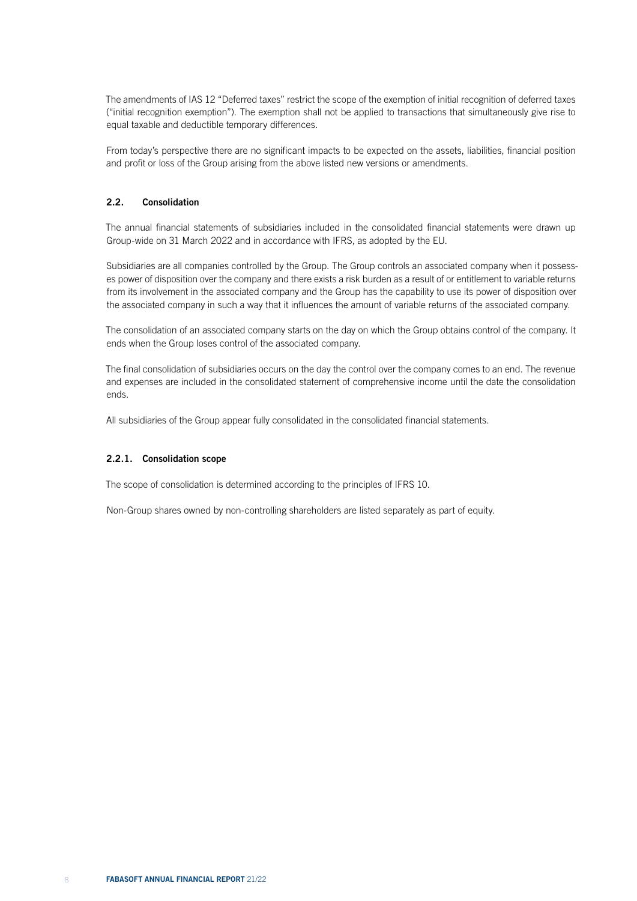The amendments of IAS 12 "Deferred taxes" restrict the scope of the exemption of initial recognition of deferred taxes ("initial recognition exemption"). The exemption shall not be applied to transactions that simultaneously give rise to equal taxable and deductible temporary differences.

From today's perspective there are no significant impacts to be expected on the assets, liabilities, financial position and profit or loss of the Group arising from the above listed new versions or amendments.

### 2.2. Consolidation

The annual financial statements of subsidiaries included in the consolidated financial statements were drawn up Group-wide on 31 March 2022 and in accordance with IFRS, as adopted by the EU.

Subsidiaries are all companies controlled by the Group. The Group controls an associated company when it possesses power of disposition over the company and there exists a risk burden as a result of or entitlement to variable returns from its involvement in the associated company and the Group has the capability to use its power of disposition over the associated company in such a way that it influences the amount of variable returns of the associated company.

The consolidation of an associated company starts on the day on which the Group obtains control of the company. It ends when the Group loses control of the associated company.

The final consolidation of subsidiaries occurs on the day the control over the company comes to an end. The revenue and expenses are included in the consolidated statement of comprehensive income until the date the consolidation ends.

All subsidiaries of the Group appear fully consolidated in the consolidated financial statements.

#### 2.2.1. Consolidation scope

The scope of consolidation is determined according to the principles of IFRS 10.

Non-Group shares owned by non-controlling shareholders are listed separately as part of equity.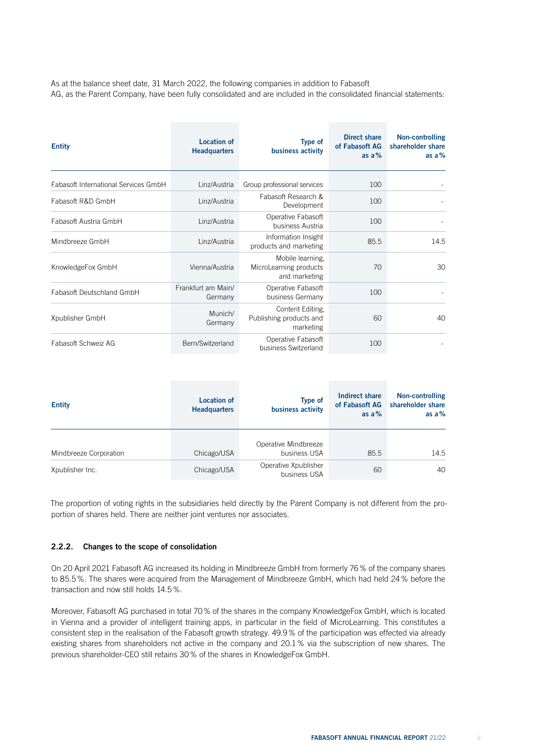As at the balance sheet date, 31 March 2022, the following companies in addition to Fabasoft AG, as the Parent Company, have been fully consolidated and are included in the consolidated financial statements:

| Entity | Location of Headquarters | Type of business activity | Direct share of Fabasoft AG as a% | Non-controlling shareholder share as a% |
|---|---|---|---|---|
| Fabasoft International Services GmbH | Linz/Austria | Group professional services | 100 | - |
| Fabasoft R&D GmbH | Linz/Austria | Fabasoft Research & Development | 100 | - |
| Fabasoft Austria GmbH | Linz/Austria | Operative Fabasoft business Austria | 100 | - |
| Mindbreeze GmbH | Linz/Austria | Information Insight products and marketing | 85.5 | 14.5 |
| KnowledgeFox GmbH | Vienna/Austria | Mobile learning, MicroLearning products and marketing | 70 | 30 |
| Fabasoft Deutschland GmbH | Frankfurt am Main/ Germany | Operative Fabasoft business Germany | 100 | - |
| Xpublisher GmbH | Munich/ Germany | Content Editing, Publishing products and marketing | 60 | 40 |
| Fabasoft Schweiz AG | Bern/Switzerland | Operative Fabasoft business Switzerland | 100 | - |

| Entity | Location of Headquarters | Type of business activity | Indirect share of Fabasoft AG as a% | Non-controlling shareholder share as a% |
|---|---|---|---|---|
| Mindbreeze Corporation | Chicago/USA | Operative Mindbreeze business USA | 85.5 | 14.5 |
| Xpublisher Inc. | Chicago/USA | Operative Xpublisher business USA | 60 | 40 |

The proportion of voting rights in the subsidiaries held directly by the Parent Company is not different from the proportion of shares held. There are neither joint ventures nor associates.

#### 2.2.2. Changes to the scope of consolidation

On 20 April 2021 Fabasoft AG increased its holding in Mindbreeze GmbH from formerly 76 % of the company shares to 85.5 %. The shares were acquired from the Management of Mindbreeze GmbH, which had held 24 % before the transaction and now still holds 14.5 %.

Moreover, Fabasoft AG purchased in total 70 % of the shares in the company KnowledgeFox GmbH, which is located in Vienna and a provider of intelligent training apps, in particular in the field of MicroLearning. This constitutes a consistent step in the realisation of the Fabasoft growth strategy. 49.9 % of the participation was effected via already existing shares from shareholders not active in the company and 20.1 % via the subscription of new shares. The previous shareholder-CEO still retains 30 % of the shares in KnowledgeFox GmbH.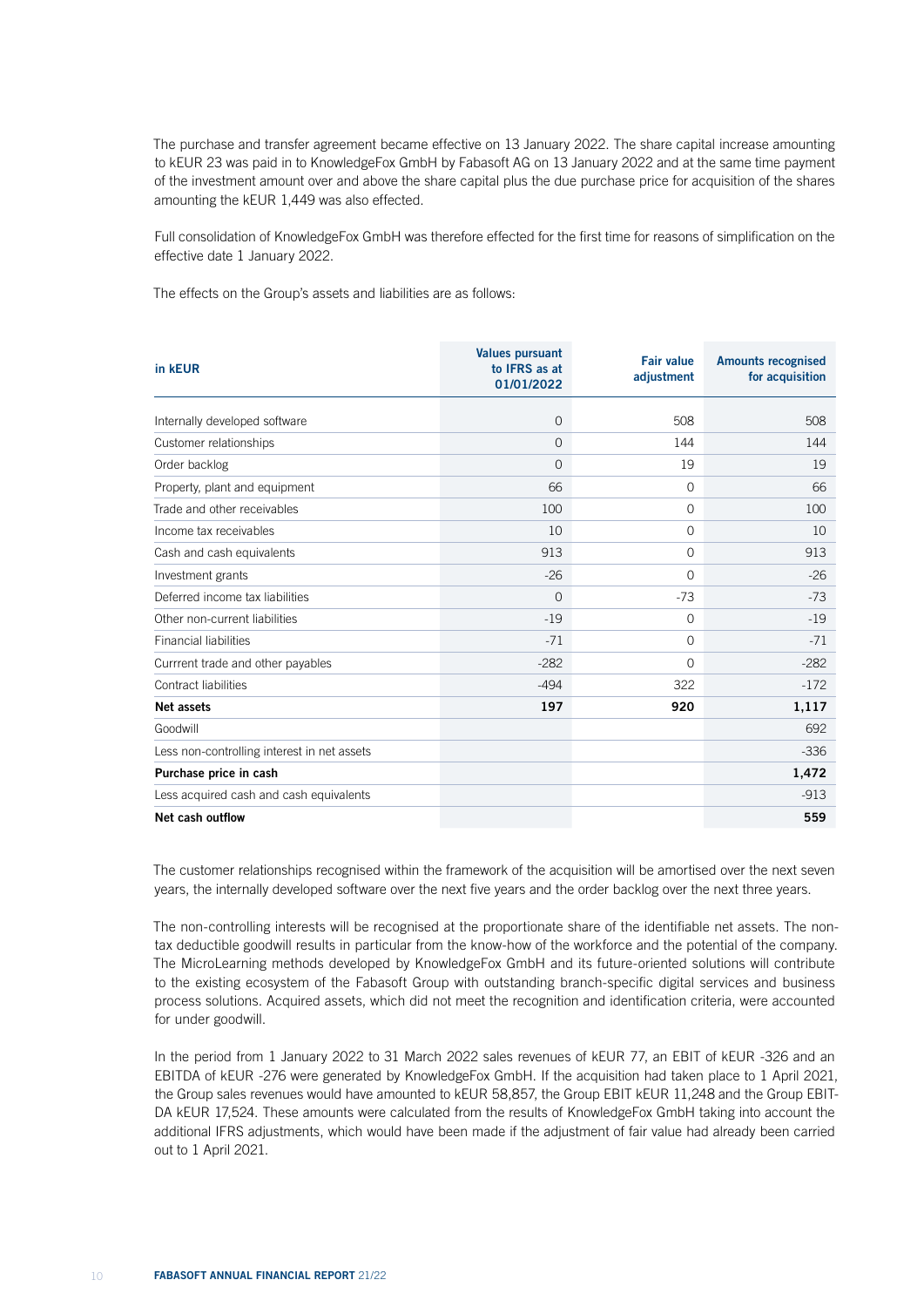The purchase and transfer agreement became effective on 13 January 2022. The share capital increase amounting to kEUR 23 was paid in to KnowledgeFox GmbH by Fabasoft AG on 13 January 2022 and at the same time payment of the investment amount over and above the share capital plus the due purchase price for acquisition of the shares amounting the kEUR 1,449 was also effected.

Full consolidation of KnowledgeFox GmbH was therefore effected for the first time for reasons of simplification on the effective date 1 January 2022.

The effects on the Group's assets and liabilities are as follows:

| in kEUR | Values pursuant to IFRS as at 01/01/2022 | Fair value adjustment | Amounts recognised for acquisition |
|---|---|---|---|
| Internally developed software | 0 | 508 | 508 |
| Customer relationships | 0 | 144 | 144 |
| Order backlog | 0 | 19 | 19 |
| Property, plant and equipment | 66 | 0 | 66 |
| Trade and other receivables | 100 | 0 | 100 |
| Income tax receivables | 10 | 0 | 10 |
| Cash and cash equivalents | 913 | 0 | 913 |
| Investment grants | -26 | 0 | -26 |
| Deferred income tax liabilities | 0 | -73 | -73 |
| Other non-current liabilities | -19 | 0 | -19 |
| Financial liabilities | -71 | 0 | -71 |
| Currrent trade and other payables | -282 | 0 | -282 |
| Contract liabilities | -494 | 322 | -172 |
| **Net assets** | **197** | **920** | **1,117** |
| Goodwill | | | 692 |
| Less non-controlling interest in net assets | | | -336 |
| **Purchase price in cash** | | | **1,472** |
| Less acquired cash and cash equivalents | | | -913 |
| **Net cash outflow** | | | **559** |

The customer relationships recognised within the framework of the acquisition will be amortised over the next seven years, the internally developed software over the next five years and the order backlog over the next three years.

The non-controlling interests will be recognised at the proportionate share of the identifiable net assets. The non-tax deductible goodwill results in particular from the know-how of the workforce and the potential of the company. The MicroLearning methods developed by KnowledgeFox GmbH and its future-oriented solutions will contribute to the existing ecosystem of the Fabasoft Group with outstanding branch-specific digital services and business process solutions. Acquired assets, which did not meet the recognition and identification criteria, were accounted for under goodwill.

In the period from 1 January 2022 to 31 March 2022 sales revenues of kEUR 77, an EBIT of kEUR -326 and an EBITDA of kEUR -276 were generated by KnowledgeFox GmbH. If the acquisition had taken place to 1 April 2021, the Group sales revenues would have amounted to kEUR 58,857, the Group EBIT kEUR 11,248 and the Group EBITDA kEUR 17,524. These amounts were calculated from the results of KnowledgeFox GmbH taking into account the additional IFRS adjustments, which would have been made if the adjustment of fair value had already been carried out to 1 April 2021.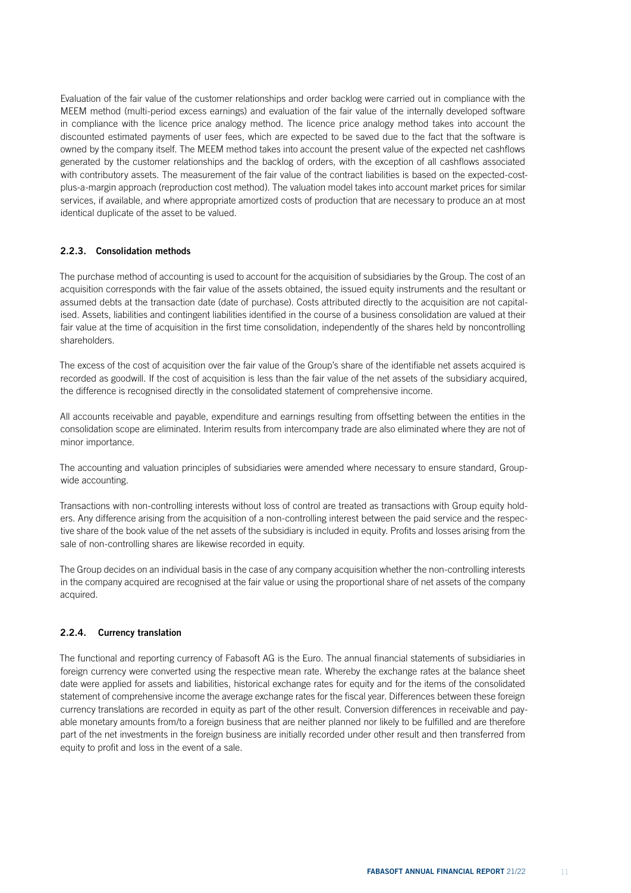Evaluation of the fair value of the customer relationships and order backlog were carried out in compliance with the MEEM method (multi-period excess earnings) and evaluation of the fair value of the internally developed software in compliance with the licence price analogy method. The licence price analogy method takes into account the discounted estimated payments of user fees, which are expected to be saved due to the fact that the software is owned by the company itself. The MEEM method takes into account the present value of the expected net cashflows generated by the customer relationships and the backlog of orders, with the exception of all cashflows associated with contributory assets. The measurement of the fair value of the contract liabilities is based on the expected-cost-plus-a-margin approach (reproduction cost method). The valuation model takes into account market prices for similar services, if available, and where appropriate amortized costs of production that are necessary to produce an at most identical duplicate of the asset to be valued.

### 2.2.3. Consolidation methods

The purchase method of accounting is used to account for the acquisition of subsidiaries by the Group. The cost of an acquisition corresponds with the fair value of the assets obtained, the issued equity instruments and the resultant or assumed debts at the transaction date (date of purchase). Costs attributed directly to the acquisition are not capitalised. Assets, liabilities and contingent liabilities identified in the course of a business consolidation are valued at their fair value at the time of acquisition in the first time consolidation, independently of the shares held by noncontrolling shareholders.

The excess of the cost of acquisition over the fair value of the Group's share of the identifiable net assets acquired is recorded as goodwill. If the cost of acquisition is less than the fair value of the net assets of the subsidiary acquired, the difference is recognised directly in the consolidated statement of comprehensive income.

All accounts receivable and payable, expenditure and earnings resulting from offsetting between the entities in the consolidation scope are eliminated. Interim results from intercompany trade are also eliminated where they are not of minor importance.

The accounting and valuation principles of subsidiaries were amended where necessary to ensure standard, Group-wide accounting.

Transactions with non-controlling interests without loss of control are treated as transactions with Group equity holders. Any difference arising from the acquisition of a non-controlling interest between the paid service and the respective share of the book value of the net assets of the subsidiary is included in equity. Profits and losses arising from the sale of non-controlling shares are likewise recorded in equity.

The Group decides on an individual basis in the case of any company acquisition whether the non-controlling interests in the company acquired are recognised at the fair value or using the proportional share of net assets of the company acquired.

### 2.2.4. Currency translation

The functional and reporting currency of Fabasoft AG is the Euro. The annual financial statements of subsidiaries in foreign currency were converted using the respective mean rate. Whereby the exchange rates at the balance sheet date were applied for assets and liabilities, historical exchange rates for equity and for the items of the consolidated statement of comprehensive income the average exchange rates for the fiscal year. Differences between these foreign currency translations are recorded in equity as part of the other result. Conversion differences in receivable and payable monetary amounts from/to a foreign business that are neither planned nor likely to be fulfilled and are therefore part of the net investments in the foreign business are initially recorded under other result and then transferred from equity to profit and loss in the event of a sale.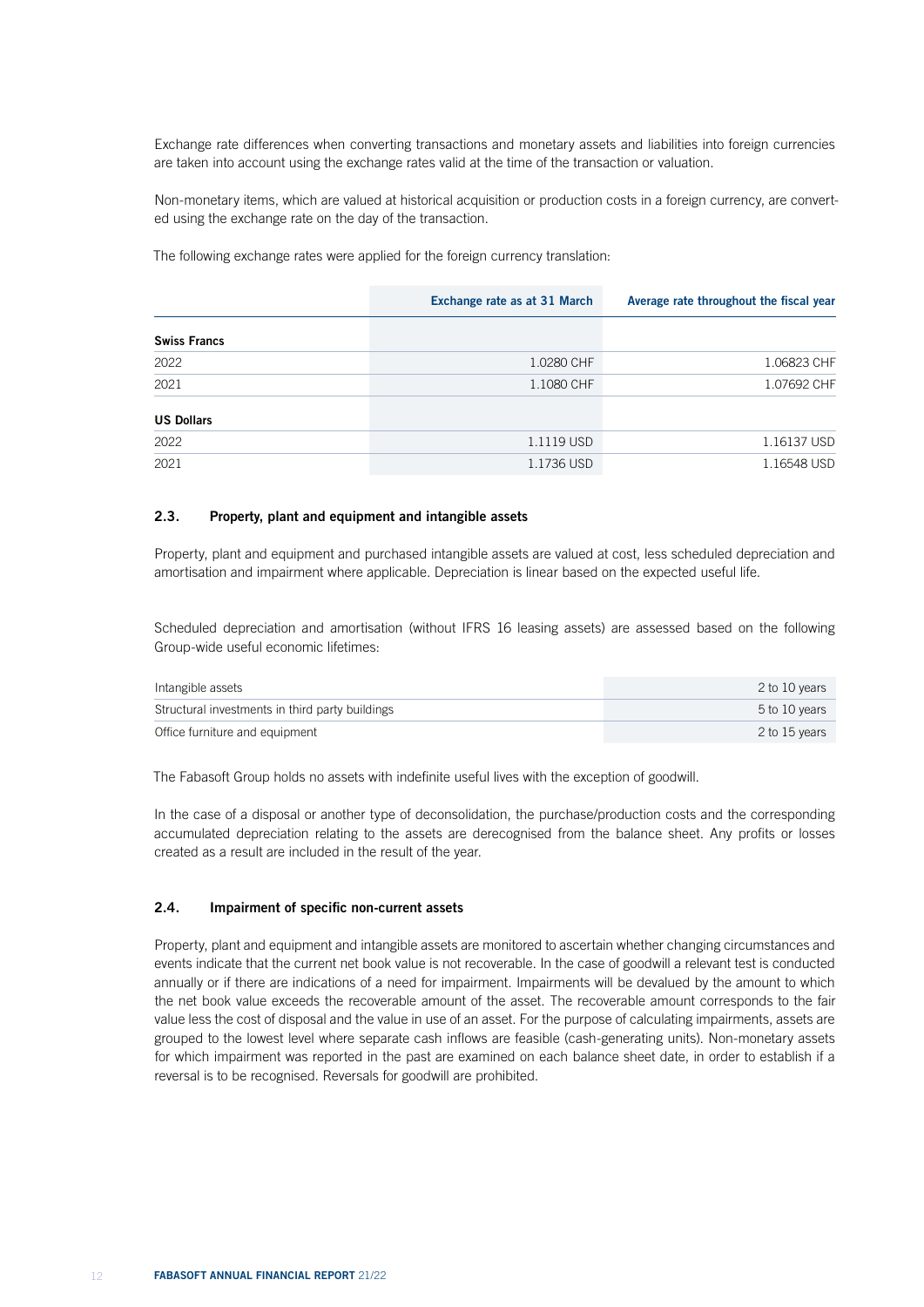Exchange rate differences when converting transactions and monetary assets and liabilities into foreign currencies are taken into account using the exchange rates valid at the time of the transaction or valuation.

Non-monetary items, which are valued at historical acquisition or production costs in a foreign currency, are converted using the exchange rate on the day of the transaction.

The following exchange rates were applied for the foreign currency translation:

| | Exchange rate as at 31 March | Average rate throughout the fiscal year |
|---|---|---|
| **Swiss Francs** | | |
| 2022 | 1.0280 CHF | 1.06823 CHF |
| 2021 | 1.1080 CHF | 1.07692 CHF |
| **US Dollars** | | |
| 2022 | 1.1119 USD | 1.16137 USD |
| 2021 | 1.1736 USD | 1.16548 USD |

### 2.3. Property, plant and equipment and intangible assets

Property, plant and equipment and purchased intangible assets are valued at cost, less scheduled depreciation and amortisation and impairment where applicable. Depreciation is linear based on the expected useful life.

Scheduled depreciation and amortisation (without IFRS 16 leasing assets) are assessed based on the following Group-wide useful economic lifetimes:

| | |
|---|---|
| Intangible assets | 2 to 10 years |
| Structural investments in third party buildings | 5 to 10 years |
| Office furniture and equipment | 2 to 15 years |

The Fabasoft Group holds no assets with indefinite useful lives with the exception of goodwill.

In the case of a disposal or another type of deconsolidation, the purchase/production costs and the corresponding accumulated depreciation relating to the assets are derecognised from the balance sheet. Any profits or losses created as a result are included in the result of the year.

### 2.4. Impairment of specific non-current assets

Property, plant and equipment and intangible assets are monitored to ascertain whether changing circumstances and events indicate that the current net book value is not recoverable. In the case of goodwill a relevant test is conducted annually or if there are indications of a need for impairment. Impairments will be devalued by the amount to which the net book value exceeds the recoverable amount of the asset. The recoverable amount corresponds to the fair value less the cost of disposal and the value in use of an asset. For the purpose of calculating impairments, assets are grouped to the lowest level where separate cash inflows are feasible (cash-generating units). Non-monetary assets for which impairment was reported in the past are examined on each balance sheet date, in order to establish if a reversal is to be recognised. Reversals for goodwill are prohibited.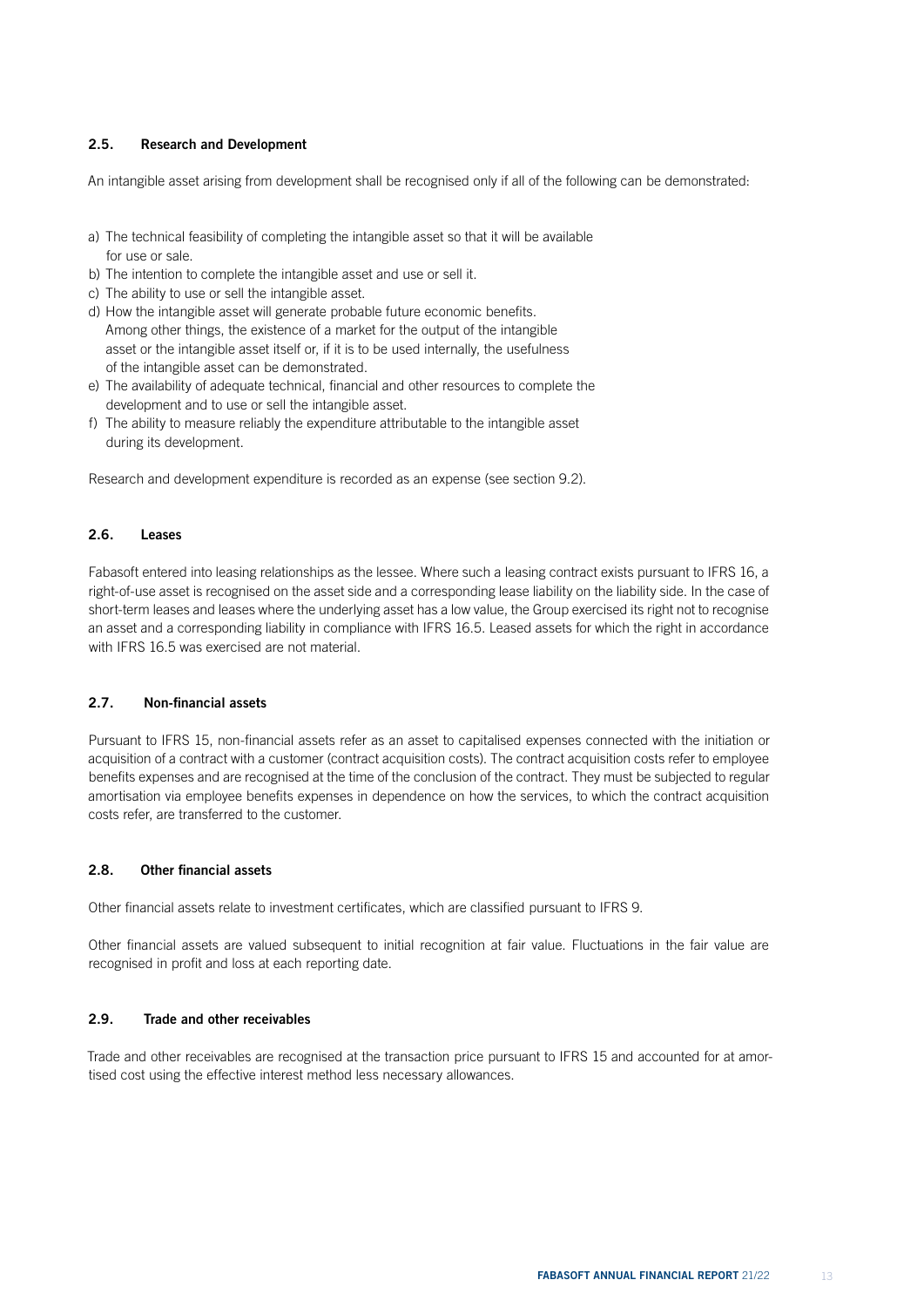### 2.5. Research and Development

An intangible asset arising from development shall be recognised only if all of the following can be demonstrated:

a) The technical feasibility of completing the intangible asset so that it will be available for use or sale.
b) The intention to complete the intangible asset and use or sell it.
c) The ability to use or sell the intangible asset.
d) How the intangible asset will generate probable future economic benefits. Among other things, the existence of a market for the output of the intangible asset or the intangible asset itself or, if it is to be used internally, the usefulness of the intangible asset can be demonstrated.
e) The availability of adequate technical, financial and other resources to complete the development and to use or sell the intangible asset.
f) The ability to measure reliably the expenditure attributable to the intangible asset during its development.

Research and development expenditure is recorded as an expense (see section 9.2).

### 2.6. Leases

Fabasoft entered into leasing relationships as the lessee. Where such a leasing contract exists pursuant to IFRS 16, a right-of-use asset is recognised on the asset side and a corresponding lease liability on the liability side. In the case of short-term leases and leases where the underlying asset has a low value, the Group exercised its right not to recognise an asset and a corresponding liability in compliance with IFRS 16.5. Leased assets for which the right in accordance with IFRS 16.5 was exercised are not material.

### 2.7. Non-financial assets

Pursuant to IFRS 15, non-financial assets refer as an asset to capitalised expenses connected with the initiation or acquisition of a contract with a customer (contract acquisition costs). The contract acquisition costs refer to employee benefits expenses and are recognised at the time of the conclusion of the contract. They must be subjected to regular amortisation via employee benefits expenses in dependence on how the services, to which the contract acquisition costs refer, are transferred to the customer.

### 2.8. Other financial assets

Other financial assets relate to investment certificates, which are classified pursuant to IFRS 9.

Other financial assets are valued subsequent to initial recognition at fair value. Fluctuations in the fair value are recognised in profit and loss at each reporting date.

### 2.9. Trade and other receivables

Trade and other receivables are recognised at the transaction price pursuant to IFRS 15 and accounted for at amortised cost using the effective interest method less necessary allowances.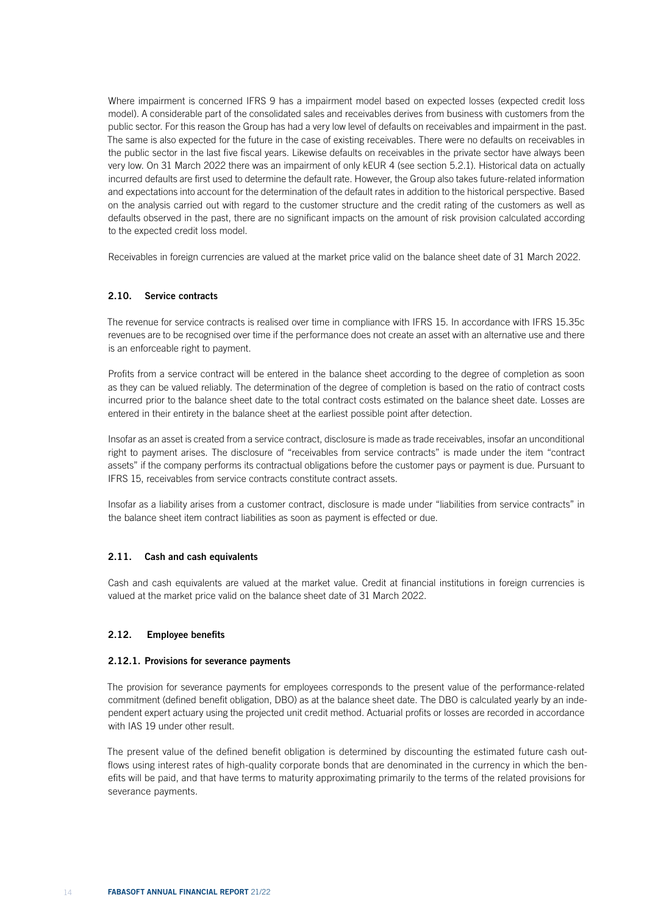Where impairment is concerned IFRS 9 has a impairment model based on expected losses (expected credit loss model). A considerable part of the consolidated sales and receivables derives from business with customers from the public sector. For this reason the Group has had a very low level of defaults on receivables and impairment in the past. The same is also expected for the future in the case of existing receivables. There were no defaults on receivables in the public sector in the last five fiscal years. Likewise defaults on receivables in the private sector have always been very low. On 31 March 2022 there was an impairment of only kEUR 4 (see section 5.2.1). Historical data on actually incurred defaults are first used to determine the default rate. However, the Group also takes future-related information and expectations into account for the determination of the default rates in addition to the historical perspective. Based on the analysis carried out with regard to the customer structure and the credit rating of the customers as well as defaults observed in the past, there are no significant impacts on the amount of risk provision calculated according to the expected credit loss model.

Receivables in foreign currencies are valued at the market price valid on the balance sheet date of 31 March 2022.

### 2.10. Service contracts

The revenue for service contracts is realised over time in compliance with IFRS 15. In accordance with IFRS 15.35c revenues are to be recognised over time if the performance does not create an asset with an alternative use and there is an enforceable right to payment.

Profits from a service contract will be entered in the balance sheet according to the degree of completion as soon as they can be valued reliably. The determination of the degree of completion is based on the ratio of contract costs incurred prior to the balance sheet date to the total contract costs estimated on the balance sheet date. Losses are entered in their entirety in the balance sheet at the earliest possible point after detection.

Insofar as an asset is created from a service contract, disclosure is made as trade receivables, insofar an unconditional right to payment arises. The disclosure of "receivables from service contracts" is made under the item "contract assets" if the company performs its contractual obligations before the customer pays or payment is due. Pursuant to IFRS 15, receivables from service contracts constitute contract assets.

Insofar as a liability arises from a customer contract, disclosure is made under "liabilities from service contracts" in the balance sheet item contract liabilities as soon as payment is effected or due.

### 2.11. Cash and cash equivalents

Cash and cash equivalents are valued at the market value. Credit at financial institutions in foreign currencies is valued at the market price valid on the balance sheet date of 31 March 2022.

### 2.12. Employee benefits

#### 2.12.1. Provisions for severance payments

The provision for severance payments for employees corresponds to the present value of the performance-related commitment (defined benefit obligation, DBO) as at the balance sheet date. The DBO is calculated yearly by an independent expert actuary using the projected unit credit method. Actuarial profits or losses are recorded in accordance with IAS 19 under other result.

The present value of the defined benefit obligation is determined by discounting the estimated future cash outflows using interest rates of high-quality corporate bonds that are denominated in the currency in which the benefits will be paid, and that have terms to maturity approximating primarily to the terms of the related provisions for severance payments.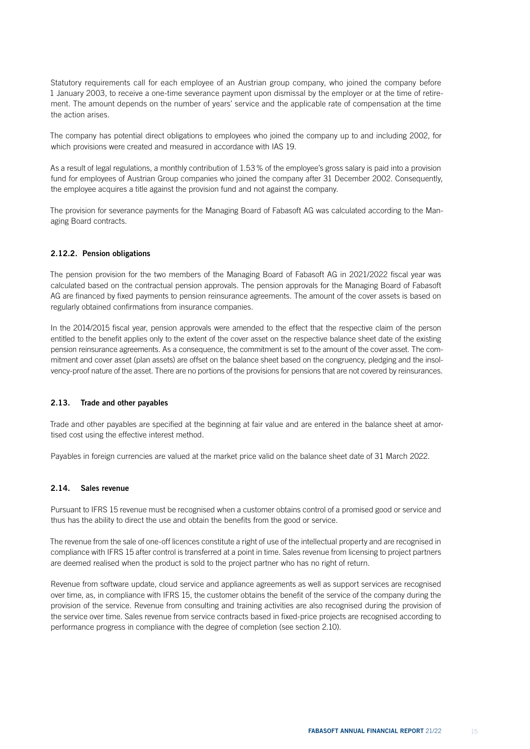Statutory requirements call for each employee of an Austrian group company, who joined the company before 1 January 2003, to receive a one-time severance payment upon dismissal by the employer or at the time of retirement. The amount depends on the number of years' service and the applicable rate of compensation at the time the action arises.

The company has potential direct obligations to employees who joined the company up to and including 2002, for which provisions were created and measured in accordance with IAS 19.

As a result of legal regulations, a monthly contribution of 1.53 % of the employee's gross salary is paid into a provision fund for employees of Austrian Group companies who joined the company after 31 December 2002. Consequently, the employee acquires a title against the provision fund and not against the company.

The provision for severance payments for the Managing Board of Fabasoft AG was calculated according to the Managing Board contracts.

### 2.12.2. Pension obligations

The pension provision for the two members of the Managing Board of Fabasoft AG in 2021/2022 fiscal year was calculated based on the contractual pension approvals. The pension approvals for the Managing Board of Fabasoft AG are financed by fixed payments to pension reinsurance agreements. The amount of the cover assets is based on regularly obtained confirmations from insurance companies.

In the 2014/2015 fiscal year, pension approvals were amended to the effect that the respective claim of the person entitled to the benefit applies only to the extent of the cover asset on the respective balance sheet date of the existing pension reinsurance agreements. As a consequence, the commitment is set to the amount of the cover asset. The commitment and cover asset (plan assets) are offset on the balance sheet based on the congruency, pledging and the insolvency-proof nature of the asset. There are no portions of the provisions for pensions that are not covered by reinsurances.

## 2.13. Trade and other payables

Trade and other payables are specified at the beginning at fair value and are entered in the balance sheet at amortised cost using the effective interest method.

Payables in foreign currencies are valued at the market price valid on the balance sheet date of 31 March 2022.

## 2.14. Sales revenue

Pursuant to IFRS 15 revenue must be recognised when a customer obtains control of a promised good or service and thus has the ability to direct the use and obtain the benefits from the good or service.

The revenue from the sale of one-off licences constitute a right of use of the intellectual property and are recognised in compliance with IFRS 15 after control is transferred at a point in time. Sales revenue from licensing to project partners are deemed realised when the product is sold to the project partner who has no right of return.

Revenue from software update, cloud service and appliance agreements as well as support services are recognised over time, as, in compliance with IFRS 15, the customer obtains the benefit of the service of the company during the provision of the service. Revenue from consulting and training activities are also recognised during the provision of the service over time. Sales revenue from service contracts based in fixed-price projects are recognised according to performance progress in compliance with the degree of completion (see section 2.10).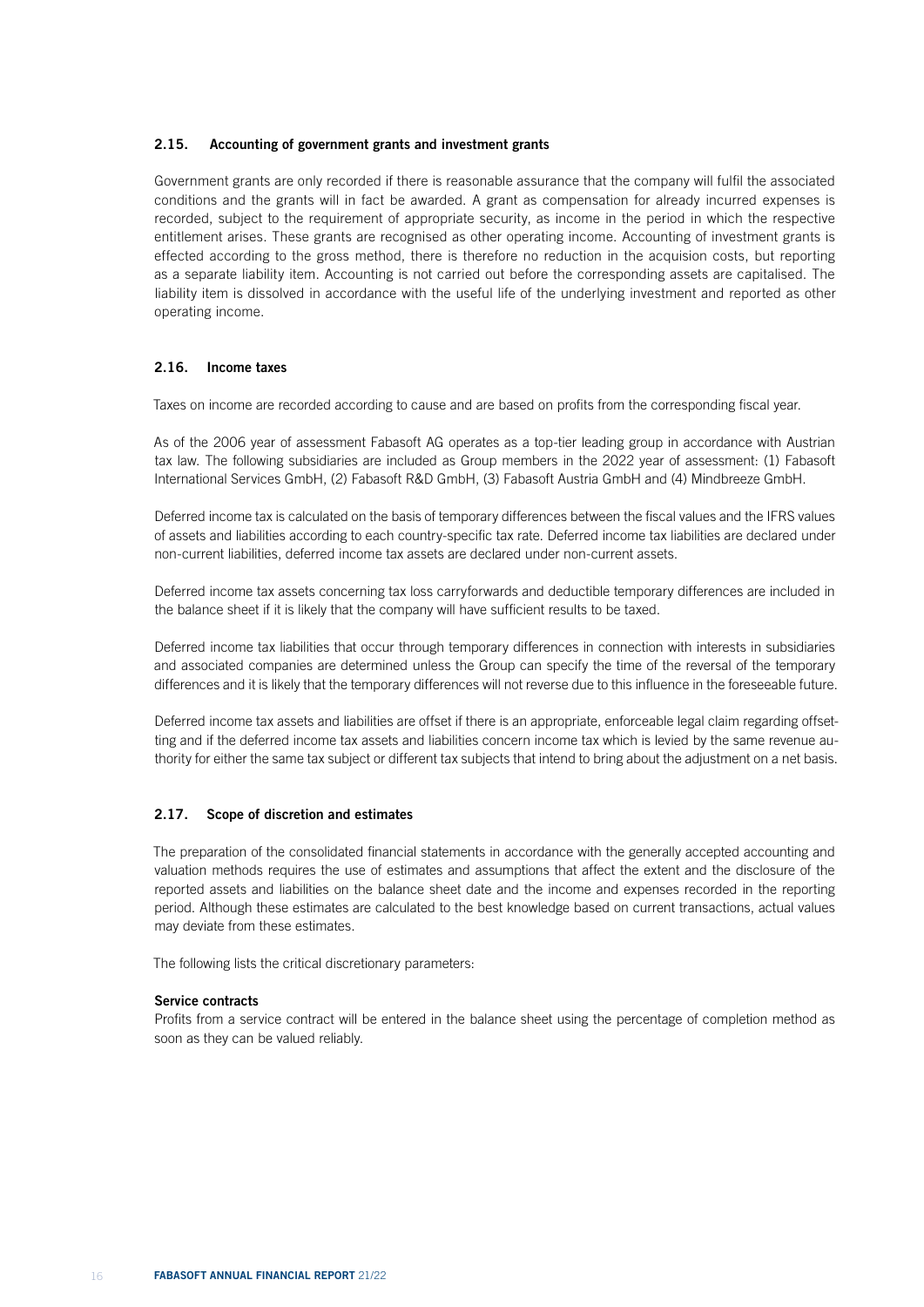### 2.15. Accounting of government grants and investment grants

Government grants are only recorded if there is reasonable assurance that the company will fulfil the associated conditions and the grants will in fact be awarded. A grant as compensation for already incurred expenses is recorded, subject to the requirement of appropriate security, as income in the period in which the respective entitlement arises. These grants are recognised as other operating income. Accounting of investment grants is effected according to the gross method, there is therefore no reduction in the acquision costs, but reporting as a separate liability item. Accounting is not carried out before the corresponding assets are capitalised. The liability item is dissolved in accordance with the useful life of the underlying investment and reported as other operating income.

### 2.16. Income taxes

Taxes on income are recorded according to cause and are based on profits from the corresponding fiscal year.

As of the 2006 year of assessment Fabasoft AG operates as a top-tier leading group in accordance with Austrian tax law. The following subsidiaries are included as Group members in the 2022 year of assessment: (1) Fabasoft International Services GmbH, (2) Fabasoft R&D GmbH, (3) Fabasoft Austria GmbH and (4) Mindbreeze GmbH.

Deferred income tax is calculated on the basis of temporary differences between the fiscal values and the IFRS values of assets and liabilities according to each country-specific tax rate. Deferred income tax liabilities are declared under non-current liabilities, deferred income tax assets are declared under non-current assets.

Deferred income tax assets concerning tax loss carryforwards and deductible temporary differences are included in the balance sheet if it is likely that the company will have sufficient results to be taxed.

Deferred income tax liabilities that occur through temporary differences in connection with interests in subsidiaries and associated companies are determined unless the Group can specify the time of the reversal of the temporary differences and it is likely that the temporary differences will not reverse due to this influence in the foreseeable future.

Deferred income tax assets and liabilities are offset if there is an appropriate, enforceable legal claim regarding offsetting and if the deferred income tax assets and liabilities concern income tax which is levied by the same revenue authority for either the same tax subject or different tax subjects that intend to bring about the adjustment on a net basis.

### 2.17. Scope of discretion and estimates

The preparation of the consolidated financial statements in accordance with the generally accepted accounting and valuation methods requires the use of estimates and assumptions that affect the extent and the disclosure of the reported assets and liabilities on the balance sheet date and the income and expenses recorded in the reporting period. Although these estimates are calculated to the best knowledge based on current transactions, actual values may deviate from these estimates.

The following lists the critical discretionary parameters:

**Service contracts**

Profits from a service contract will be entered in the balance sheet using the percentage of completion method as soon as they can be valued reliably.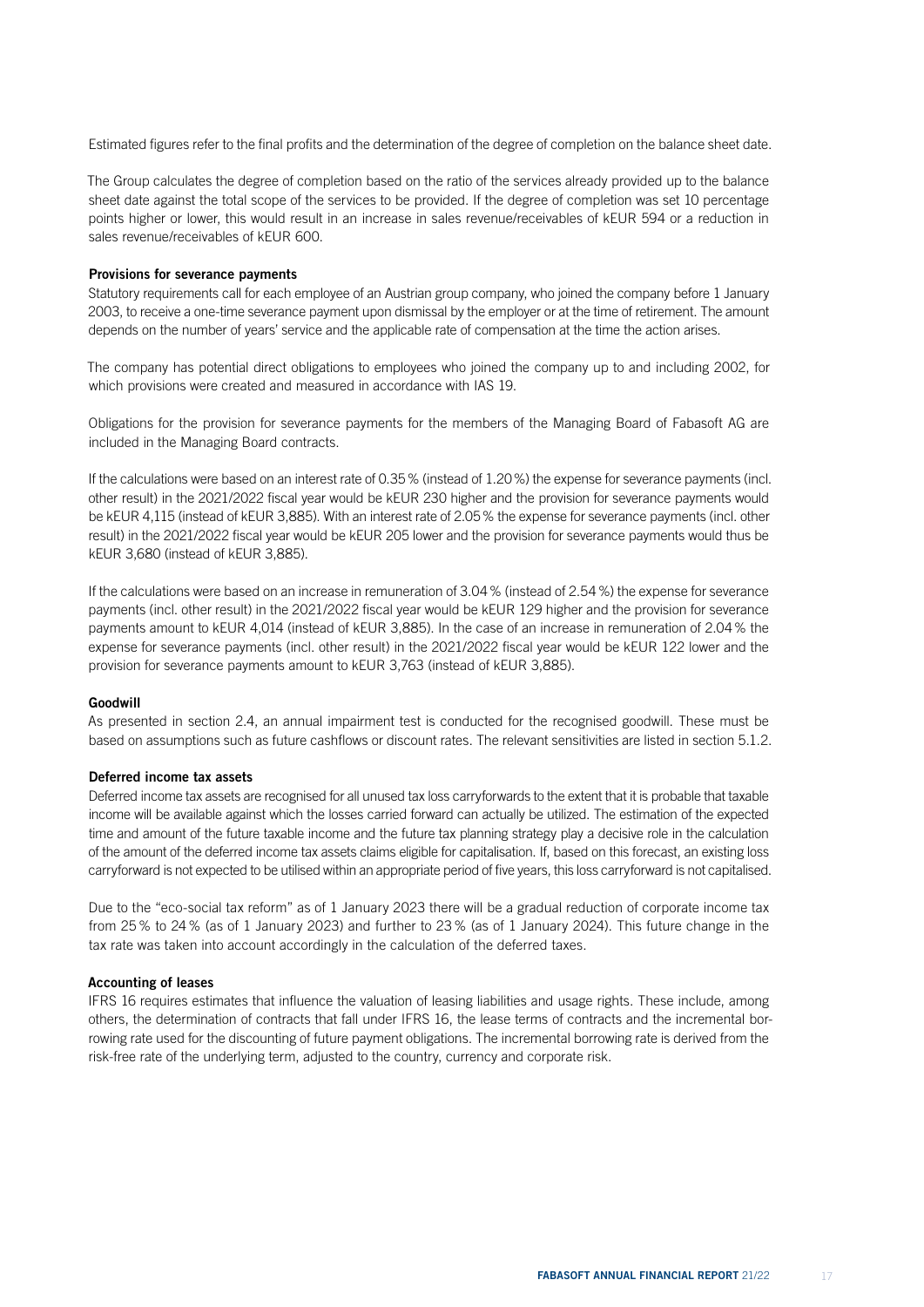Estimated figures refer to the final profits and the determination of the degree of completion on the balance sheet date.

The Group calculates the degree of completion based on the ratio of the services already provided up to the balance sheet date against the total scope of the services to be provided. If the degree of completion was set 10 percentage points higher or lower, this would result in an increase in sales revenue/receivables of kEUR 594 or a reduction in sales revenue/receivables of kEUR 600.

**Provisions for severance payments**

Statutory requirements call for each employee of an Austrian group company, who joined the company before 1 January 2003, to receive a one-time severance payment upon dismissal by the employer or at the time of retirement. The amount depends on the number of years' service and the applicable rate of compensation at the time the action arises.

The company has potential direct obligations to employees who joined the company up to and including 2002, for which provisions were created and measured in accordance with IAS 19.

Obligations for the provision for severance payments for the members of the Managing Board of Fabasoft AG are included in the Managing Board contracts.

If the calculations were based on an interest rate of 0.35 % (instead of 1.20 %) the expense for severance payments (incl. other result) in the 2021/2022 fiscal year would be kEUR 230 higher and the provision for severance payments would be kEUR 4,115 (instead of kEUR 3,885). With an interest rate of 2.05 % the expense for severance payments (incl. other result) in the 2021/2022 fiscal year would be kEUR 205 lower and the provision for severance payments would thus be kEUR 3,680 (instead of kEUR 3,885).

If the calculations were based on an increase in remuneration of 3.04 % (instead of 2.54 %) the expense for severance payments (incl. other result) in the 2021/2022 fiscal year would be kEUR 129 higher and the provision for severance payments amount to kEUR 4,014 (instead of kEUR 3,885). In the case of an increase in remuneration of 2.04 % the expense for severance payments (incl. other result) in the 2021/2022 fiscal year would be kEUR 122 lower and the provision for severance payments amount to kEUR 3,763 (instead of kEUR 3,885).

**Goodwill**

As presented in section 2.4, an annual impairment test is conducted for the recognised goodwill. These must be based on assumptions such as future cashflows or discount rates. The relevant sensitivities are listed in section 5.1.2.

**Deferred income tax assets**

Deferred income tax assets are recognised for all unused tax loss carryforwards to the extent that it is probable that taxable income will be available against which the losses carried forward can actually be utilized. The estimation of the expected time and amount of the future taxable income and the future tax planning strategy play a decisive role in the calculation of the amount of the deferred income tax assets claims eligible for capitalisation. If, based on this forecast, an existing loss carryforward is not expected to be utilised within an appropriate period of five years, this loss carryforward is not capitalised.

Due to the "eco-social tax reform" as of 1 January 2023 there will be a gradual reduction of corporate income tax from 25 % to 24 % (as of 1 January 2023) and further to 23 % (as of 1 January 2024). This future change in the tax rate was taken into account accordingly in the calculation of the deferred taxes.

**Accounting of leases**

IFRS 16 requires estimates that influence the valuation of leasing liabilities and usage rights. These include, among others, the determination of contracts that fall under IFRS 16, the lease terms of contracts and the incremental borrowing rate used for the discounting of future payment obligations. The incremental borrowing rate is derived from the risk-free rate of the underlying term, adjusted to the country, currency and corporate risk.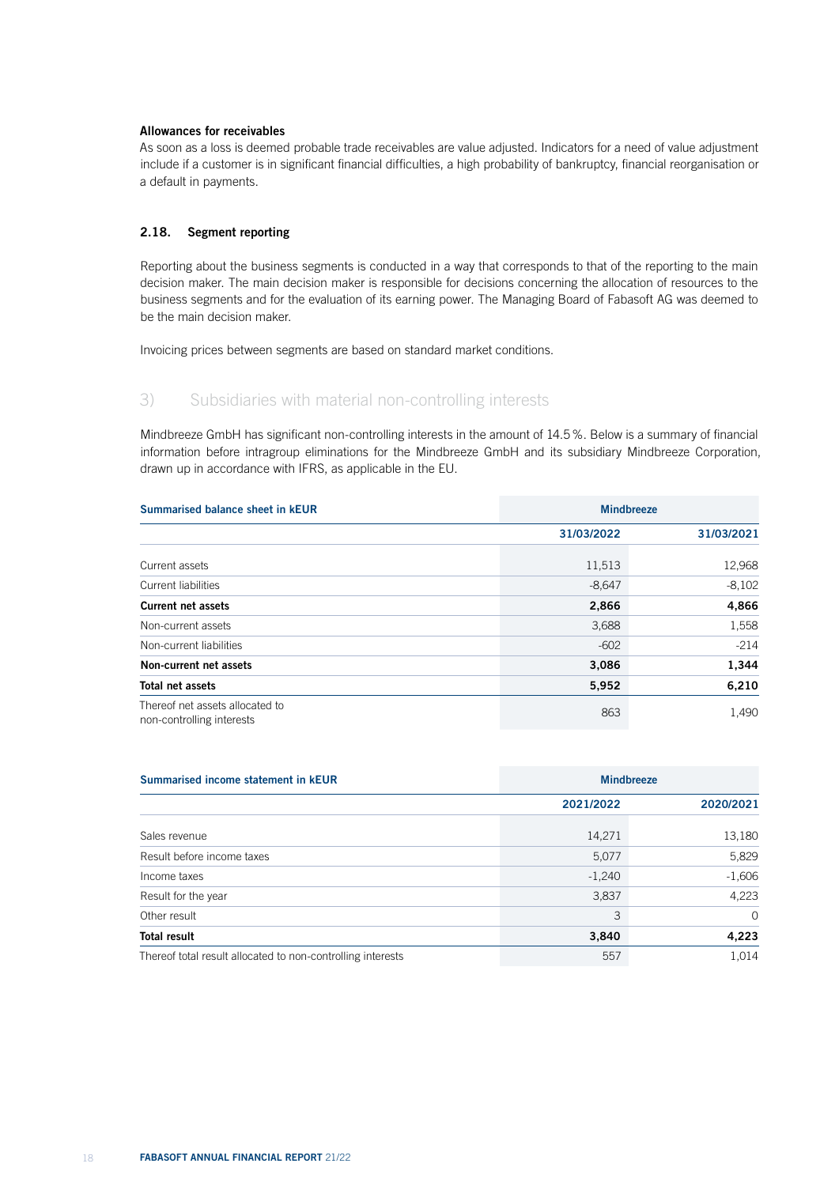**Allowances for receivables**

As soon as a loss is deemed probable trade receivables are value adjusted. Indicators for a need of value adjustment include if a customer is in significant financial difficulties, a high probability of bankruptcy, financial reorganisation or a default in payments.

### 2.18. Segment reporting

Reporting about the business segments is conducted in a way that corresponds to that of the reporting to the main decision maker. The main decision maker is responsible for decisions concerning the allocation of resources to the business segments and for the evaluation of its earning power. The Managing Board of Fabasoft AG was deemed to be the main decision maker.

Invoicing prices between segments are based on standard market conditions.

## 3) Subsidiaries with material non-controlling interests

Mindbreeze GmbH has significant non-controlling interests in the amount of 14.5 %. Below is a summary of financial information before intragroup eliminations for the Mindbreeze GmbH and its subsidiary Mindbreeze Corporation, drawn up in accordance with IFRS, as applicable in the EU.

| Summarised balance sheet in kEUR | Mindbreeze | |
|---|---|---|
| | 31/03/2022 | 31/03/2021 |
| Current assets | 11,513 | 12,968 |
| Current liabilities | -8,647 | -8,102 |
| **Current net assets** | **2,866** | **4,866** |
| Non-current assets | 3,688 | 1,558 |
| Non-current liabilities | -602 | -214 |
| **Non-current net assets** | **3,086** | **1,344** |
| **Total net assets** | **5,952** | **6,210** |
| Thereof net assets allocated to non-controlling interests | 863 | 1,490 |

| Summarised income statement in kEUR | Mindbreeze | |
|---|---|---|
| | 2021/2022 | 2020/2021 |
| Sales revenue | 14,271 | 13,180 |
| Result before income taxes | 5,077 | 5,829 |
| Income taxes | -1,240 | -1,606 |
| Result for the year | 3,837 | 4,223 |
| Other result | 3 | 0 |
| **Total result** | **3,840** | **4,223** |
| Thereof total result allocated to non-controlling interests | 557 | 1,014 |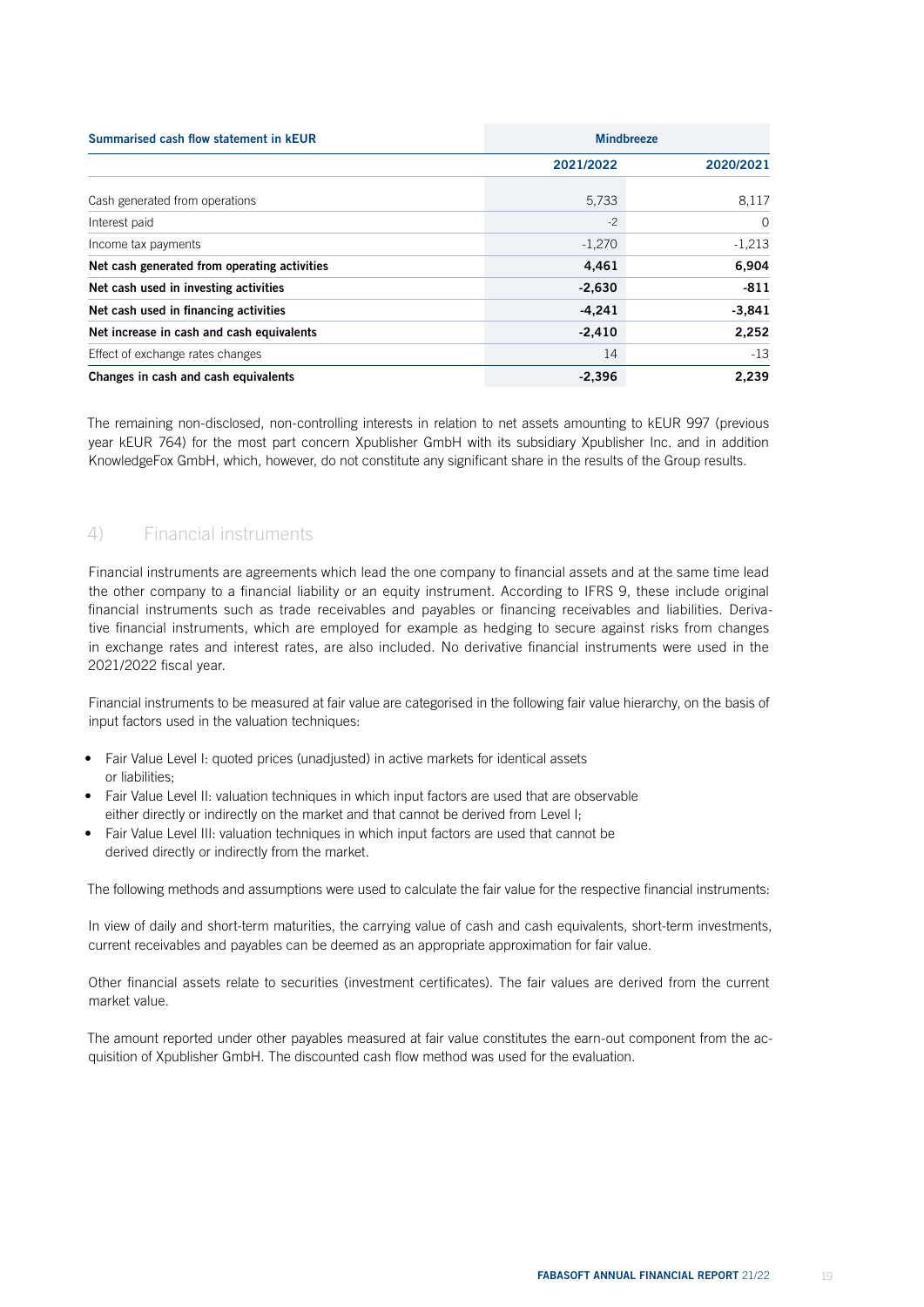| Summarised cash flow statement in kEUR | Mindbreeze | |
|---|---|---|
| | 2021/2022 | 2020/2021 |
| Cash generated from operations | 5,733 | 8,117 |
| Interest paid | -2 | 0 |
| Income tax payments | -1,270 | -1,213 |
| **Net cash generated from operating activities** | **4,461** | **6,904** |
| **Net cash used in investing activities** | **-2,630** | **-811** |
| **Net cash used in financing activities** | **-4,241** | **-3,841** |
| **Net increase in cash and cash equivalents** | **-2,410** | **2,252** |
| Effect of exchange rates changes | 14 | -13 |
| **Changes in cash and cash equivalents** | **-2,396** | **2,239** |

The remaining non-disclosed, non-controlling interests in relation to net assets amounting to kEUR 997 (previous year kEUR 764) for the most part concern Xpublisher GmbH with its subsidiary Xpublisher Inc. and in addition KnowledgeFox GmbH, which, however, do not constitute any significant share in the results of the Group results.

## 4) Financial instruments

Financial instruments are agreements which lead the one company to financial assets and at the same time lead the other company to a financial liability or an equity instrument. According to IFRS 9, these include original financial instruments such as trade receivables and payables or financing receivables and liabilities. Derivative financial instruments, which are employed for example as hedging to secure against risks from changes in exchange rates and interest rates, are also included. No derivative financial instruments were used in the 2021/2022 fiscal year.

Financial instruments to be measured at fair value are categorised in the following fair value hierarchy, on the basis of input factors used in the valuation techniques:

- Fair Value Level I: quoted prices (unadjusted) in active markets for identical assets or liabilities;
- Fair Value Level II: valuation techniques in which input factors are used that are observable either directly or indirectly on the market and that cannot be derived from Level I;
- Fair Value Level III: valuation techniques in which input factors are used that cannot be derived directly or indirectly from the market.

The following methods and assumptions were used to calculate the fair value for the respective financial instruments:

In view of daily and short-term maturities, the carrying value of cash and cash equivalents, short-term investments, current receivables and payables can be deemed as an appropriate approximation for fair value.

Other financial assets relate to securities (investment certificates). The fair values are derived from the current market value.

The amount reported under other payables measured at fair value constitutes the earn-out component from the acquisition of Xpublisher GmbH. The discounted cash flow method was used for the evaluation.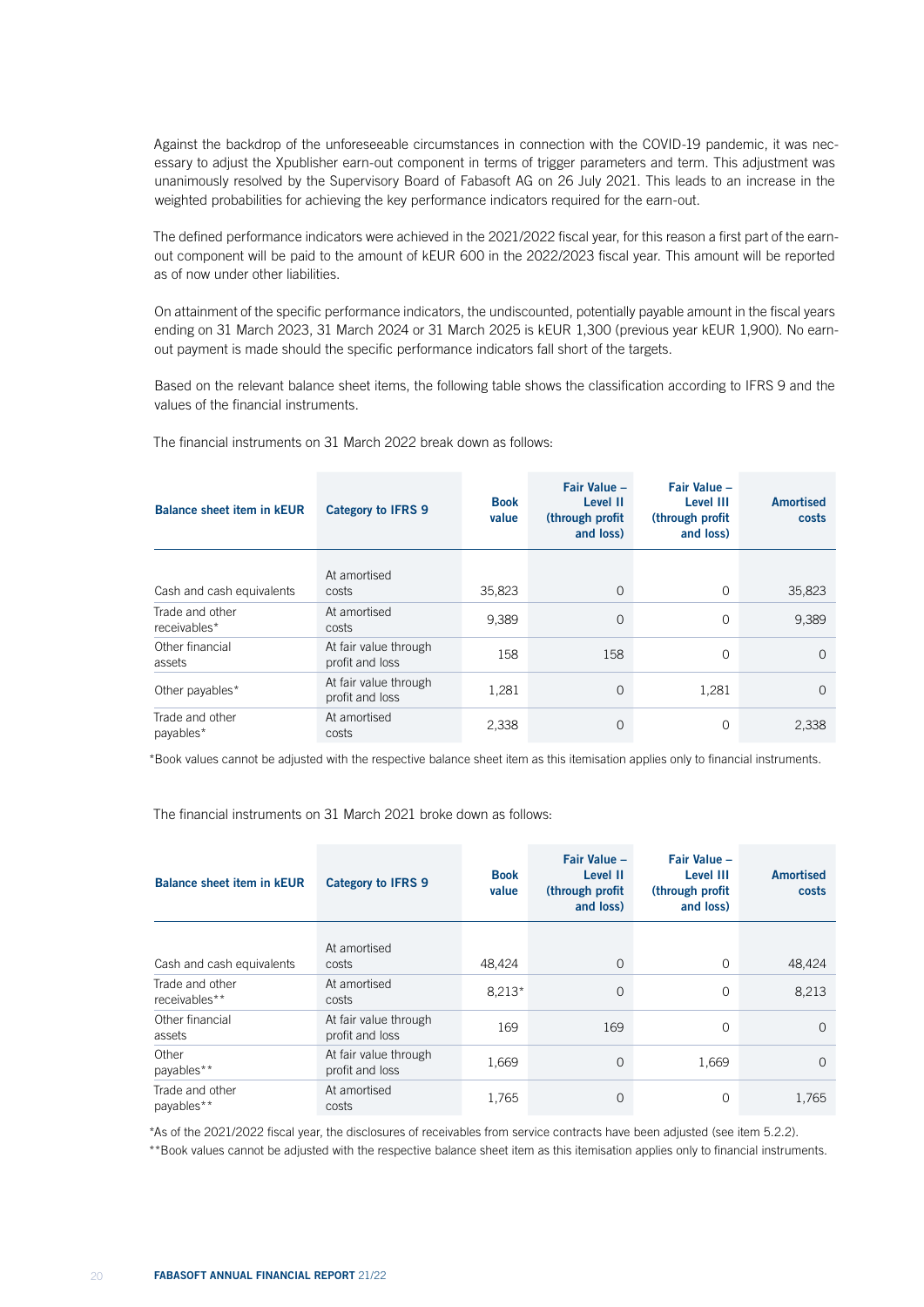Against the backdrop of the unforeseeable circumstances in connection with the COVID-19 pandemic, it was necessary to adjust the Xpublisher earn-out component in terms of trigger parameters and term. This adjustment was unanimously resolved by the Supervisory Board of Fabasoft AG on 26 July 2021. This leads to an increase in the weighted probabilities for achieving the key performance indicators required for the earn-out.

The defined performance indicators were achieved in the 2021/2022 fiscal year, for this reason a first part of the earn-out component will be paid to the amount of kEUR 600 in the 2022/2023 fiscal year. This amount will be reported as of now under other liabilities.

On attainment of the specific performance indicators, the undiscounted, potentially payable amount in the fiscal years ending on 31 March 2023, 31 March 2024 or 31 March 2025 is kEUR 1,300 (previous year kEUR 1,900). No earn-out payment is made should the specific performance indicators fall short of the targets.

Based on the relevant balance sheet items, the following table shows the classification according to IFRS 9 and the values of the financial instruments.

The financial instruments on 31 March 2022 break down as follows:

| Balance sheet item in kEUR | Category to IFRS 9 | Book value | Fair Value – Level II (through profit and loss) | Fair Value – Level III (through profit and loss) | Amortised costs |
|---|---|---|---|---|---|
| Cash and cash equivalents | At amortised costs | 35,823 | 0 | 0 | 35,823 |
| Trade and other receivables* | At amortised costs | 9,389 | 0 | 0 | 9,389 |
| Other financial assets | At fair value through profit and loss | 158 | 158 | 0 | 0 |
| Other payables* | At fair value through profit and loss | 1,281 | 0 | 1,281 | 0 |
| Trade and other payables* | At amortised costs | 2,338 | 0 | 0 | 2,338 |

*Book values cannot be adjusted with the respective balance sheet item as this itemisation applies only to financial instruments.

The financial instruments on 31 March 2021 broke down as follows:

| Balance sheet item in kEUR | Category to IFRS 9 | Book value | Fair Value – Level II (through profit and loss) | Fair Value – Level III (through profit and loss) | Amortised costs |
|---|---|---|---|---|---|
| Cash and cash equivalents | At amortised costs | 48,424 | 0 | 0 | 48,424 |
| Trade and other receivables** | At amortised costs | 8,213* | 0 | 0 | 8,213 |
| Other financial assets | At fair value through profit and loss | 169 | 169 | 0 | 0 |
| Other payables** | At fair value through profit and loss | 1,669 | 0 | 1,669 | 0 |
| Trade and other payables** | At amortised costs | 1,765 | 0 | 0 | 1,765 |

*As of the 2021/2022 fiscal year, the disclosures of receivables from service contracts have been adjusted (see item 5.2.2).

**Book values cannot be adjusted with the respective balance sheet item as this itemisation applies only to financial instruments.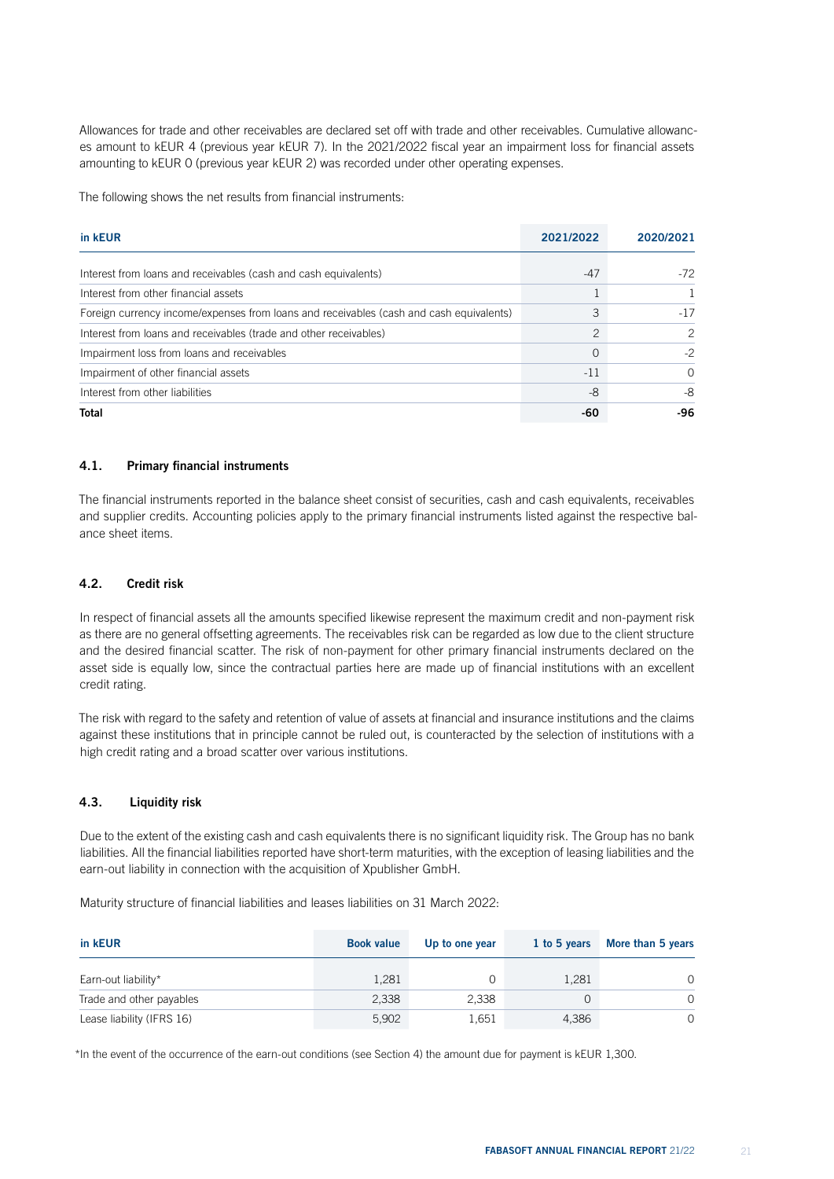Allowances for trade and other receivables are declared set off with trade and other receivables. Cumulative allowances amount to kEUR 4 (previous year kEUR 7). In the 2021/2022 fiscal year an impairment loss for financial assets amounting to kEUR 0 (previous year kEUR 2) was recorded under other operating expenses.

The following shows the net results from financial instruments:

| in kEUR | 2021/2022 | 2020/2021 |
|---|---|---|
| Interest from loans and receivables (cash and cash equivalents) | -47 | -72 |
| Interest from other financial assets | 1 | 1 |
| Foreign currency income/expenses from loans and receivables (cash and cash equivalents) | 3 | -17 |
| Interest from loans and receivables (trade and other receivables) | 2 | 2 |
| Impairment loss from loans and receivables | 0 | -2 |
| Impairment of other financial assets | -11 | 0 |
| Interest from other liabilities | -8 | -8 |
| **Total** | **-60** | **-96** |

### 4.1. Primary financial instruments

The financial instruments reported in the balance sheet consist of securities, cash and cash equivalents, receivables and supplier credits. Accounting policies apply to the primary financial instruments listed against the respective balance sheet items.

### 4.2. Credit risk

In respect of financial assets all the amounts specified likewise represent the maximum credit and non-payment risk as there are no general offsetting agreements. The receivables risk can be regarded as low due to the client structure and the desired financial scatter. The risk of non-payment for other primary financial instruments declared on the asset side is equally low, since the contractual parties here are made up of financial institutions with an excellent credit rating.

The risk with regard to the safety and retention of value of assets at financial and insurance institutions and the claims against these institutions that in principle cannot be ruled out, is counteracted by the selection of institutions with a high credit rating and a broad scatter over various institutions.

### 4.3. Liquidity risk

Due to the extent of the existing cash and cash equivalents there is no significant liquidity risk. The Group has no bank liabilities. All the financial liabilities reported have short-term maturities, with the exception of leasing liabilities and the earn-out liability in connection with the acquisition of Xpublisher GmbH.

Maturity structure of financial liabilities and leases liabilities on 31 March 2022:

| in kEUR | Book value | Up to one year | 1 to 5 years | More than 5 years |
|---|---|---|---|---|
| Earn-out liability* | 1,281 | 0 | 1,281 | 0 |
| Trade and other payables | 2,338 | 2,338 | 0 | 0 |
| Lease liability (IFRS 16) | 5,902 | 1,651 | 4,386 | 0 |

*In the event of the occurrence of the earn-out conditions (see Section 4) the amount due for payment is kEUR 1,300.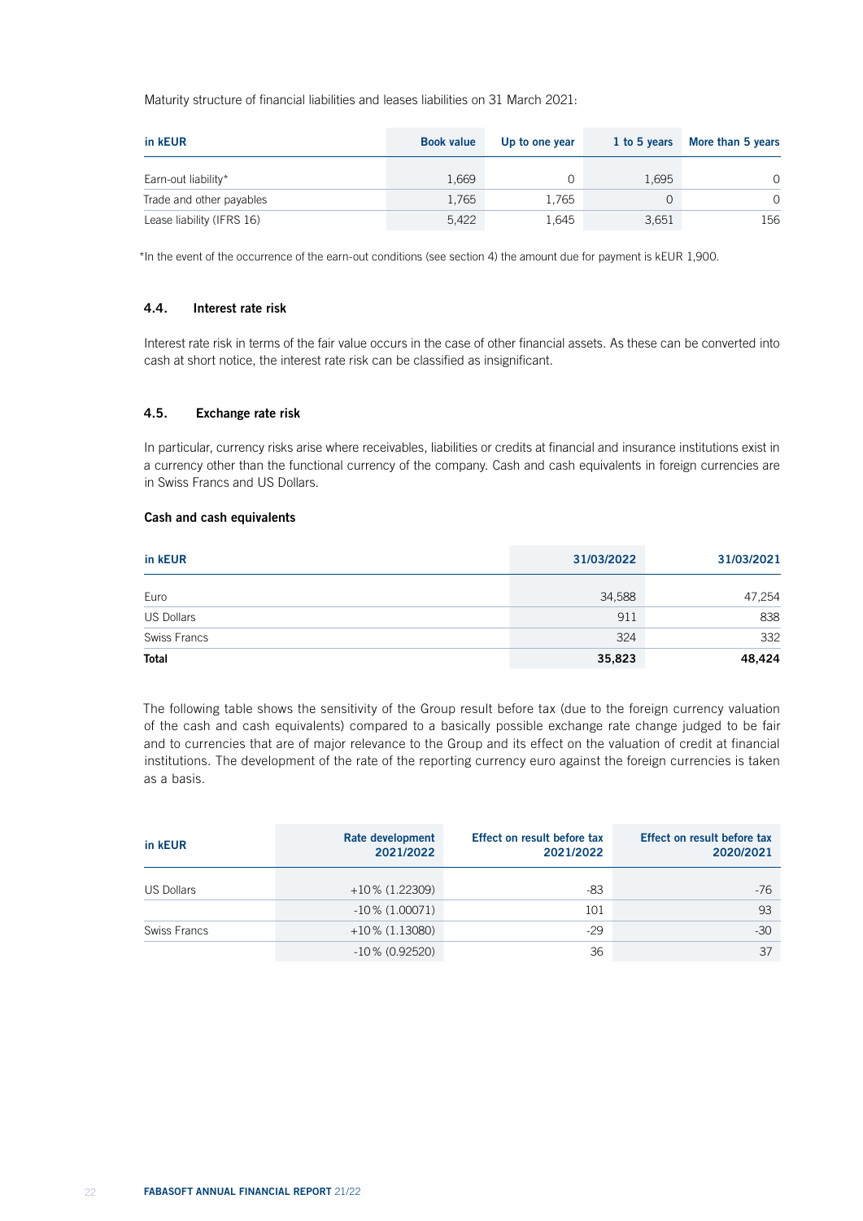Maturity structure of financial liabilities and leases liabilities on 31 March 2021:

| in kEUR | Book value | Up to one year | 1 to 5 years | More than 5 years |
|---|---|---|---|---|
| Earn-out liability* | 1,669 | 0 | 1,695 | 0 |
| Trade and other payables | 1,765 | 1,765 | 0 | 0 |
| Lease liability (IFRS 16) | 5,422 | 1,645 | 3,651 | 156 |

*In the event of the occurrence of the earn-out conditions (see section 4) the amount due for payment is kEUR 1,900.

### 4.4. Interest rate risk

Interest rate risk in terms of the fair value occurs in the case of other financial assets. As these can be converted into cash at short notice, the interest rate risk can be classified as insignificant.

### 4.5. Exchange rate risk

In particular, currency risks arise where receivables, liabilities or credits at financial and insurance institutions exist in a currency other than the functional currency of the company. Cash and cash equivalents in foreign currencies are in Swiss Francs and US Dollars.

**Cash and cash equivalents**

| in kEUR | 31/03/2022 | 31/03/2021 |
|---|---|---|
| Euro | 34,588 | 47,254 |
| US Dollars | 911 | 838 |
| Swiss Francs | 324 | 332 |
| **Total** | **35,823** | **48,424** |

The following table shows the sensitivity of the Group result before tax (due to the foreign currency valuation of the cash and cash equivalents) compared to a basically possible exchange rate change judged to be fair and to currencies that are of major relevance to the Group and its effect on the valuation of credit at financial institutions. The development of the rate of the reporting currency euro against the foreign currencies is taken as a basis.

| in kEUR | Rate development 2021/2022 | Effect on result before tax 2021/2022 | Effect on result before tax 2020/2021 |
|---|---|---|---|
| US Dollars | +10% (1.22309) | -83 | -76 |
| | -10% (1.00071) | 101 | 93 |
| Swiss Francs | +10% (1.13080) | -29 | -30 |
| | -10% (0.92520) | 36 | 37 |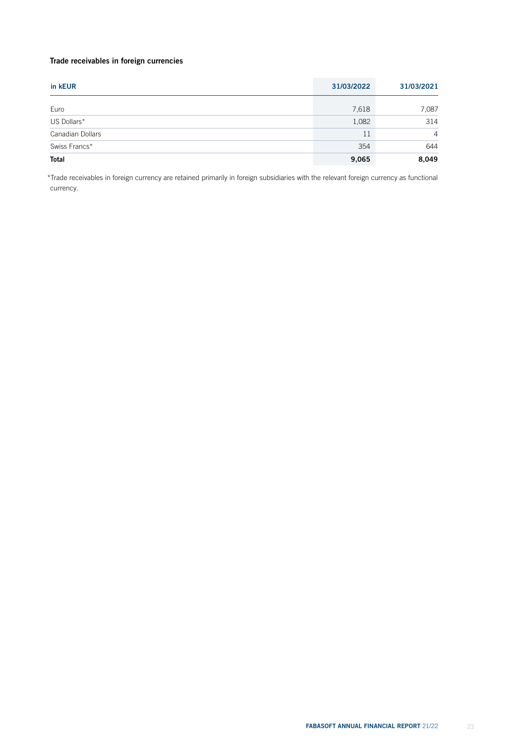**Trade receivables in foreign currencies**

| in kEUR | 31/03/2022 | 31/03/2021 |
|---|---|---|
| Euro | 7,618 | 7,087 |
| US Dollars* | 1,082 | 314 |
| Canadian Dollars | 11 | 4 |
| Swiss Francs* | 354 | 644 |
| **Total** | **9,065** | **8,049** |

*Trade receivables in foreign currency are retained primarily in foreign subsidiaries with the relevant foreign currency as functional currency.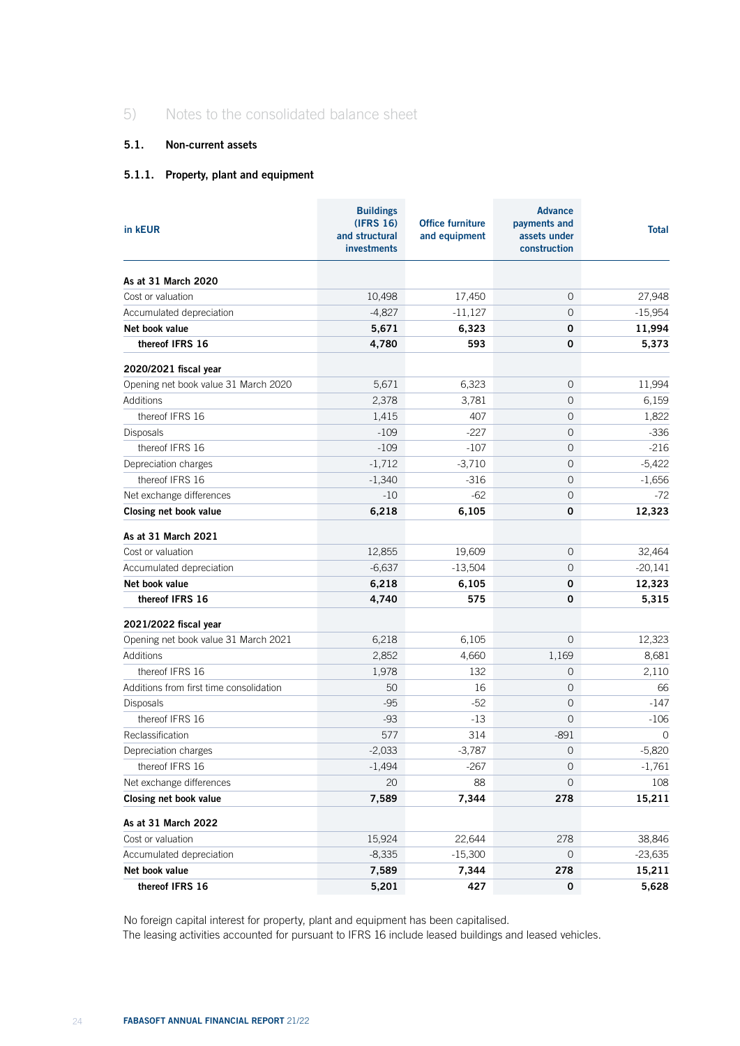## 5) Notes to the consolidated balance sheet

### 5.1. Non-current assets

#### 5.1.1. Property, plant and equipment

| in kEUR | Buildings (IFRS 16) and structural investments | Office furniture and equipment | Advance payments and assets under construction | Total |
|---|---|---|---|---|
| **As at 31 March 2020** | | | | |
| Cost or valuation | 10,498 | 17,450 | 0 | 27,948 |
| Accumulated depreciation | -4,827 | -11,127 | 0 | -15,954 |
| **Net book value** | **5,671** | **6,323** | **0** | **11,994** |
| **thereof IFRS 16** | **4,780** | **593** | **0** | **5,373** |
| **2020/2021 fiscal year** | | | | |
| Opening net book value 31 March 2020 | 5,671 | 6,323 | 0 | 11,994 |
| Additions | 2,378 | 3,781 | 0 | 6,159 |
| thereof IFRS 16 | 1,415 | 407 | 0 | 1,822 |
| Disposals | -109 | -227 | 0 | -336 |
| thereof IFRS 16 | -109 | -107 | 0 | -216 |
| Depreciation charges | -1,712 | -3,710 | 0 | -5,422 |
| thereof IFRS 16 | -1,340 | -316 | 0 | -1,656 |
| Net exchange differences | -10 | -62 | 0 | -72 |
| **Closing net book value** | **6,218** | **6,105** | **0** | **12,323** |
| **As at 31 March 2021** | | | | |
| Cost or valuation | 12,855 | 19,609 | 0 | 32,464 |
| Accumulated depreciation | -6,637 | -13,504 | 0 | -20,141 |
| **Net book value** | **6,218** | **6,105** | **0** | **12,323** |
| **thereof IFRS 16** | **4,740** | **575** | **0** | **5,315** |
| **2021/2022 fiscal year** | | | | |
| Opening net book value 31 March 2021 | 6,218 | 6,105 | 0 | 12,323 |
| Additions | 2,852 | 4,660 | 1,169 | 8,681 |
| thereof IFRS 16 | 1,978 | 132 | 0 | 2,110 |
| Additions from first time consolidation | 50 | 16 | 0 | 66 |
| Disposals | -95 | -52 | 0 | -147 |
| thereof IFRS 16 | -93 | -13 | 0 | -106 |
| Reclassification | 577 | 314 | -891 | 0 |
| Depreciation charges | -2,033 | -3,787 | 0 | -5,820 |
| thereof IFRS 16 | -1,494 | -267 | 0 | -1,761 |
| Net exchange differences | 20 | 88 | 0 | 108 |
| **Closing net book value** | **7,589** | **7,344** | **278** | **15,211** |
| **As at 31 March 2022** | | | | |
| Cost or valuation | 15,924 | 22,644 | 278 | 38,846 |
| Accumulated depreciation | -8,335 | -15,300 | 0 | -23,635 |
| **Net book value** | **7,589** | **7,344** | **278** | **15,211** |
| **thereof IFRS 16** | **5,201** | **427** | **0** | **5,628** |

No foreign capital interest for property, plant and equipment has been capitalised.
The leasing activities accounted for pursuant to IFRS 16 include leased buildings and leased vehicles.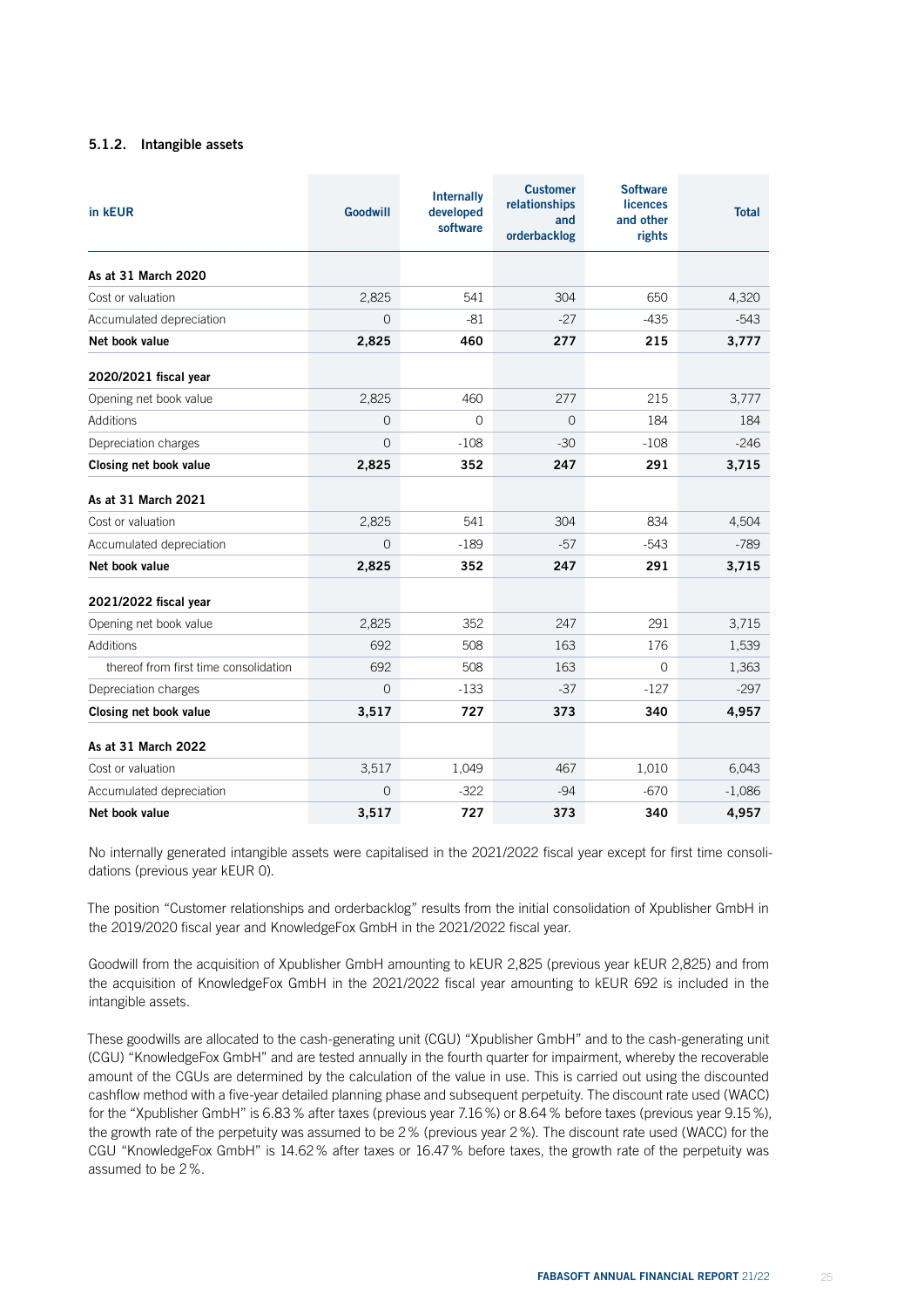### 5.1.2. Intangible assets

| in kEUR | Goodwill | Internally developed software | Customer relationships and orderbacklog | Software licences and other rights | Total |
|---|---|---|---|---|---|
| **As at 31 March 2020** | | | | | |
| Cost or valuation | 2,825 | 541 | 304 | 650 | 4,320 |
| Accumulated depreciation | 0 | -81 | -27 | -435 | -543 |
| **Net book value** | **2,825** | **460** | **277** | **215** | **3,777** |
| **2020/2021 fiscal year** | | | | | |
| Opening net book value | 2,825 | 460 | 277 | 215 | 3,777 |
| Additions | 0 | 0 | 0 | 184 | 184 |
| Depreciation charges | 0 | -108 | -30 | -108 | -246 |
| **Closing net book value** | **2,825** | **352** | **247** | **291** | **3,715** |
| **As at 31 March 2021** | | | | | |
| Cost or valuation | 2,825 | 541 | 304 | 834 | 4,504 |
| Accumulated depreciation | 0 | -189 | -57 | -543 | -789 |
| **Net book value** | **2,825** | **352** | **247** | **291** | **3,715** |
| **2021/2022 fiscal year** | | | | | |
| Opening net book value | 2,825 | 352 | 247 | 291 | 3,715 |
| Additions | 692 | 508 | 163 | 176 | 1,539 |
| thereof from first time consolidation | 692 | 508 | 163 | 0 | 1,363 |
| Depreciation charges | 0 | -133 | -37 | -127 | -297 |
| **Closing net book value** | **3,517** | **727** | **373** | **340** | **4,957** |
| **As at 31 March 2022** | | | | | |
| Cost or valuation | 3,517 | 1,049 | 467 | 1,010 | 6,043 |
| Accumulated depreciation | 0 | -322 | -94 | -670 | -1,086 |
| **Net book value** | **3,517** | **727** | **373** | **340** | **4,957** |

No internally generated intangible assets were capitalised in the 2021/2022 fiscal year except for first time consolidations (previous year kEUR 0).

The position "Customer relationships and orderbacklog" results from the initial consolidation of Xpublisher GmbH in the 2019/2020 fiscal year and KnowledgeFox GmbH in the 2021/2022 fiscal year.

Goodwill from the acquisition of Xpublisher GmbH amounting to kEUR 2,825 (previous year kEUR 2,825) and from the acquisition of KnowledgeFox GmbH in the 2021/2022 fiscal year amounting to kEUR 692 is included in the intangible assets.

These goodwills are allocated to the cash-generating unit (CGU) "Xpublisher GmbH" and to the cash-generating unit (CGU) "KnowledgeFox GmbH" and are tested annually in the fourth quarter for impairment, whereby the recoverable amount of the CGUs are determined by the calculation of the value in use. This is carried out using the discounted cashflow method with a five-year detailed planning phase and subsequent perpetuity. The discount rate used (WACC) for the "Xpublisher GmbH" is 6.83 % after taxes (previous year 7.16 %) or 8.64 % before taxes (previous year 9.15 %), the growth rate of the perpetuity was assumed to be 2 % (previous year 2 %). The discount rate used (WACC) for the CGU "KnowledgeFox GmbH" is 14.62 % after taxes or 16.47 % before taxes, the growth rate of the perpetuity was assumed to be 2 %.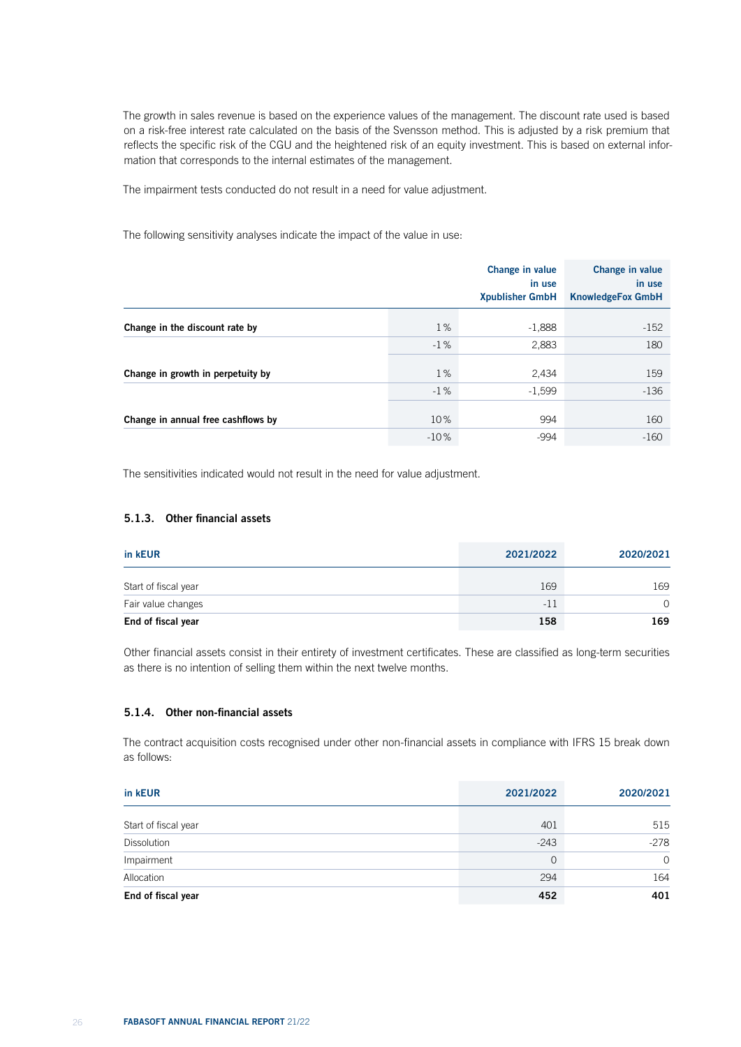The growth in sales revenue is based on the experience values of the management. The discount rate used is based on a risk-free interest rate calculated on the basis of the Svensson method. This is adjusted by a risk premium that reflects the specific risk of the CGU and the heightened risk of an equity investment. This is based on external information that corresponds to the internal estimates of the management.

The impairment tests conducted do not result in a need for value adjustment.

The following sensitivity analyses indicate the impact of the value in use:

| | | Change in value in use Xpublisher GmbH | Change in value in use KnowledgeFox GmbH |
|---|---|---|---|
| **Change in the discount rate by** | 1 % | -1,888 | -152 |
| | -1 % | 2,883 | 180 |
| **Change in growth in perpetuity by** | 1 % | 2,434 | 159 |
| | -1 % | -1,599 | -136 |
| **Change in annual free cashflows by** | 10 % | 994 | 160 |
| | -10 % | -994 | -160 |

The sensitivities indicated would not result in the need for value adjustment.

### 5.1.3. Other financial assets

| in kEUR | 2021/2022 | 2020/2021 |
|---|---|---|
| Start of fiscal year | 169 | 169 |
| Fair value changes | -11 | 0 |
| **End of fiscal year** | **158** | **169** |

Other financial assets consist in their entirety of investment certificates. These are classified as long-term securities as there is no intention of selling them within the next twelve months.

### 5.1.4. Other non-financial assets

The contract acquisition costs recognised under other non-financial assets in compliance with IFRS 15 break down as follows:

| in kEUR | 2021/2022 | 2020/2021 |
|---|---|---|
| Start of fiscal year | 401 | 515 |
| Dissolution | -243 | -278 |
| Impairment | 0 | 0 |
| Allocation | 294 | 164 |
| **End of fiscal year** | **452** | **401** |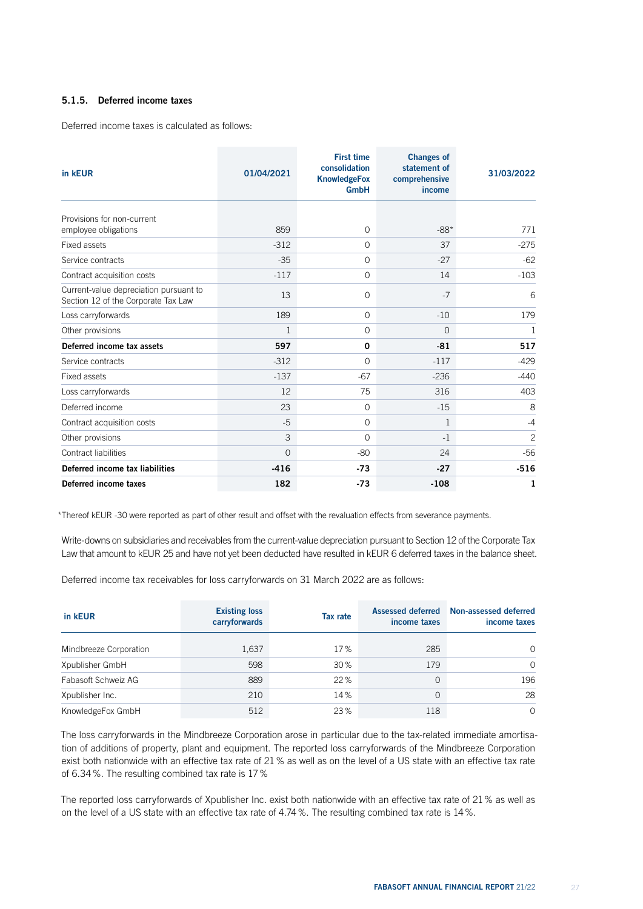#### 5.1.5. Deferred income taxes

Deferred income taxes is calculated as follows:

| in kEUR | 01/04/2021 | First time consolidation KnowledgeFox GmbH | Changes of statement of comprehensive income | 31/03/2022 |
|---|---|---|---|---|
| Provisions for non-current employee obligations | 859 | 0 | -88* | 771 |
| Fixed assets | -312 | 0 | 37 | -275 |
| Service contracts | -35 | 0 | -27 | -62 |
| Contract acquisition costs | -117 | 0 | 14 | -103 |
| Current-value depreciation pursuant to Section 12 of the Corporate Tax Law | 13 | 0 | -7 | 6 |
| Loss carryforwards | 189 | 0 | -10 | 179 |
| Other provisions | 1 | 0 | 0 | 1 |
| **Deferred income tax assets** | **597** | **0** | **-81** | **517** |
| Service contracts | -312 | 0 | -117 | -429 |
| Fixed assets | -137 | -67 | -236 | -440 |
| Loss carryforwards | 12 | 75 | 316 | 403 |
| Deferred income | 23 | 0 | -15 | 8 |
| Contract acquisition costs | -5 | 0 | 1 | -4 |
| Other provisions | 3 | 0 | -1 | 2 |
| Contract liabilities | 0 | -80 | 24 | -56 |
| **Deferred income tax liabilities** | **-416** | **-73** | **-27** | **-516** |
| **Deferred income taxes** | **182** | **-73** | **-108** | **1** |

*Thereof kEUR -30 were reported as part of other result and offset with the revaluation effects from severance payments.

Write-downs on subsidiaries and receivables from the current-value depreciation pursuant to Section 12 of the Corporate Tax Law that amount to kEUR 25 and have not yet been deducted have resulted in kEUR 6 deferred taxes in the balance sheet.

Deferred income tax receivables for loss carryforwards on 31 March 2022 are as follows:

| in kEUR | Existing loss carryforwards | Tax rate | Assessed deferred income taxes | Non-assessed deferred income taxes |
|---|---|---|---|---|
| Mindbreeze Corporation | 1,637 | 17 % | 285 | 0 |
| Xpublisher GmbH | 598 | 30 % | 179 | 0 |
| Fabasoft Schweiz AG | 889 | 22 % | 0 | 196 |
| Xpublisher Inc. | 210 | 14 % | 0 | 28 |
| KnowledgeFox GmbH | 512 | 23 % | 118 | 0 |

The loss carryforwards in the Mindbreeze Corporation arose in particular due to the tax-related immediate amortisation of additions of property, plant and equipment. The reported loss carryforwards of the Mindbreeze Corporation exist both nationwide with an effective tax rate of 21 % as well as on the level of a US state with an effective tax rate of 6.34 %. The resulting combined tax rate is 17 %

The reported loss carryforwards of Xpublisher Inc. exist both nationwide with an effective tax rate of 21 % as well as on the level of a US state with an effective tax rate of 4.74 %. The resulting combined tax rate is 14 %.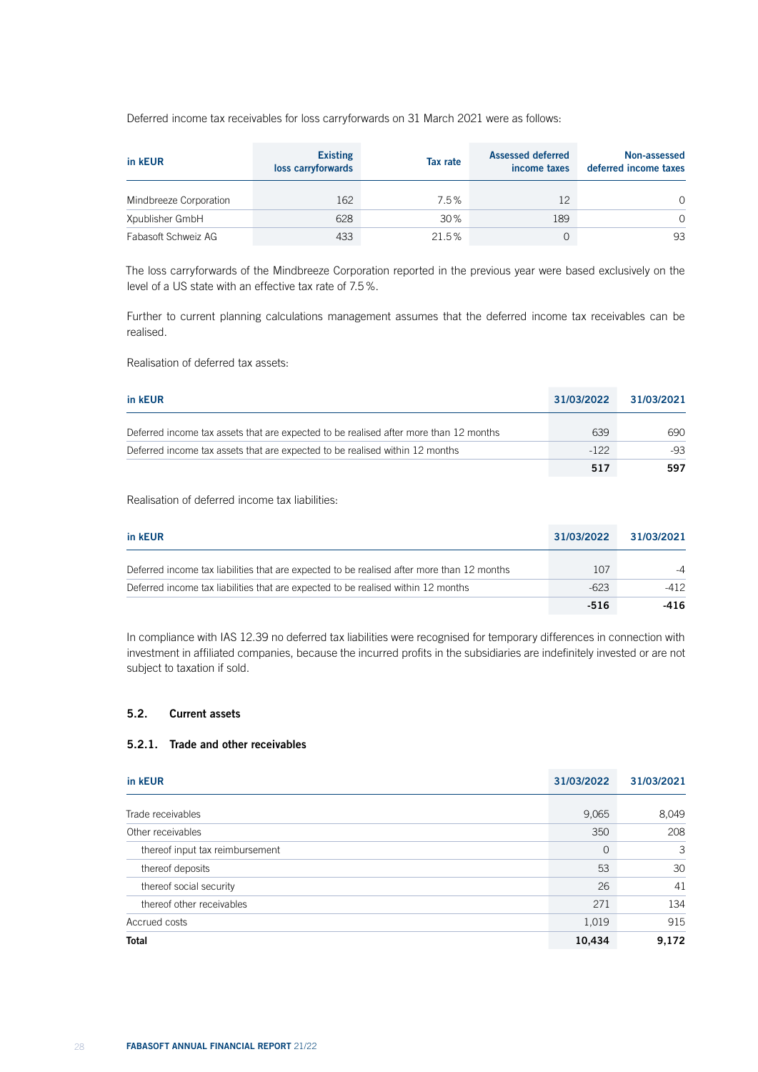Deferred income tax receivables for loss carryforwards on 31 March 2021 were as follows:

| in kEUR | Existing loss carryforwards | Tax rate | Assessed deferred income taxes | Non-assessed deferred income taxes |
|---|---|---|---|---|
| Mindbreeze Corporation | 162 | 7.5 % | 12 | 0 |
| Xpublisher GmbH | 628 | 30 % | 189 | 0 |
| Fabasoft Schweiz AG | 433 | 21.5 % | 0 | 93 |

The loss carryforwards of the Mindbreeze Corporation reported in the previous year were based exclusively on the level of a US state with an effective tax rate of 7.5 %.

Further to current planning calculations management assumes that the deferred income tax receivables can be realised.

Realisation of deferred tax assets:

| in kEUR | 31/03/2022 | 31/03/2021 |
|---|---|---|
| Deferred income tax assets that are expected to be realised after more than 12 months | 639 | 690 |
| Deferred income tax assets that are expected to be realised within 12 months | -122 | -93 |
| | **517** | **597** |

Realisation of deferred income tax liabilities:

| in kEUR | 31/03/2022 | 31/03/2021 |
|---|---|---|
| Deferred income tax liabilities that are expected to be realised after more than 12 months | 107 | -4 |
| Deferred income tax liabilities that are expected to be realised within 12 months | -623 | -412 |
| | **-516** | **-416** |

In compliance with IAS 12.39 no deferred tax liabilities were recognised for temporary differences in connection with investment in affiliated companies, because the incurred profits in the subsidiaries are indefinitely invested or are not subject to taxation if sold.

### 5.2. Current assets

#### 5.2.1. Trade and other receivables

| in kEUR | 31/03/2022 | 31/03/2021 |
|---|---|---|
| Trade receivables | 9,065 | 8,049 |
| Other receivables | 350 | 208 |
| thereof input tax reimbursement | 0 | 3 |
| thereof deposits | 53 | 30 |
| thereof social security | 26 | 41 |
| thereof other receivables | 271 | 134 |
| Accrued costs | 1,019 | 915 |
| **Total** | **10,434** | **9,172** |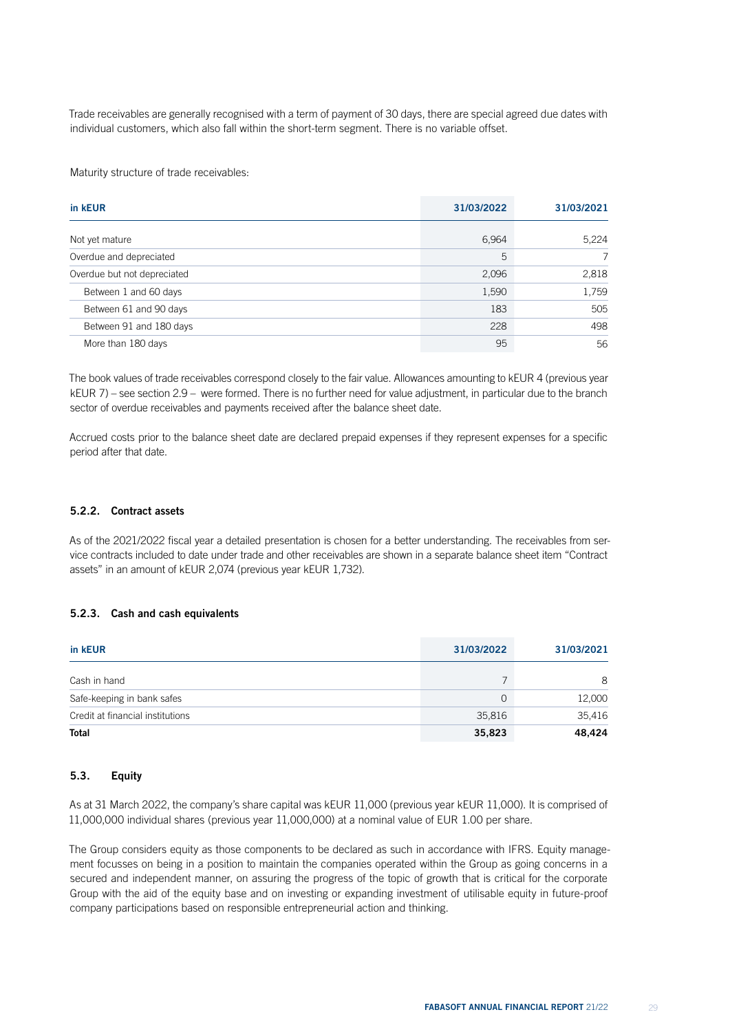Trade receivables are generally recognised with a term of payment of 30 days, there are special agreed due dates with individual customers, which also fall within the short-term segment. There is no variable offset.

Maturity structure of trade receivables:

| in kEUR | 31/03/2022 | 31/03/2021 |
|---|---|---|
| Not yet mature | 6,964 | 5,224 |
| Overdue and depreciated | 5 | 7 |
| Overdue but not depreciated | 2,096 | 2,818 |
| Between 1 and 60 days | 1,590 | 1,759 |
| Between 61 and 90 days | 183 | 505 |
| Between 91 and 180 days | 228 | 498 |
| More than 180 days | 95 | 56 |

The book values of trade receivables correspond closely to the fair value. Allowances amounting to kEUR 4 (previous year kEUR 7) – see section 2.9 – were formed. There is no further need for value adjustment, in particular due to the branch sector of overdue receivables and payments received after the balance sheet date.

Accrued costs prior to the balance sheet date are declared prepaid expenses if they represent expenses for a specific period after that date.

### 5.2.2. Contract assets

As of the 2021/2022 fiscal year a detailed presentation is chosen for a better understanding. The receivables from service contracts included to date under trade and other receivables are shown in a separate balance sheet item "Contract assets" in an amount of kEUR 2,074 (previous year kEUR 1,732).

### 5.2.3. Cash and cash equivalents

| in kEUR | 31/03/2022 | 31/03/2021 |
|---|---|---|
| Cash in hand | 7 | 8 |
| Safe-keeping in bank safes | 0 | 12,000 |
| Credit at financial institutions | 35,816 | 35,416 |
| **Total** | **35,823** | **48,424** |

## 5.3. Equity

As at 31 March 2022, the company's share capital was kEUR 11,000 (previous year kEUR 11,000). It is comprised of 11,000,000 individual shares (previous year 11,000,000) at a nominal value of EUR 1.00 per share.

The Group considers equity as those components to be declared as such in accordance with IFRS. Equity management focusses on being in a position to maintain the companies operated within the Group as going concerns in a secured and independent manner, on assuring the progress of the topic of growth that is critical for the corporate Group with the aid of the equity base and on investing or expanding investment of utilisable equity in future-proof company participations based on responsible entrepreneurial action and thinking.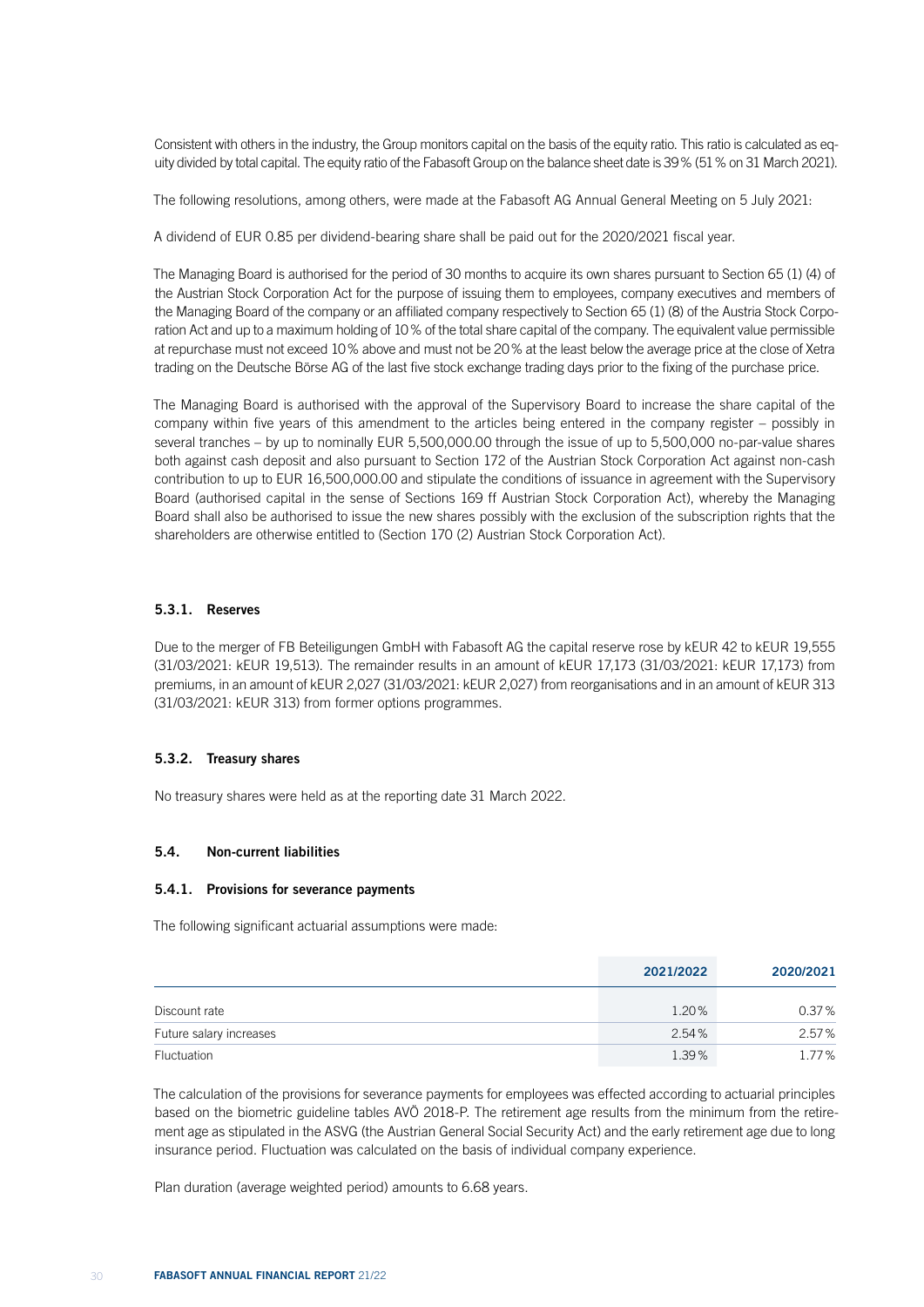Consistent with others in the industry, the Group monitors capital on the basis of the equity ratio. This ratio is calculated as equity divided by total capital. The equity ratio of the Fabasoft Group on the balance sheet date is 39 % (51 % on 31 March 2021).

The following resolutions, among others, were made at the Fabasoft AG Annual General Meeting on 5 July 2021:

A dividend of EUR 0.85 per dividend-bearing share shall be paid out for the 2020/2021 fiscal year.

The Managing Board is authorised for the period of 30 months to acquire its own shares pursuant to Section 65 (1) (4) of the Austrian Stock Corporation Act for the purpose of issuing them to employees, company executives and members of the Managing Board of the company or an affiliated company respectively to Section 65 (1) (8) of the Austria Stock Corporation Act and up to a maximum holding of 10 % of the total share capital of the company. The equivalent value permissible at repurchase must not exceed 10 % above and must not be 20 % at the least below the average price at the close of Xetra trading on the Deutsche Börse AG of the last five stock exchange trading days prior to the fixing of the purchase price.

The Managing Board is authorised with the approval of the Supervisory Board to increase the share capital of the company within five years of this amendment to the articles being entered in the company register – possibly in several tranches – by up to nominally EUR 5,500,000.00 through the issue of up to 5,500,000 no-par-value shares both against cash deposit and also pursuant to Section 172 of the Austrian Stock Corporation Act against non-cash contribution to up to EUR 16,500,000.00 and stipulate the conditions of issuance in agreement with the Supervisory Board (authorised capital in the sense of Sections 169 ff Austrian Stock Corporation Act), whereby the Managing Board shall also be authorised to issue the new shares possibly with the exclusion of the subscription rights that the shareholders are otherwise entitled to (Section 170 (2) Austrian Stock Corporation Act).

#### 5.3.1. Reserves

Due to the merger of FB Beteiligungen GmbH with Fabasoft AG the capital reserve rose by kEUR 42 to kEUR 19,555 (31/03/2021: kEUR 19,513). The remainder results in an amount of kEUR 17,173 (31/03/2021: kEUR 17,173) from premiums, in an amount of kEUR 2,027 (31/03/2021: kEUR 2,027) from reorganisations and in an amount of kEUR 313 (31/03/2021: kEUR 313) from former options programmes.

#### 5.3.2. Treasury shares

No treasury shares were held as at the reporting date 31 March 2022.

### 5.4. Non-current liabilities

#### 5.4.1. Provisions for severance payments

The following significant actuarial assumptions were made:

| | 2021/2022 | 2020/2021 |
|---|---|---|
| Discount rate | 1.20% | 0.37% |
| Future salary increases | 2.54% | 2.57% |
| Fluctuation | 1.39% | 1.77% |

The calculation of the provisions for severance payments for employees was effected according to actuarial principles based on the biometric guideline tables AVÖ 2018-P. The retirement age results from the minimum from the retirement age as stipulated in the ASVG (the Austrian General Social Security Act) and the early retirement age due to long insurance period. Fluctuation was calculated on the basis of individual company experience.

Plan duration (average weighted period) amounts to 6.68 years.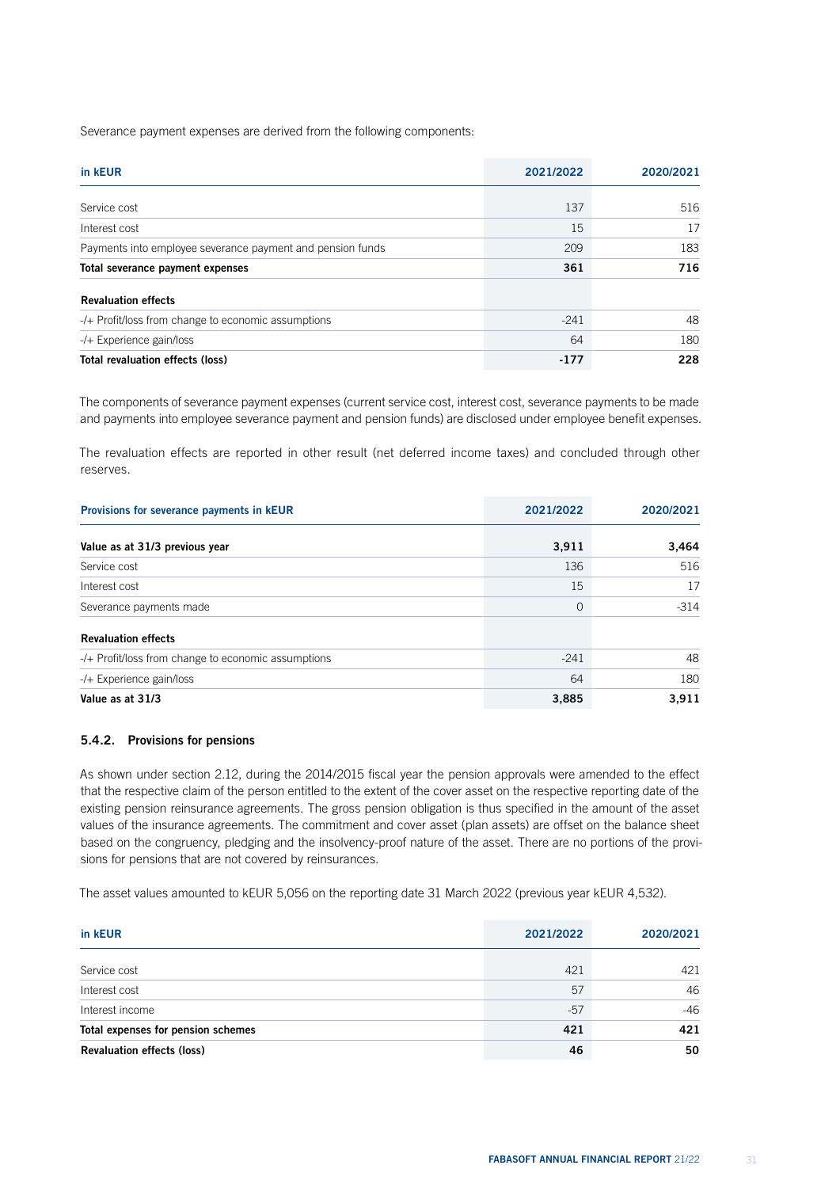Severance payment expenses are derived from the following components:

| in kEUR | 2021/2022 | 2020/2021 |
|---|---|---|
| Service cost | 137 | 516 |
| Interest cost | 15 | 17 |
| Payments into employee severance payment and pension funds | 209 | 183 |
| **Total severance payment expenses** | **361** | **716** |
| **Revaluation effects** | | |
| -/+ Profit/loss from change to economic assumptions | -241 | 48 |
| -/+ Experience gain/loss | 64 | 180 |
| **Total revaluation effects (loss)** | **-177** | **228** |

The components of severance payment expenses (current service cost, interest cost, severance payments to be made and payments into employee severance payment and pension funds) are disclosed under employee benefit expenses.

The revaluation effects are reported in other result (net deferred income taxes) and concluded through other reserves.

| Provisions for severance payments in kEUR | 2021/2022 | 2020/2021 |
|---|---|---|
| **Value as at 31/3 previous year** | **3,911** | **3,464** |
| Service cost | 136 | 516 |
| Interest cost | 15 | 17 |
| Severance payments made | 0 | -314 |
| **Revaluation effects** | | |
| -/+ Profit/loss from change to economic assumptions | -241 | 48 |
| -/+ Experience gain/loss | 64 | 180 |
| **Value as at 31/3** | **3,885** | **3,911** |

### 5.4.2. Provisions for pensions

As shown under section 2.12, during the 2014/2015 fiscal year the pension approvals were amended to the effect that the respective claim of the person entitled to the extent of the cover asset on the respective reporting date of the existing pension reinsurance agreements. The gross pension obligation is thus specified in the amount of the asset values of the insurance agreements. The commitment and cover asset (plan assets) are offset on the balance sheet based on the congruency, pledging and the insolvency-proof nature of the asset. There are no portions of the provisions for pensions that are not covered by reinsurances.

The asset values amounted to kEUR 5,056 on the reporting date 31 March 2022 (previous year kEUR 4,532).

| in kEUR | 2021/2022 | 2020/2021 |
|---|---|---|
| Service cost | 421 | 421 |
| Interest cost | 57 | 46 |
| Interest income | -57 | -46 |
| **Total expenses for pension schemes** | **421** | **421** |
| **Revaluation effects (loss)** | **46** | **50** |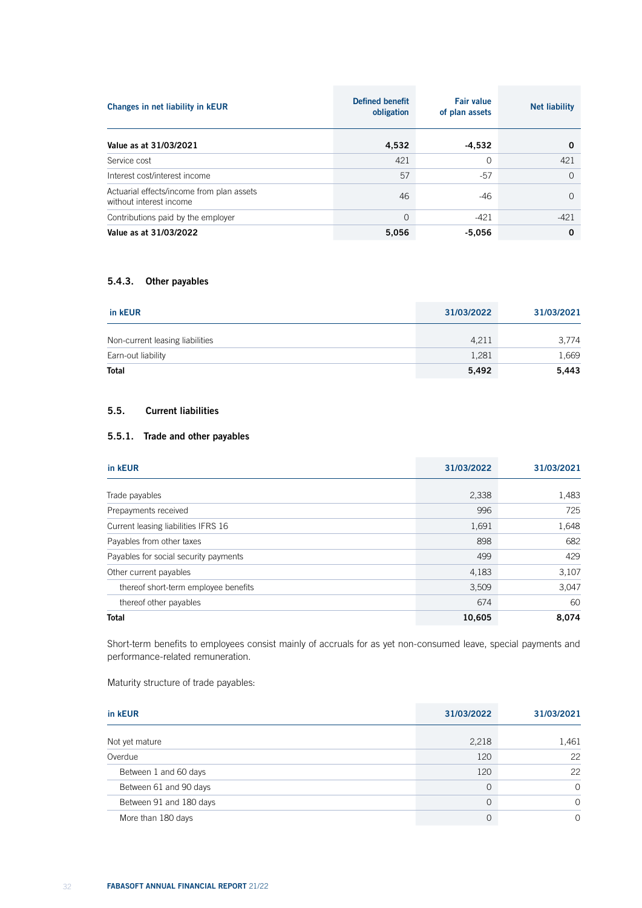| Changes in net liability in kEUR | Defined benefit obligation | Fair value of plan assets | Net liability |
|---|---|---|---|
| **Value as at 31/03/2021** | **4,532** | **-4,532** | **0** |
| Service cost | 421 | 0 | 421 |
| Interest cost/interest income | 57 | -57 | 0 |
| Actuarial effects/income from plan assets without interest income | 46 | -46 | 0 |
| Contributions paid by the employer | 0 | -421 | -421 |
| **Value as at 31/03/2022** | **5,056** | **-5,056** | **0** |

### 5.4.3. Other payables

| in kEUR | 31/03/2022 | 31/03/2021 |
|---|---|---|
| Non-current leasing liabilities | 4,211 | 3,774 |
| Earn-out liability | 1,281 | 1,669 |
| **Total** | **5,492** | **5,443** |

## 5.5. Current liabilities

### 5.5.1. Trade and other payables

| in kEUR | 31/03/2022 | 31/03/2021 |
|---|---|---|
| Trade payables | 2,338 | 1,483 |
| Prepayments received | 996 | 725 |
| Current leasing liabilities IFRS 16 | 1,691 | 1,648 |
| Payables from other taxes | 898 | 682 |
| Payables for social security payments | 499 | 429 |
| Other current payables | 4,183 | 3,107 |
| thereof short-term employee benefits | 3,509 | 3,047 |
| thereof other payables | 674 | 60 |
| **Total** | **10,605** | **8,074** |

Short-term benefits to employees consist mainly of accruals for as yet non-consumed leave, special payments and performance-related remuneration.

Maturity structure of trade payables:

| in kEUR | 31/03/2022 | 31/03/2021 |
|---|---|---|
| Not yet mature | 2,218 | 1,461 |
| Overdue | 120 | 22 |
| Between 1 and 60 days | 120 | 22 |
| Between 61 and 90 days | 0 | 0 |
| Between 91 and 180 days | 0 | 0 |
| More than 180 days | 0 | 0 |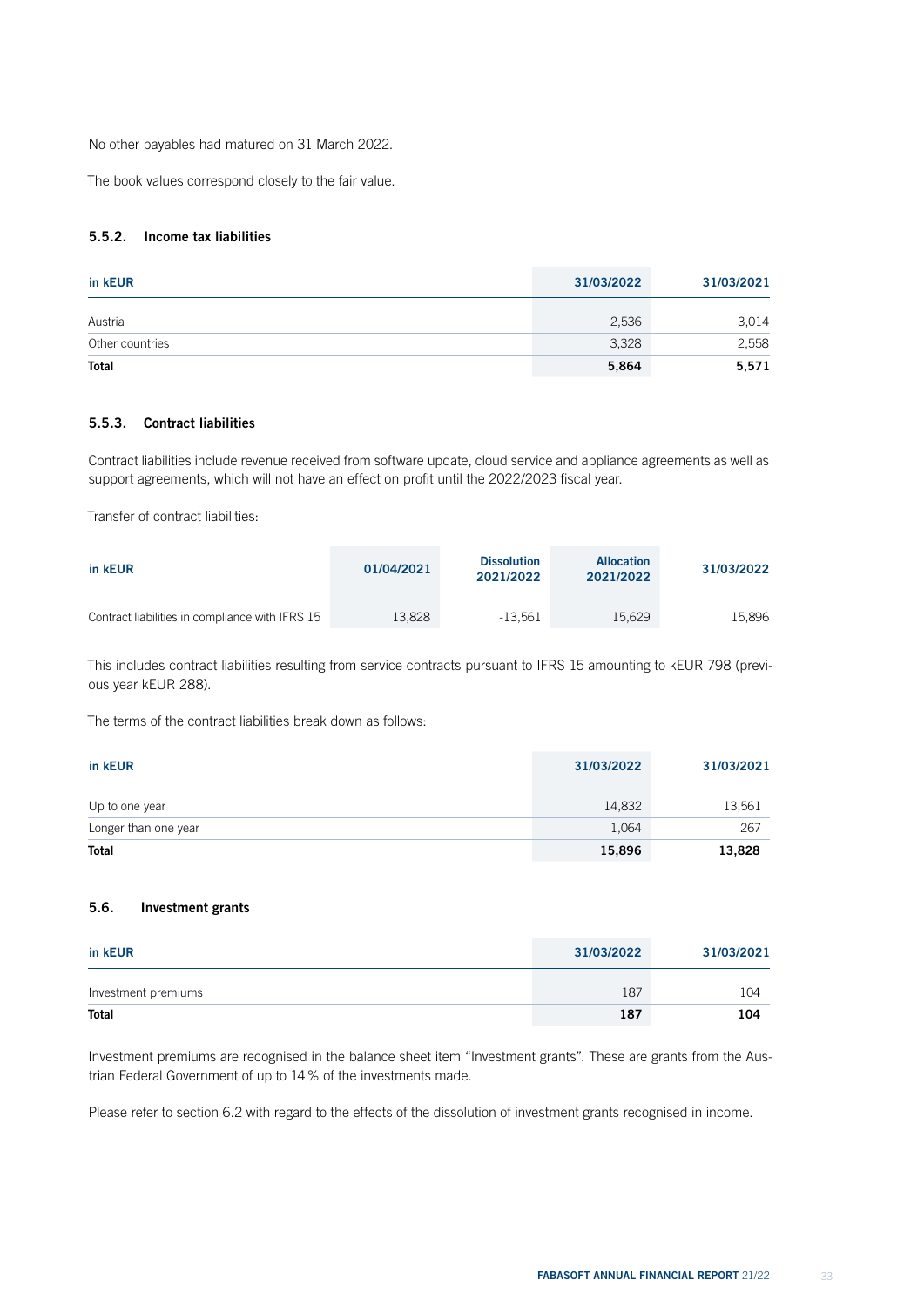No other payables had matured on 31 March 2022.

The book values correspond closely to the fair value.

### 5.5.2. Income tax liabilities

| in kEUR | 31/03/2022 | 31/03/2021 |
|---|---|---|
| Austria | 2,536 | 3,014 |
| Other countries | 3,328 | 2,558 |
| **Total** | **5,864** | **5,571** |

### 5.5.3. Contract liabilities

Contract liabilities include revenue received from software update, cloud service and appliance agreements as well as support agreements, which will not have an effect on profit until the 2022/2023 fiscal year.

Transfer of contract liabilities:

| in kEUR | 01/04/2021 | Dissolution 2021/2022 | Allocation 2021/2022 | 31/03/2022 |
|---|---|---|---|---|
| Contract liabilities in compliance with IFRS 15 | 13,828 | -13,561 | 15,629 | 15,896 |

This includes contract liabilities resulting from service contracts pursuant to IFRS 15 amounting to kEUR 798 (previous year kEUR 288).

The terms of the contract liabilities break down as follows:

| in kEUR | 31/03/2022 | 31/03/2021 |
|---|---|---|
| Up to one year | 14,832 | 13,561 |
| Longer than one year | 1,064 | 267 |
| **Total** | **15,896** | **13,828** |

## 5.6. Investment grants

| in kEUR | 31/03/2022 | 31/03/2021 |
|---|---|---|
| Investment premiums | 187 | 104 |
| **Total** | **187** | **104** |

Investment premiums are recognised in the balance sheet item "Investment grants". These are grants from the Austrian Federal Government of up to 14 % of the investments made.

Please refer to section 6.2 with regard to the effects of the dissolution of investment grants recognised in income.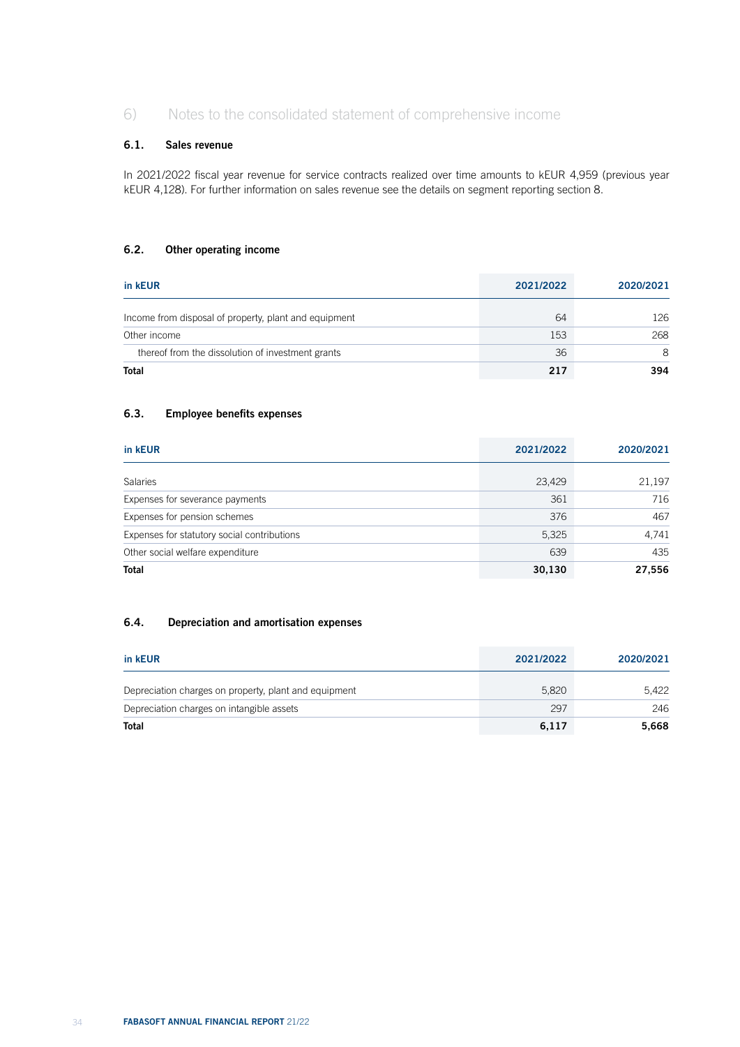## 6) Notes to the consolidated statement of comprehensive income

### 6.1. Sales revenue

In 2021/2022 fiscal year revenue for service contracts realized over time amounts to kEUR 4,959 (previous year kEUR 4,128). For further information on sales revenue see the details on segment reporting section 8.

### 6.2. Other operating income

| in kEUR | 2021/2022 | 2020/2021 |
|---|---|---|
| Income from disposal of property, plant and equipment | 64 | 126 |
| Other income | 153 | 268 |
| thereof from the dissolution of investment grants | 36 | 8 |
| **Total** | **217** | **394** |

### 6.3. Employee benefits expenses

| in kEUR | 2021/2022 | 2020/2021 |
|---|---|---|
| Salaries | 23,429 | 21,197 |
| Expenses for severance payments | 361 | 716 |
| Expenses for pension schemes | 376 | 467 |
| Expenses for statutory social contributions | 5,325 | 4,741 |
| Other social welfare expenditure | 639 | 435 |
| **Total** | **30,130** | **27,556** |

### 6.4. Depreciation and amortisation expenses

| in kEUR | 2021/2022 | 2020/2021 |
|---|---|---|
| Depreciation charges on property, plant and equipment | 5,820 | 5,422 |
| Depreciation charges on intangible assets | 297 | 246 |
| **Total** | **6,117** | **5,668** |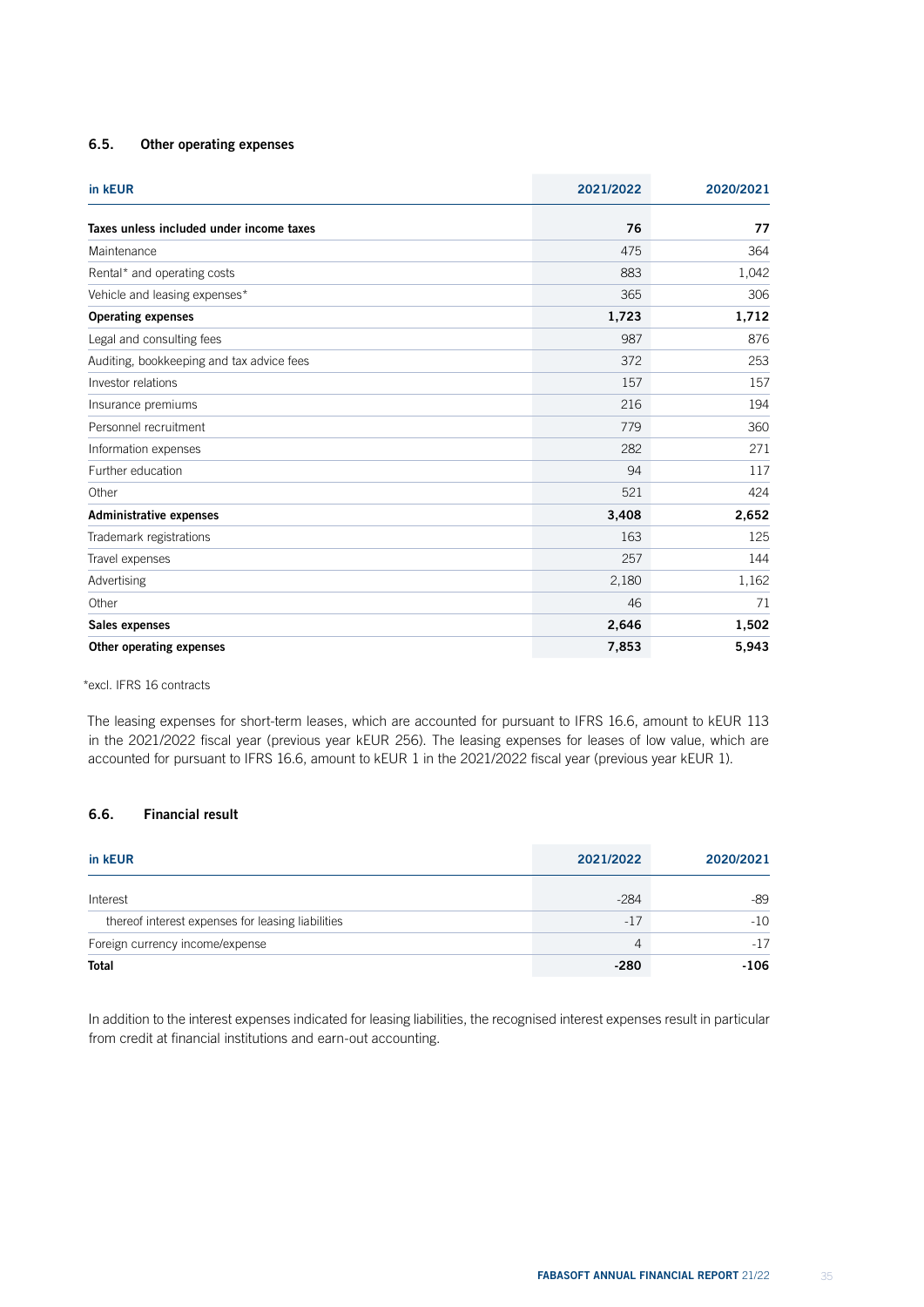### 6.5. Other operating expenses

| in kEUR | 2021/2022 | 2020/2021 |
|---|---|---|
| **Taxes unless included under income taxes** | **76** | **77** |
| Maintenance | 475 | 364 |
| Rental* and operating costs | 883 | 1,042 |
| Vehicle and leasing expenses* | 365 | 306 |
| **Operating expenses** | **1,723** | **1,712** |
| Legal and consulting fees | 987 | 876 |
| Auditing, bookkeeping and tax advice fees | 372 | 253 |
| Investor relations | 157 | 157 |
| Insurance premiums | 216 | 194 |
| Personnel recruitment | 779 | 360 |
| Information expenses | 282 | 271 |
| Further education | 94 | 117 |
| Other | 521 | 424 |
| **Administrative expenses** | **3,408** | **2,652** |
| Trademark registrations | 163 | 125 |
| Travel expenses | 257 | 144 |
| Advertising | 2,180 | 1,162 |
| Other | 46 | 71 |
| **Sales expenses** | **2,646** | **1,502** |
| **Other operating expenses** | **7,853** | **5,943** |

*excl. IFRS 16 contracts

The leasing expenses for short-term leases, which are accounted for pursuant to IFRS 16.6, amount to kEUR 113 in the 2021/2022 fiscal year (previous year kEUR 256). The leasing expenses for leases of low value, which are accounted for pursuant to IFRS 16.6, amount to kEUR 1 in the 2021/2022 fiscal year (previous year kEUR 1).

### 6.6. Financial result

| in kEUR | 2021/2022 | 2020/2021 |
|---|---|---|
| Interest | -284 | -89 |
| thereof interest expenses for leasing liabilities | -17 | -10 |
| Foreign currency income/expense | 4 | -17 |
| **Total** | **-280** | **-106** |

In addition to the interest expenses indicated for leasing liabilities, the recognised interest expenses result in particular from credit at financial institutions and earn-out accounting.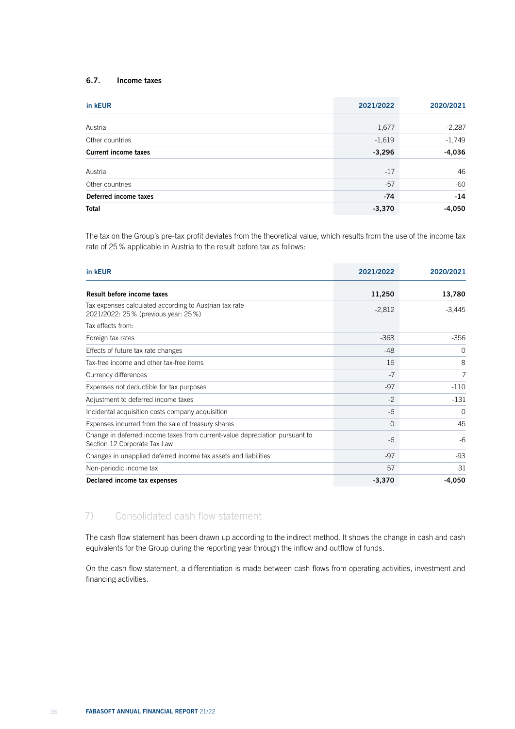### 6.7. Income taxes

| in kEUR | 2021/2022 | 2020/2021 |
|---|---|---|
| Austria | -1,677 | -2,287 |
| Other countries | -1,619 | -1,749 |
| **Current income taxes** | **-3,296** | **-4,036** |
| Austria | -17 | 46 |
| Other countries | -57 | -60 |
| **Deferred income taxes** | **-74** | **-14** |
| **Total** | **-3,370** | **-4,050** |

The tax on the Group's pre-tax profit deviates from the theoretical value, which results from the use of the income tax rate of 25 % applicable in Austria to the result before tax as follows:

| in kEUR | 2021/2022 | 2020/2021 |
|---|---|---|
| **Result before income taxes** | **11,250** | **13,780** |
| Tax expenses calculated according to Austrian tax rate 2021/2022: 25 % (previous year: 25 %) | -2,812 | -3,445 |
| Tax effects from: | | |
| Foreign tax rates | -368 | -356 |
| Effects of future tax rate changes | -48 | 0 |
| Tax-free income and other tax-free items | 16 | 8 |
| Currency differences | -7 | 7 |
| Expenses not deductible for tax purposes | -97 | -110 |
| Adjustment to deferred income taxes | -2 | -131 |
| Incidental acquisition costs company acquisition | -6 | 0 |
| Expenses incurred from the sale of treasury shares | 0 | 45 |
| Change in deferred income taxes from current-value depreciation pursuant to Section 12 Corporate Tax Law | -6 | -6 |
| Changes in unapplied deferred income tax assets and liabilities | -97 | -93 |
| Non-periodic income tax | 57 | 31 |
| **Declared income tax expenses** | **-3,370** | **-4,050** |

## 7) Consolidated cash flow statement

The cash flow statement has been drawn up according to the indirect method. It shows the change in cash and cash equivalents for the Group during the reporting year through the inflow and outflow of funds.

On the cash flow statement, a differentiation is made between cash flows from operating activities, investment and financing activities.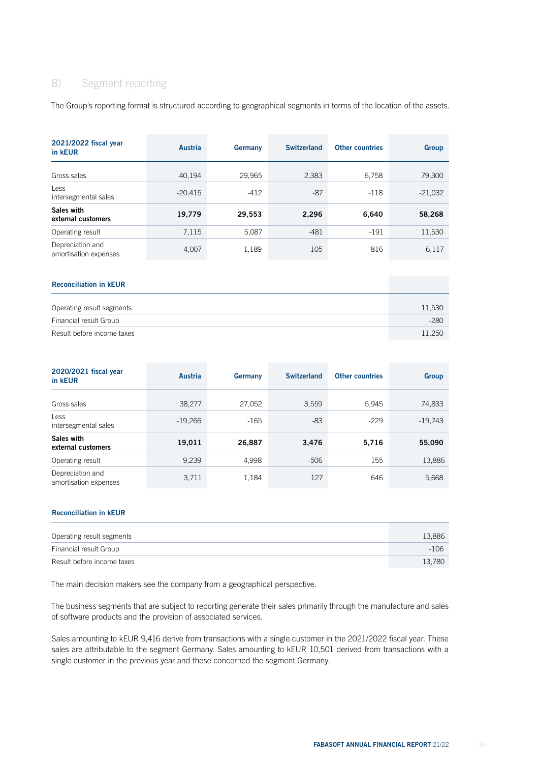## 8) Segment reporting

The Group's reporting format is structured according to geographical segments in terms of the location of the assets.

| 2021/2022 fiscal year in kEUR | Austria | Germany | Switzerland | Other countries | Group |
|---|---|---|---|---|---|
| Gross sales | 40,194 | 29,965 | 2,383 | 6,758 | 79,300 |
| Less intersegmental sales | -20,415 | -412 | -87 | -118 | -21,032 |
| **Sales with external customers** | **19,779** | **29,553** | **2,296** | **6,640** | **58,268** |
| Operating result | 7,115 | 5,087 | -481 | -191 | 11,530 |
| Depreciation and amortisation expenses | 4,007 | 1,189 | 105 | 816 | 6,117 |

| Reconciliation in kEUR | |
|---|---|
| Operating result segments | 11,530 |
| Financial result Group | -280 |
| Result before income taxes | 11,250 |

| 2020/2021 fiscal year in kEUR | Austria | Germany | Switzerland | Other countries | Group |
|---|---|---|---|---|---|
| Gross sales | 38,277 | 27,052 | 3,559 | 5,945 | 74,833 |
| Less intersegmental sales | -19,266 | -165 | -83 | -229 | -19,743 |
| **Sales with external customers** | **19,011** | **26,887** | **3,476** | **5,716** | **55,090** |
| Operating result | 9,239 | 4,998 | -506 | 155 | 13,886 |
| Depreciation and amortisation expenses | 3,711 | 1,184 | 127 | 646 | 5,668 |

| Reconciliation in kEUR | |
|---|---|
| Operating result segments | 13,886 |
| Financial result Group | -106 |
| Result before income taxes | 13,780 |

The main decision makers see the company from a geographical perspective.

The business segments that are subject to reporting generate their sales primarily through the manufacture and sales of software products and the provision of associated services.

Sales amounting to kEUR 9,416 derive from transactions with a single customer in the 2021/2022 fiscal year. These sales are attributable to the segment Germany. Sales amounting to kEUR 10,501 derived from transactions with a single customer in the previous year and these concerned the segment Germany.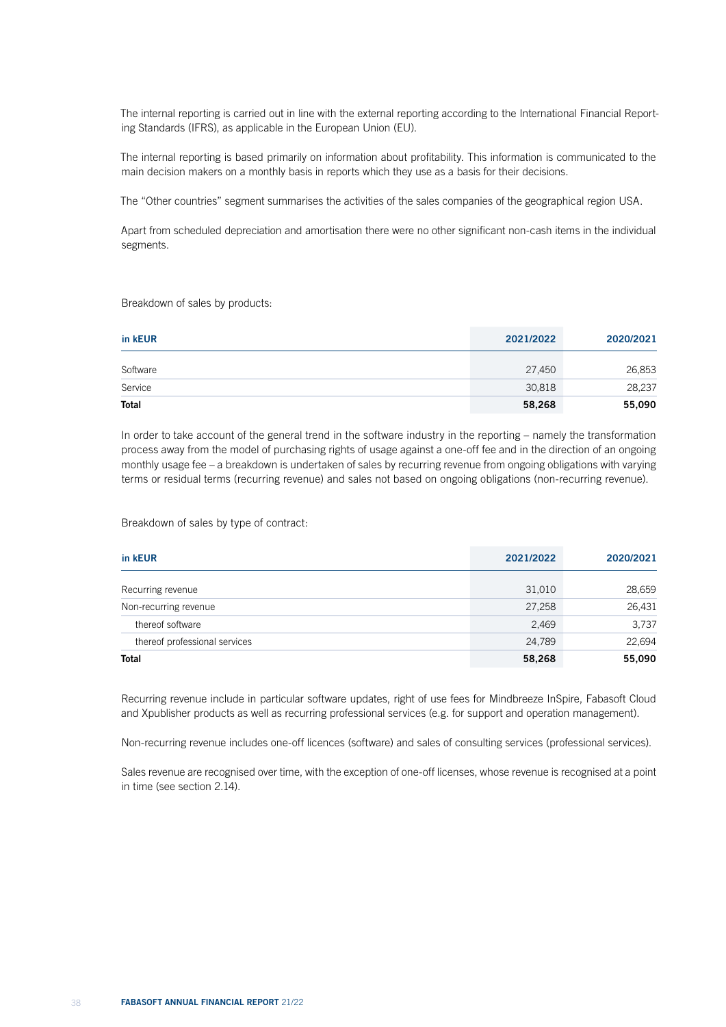The internal reporting is carried out in line with the external reporting according to the International Financial Reporting Standards (IFRS), as applicable in the European Union (EU).

The internal reporting is based primarily on information about profitability. This information is communicated to the main decision makers on a monthly basis in reports which they use as a basis for their decisions.

The "Other countries" segment summarises the activities of the sales companies of the geographical region USA.

Apart from scheduled depreciation and amortisation there were no other significant non-cash items in the individual segments.

Breakdown of sales by products:

| in kEUR | 2021/2022 | 2020/2021 |
|---|---|---|
| Software | 27,450 | 26,853 |
| Service | 30,818 | 28,237 |
| **Total** | **58,268** | **55,090** |

In order to take account of the general trend in the software industry in the reporting – namely the transformation process away from the model of purchasing rights of usage against a one-off fee and in the direction of an ongoing monthly usage fee – a breakdown is undertaken of sales by recurring revenue from ongoing obligations with varying terms or residual terms (recurring revenue) and sales not based on ongoing obligations (non-recurring revenue).

Breakdown of sales by type of contract:

| in kEUR | 2021/2022 | 2020/2021 |
|---|---|---|
| Recurring revenue | 31,010 | 28,659 |
| Non-recurring revenue | 27,258 | 26,431 |
| thereof software | 2,469 | 3,737 |
| thereof professional services | 24,789 | 22,694 |
| **Total** | **58,268** | **55,090** |

Recurring revenue include in particular software updates, right of use fees for Mindbreeze InSpire, Fabasoft Cloud and Xpublisher products as well as recurring professional services (e.g. for support and operation management).

Non-recurring revenue includes one-off licences (software) and sales of consulting services (professional services).

Sales revenue are recognised over time, with the exception of one-off licenses, whose revenue is recognised at a point in time (see section 2.14).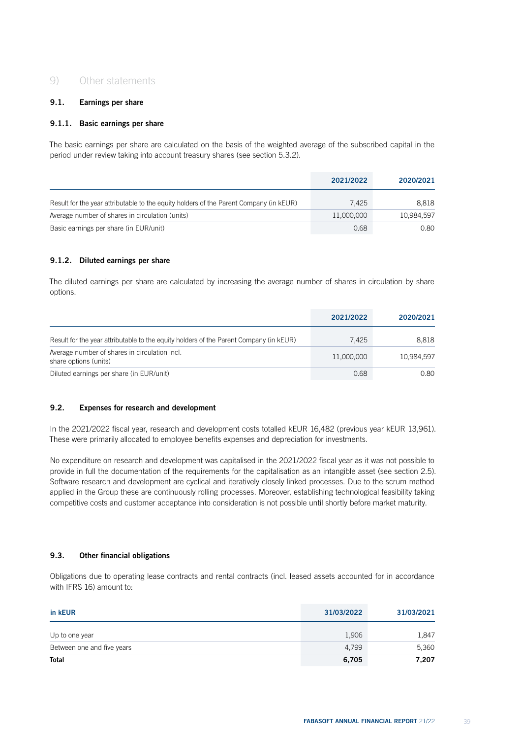# 9) Other statements

## 9.1. Earnings per share

### 9.1.1. Basic earnings per share

The basic earnings per share are calculated on the basis of the weighted average of the subscribed capital in the period under review taking into account treasury shares (see section 5.3.2).

| | 2021/2022 | 2020/2021 |
|---|---|---|
| Result for the year attributable to the equity holders of the Parent Company (in kEUR) | 7,425 | 8,818 |
| Average number of shares in circulation (units) | 11,000,000 | 10,984,597 |
| Basic earnings per share (in EUR/unit) | 0.68 | 0.80 |

### 9.1.2. Diluted earnings per share

The diluted earnings per share are calculated by increasing the average number of shares in circulation by share options.

| | 2021/2022 | 2020/2021 |
|---|---|---|
| Result for the year attributable to the equity holders of the Parent Company (in kEUR) | 7,425 | 8,818 |
| Average number of shares in circulation incl. share options (units) | 11,000,000 | 10,984,597 |
| Diluted earnings per share (in EUR/unit) | 0.68 | 0.80 |

## 9.2. Expenses for research and development

In the 2021/2022 fiscal year, research and development costs totalled kEUR 16,482 (previous year kEUR 13,961). These were primarily allocated to employee benefits expenses and depreciation for investments.

No expenditure on research and development was capitalised in the 2021/2022 fiscal year as it was not possible to provide in full the documentation of the requirements for the capitalisation as an intangible asset (see section 2.5). Software research and development are cyclical and iteratively closely linked processes. Due to the scrum method applied in the Group these are continuously rolling processes. Moreover, establishing technological feasibility taking competitive costs and customer acceptance into consideration is not possible until shortly before market maturity.

## 9.3. Other financial obligations

Obligations due to operating lease contracts and rental contracts (incl. leased assets accounted for in accordance with IFRS 16) amount to:

| in kEUR | 31/03/2022 | 31/03/2021 |
|---|---|---|
| Up to one year | 1,906 | 1,847 |
| Between one and five years | 4,799 | 5,360 |
| **Total** | **6,705** | **7,207** |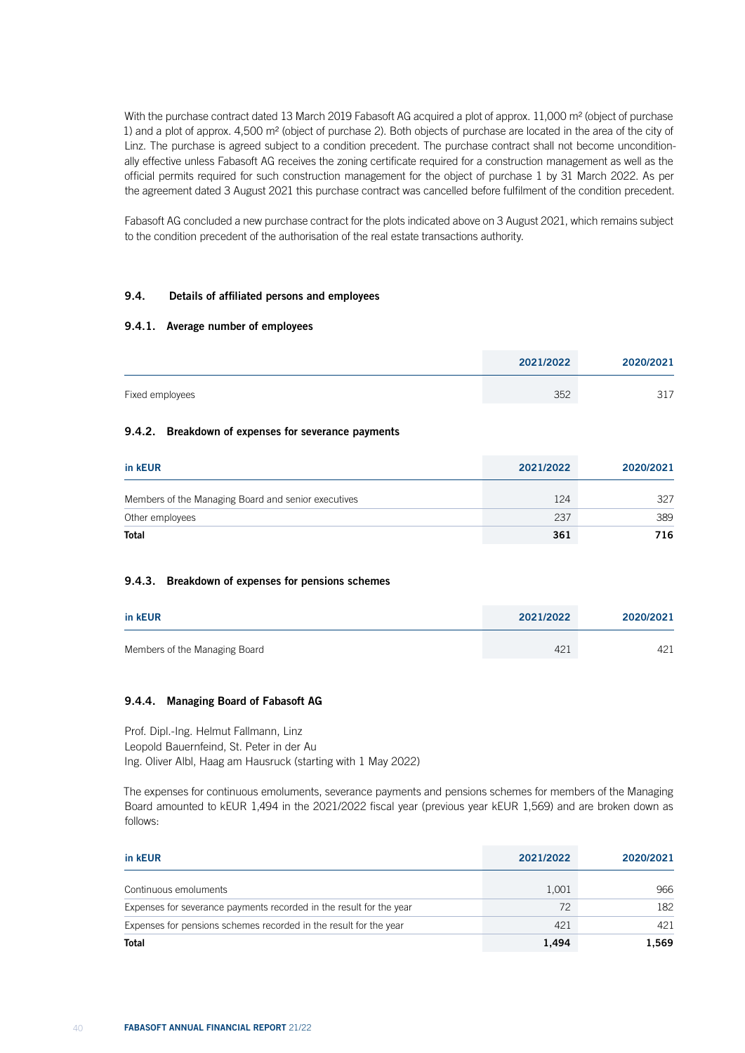With the purchase contract dated 13 March 2019 Fabasoft AG acquired a plot of approx. 11,000 m² (object of purchase 1) and a plot of approx. 4,500 m² (object of purchase 2). Both objects of purchase are located in the area of the city of Linz. The purchase is agreed subject to a condition precedent. The purchase contract shall not become unconditionally effective unless Fabasoft AG receives the zoning certificate required for a construction management as well as the official permits required for such construction management for the object of purchase 1 by 31 March 2022. As per the agreement dated 3 August 2021 this purchase contract was cancelled before fulfilment of the condition precedent.

Fabasoft AG concluded a new purchase contract for the plots indicated above on 3 August 2021, which remains subject to the condition precedent of the authorisation of the real estate transactions authority.

### 9.4. Details of affiliated persons and employees

#### 9.4.1. Average number of employees

| | 2021/2022 | 2020/2021 |
|---|---:|---:|
| Fixed employees | 352 | 317 |

#### 9.4.2. Breakdown of expenses for severance payments

| in kEUR | 2021/2022 | 2020/2021 |
|---|---:|---:|
| Members of the Managing Board and senior executives | 124 | 327 |
| Other employees | 237 | 389 |
| **Total** | **361** | **716** |

#### 9.4.3. Breakdown of expenses for pensions schemes

| in kEUR | 2021/2022 | 2020/2021 |
|---|---:|---:|
| Members of the Managing Board | 421 | 421 |

#### 9.4.4. Managing Board of Fabasoft AG

Prof. Dipl.-Ing. Helmut Fallmann, Linz
Leopold Bauernfeind, St. Peter in der Au
Ing. Oliver Albl, Haag am Hausruck (starting with 1 May 2022)

The expenses for continuous emoluments, severance payments and pensions schemes for members of the Managing Board amounted to kEUR 1,494 in the 2021/2022 fiscal year (previous year kEUR 1,569) and are broken down as follows:

| in kEUR | 2021/2022 | 2020/2021 |
|---|---:|---:|
| Continuous emoluments | 1,001 | 966 |
| Expenses for severance payments recorded in the result for the year | 72 | 182 |
| Expenses for pensions schemes recorded in the result for the year | 421 | 421 |
| **Total** | **1,494** | **1,569** |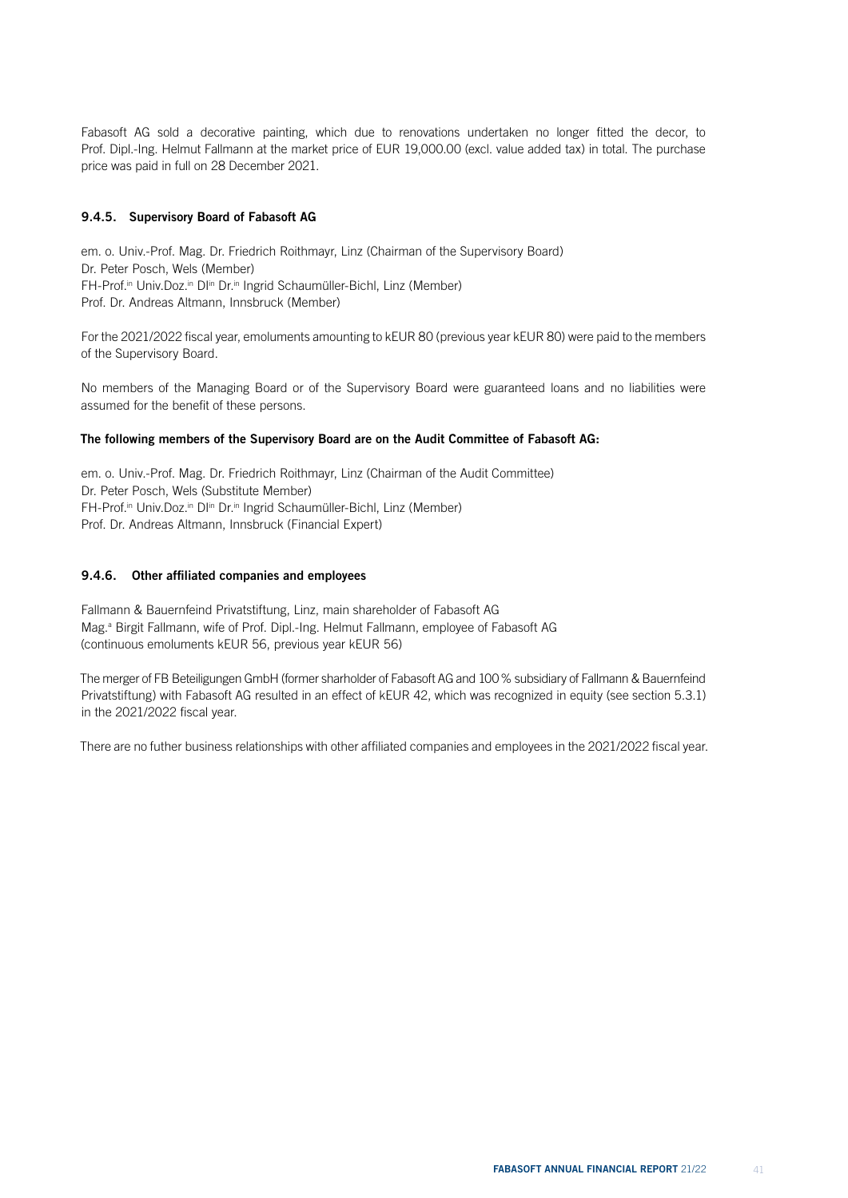Fabasoft AG sold a decorative painting, which due to renovations undertaken no longer fitted the decor, to Prof. Dipl.-Ing. Helmut Fallmann at the market price of EUR 19,000.00 (excl. value added tax) in total. The purchase price was paid in full on 28 December 2021.

### 9.4.5. Supervisory Board of Fabasoft AG

em. o. Univ.-Prof. Mag. Dr. Friedrich Roithmayr, Linz (Chairman of the Supervisory Board)
Dr. Peter Posch, Wels (Member)
FH-Prof.in Univ.Doz.in DIin Dr.in Ingrid Schaumüller-Bichl, Linz (Member)
Prof. Dr. Andreas Altmann, Innsbruck (Member)

For the 2021/2022 fiscal year, emoluments amounting to kEUR 80 (previous year kEUR 80) were paid to the members of the Supervisory Board.

No members of the Managing Board or of the Supervisory Board were guaranteed loans and no liabilities were assumed for the benefit of these persons.

**The following members of the Supervisory Board are on the Audit Committee of Fabasoft AG:**

em. o. Univ.-Prof. Mag. Dr. Friedrich Roithmayr, Linz (Chairman of the Audit Committee)
Dr. Peter Posch, Wels (Substitute Member)
FH-Prof.in Univ.Doz.in DIin Dr.in Ingrid Schaumüller-Bichl, Linz (Member)
Prof. Dr. Andreas Altmann, Innsbruck (Financial Expert)

### 9.4.6. Other affiliated companies and employees

Fallmann & Bauernfeind Privatstiftung, Linz, main shareholder of Fabasoft AG
Mag.a Birgit Fallmann, wife of Prof. Dipl.-Ing. Helmut Fallmann, employee of Fabasoft AG
(continuous emoluments kEUR 56, previous year kEUR 56)

The merger of FB Beteiligungen GmbH (former sharholder of Fabasoft AG and 100 % subsidiary of Fallmann & Bauernfeind Privatstiftung) with Fabasoft AG resulted in an effect of kEUR 42, which was recognized in equity (see section 5.3.1) in the 2021/2022 fiscal year.

There are no futher business relationships with other affiliated companies and employees in the 2021/2022 fiscal year.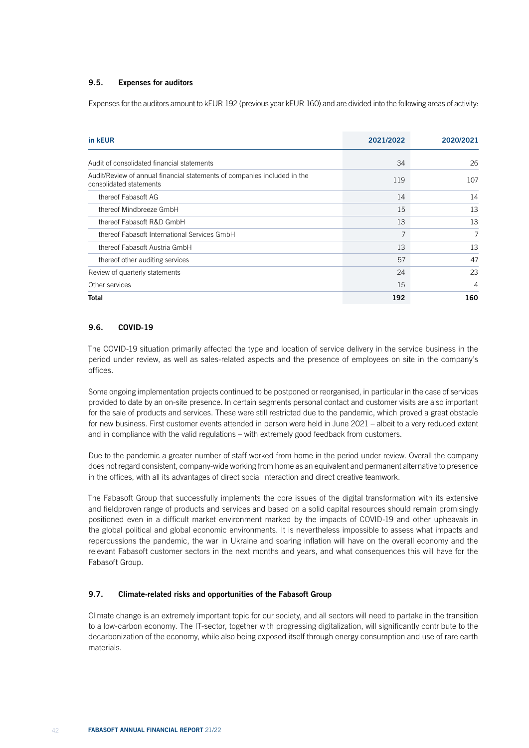### 9.5. Expenses for auditors

Expenses for the auditors amount to kEUR 192 (previous year kEUR 160) and are divided into the following areas of activity:

| in kEUR | 2021/2022 | 2020/2021 |
|---|---|---|
| Audit of consolidated financial statements | 34 | 26 |
| Audit/Review of annual financial statements of companies included in the consolidated statements | 119 | 107 |
| thereof Fabasoft AG | 14 | 14 |
| thereof Mindbreeze GmbH | 15 | 13 |
| thereof Fabasoft R&D GmbH | 13 | 13 |
| thereof Fabasoft International Services GmbH | 7 | 7 |
| thereof Fabasoft Austria GmbH | 13 | 13 |
| thereof other auditing services | 57 | 47 |
| Review of quarterly statements | 24 | 23 |
| Other services | 15 | 4 |
| **Total** | **192** | **160** |

### 9.6. COVID-19

The COVID-19 situation primarily affected the type and location of service delivery in the service business in the period under review, as well as sales-related aspects and the presence of employees on site in the company's offices.

Some ongoing implementation projects continued to be postponed or reorganised, in particular in the case of services provided to date by an on-site presence. In certain segments personal contact and customer visits are also important for the sale of products and services. These were still restricted due to the pandemic, which proved a great obstacle for new business. First customer events attended in person were held in June 2021 – albeit to a very reduced extent and in compliance with the valid regulations – with extremely good feedback from customers.

Due to the pandemic a greater number of staff worked from home in the period under review. Overall the company does not regard consistent, company-wide working from home as an equivalent and permanent alternative to presence in the offices, with all its advantages of direct social interaction and direct creative teamwork.

The Fabasoft Group that successfully implements the core issues of the digital transformation with its extensive and fieldproven range of products and services and based on a solid capital resources should remain promisingly positioned even in a difficult market environment marked by the impacts of COVID-19 and other upheavals in the global political and global economic environments. It is nevertheless impossible to assess what impacts and repercussions the pandemic, the war in Ukraine and soaring inflation will have on the overall economy and the relevant Fabasoft customer sectors in the next months and years, and what consequences this will have for the Fabasoft Group.

### 9.7. Climate-related risks and opportunities of the Fabasoft Group

Climate change is an extremely important topic for our society, and all sectors will need to partake in the transition to a low-carbon economy. The IT-sector, together with progressing digitalization, will significantly contribute to the decarbonization of the economy, while also being exposed itself through energy consumption and use of rare earth materials.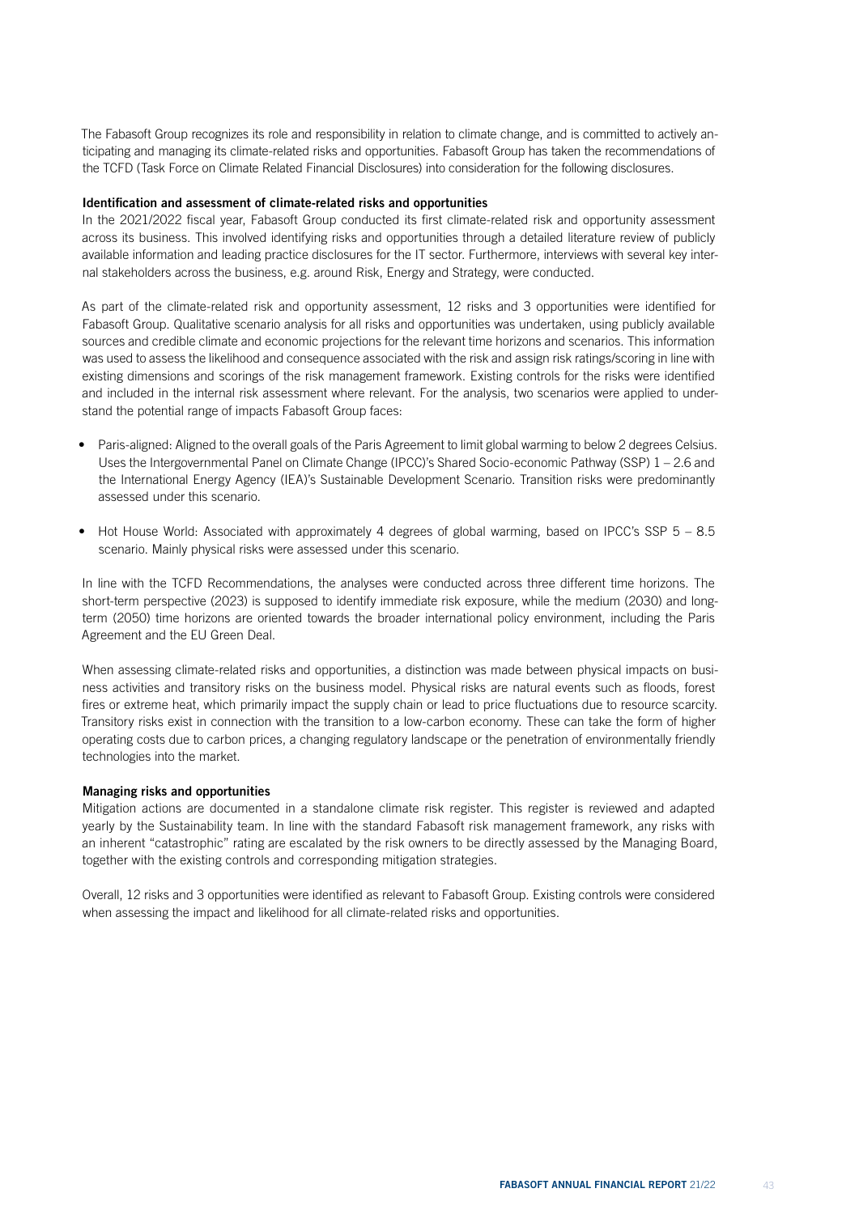The Fabasoft Group recognizes its role and responsibility in relation to climate change, and is committed to actively anticipating and managing its climate-related risks and opportunities. Fabasoft Group has taken the recommendations of the TCFD (Task Force on Climate Related Financial Disclosures) into consideration for the following disclosures.

**Identification and assessment of climate-related risks and opportunities**

In the 2021/2022 fiscal year, Fabasoft Group conducted its first climate-related risk and opportunity assessment across its business. This involved identifying risks and opportunities through a detailed literature review of publicly available information and leading practice disclosures for the IT sector. Furthermore, interviews with several key internal stakeholders across the business, e.g. around Risk, Energy and Strategy, were conducted.

As part of the climate-related risk and opportunity assessment, 12 risks and 3 opportunities were identified for Fabasoft Group. Qualitative scenario analysis for all risks and opportunities was undertaken, using publicly available sources and credible climate and economic projections for the relevant time horizons and scenarios. This information was used to assess the likelihood and consequence associated with the risk and assign risk ratings/scoring in line with existing dimensions and scorings of the risk management framework. Existing controls for the risks were identified and included in the internal risk assessment where relevant. For the analysis, two scenarios were applied to understand the potential range of impacts Fabasoft Group faces:

- Paris-aligned: Aligned to the overall goals of the Paris Agreement to limit global warming to below 2 degrees Celsius. Uses the Intergovernmental Panel on Climate Change (IPCC)'s Shared Socio-economic Pathway (SSP) 1 – 2.6 and the International Energy Agency (IEA)'s Sustainable Development Scenario. Transition risks were predominantly assessed under this scenario.
- Hot House World: Associated with approximately 4 degrees of global warming, based on IPCC's SSP 5 – 8.5 scenario. Mainly physical risks were assessed under this scenario.

In line with the TCFD Recommendations, the analyses were conducted across three different time horizons. The short-term perspective (2023) is supposed to identify immediate risk exposure, while the medium (2030) and long-term (2050) time horizons are oriented towards the broader international policy environment, including the Paris Agreement and the EU Green Deal.

When assessing climate-related risks and opportunities, a distinction was made between physical impacts on business activities and transitory risks on the business model. Physical risks are natural events such as floods, forest fires or extreme heat, which primarily impact the supply chain or lead to price fluctuations due to resource scarcity. Transitory risks exist in connection with the transition to a low-carbon economy. These can take the form of higher operating costs due to carbon prices, a changing regulatory landscape or the penetration of environmentally friendly technologies into the market.

**Managing risks and opportunities**

Mitigation actions are documented in a standalone climate risk register. This register is reviewed and adapted yearly by the Sustainability team. In line with the standard Fabasoft risk management framework, any risks with an inherent "catastrophic" rating are escalated by the risk owners to be directly assessed by the Managing Board, together with the existing controls and corresponding mitigation strategies.

Overall, 12 risks and 3 opportunities were identified as relevant to Fabasoft Group. Existing controls were considered when assessing the impact and likelihood for all climate-related risks and opportunities.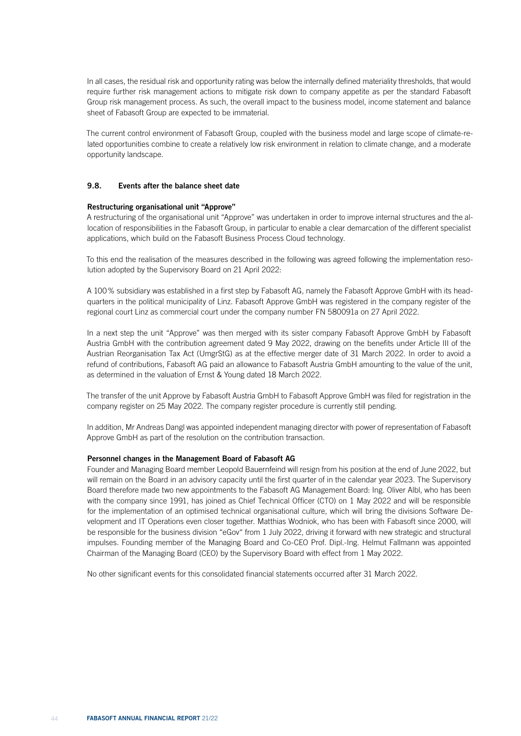In all cases, the residual risk and opportunity rating was below the internally defined materiality thresholds, that would require further risk management actions to mitigate risk down to company appetite as per the standard Fabasoft Group risk management process. As such, the overall impact to the business model, income statement and balance sheet of Fabasoft Group are expected to be immaterial.

The current control environment of Fabasoft Group, coupled with the business model and large scope of climate-related opportunities combine to create a relatively low risk environment in relation to climate change, and a moderate opportunity landscape.

### 9.8. Events after the balance sheet date

**Restructuring organisational unit "Approve"**

A restructuring of the organisational unit "Approve" was undertaken in order to improve internal structures and the allocation of responsibilities in the Fabasoft Group, in particular to enable a clear demarcation of the different specialist applications, which build on the Fabasoft Business Process Cloud technology.

To this end the realisation of the measures described in the following was agreed following the implementation resolution adopted by the Supervisory Board on 21 April 2022:

A 100 % subsidiary was established in a first step by Fabasoft AG, namely the Fabasoft Approve GmbH with its headquarters in the political municipality of Linz. Fabasoft Approve GmbH was registered in the company register of the regional court Linz as commercial court under the company number FN 580091a on 27 April 2022.

In a next step the unit "Approve" was then merged with its sister company Fabasoft Approve GmbH by Fabasoft Austria GmbH with the contribution agreement dated 9 May 2022, drawing on the benefits under Article III of the Austrian Reorganisation Tax Act (UmgrStG) as at the effective merger date of 31 March 2022. In order to avoid a refund of contributions, Fabasoft AG paid an allowance to Fabasoft Austria GmbH amounting to the value of the unit, as determined in the valuation of Ernst & Young dated 18 March 2022.

The transfer of the unit Approve by Fabasoft Austria GmbH to Fabasoft Approve GmbH was filed for registration in the company register on 25 May 2022. The company register procedure is currently still pending.

In addition, Mr Andreas Dangl was appointed independent managing director with power of representation of Fabasoft Approve GmbH as part of the resolution on the contribution transaction.

**Personnel changes in the Management Board of Fabasoft AG**

Founder and Managing Board member Leopold Bauernfeind will resign from his position at the end of June 2022, but will remain on the Board in an advisory capacity until the first quarter of in the calendar year 2023. The Supervisory Board therefore made two new appointments to the Fabasoft AG Management Board: Ing. Oliver Albl, who has been with the company since 1991, has joined as Chief Technical Officer (CTO) on 1 May 2022 and will be responsible for the implementation of an optimised technical organisational culture, which will bring the divisions Software Development and IT Operations even closer together. Matthias Wodniok, who has been with Fabasoft since 2000, will be responsible for the business division "eGov" from 1 July 2022, driving it forward with new strategic and structural impulses. Founding member of the Managing Board and Co-CEO Prof. Dipl.-Ing. Helmut Fallmann was appointed Chairman of the Managing Board (CEO) by the Supervisory Board with effect from 1 May 2022.

No other significant events for this consolidated financial statements occurred after 31 March 2022.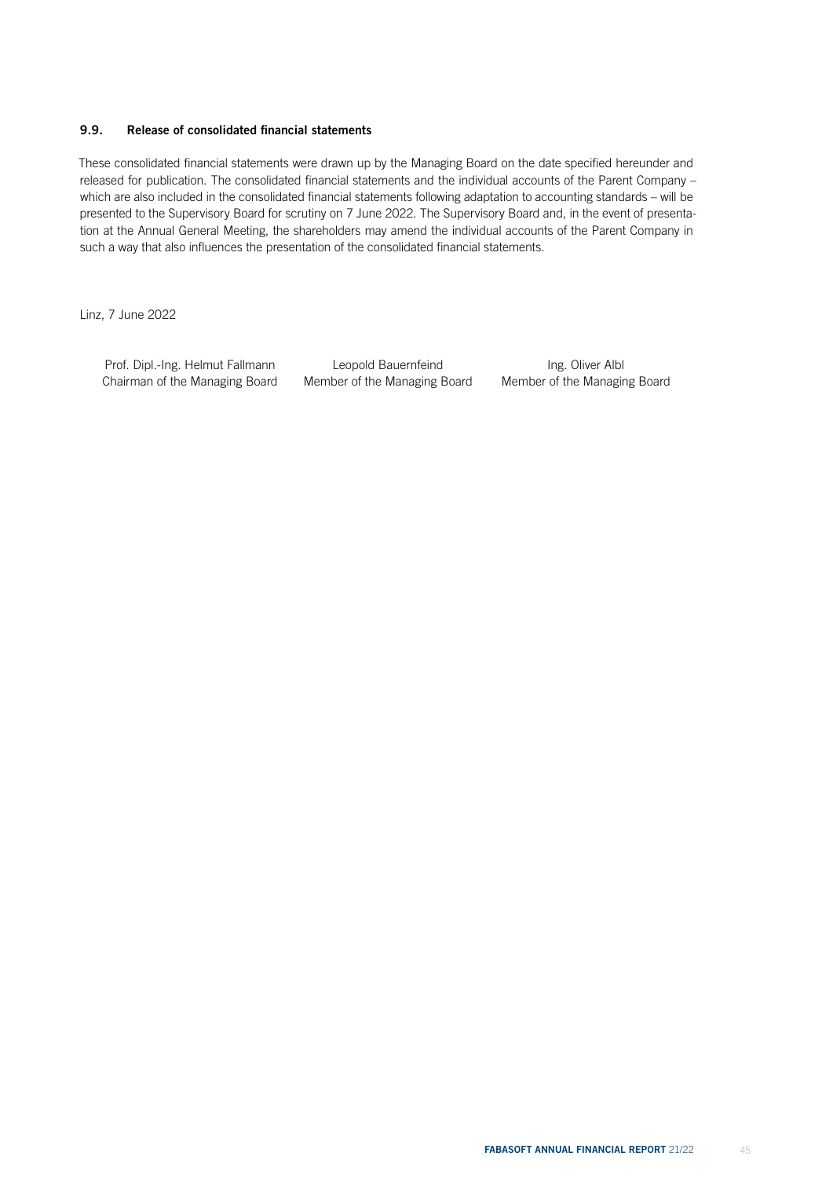### 9.9. Release of consolidated financial statements

These consolidated financial statements were drawn up by the Managing Board on the date specified hereunder and released for publication. The consolidated financial statements and the individual accounts of the Parent Company – which are also included in the consolidated financial statements following adaptation to accounting standards – will be presented to the Supervisory Board for scrutiny on 7 June 2022. The Supervisory Board and, in the event of presentation at the Annual General Meeting, the shareholders may amend the individual accounts of the Parent Company in such a way that also influences the presentation of the consolidated financial statements.

Linz, 7 June 2022

| | | |
|---|---|---|
| Prof. Dipl.-Ing. Helmut Fallmann | Leopold Bauernfeind | Ing. Oliver Albl |
| Chairman of the Managing Board | Member of the Managing Board | Member of the Managing Board |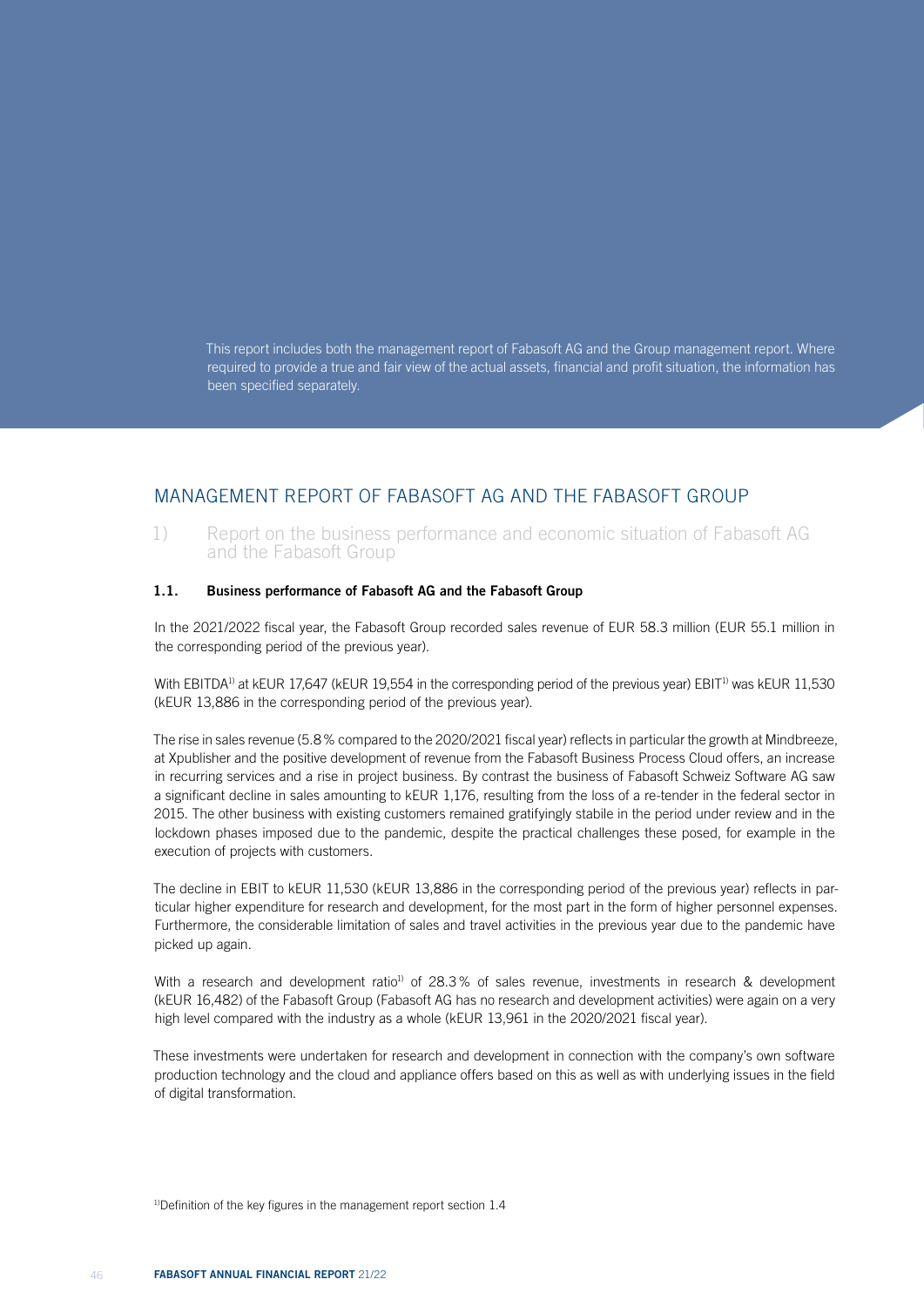This report includes both the management report of Fabasoft AG and the Group management report. Where required to provide a true and fair view of the actual assets, financial and profit situation, the information has been specified separately.

# MANAGEMENT REPORT OF FABASOFT AG AND THE FABASOFT GROUP

## 1) Report on the business performance and economic situation of Fabasoft AG and the Fabasoft Group

### 1.1. Business performance of Fabasoft AG and the Fabasoft Group

In the 2021/2022 fiscal year, the Fabasoft Group recorded sales revenue of EUR 58.3 million (EUR 55.1 million in the corresponding period of the previous year).

With EBITDA[1)] at kEUR 17,647 (kEUR 19,554 in the corresponding period of the previous year) EBIT[1)] was kEUR 11,530 (kEUR 13,886 in the corresponding period of the previous year).

The rise in sales revenue (5.8 % compared to the 2020/2021 fiscal year) reflects in particular the growth at Mindbreeze, at Xpublisher and the positive development of revenue from the Fabasoft Business Process Cloud offers, an increase in recurring services and a rise in project business. By contrast the business of Fabasoft Schweiz Software AG saw a significant decline in sales amounting to kEUR 1,176, resulting from the loss of a re-tender in the federal sector in 2015. The other business with existing customers remained gratifyingly stabile in the period under review and in the lockdown phases imposed due to the pandemic, despite the practical challenges these posed, for example in the execution of projects with customers.

The decline in EBIT to kEUR 11,530 (kEUR 13,886 in the corresponding period of the previous year) reflects in particular higher expenditure for research and development, for the most part in the form of higher personnel expenses. Furthermore, the considerable limitation of sales and travel activities in the previous year due to the pandemic have picked up again.

With a research and development ratio[1)] of 28.3 % of sales revenue, investments in research & development (kEUR 16,482) of the Fabasoft Group (Fabasoft AG has no research and development activities) were again on a very high level compared with the industry as a whole (kEUR 13,961 in the 2020/2021 fiscal year).

These investments were undertaken for research and development in connection with the company's own software production technology and the cloud and appliance offers based on this as well as with underlying issues in the field of digital transformation.

[1)]Definition of the key figures in the management report section 1.4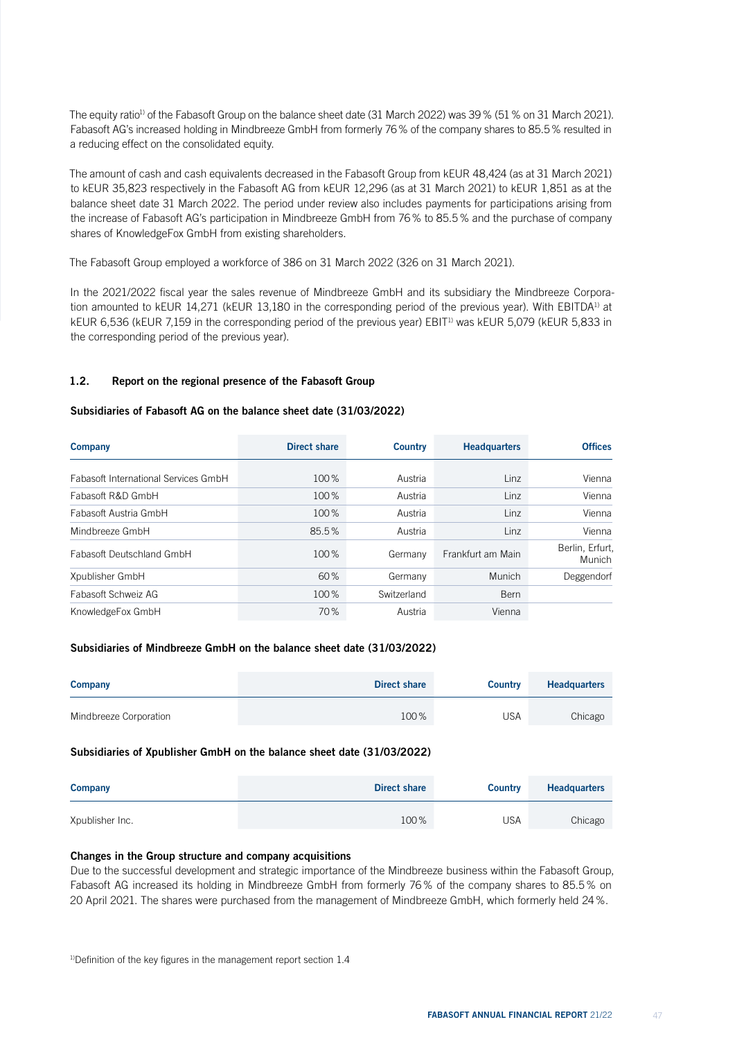The equity ratio[1)] of the Fabasoft Group on the balance sheet date (31 March 2022) was 39 % (51 % on 31 March 2021). Fabasoft AG's increased holding in Mindbreeze GmbH from formerly 76 % of the company shares to 85.5 % resulted in a reducing effect on the consolidated equity.

The amount of cash and cash equivalents decreased in the Fabasoft Group from kEUR 48,424 (as at 31 March 2021) to kEUR 35,823 respectively in the Fabasoft AG from kEUR 12,296 (as at 31 March 2021) to kEUR 1,851 as at the balance sheet date 31 March 2022. The period under review also includes payments for participations arising from the increase of Fabasoft AG's participation in Mindbreeze GmbH from 76 % to 85.5 % and the purchase of company shares of KnowledgeFox GmbH from existing shareholders.

The Fabasoft Group employed a workforce of 386 on 31 March 2022 (326 on 31 March 2021).

In the 2021/2022 fiscal year the sales revenue of Mindbreeze GmbH and its subsidiary the Mindbreeze Corporation amounted to kEUR 14,271 (kEUR 13,180 in the corresponding period of the previous year). With EBITDA[1)] at kEUR 6,536 (kEUR 7,159 in the corresponding period of the previous year) EBIT[1)] was kEUR 5,079 (kEUR 5,833 in the corresponding period of the previous year).

### 1.2. Report on the regional presence of the Fabasoft Group

**Subsidiaries of Fabasoft AG on the balance sheet date (31/03/2022)**

| Company | Direct share | Country | Headquarters | Offices |
|---|---|---|---|---|
| Fabasoft International Services GmbH | 100 % | Austria | Linz | Vienna |
| Fabasoft R&D GmbH | 100 % | Austria | Linz | Vienna |
| Fabasoft Austria GmbH | 100 % | Austria | Linz | Vienna |
| Mindbreeze GmbH | 85.5 % | Austria | Linz | Vienna |
| Fabasoft Deutschland GmbH | 100 % | Germany | Frankfurt am Main | Berlin, Erfurt, Munich |
| Xpublisher GmbH | 60 % | Germany | Munich | Deggendorf |
| Fabasoft Schweiz AG | 100 % | Switzerland | Bern | |
| KnowledgeFox GmbH | 70 % | Austria | Vienna | |

**Subsidiaries of Mindbreeze GmbH on the balance sheet date (31/03/2022)**

| Company | Direct share | Country | Headquarters |
|---|---|---|---|
| Mindbreeze Corporation | 100 % | USA | Chicago |

**Subsidiaries of Xpublisher GmbH on the balance sheet date (31/03/2022)**

| Company | Direct share | Country | Headquarters |
|---|---|---|---|
| Xpublisher Inc. | 100 % | USA | Chicago |

**Changes in the Group structure and company acquisitions**

Due to the successful development and strategic importance of the Mindbreeze business within the Fabasoft Group, Fabasoft AG increased its holding in Mindbreeze GmbH from formerly 76 % of the company shares to 85.5 % on 20 April 2021. The shares were purchased from the management of Mindbreeze GmbH, which formerly held 24 %.

[1)]Definition of the key figures in the management report section 1.4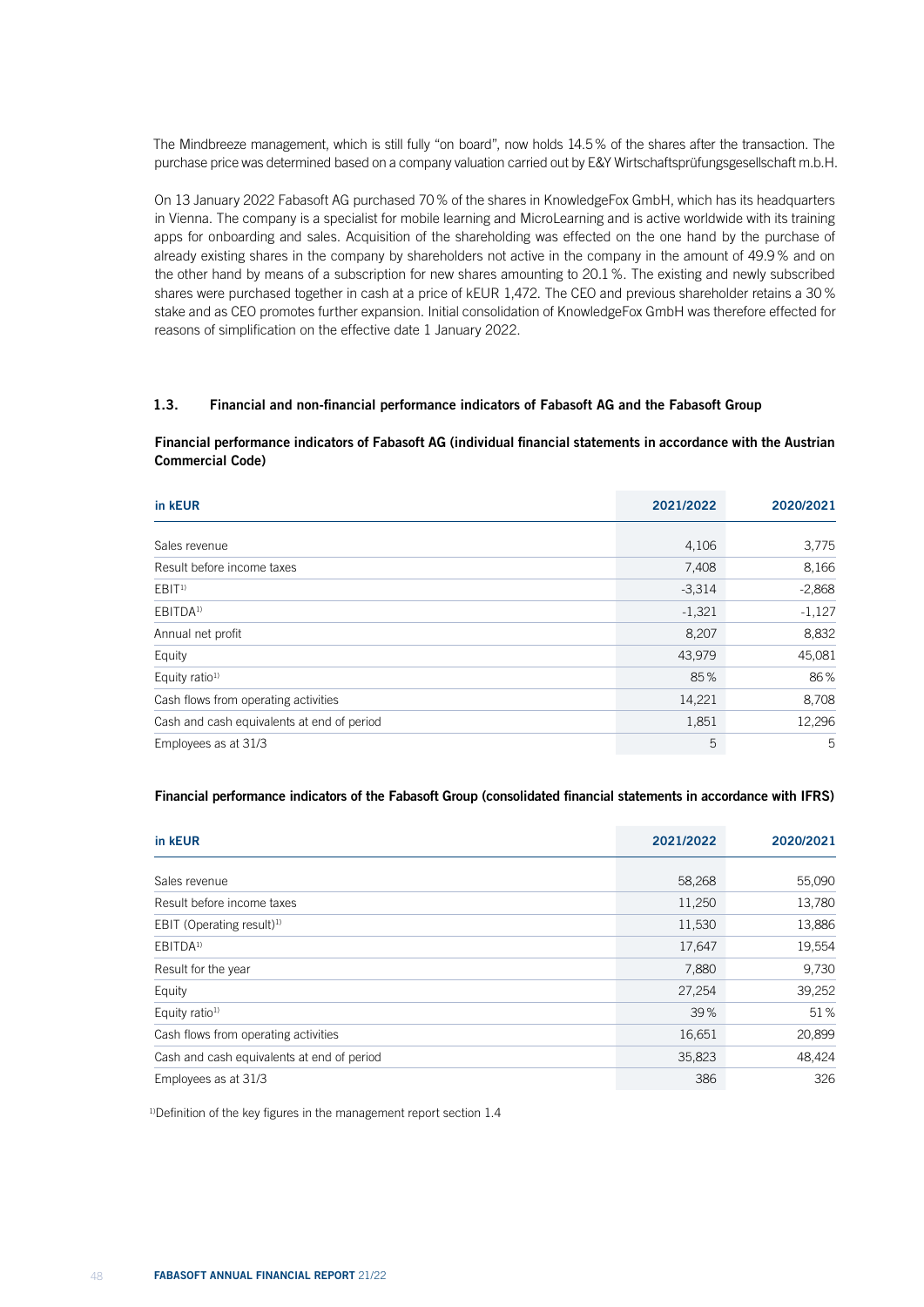The Mindbreeze management, which is still fully "on board", now holds 14.5 % of the shares after the transaction. The purchase price was determined based on a company valuation carried out by E&Y Wirtschaftsprüfungsgesellschaft m.b.H.

On 13 January 2022 Fabasoft AG purchased 70 % of the shares in KnowledgeFox GmbH, which has its headquarters in Vienna. The company is a specialist for mobile learning and MicroLearning and is active worldwide with its training apps for onboarding and sales. Acquisition of the shareholding was effected on the one hand by the purchase of already existing shares in the company by shareholders not active in the company in the amount of 49.9 % and on the other hand by means of a subscription for new shares amounting to 20.1 %. The existing and newly subscribed shares were purchased together in cash at a price of kEUR 1,472. The CEO and previous shareholder retains a 30 % stake and as CEO promotes further expansion. Initial consolidation of KnowledgeFox GmbH was therefore effected for reasons of simplification on the effective date 1 January 2022.

### 1.3. Financial and non-financial performance indicators of Fabasoft AG and the Fabasoft Group

**Financial performance indicators of Fabasoft AG (individual financial statements in accordance with the Austrian Commercial Code)**

| in kEUR | 2021/2022 | 2020/2021 |
|---|---|---|
| Sales revenue | 4,106 | 3,775 |
| Result before income taxes | 7,408 | 8,166 |
| EBIT[1] | -3,314 | -2,868 |
| EBITDA[1] | -1,321 | -1,127 |
| Annual net profit | 8,207 | 8,832 |
| Equity | 43,979 | 45,081 |
| Equity ratio[1] | 85 % | 86 % |
| Cash flows from operating activities | 14,221 | 8,708 |
| Cash and cash equivalents at end of period | 1,851 | 12,296 |
| Employees as at 31/3 | 5 | 5 |

**Financial performance indicators of the Fabasoft Group (consolidated financial statements in accordance with IFRS)**

| in kEUR | 2021/2022 | 2020/2021 |
|---|---|---|
| Sales revenue | 58,268 | 55,090 |
| Result before income taxes | 11,250 | 13,780 |
| EBIT (Operating result)[1] | 11,530 | 13,886 |
| EBITDA[1] | 17,647 | 19,554 |
| Result for the year | 7,880 | 9,730 |
| Equity | 27,254 | 39,252 |
| Equity ratio[1] | 39 % | 51 % |
| Cash flows from operating activities | 16,651 | 20,899 |
| Cash and cash equivalents at end of period | 35,823 | 48,424 |
| Employees as at 31/3 | 386 | 326 |

[1] Definition of the key figures in the management report section 1.4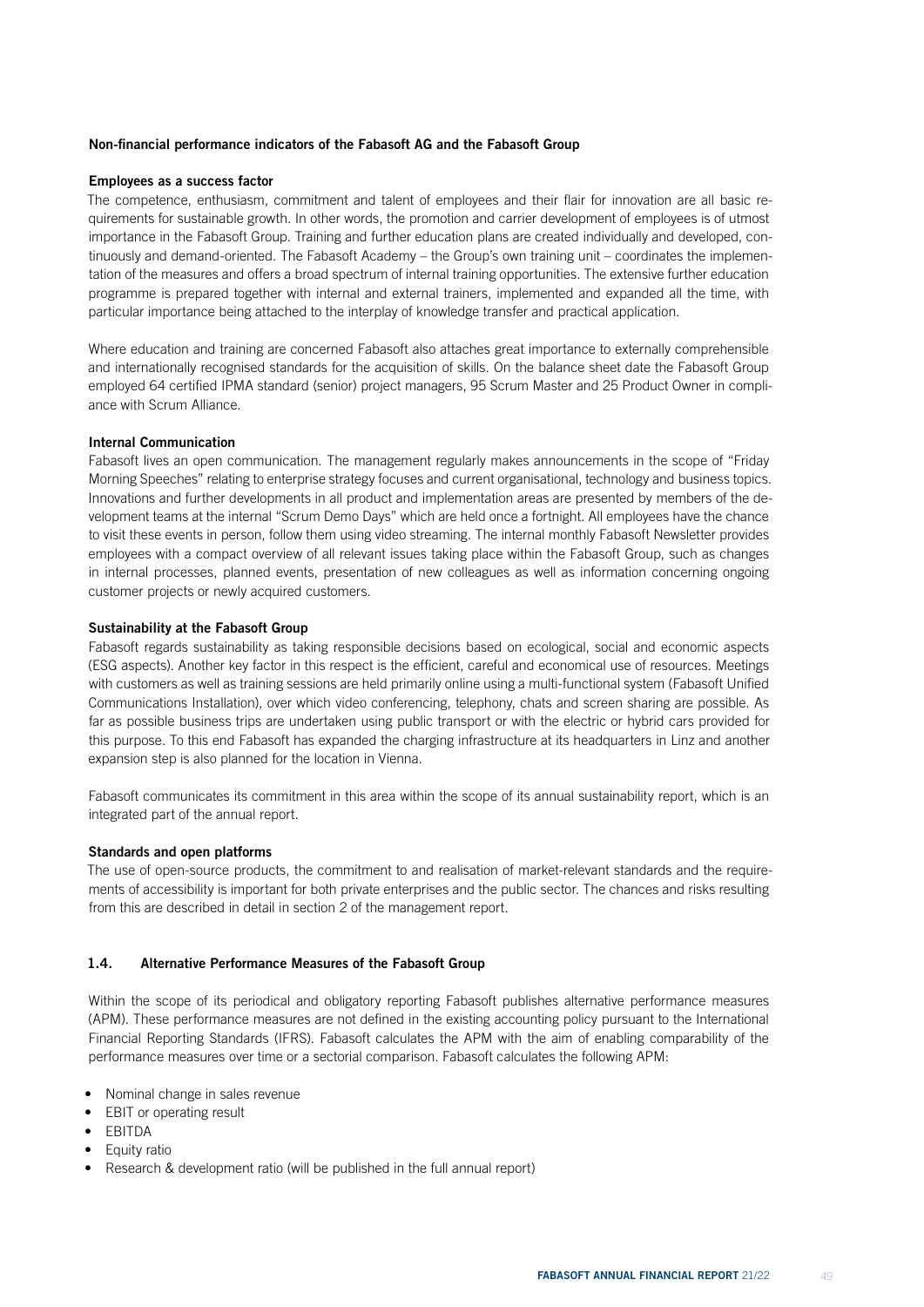**Non-financial performance indicators of the Fabasoft AG and the Fabasoft Group**

**Employees as a success factor**

The competence, enthusiasm, commitment and talent of employees and their flair for innovation are all basic requirements for sustainable growth. In other words, the promotion and carrier development of employees is of utmost importance in the Fabasoft Group. Training and further education plans are created individually and developed, continuously and demand-oriented. The Fabasoft Academy – the Group's own training unit – coordinates the implementation of the measures and offers a broad spectrum of internal training opportunities. The extensive further education programme is prepared together with internal and external trainers, implemented and expanded all the time, with particular importance being attached to the interplay of knowledge transfer and practical application.

Where education and training are concerned Fabasoft also attaches great importance to externally comprehensible and internationally recognised standards for the acquisition of skills. On the balance sheet date the Fabasoft Group employed 64 certified IPMA standard (senior) project managers, 95 Scrum Master and 25 Product Owner in compliance with Scrum Alliance.

**Internal Communication**

Fabasoft lives an open communication. The management regularly makes announcements in the scope of "Friday Morning Speeches" relating to enterprise strategy focuses and current organisational, technology and business topics. Innovations and further developments in all product and implementation areas are presented by members of the development teams at the internal "Scrum Demo Days" which are held once a fortnight. All employees have the chance to visit these events in person, follow them using video streaming. The internal monthly Fabasoft Newsletter provides employees with a compact overview of all relevant issues taking place within the Fabasoft Group, such as changes in internal processes, planned events, presentation of new colleagues as well as information concerning ongoing customer projects or newly acquired customers.

**Sustainability at the Fabasoft Group**

Fabasoft regards sustainability as taking responsible decisions based on ecological, social and economic aspects (ESG aspects). Another key factor in this respect is the efficient, careful and economical use of resources. Meetings with customers as well as training sessions are held primarily online using a multi-functional system (Fabasoft Unified Communications Installation), over which video conferencing, telephony, chats and screen sharing are possible. As far as possible business trips are undertaken using public transport or with the electric or hybrid cars provided for this purpose. To this end Fabasoft has expanded the charging infrastructure at its headquarters in Linz and another expansion step is also planned for the location in Vienna.

Fabasoft communicates its commitment in this area within the scope of its annual sustainability report, which is an integrated part of the annual report.

**Standards and open platforms**

The use of open-source products, the commitment to and realisation of market-relevant standards and the requirements of accessibility is important for both private enterprises and the public sector. The chances and risks resulting from this are described in detail in section 2 of the management report.

### 1.4. Alternative Performance Measures of the Fabasoft Group

Within the scope of its periodical and obligatory reporting Fabasoft publishes alternative performance measures (APM). These performance measures are not defined in the existing accounting policy pursuant to the International Financial Reporting Standards (IFRS). Fabasoft calculates the APM with the aim of enabling comparability of the performance measures over time or a sectorial comparison. Fabasoft calculates the following APM:

- Nominal change in sales revenue
- EBIT or operating result
- EBITDA
- Equity ratio
- Research & development ratio (will be published in the full annual report)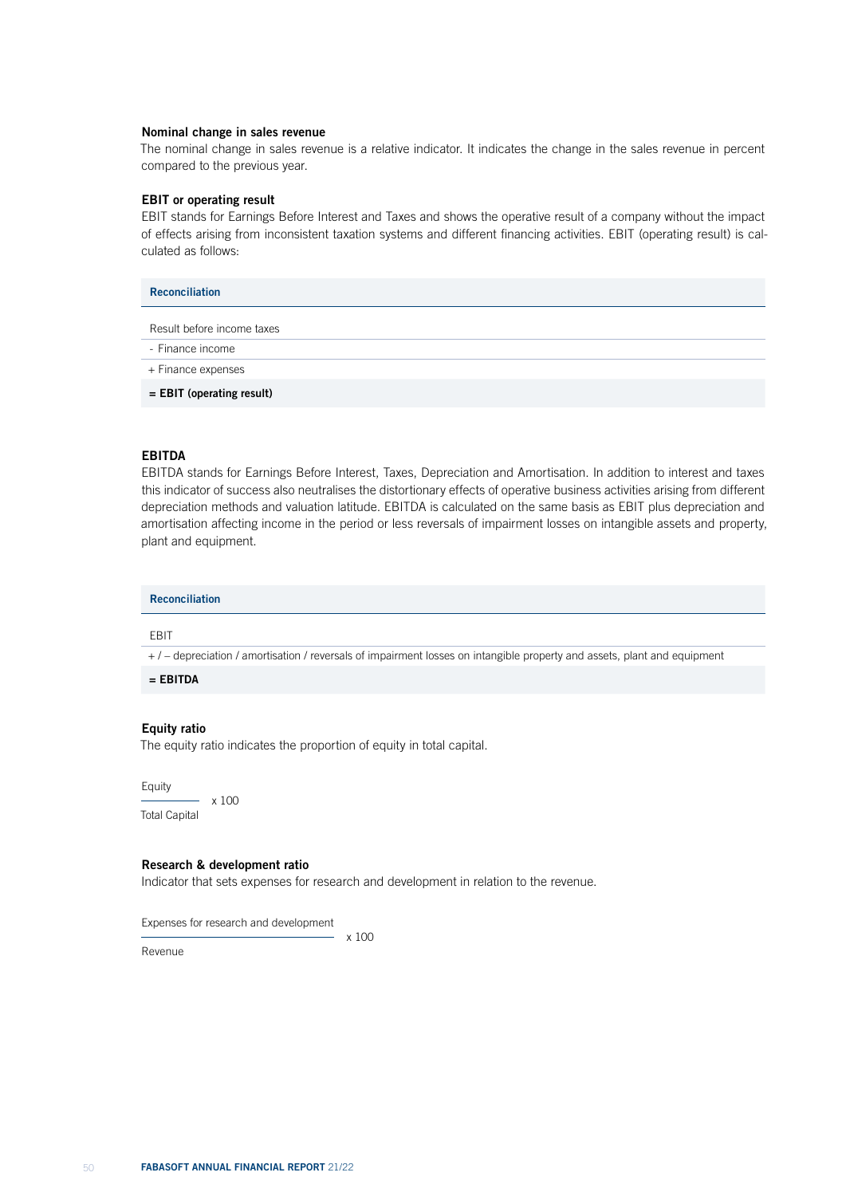**Nominal change in sales revenue**

The nominal change in sales revenue is a relative indicator. It indicates the change in the sales revenue in percent compared to the previous year.

**EBIT or operating result**

EBIT stands for Earnings Before Interest and Taxes and shows the operative result of a company without the impact of effects arising from inconsistent taxation systems and different financing activities. EBIT (operating result) is calculated as follows:

| Reconciliation |
| --- |
| Result before income taxes |
| - Finance income |
| + Finance expenses |
| **= EBIT (operating result)** |

**EBITDA**

EBITDA stands for Earnings Before Interest, Taxes, Depreciation and Amortisation. In addition to interest and taxes this indicator of success also neutralises the distortionary effects of operative business activities arising from different depreciation methods and valuation latitude. EBITDA is calculated on the same basis as EBIT plus depreciation and amortisation affecting income in the period or less reversals of impairment losses on intangible assets and property, plant and equipment.

| Reconciliation |
| --- |
| EBIT |
| + / – depreciation / amortisation / reversals of impairment losses on intangible property and assets, plant and equipment |
| **= EBITDA** |

**Equity ratio**

The equity ratio indicates the proportion of equity in total capital.

$$\frac{\text{Equity}}{\text{Total Capital}} \times 100$$

**Research & development ratio**

Indicator that sets expenses for research and development in relation to the revenue.

$$\frac{\text{Expenses for research and development}}{\text{Revenue}} \times 100$$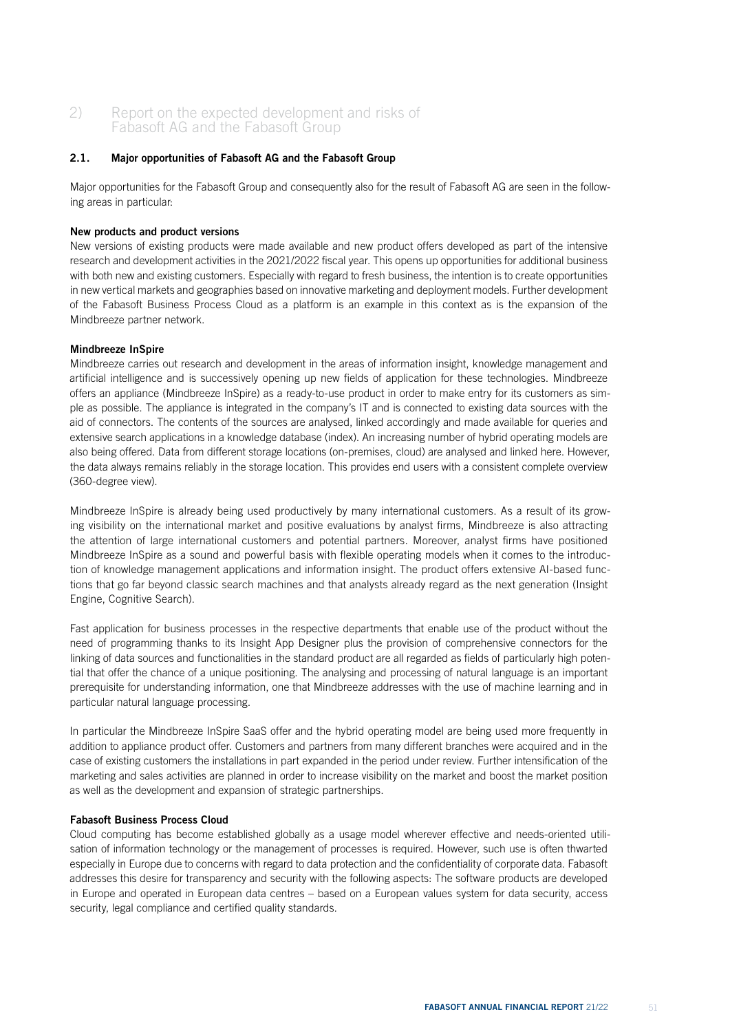## 2) Report on the expected development and risks of Fabasoft AG and the Fabasoft Group

### 2.1. Major opportunities of Fabasoft AG and the Fabasoft Group

Major opportunities for the Fabasoft Group and consequently also for the result of Fabasoft AG are seen in the following areas in particular:

**New products and product versions**

New versions of existing products were made available and new product offers developed as part of the intensive research and development activities in the 2021/2022 fiscal year. This opens up opportunities for additional business with both new and existing customers. Especially with regard to fresh business, the intention is to create opportunities in new vertical markets and geographies based on innovative marketing and deployment models. Further development of the Fabasoft Business Process Cloud as a platform is an example in this context as is the expansion of the Mindbreeze partner network.

**Mindbreeze InSpire**

Mindbreeze carries out research and development in the areas of information insight, knowledge management and artificial intelligence and is successively opening up new fields of application for these technologies. Mindbreeze offers an appliance (Mindbreeze InSpire) as a ready-to-use product in order to make entry for its customers as simple as possible. The appliance is integrated in the company's IT and is connected to existing data sources with the aid of connectors. The contents of the sources are analysed, linked accordingly and made available for queries and extensive search applications in a knowledge database (index). An increasing number of hybrid operating models are also being offered. Data from different storage locations (on-premises, cloud) are analysed and linked here. However, the data always remains reliably in the storage location. This provides end users with a consistent complete overview (360-degree view).

Mindbreeze InSpire is already being used productively by many international customers. As a result of its growing visibility on the international market and positive evaluations by analyst firms, Mindbreeze is also attracting the attention of large international customers and potential partners. Moreover, analyst firms have positioned Mindbreeze InSpire as a sound and powerful basis with flexible operating models when it comes to the introduction of knowledge management applications and information insight. The product offers extensive AI-based functions that go far beyond classic search machines and that analysts already regard as the next generation (Insight Engine, Cognitive Search).

Fast application for business processes in the respective departments that enable use of the product without the need of programming thanks to its Insight App Designer plus the provision of comprehensive connectors for the linking of data sources and functionalities in the standard product are all regarded as fields of particularly high potential that offer the chance of a unique positioning. The analysing and processing of natural language is an important prerequisite for understanding information, one that Mindbreeze addresses with the use of machine learning and in particular natural language processing.

In particular the Mindbreeze InSpire SaaS offer and the hybrid operating model are being used more frequently in addition to appliance product offer. Customers and partners from many different branches were acquired and in the case of existing customers the installations in part expanded in the period under review. Further intensification of the marketing and sales activities are planned in order to increase visibility on the market and boost the market position as well as the development and expansion of strategic partnerships.

**Fabasoft Business Process Cloud**

Cloud computing has become established globally as a usage model wherever effective and needs-oriented utilisation of information technology or the management of processes is required. However, such use is often thwarted especially in Europe due to concerns with regard to data protection and the confidentiality of corporate data. Fabasoft addresses this desire for transparency and security with the following aspects: The software products are developed in Europe and operated in European data centres – based on a European values system for data security, access security, legal compliance and certified quality standards.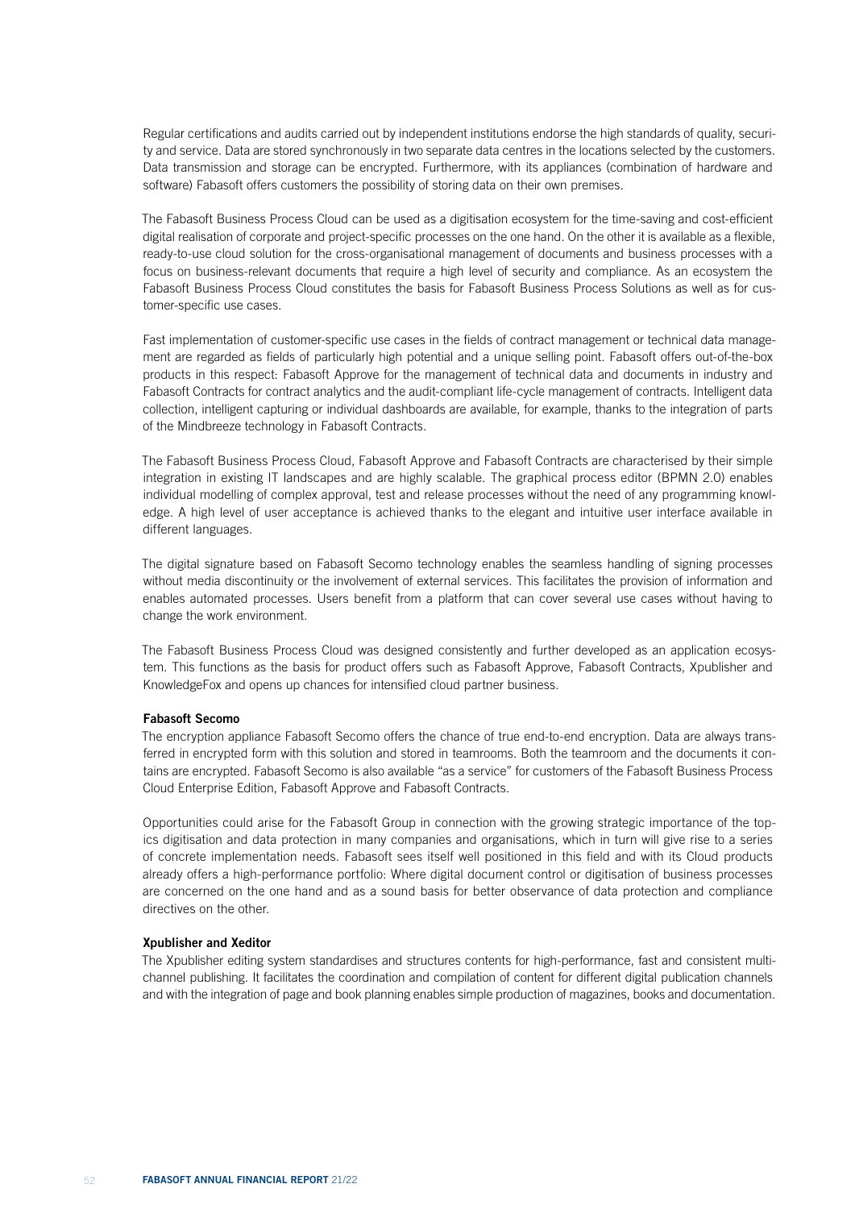Regular certifications and audits carried out by independent institutions endorse the high standards of quality, security and service. Data are stored synchronously in two separate data centres in the locations selected by the customers. Data transmission and storage can be encrypted. Furthermore, with its appliances (combination of hardware and software) Fabasoft offers customers the possibility of storing data on their own premises.

The Fabasoft Business Process Cloud can be used as a digitisation ecosystem for the time-saving and cost-efficient digital realisation of corporate and project-specific processes on the one hand. On the other it is available as a flexible, ready-to-use cloud solution for the cross-organisational management of documents and business processes with a focus on business-relevant documents that require a high level of security and compliance. As an ecosystem the Fabasoft Business Process Cloud constitutes the basis for Fabasoft Business Process Solutions as well as for customer-specific use cases.

Fast implementation of customer-specific use cases in the fields of contract management or technical data management are regarded as fields of particularly high potential and a unique selling point. Fabasoft offers out-of-the-box products in this respect: Fabasoft Approve for the management of technical data and documents in industry and Fabasoft Contracts for contract analytics and the audit-compliant life-cycle management of contracts. Intelligent data collection, intelligent capturing or individual dashboards are available, for example, thanks to the integration of parts of the Mindbreeze technology in Fabasoft Contracts.

The Fabasoft Business Process Cloud, Fabasoft Approve and Fabasoft Contracts are characterised by their simple integration in existing IT landscapes and are highly scalable. The graphical process editor (BPMN 2.0) enables individual modelling of complex approval, test and release processes without the need of any programming knowledge. A high level of user acceptance is achieved thanks to the elegant and intuitive user interface available in different languages.

The digital signature based on Fabasoft Secomo technology enables the seamless handling of signing processes without media discontinuity or the involvement of external services. This facilitates the provision of information and enables automated processes. Users benefit from a platform that can cover several use cases without having to change the work environment.

The Fabasoft Business Process Cloud was designed consistently and further developed as an application ecosystem. This functions as the basis for product offers such as Fabasoft Approve, Fabasoft Contracts, Xpublisher and KnowledgeFox and opens up chances for intensified cloud partner business.

**Fabasoft Secomo**

The encryption appliance Fabasoft Secomo offers the chance of true end-to-end encryption. Data are always transferred in encrypted form with this solution and stored in teamrooms. Both the teamroom and the documents it contains are encrypted. Fabasoft Secomo is also available "as a service" for customers of the Fabasoft Business Process Cloud Enterprise Edition, Fabasoft Approve and Fabasoft Contracts.

Opportunities could arise for the Fabasoft Group in connection with the growing strategic importance of the topics digitisation and data protection in many companies and organisations, which in turn will give rise to a series of concrete implementation needs. Fabasoft sees itself well positioned in this field and with its Cloud products already offers a high-performance portfolio: Where digital document control or digitisation of business processes are concerned on the one hand and as a sound basis for better observance of data protection and compliance directives on the other.

**Xpublisher and Xeditor**

The Xpublisher editing system standardises and structures contents for high-performance, fast and consistent multichannel publishing. It facilitates the coordination and compilation of content for different digital publication channels and with the integration of page and book planning enables simple production of magazines, books and documentation.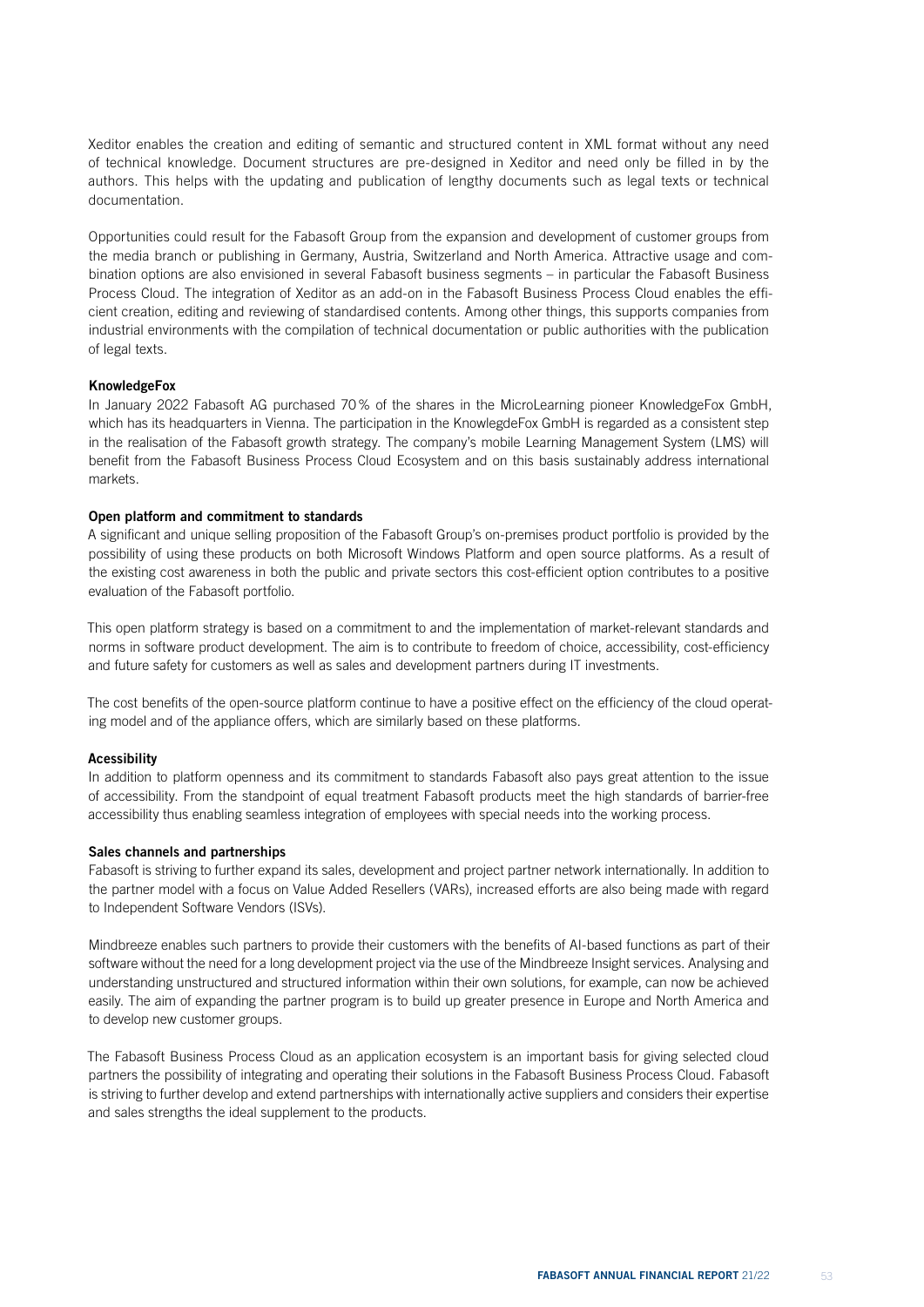Xeditor enables the creation and editing of semantic and structured content in XML format without any need of technical knowledge. Document structures are pre-designed in Xeditor and need only be filled in by the authors. This helps with the updating and publication of lengthy documents such as legal texts or technical documentation.

Opportunities could result for the Fabasoft Group from the expansion and development of customer groups from the media branch or publishing in Germany, Austria, Switzerland and North America. Attractive usage and combination options are also envisioned in several Fabasoft business segments – in particular the Fabasoft Business Process Cloud. The integration of Xeditor as an add-on in the Fabasoft Business Process Cloud enables the efficient creation, editing and reviewing of standardised contents. Among other things, this supports companies from industrial environments with the compilation of technical documentation or public authorities with the publication of legal texts.

**KnowledgeFox**

In January 2022 Fabasoft AG purchased 70% of the shares in the MicroLearning pioneer KnowledgeFox GmbH, which has its headquarters in Vienna. The participation in the KnowlegdeFox GmbH is regarded as a consistent step in the realisation of the Fabasoft growth strategy. The company's mobile Learning Management System (LMS) will benefit from the Fabasoft Business Process Cloud Ecosystem and on this basis sustainably address international markets.

**Open platform and commitment to standards**

A significant and unique selling proposition of the Fabasoft Group's on-premises product portfolio is provided by the possibility of using these products on both Microsoft Windows Platform and open source platforms. As a result of the existing cost awareness in both the public and private sectors this cost-efficient option contributes to a positive evaluation of the Fabasoft portfolio.

This open platform strategy is based on a commitment to and the implementation of market-relevant standards and norms in software product development. The aim is to contribute to freedom of choice, accessibility, cost-efficiency and future safety for customers as well as sales and development partners during IT investments.

The cost benefits of the open-source platform continue to have a positive effect on the efficiency of the cloud operating model and of the appliance offers, which are similarly based on these platforms.

**Acessibility**

In addition to platform openness and its commitment to standards Fabasoft also pays great attention to the issue of accessibility. From the standpoint of equal treatment Fabasoft products meet the high standards of barrier-free accessibility thus enabling seamless integration of employees with special needs into the working process.

**Sales channels and partnerships**

Fabasoft is striving to further expand its sales, development and project partner network internationally. In addition to the partner model with a focus on Value Added Resellers (VARs), increased efforts are also being made with regard to Independent Software Vendors (ISVs).

Mindbreeze enables such partners to provide their customers with the benefits of AI-based functions as part of their software without the need for a long development project via the use of the Mindbreeze Insight services. Analysing and understanding unstructured and structured information within their own solutions, for example, can now be achieved easily. The aim of expanding the partner program is to build up greater presence in Europe and North America and to develop new customer groups.

The Fabasoft Business Process Cloud as an application ecosystem is an important basis for giving selected cloud partners the possibility of integrating and operating their solutions in the Fabasoft Business Process Cloud. Fabasoft is striving to further develop and extend partnerships with internationally active suppliers and considers their expertise and sales strengths the ideal supplement to the products.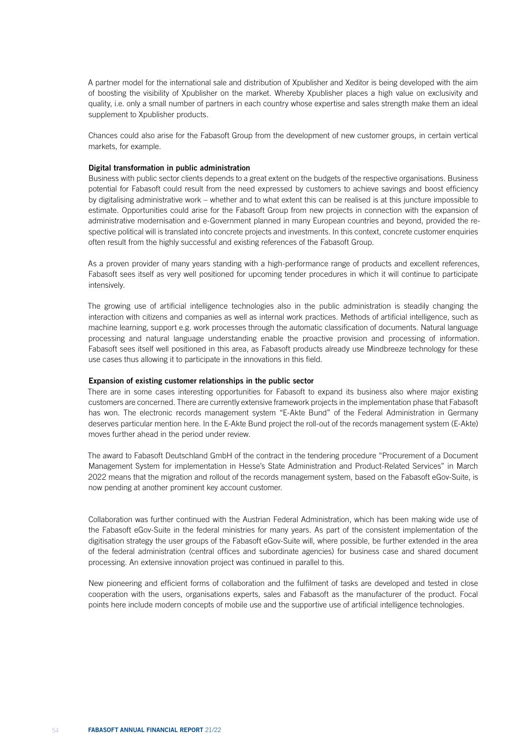A partner model for the international sale and distribution of Xpublisher and Xeditor is being developed with the aim of boosting the visibility of Xpublisher on the market. Whereby Xpublisher places a high value on exclusivity and quality, i.e. only a small number of partners in each country whose expertise and sales strength make them an ideal supplement to Xpublisher products.

Chances could also arise for the Fabasoft Group from the development of new customer groups, in certain vertical markets, for example.

**Digital transformation in public administration**

Business with public sector clients depends to a great extent on the budgets of the respective organisations. Business potential for Fabasoft could result from the need expressed by customers to achieve savings and boost efficiency by digitalising administrative work – whether and to what extent this can be realised is at this juncture impossible to estimate. Opportunities could arise for the Fabasoft Group from new projects in connection with the expansion of administrative modernisation and e-Government planned in many European countries and beyond, provided the respective political will is translated into concrete projects and investments. In this context, concrete customer enquiries often result from the highly successful and existing references of the Fabasoft Group.

As a proven provider of many years standing with a high-performance range of products and excellent references, Fabasoft sees itself as very well positioned for upcoming tender procedures in which it will continue to participate intensively.

The growing use of artificial intelligence technologies also in the public administration is steadily changing the interaction with citizens and companies as well as internal work practices. Methods of artificial intelligence, such as machine learning, support e.g. work processes through the automatic classification of documents. Natural language processing and natural language understanding enable the proactive provision and processing of information. Fabasoft sees itself well positioned in this area, as Fabasoft products already use Mindbreeze technology for these use cases thus allowing it to participate in the innovations in this field.

**Expansion of existing customer relationships in the public sector**

There are in some cases interesting opportunities for Fabasoft to expand its business also where major existing customers are concerned. There are currently extensive framework projects in the implementation phase that Fabasoft has won. The electronic records management system "E-Akte Bund" of the Federal Administration in Germany deserves particular mention here. In the E-Akte Bund project the roll-out of the records management system (E-Akte) moves further ahead in the period under review.

The award to Fabasoft Deutschland GmbH of the contract in the tendering procedure "Procurement of a Document Management System for implementation in Hesse's State Administration and Product-Related Services" in March 2022 means that the migration and rollout of the records management system, based on the Fabasoft eGov-Suite, is now pending at another prominent key account customer.

Collaboration was further continued with the Austrian Federal Administration, which has been making wide use of the Fabasoft eGov-Suite in the federal ministries for many years. As part of the consistent implementation of the digitisation strategy the user groups of the Fabasoft eGov-Suite will, where possible, be further extended in the area of the federal administration (central offices and subordinate agencies) for business case and shared document processing. An extensive innovation project was continued in parallel to this.

New pioneering and efficient forms of collaboration and the fulfilment of tasks are developed and tested in close cooperation with the users, organisations experts, sales and Fabasoft as the manufacturer of the product. Focal points here include modern concepts of mobile use and the supportive use of artificial intelligence technologies.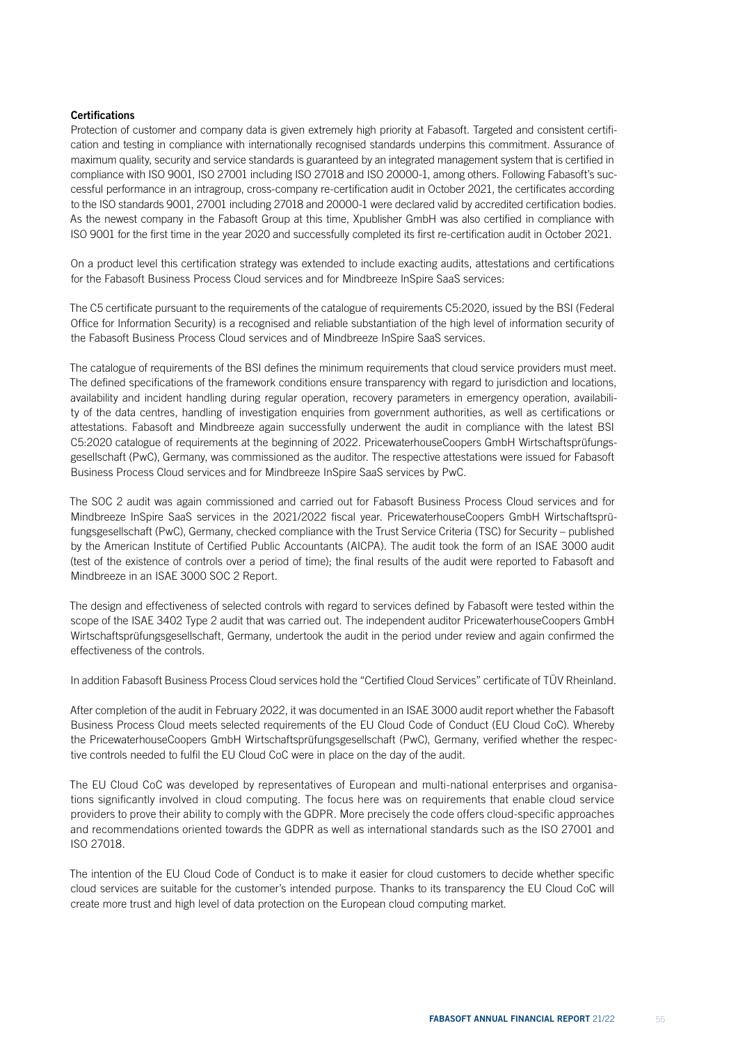**Certifications**

Protection of customer and company data is given extremely high priority at Fabasoft. Targeted and consistent certification and testing in compliance with internationally recognised standards underpins this commitment. Assurance of maximum quality, security and service standards is guaranteed by an integrated management system that is certified in compliance with ISO 9001, ISO 27001 including ISO 27018 and ISO 20000-1, among others. Following Fabasoft's successful performance in an intragroup, cross-company re-certification audit in October 2021, the certificates according to the ISO standards 9001, 27001 including 27018 and 20000-1 were declared valid by accredited certification bodies. As the newest company in the Fabasoft Group at this time, Xpublisher GmbH was also certified in compliance with ISO 9001 for the first time in the year 2020 and successfully completed its first re-certification audit in October 2021.

On a product level this certification strategy was extended to include exacting audits, attestations and certifications for the Fabasoft Business Process Cloud services and for Mindbreeze InSpire SaaS services:

The C5 certificate pursuant to the requirements of the catalogue of requirements C5:2020, issued by the BSI (Federal Office for Information Security) is a recognised and reliable substantiation of the high level of information security of the Fabasoft Business Process Cloud services and of Mindbreeze InSpire SaaS services.

The catalogue of requirements of the BSI defines the minimum requirements that cloud service providers must meet. The defined specifications of the framework conditions ensure transparency with regard to jurisdiction and locations, availability and incident handling during regular operation, recovery parameters in emergency operation, availability of the data centres, handling of investigation enquiries from government authorities, as well as certifications or attestations. Fabasoft and Mindbreeze again successfully underwent the audit in compliance with the latest BSI C5:2020 catalogue of requirements at the beginning of 2022. PricewaterhouseCoopers GmbH Wirtschaftsprüfungsgesellschaft (PwC), Germany, was commissioned as the auditor. The respective attestations were issued for Fabasoft Business Process Cloud services and for Mindbreeze InSpire SaaS services by PwC.

The SOC 2 audit was again commissioned and carried out for Fabasoft Business Process Cloud services and for Mindbreeze InSpire SaaS services in the 2021/2022 fiscal year. PricewaterhouseCoopers GmbH Wirtschaftsprüfungsgesellschaft (PwC), Germany, checked compliance with the Trust Service Criteria (TSC) for Security – published by the American Institute of Certified Public Accountants (AICPA). The audit took the form of an ISAE 3000 audit (test of the existence of controls over a period of time); the final results of the audit were reported to Fabasoft and Mindbreeze in an ISAE 3000 SOC 2 Report.

The design and effectiveness of selected controls with regard to services defined by Fabasoft were tested within the scope of the ISAE 3402 Type 2 audit that was carried out. The independent auditor PricewaterhouseCoopers GmbH Wirtschaftsprüfungsgesellschaft, Germany, undertook the audit in the period under review and again confirmed the effectiveness of the controls.

In addition Fabasoft Business Process Cloud services hold the "Certified Cloud Services" certificate of TÜV Rheinland.

After completion of the audit in February 2022, it was documented in an ISAE 3000 audit report whether the Fabasoft Business Process Cloud meets selected requirements of the EU Cloud Code of Conduct (EU Cloud CoC). Whereby the PricewaterhouseCoopers GmbH Wirtschaftsprüfungsgesellschaft (PwC), Germany, verified whether the respective controls needed to fulfil the EU Cloud CoC were in place on the day of the audit.

The EU Cloud CoC was developed by representatives of European and multi-national enterprises and organisations significantly involved in cloud computing. The focus here was on requirements that enable cloud service providers to prove their ability to comply with the GDPR. More precisely the code offers cloud-specific approaches and recommendations oriented towards the GDPR as well as international standards such as the ISO 27001 and ISO 27018.

The intention of the EU Cloud Code of Conduct is to make it easier for cloud customers to decide whether specific cloud services are suitable for the customer's intended purpose. Thanks to its transparency the EU Cloud CoC will create more trust and high level of data protection on the European cloud computing market.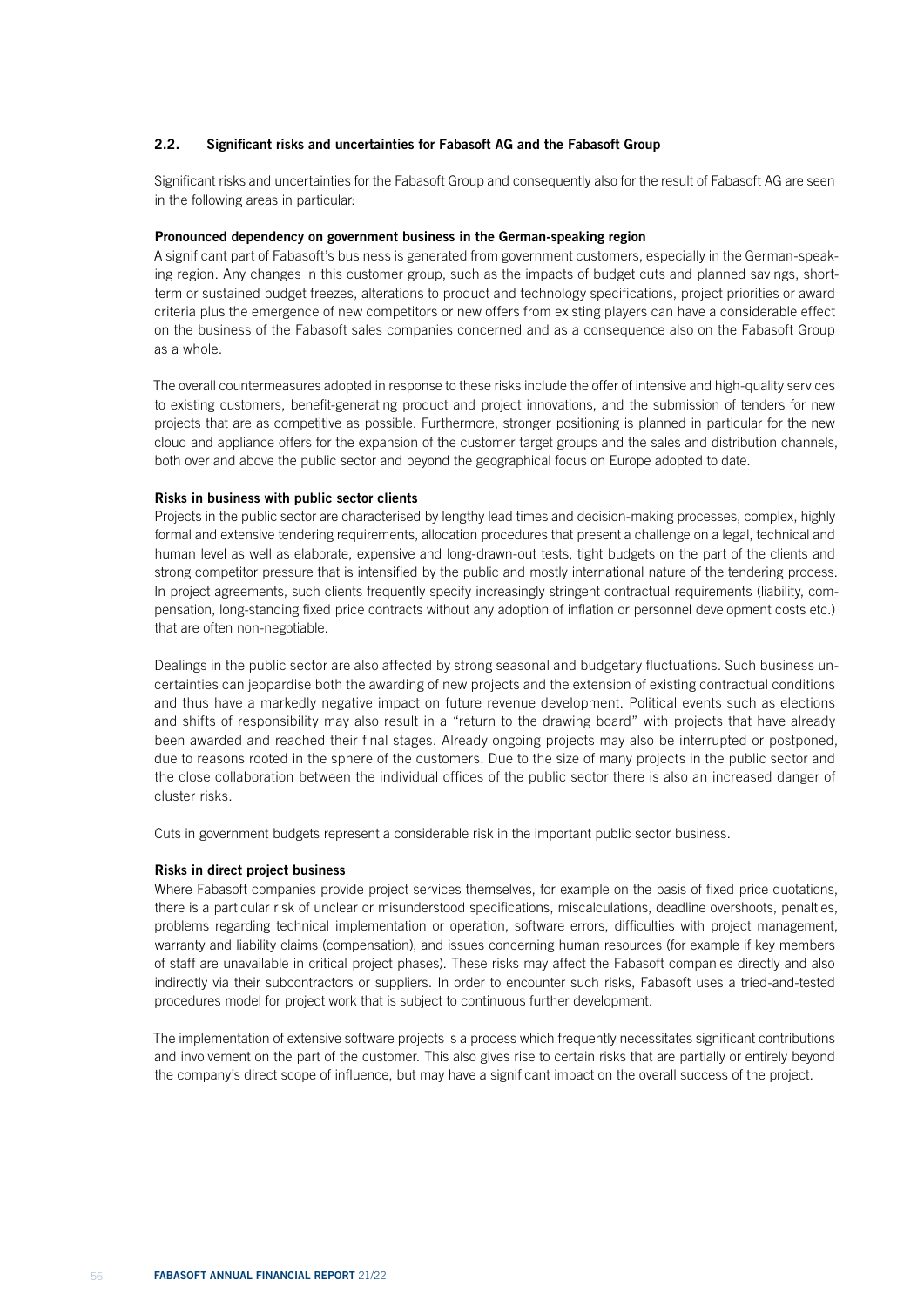## 2.2. Significant risks and uncertainties for Fabasoft AG and the Fabasoft Group

Significant risks and uncertainties for the Fabasoft Group and consequently also for the result of Fabasoft AG are seen in the following areas in particular:

**Pronounced dependency on government business in the German-speaking region**

A significant part of Fabasoft's business is generated from government customers, especially in the German-speaking region. Any changes in this customer group, such as the impacts of budget cuts and planned savings, short-term or sustained budget freezes, alterations to product and technology specifications, project priorities or award criteria plus the emergence of new competitors or new offers from existing players can have a considerable effect on the business of the Fabasoft sales companies concerned and as a consequence also on the Fabasoft Group as a whole.

The overall countermeasures adopted in response to these risks include the offer of intensive and high-quality services to existing customers, benefit-generating product and project innovations, and the submission of tenders for new projects that are as competitive as possible. Furthermore, stronger positioning is planned in particular for the new cloud and appliance offers for the expansion of the customer target groups and the sales and distribution channels, both over and above the public sector and beyond the geographical focus on Europe adopted to date.

**Risks in business with public sector clients**

Projects in the public sector are characterised by lengthy lead times and decision-making processes, complex, highly formal and extensive tendering requirements, allocation procedures that present a challenge on a legal, technical and human level as well as elaborate, expensive and long-drawn-out tests, tight budgets on the part of the clients and strong competitor pressure that is intensified by the public and mostly international nature of the tendering process. In project agreements, such clients frequently specify increasingly stringent contractual requirements (liability, compensation, long-standing fixed price contracts without any adoption of inflation or personnel development costs etc.) that are often non-negotiable.

Dealings in the public sector are also affected by strong seasonal and budgetary fluctuations. Such business uncertainties can jeopardise both the awarding of new projects and the extension of existing contractual conditions and thus have a markedly negative impact on future revenue development. Political events such as elections and shifts of responsibility may also result in a "return to the drawing board" with projects that have already been awarded and reached their final stages. Already ongoing projects may also be interrupted or postponed, due to reasons rooted in the sphere of the customers. Due to the size of many projects in the public sector and the close collaboration between the individual offices of the public sector there is also an increased danger of cluster risks.

Cuts in government budgets represent a considerable risk in the important public sector business.

**Risks in direct project business**

Where Fabasoft companies provide project services themselves, for example on the basis of fixed price quotations, there is a particular risk of unclear or misunderstood specifications, miscalculations, deadline overshoots, penalties, problems regarding technical implementation or operation, software errors, difficulties with project management, warranty and liability claims (compensation), and issues concerning human resources (for example if key members of staff are unavailable in critical project phases). These risks may affect the Fabasoft companies directly and also indirectly via their subcontractors or suppliers. In order to encounter such risks, Fabasoft uses a tried-and-tested procedures model for project work that is subject to continuous further development.

The implementation of extensive software projects is a process which frequently necessitates significant contributions and involvement on the part of the customer. This also gives rise to certain risks that are partially or entirely beyond the company's direct scope of influence, but may have a significant impact on the overall success of the project.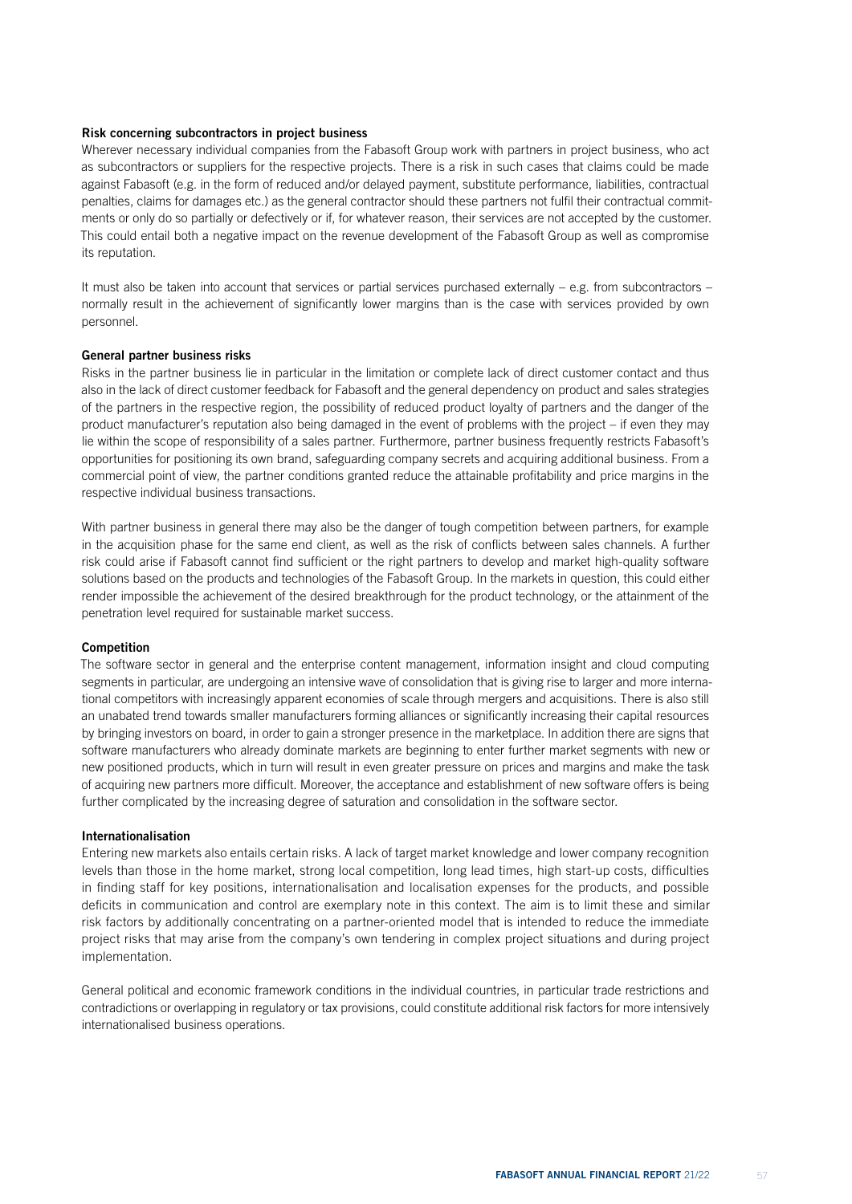**Risk concerning subcontractors in project business**

Wherever necessary individual companies from the Fabasoft Group work with partners in project business, who act as subcontractors or suppliers for the respective projects. There is a risk in such cases that claims could be made against Fabasoft (e.g. in the form of reduced and/or delayed payment, substitute performance, liabilities, contractual penalties, claims for damages etc.) as the general contractor should these partners not fulfil their contractual commitments or only do so partially or defectively or if, for whatever reason, their services are not accepted by the customer. This could entail both a negative impact on the revenue development of the Fabasoft Group as well as compromise its reputation.

It must also be taken into account that services or partial services purchased externally – e.g. from subcontractors – normally result in the achievement of significantly lower margins than is the case with services provided by own personnel.

**General partner business risks**

Risks in the partner business lie in particular in the limitation or complete lack of direct customer contact and thus also in the lack of direct customer feedback for Fabasoft and the general dependency on product and sales strategies of the partners in the respective region, the possibility of reduced product loyalty of partners and the danger of the product manufacturer's reputation also being damaged in the event of problems with the project – if even they may lie within the scope of responsibility of a sales partner. Furthermore, partner business frequently restricts Fabasoft's opportunities for positioning its own brand, safeguarding company secrets and acquiring additional business. From a commercial point of view, the partner conditions granted reduce the attainable profitability and price margins in the respective individual business transactions.

With partner business in general there may also be the danger of tough competition between partners, for example in the acquisition phase for the same end client, as well as the risk of conflicts between sales channels. A further risk could arise if Fabasoft cannot find sufficient or the right partners to develop and market high-quality software solutions based on the products and technologies of the Fabasoft Group. In the markets in question, this could either render impossible the achievement of the desired breakthrough for the product technology, or the attainment of the penetration level required for sustainable market success.

**Competition**

The software sector in general and the enterprise content management, information insight and cloud computing segments in particular, are undergoing an intensive wave of consolidation that is giving rise to larger and more international competitors with increasingly apparent economies of scale through mergers and acquisitions. There is also still an unabated trend towards smaller manufacturers forming alliances or significantly increasing their capital resources by bringing investors on board, in order to gain a stronger presence in the marketplace. In addition there are signs that software manufacturers who already dominate markets are beginning to enter further market segments with new or new positioned products, which in turn will result in even greater pressure on prices and margins and make the task of acquiring new partners more difficult. Moreover, the acceptance and establishment of new software offers is being further complicated by the increasing degree of saturation and consolidation in the software sector.

**Internationalisation**

Entering new markets also entails certain risks. A lack of target market knowledge and lower company recognition levels than those in the home market, strong local competition, long lead times, high start-up costs, difficulties in finding staff for key positions, internationalisation and localisation expenses for the products, and possible deficits in communication and control are exemplary note in this context. The aim is to limit these and similar risk factors by additionally concentrating on a partner-oriented model that is intended to reduce the immediate project risks that may arise from the company's own tendering in complex project situations and during project implementation.

General political and economic framework conditions in the individual countries, in particular trade restrictions and contradictions or overlapping in regulatory or tax provisions, could constitute additional risk factors for more intensively internationalised business operations.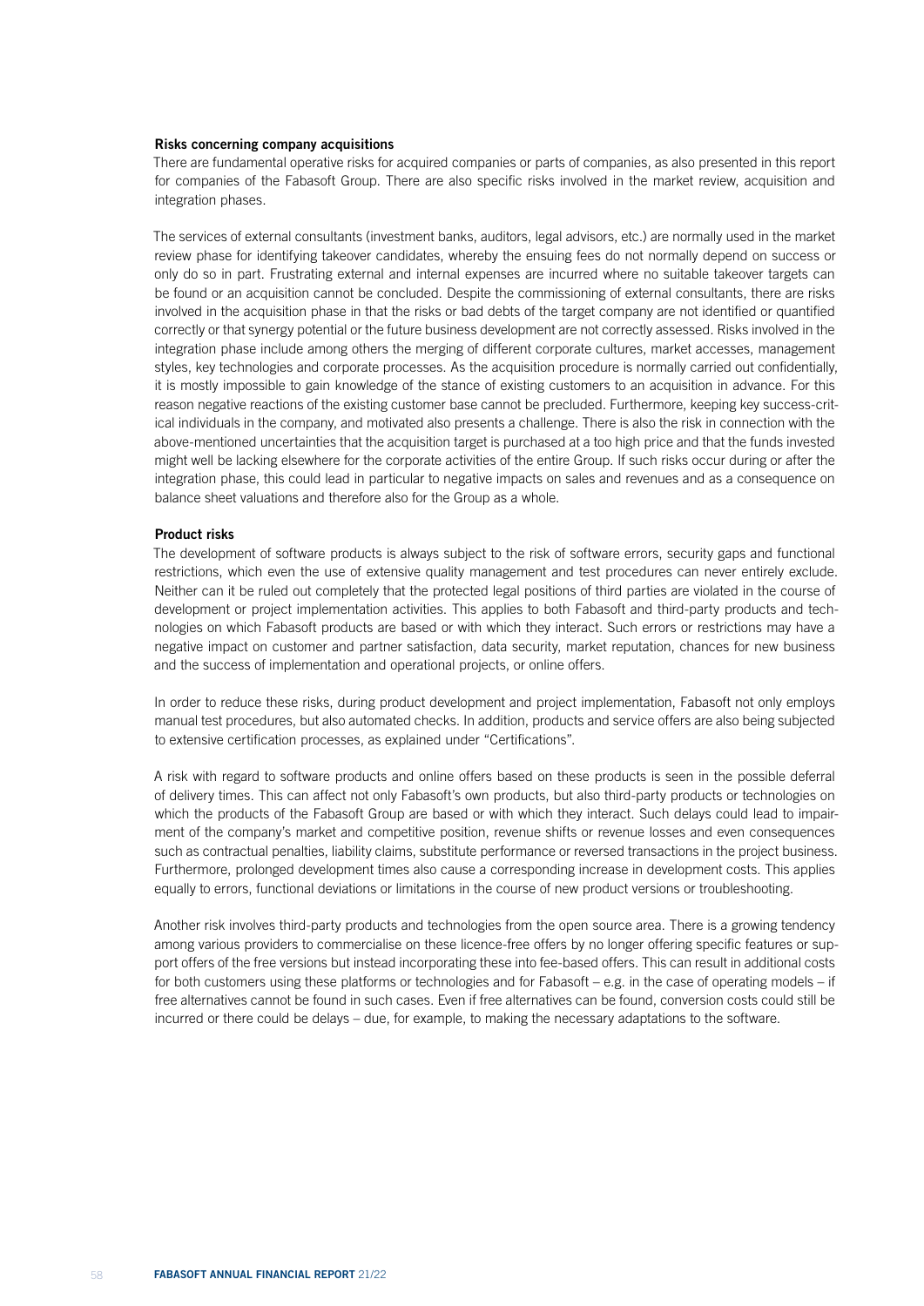### Risks concerning company acquisitions

There are fundamental operative risks for acquired companies or parts of companies, as also presented in this report for companies of the Fabasoft Group. There are also specific risks involved in the market review, acquisition and integration phases.

The services of external consultants (investment banks, auditors, legal advisors, etc.) are normally used in the market review phase for identifying takeover candidates, whereby the ensuing fees do not normally depend on success or only do so in part. Frustrating external and internal expenses are incurred where no suitable takeover targets can be found or an acquisition cannot be concluded. Despite the commissioning of external consultants, there are risks involved in the acquisition phase in that the risks or bad debts of the target company are not identified or quantified correctly or that synergy potential or the future business development are not correctly assessed. Risks involved in the integration phase include among others the merging of different corporate cultures, market accesses, management styles, key technologies and corporate processes. As the acquisition procedure is normally carried out confidentially, it is mostly impossible to gain knowledge of the stance of existing customers to an acquisition in advance. For this reason negative reactions of the existing customer base cannot be precluded. Furthermore, keeping key success-critical individuals in the company, and motivated also presents a challenge. There is also the risk in connection with the above-mentioned uncertainties that the acquisition target is purchased at a too high price and that the funds invested might well be lacking elsewhere for the corporate activities of the entire Group. If such risks occur during or after the integration phase, this could lead in particular to negative impacts on sales and revenues and as a consequence on balance sheet valuations and therefore also for the Group as a whole.

### Product risks

The development of software products is always subject to the risk of software errors, security gaps and functional restrictions, which even the use of extensive quality management and test procedures can never entirely exclude. Neither can it be ruled out completely that the protected legal positions of third parties are violated in the course of development or project implementation activities. This applies to both Fabasoft and third-party products and technologies on which Fabasoft products are based or with which they interact. Such errors or restrictions may have a negative impact on customer and partner satisfaction, data security, market reputation, chances for new business and the success of implementation and operational projects, or online offers.

In order to reduce these risks, during product development and project implementation, Fabasoft not only employs manual test procedures, but also automated checks. In addition, products and service offers are also being subjected to extensive certification processes, as explained under "Certifications".

A risk with regard to software products and online offers based on these products is seen in the possible deferral of delivery times. This can affect not only Fabasoft's own products, but also third-party products or technologies on which the products of the Fabasoft Group are based or with which they interact. Such delays could lead to impairment of the company's market and competitive position, revenue shifts or revenue losses and even consequences such as contractual penalties, liability claims, substitute performance or reversed transactions in the project business. Furthermore, prolonged development times also cause a corresponding increase in development costs. This applies equally to errors, functional deviations or limitations in the course of new product versions or troubleshooting.

Another risk involves third-party products and technologies from the open source area. There is a growing tendency among various providers to commercialise on these licence-free offers by no longer offering specific features or support offers of the free versions but instead incorporating these into fee-based offers. This can result in additional costs for both customers using these platforms or technologies and for Fabasoft – e.g. in the case of operating models – if free alternatives cannot be found in such cases. Even if free alternatives can be found, conversion costs could still be incurred or there could be delays – due, for example, to making the necessary adaptations to the software.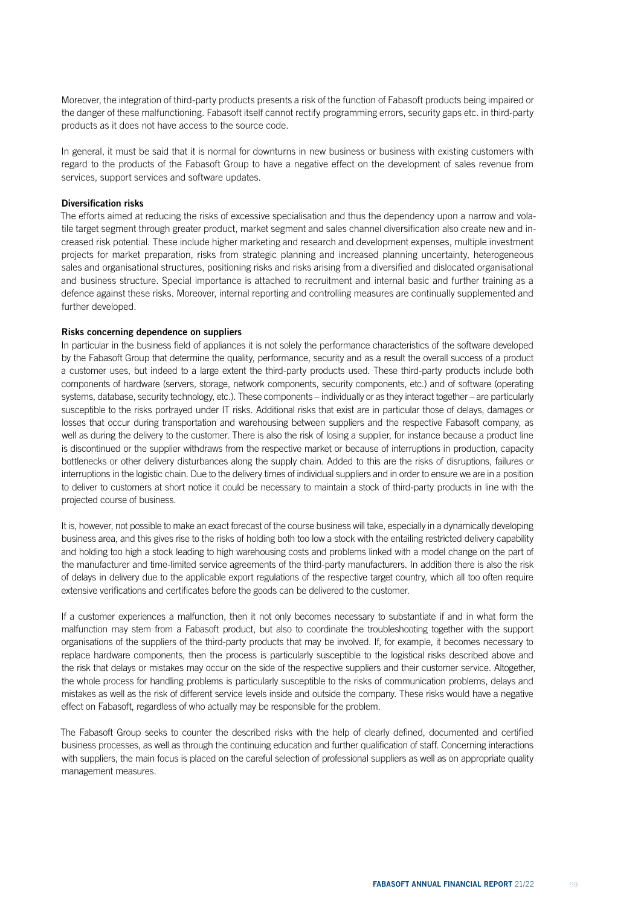Moreover, the integration of third-party products presents a risk of the function of Fabasoft products being impaired or the danger of these malfunctioning. Fabasoft itself cannot rectify programming errors, security gaps etc. in third-party products as it does not have access to the source code.

In general, it must be said that it is normal for downturns in new business or business with existing customers with regard to the products of the Fabasoft Group to have a negative effect on the development of sales revenue from services, support services and software updates.

**Diversification risks**

The efforts aimed at reducing the risks of excessive specialisation and thus the dependency upon a narrow and volatile target segment through greater product, market segment and sales channel diversification also create new and increased risk potential. These include higher marketing and research and development expenses, multiple investment projects for market preparation, risks from strategic planning and increased planning uncertainty, heterogeneous sales and organisational structures, positioning risks and risks arising from a diversified and dislocated organisational and business structure. Special importance is attached to recruitment and internal basic and further training as a defence against these risks. Moreover, internal reporting and controlling measures are continually supplemented and further developed.

**Risks concerning dependence on suppliers**

In particular in the business field of appliances it is not solely the performance characteristics of the software developed by the Fabasoft Group that determine the quality, performance, security and as a result the overall success of a product a customer uses, but indeed to a large extent the third-party products used. These third-party products include both components of hardware (servers, storage, network components, security components, etc.) and of software (operating systems, database, security technology, etc.). These components – individually or as they interact together – are particularly susceptible to the risks portrayed under IT risks. Additional risks that exist are in particular those of delays, damages or losses that occur during transportation and warehousing between suppliers and the respective Fabasoft company, as well as during the delivery to the customer. There is also the risk of losing a supplier, for instance because a product line is discontinued or the supplier withdraws from the respective market or because of interruptions in production, capacity bottlenecks or other delivery disturbances along the supply chain. Added to this are the risks of disruptions, failures or interruptions in the logistic chain. Due to the delivery times of individual suppliers and in order to ensure we are in a position to deliver to customers at short notice it could be necessary to maintain a stock of third-party products in line with the projected course of business.

It is, however, not possible to make an exact forecast of the course business will take, especially in a dynamically developing business area, and this gives rise to the risks of holding both too low a stock with the entailing restricted delivery capability and holding too high a stock leading to high warehousing costs and problems linked with a model change on the part of the manufacturer and time-limited service agreements of the third-party manufacturers. In addition there is also the risk of delays in delivery due to the applicable export regulations of the respective target country, which all too often require extensive verifications and certificates before the goods can be delivered to the customer.

If a customer experiences a malfunction, then it not only becomes necessary to substantiate if and in what form the malfunction may stem from a Fabasoft product, but also to coordinate the troubleshooting together with the support organisations of the suppliers of the third-party products that may be involved. If, for example, it becomes necessary to replace hardware components, then the process is particularly susceptible to the logistical risks described above and the risk that delays or mistakes may occur on the side of the respective suppliers and their customer service. Altogether, the whole process for handling problems is particularly susceptible to the risks of communication problems, delays and mistakes as well as the risk of different service levels inside and outside the company. These risks would have a negative effect on Fabasoft, regardless of who actually may be responsible for the problem.

The Fabasoft Group seeks to counter the described risks with the help of clearly defined, documented and certified business processes, as well as through the continuing education and further qualification of staff. Concerning interactions with suppliers, the main focus is placed on the careful selection of professional suppliers as well as on appropriate quality management measures.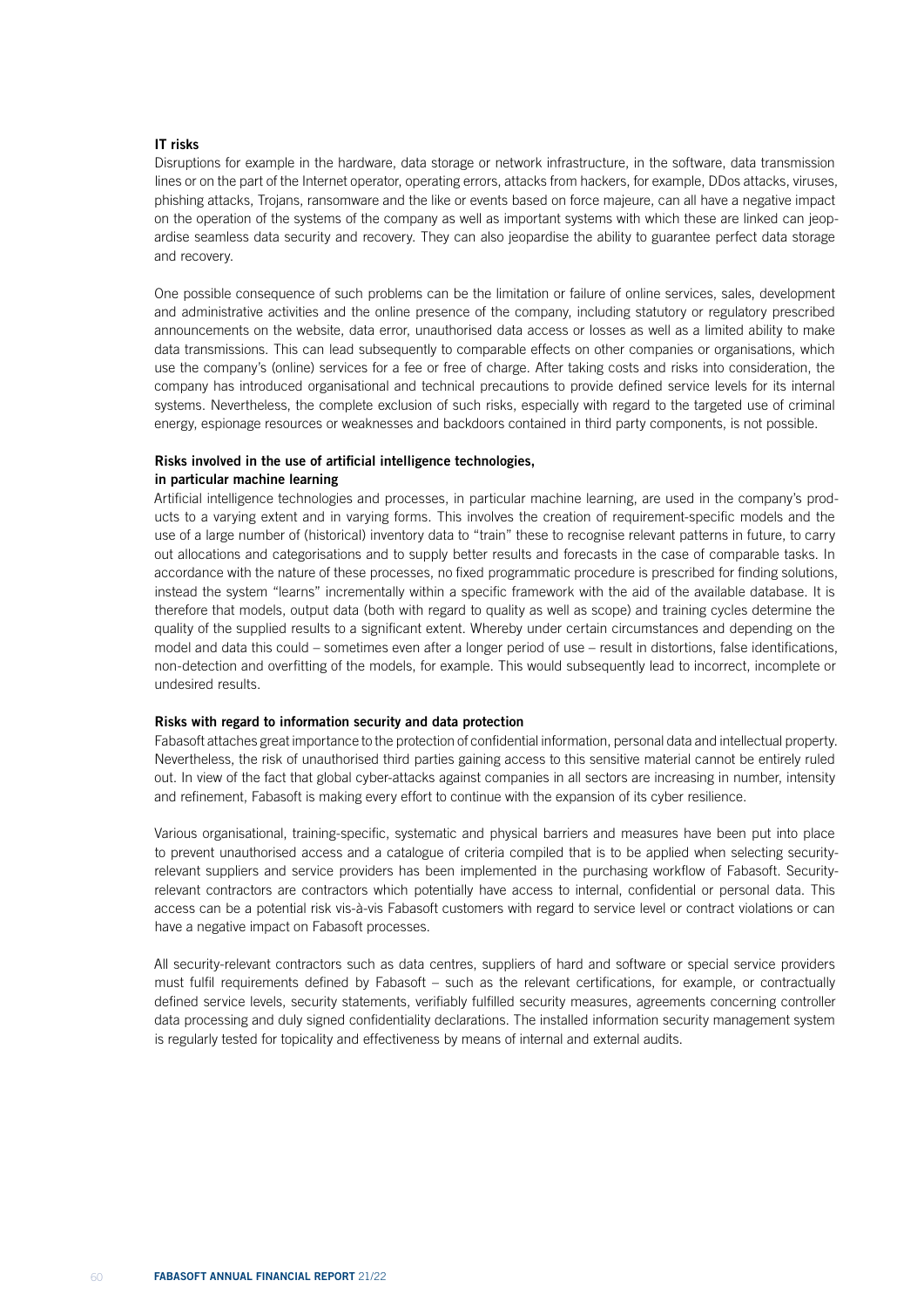#### IT risks

Disruptions for example in the hardware, data storage or network infrastructure, in the software, data transmission lines or on the part of the Internet operator, operating errors, attacks from hackers, for example, DDos attacks, viruses, phishing attacks, Trojans, ransomware and the like or events based on force majeure, can all have a negative impact on the operation of the systems of the company as well as important systems with which these are linked can jeopardise seamless data security and recovery. They can also jeopardise the ability to guarantee perfect data storage and recovery.

One possible consequence of such problems can be the limitation or failure of online services, sales, development and administrative activities and the online presence of the company, including statutory or regulatory prescribed announcements on the website, data error, unauthorised data access or losses as well as a limited ability to make data transmissions. This can lead subsequently to comparable effects on other companies or organisations, which use the company's (online) services for a fee or free of charge. After taking costs and risks into consideration, the company has introduced organisational and technical precautions to provide defined service levels for its internal systems. Nevertheless, the complete exclusion of such risks, especially with regard to the targeted use of criminal energy, espionage resources or weaknesses and backdoors contained in third party components, is not possible.

#### Risks involved in the use of artificial intelligence technologies, in particular machine learning

Artificial intelligence technologies and processes, in particular machine learning, are used in the company's products to a varying extent and in varying forms. This involves the creation of requirement-specific models and the use of a large number of (historical) inventory data to "train" these to recognise relevant patterns in future, to carry out allocations and categorisations and to supply better results and forecasts in the case of comparable tasks. In accordance with the nature of these processes, no fixed programmatic procedure is prescribed for finding solutions, instead the system "learns" incrementally within a specific framework with the aid of the available database. It is therefore that models, output data (both with regard to quality as well as scope) and training cycles determine the quality of the supplied results to a significant extent. Whereby under certain circumstances and depending on the model and data this could – sometimes even after a longer period of use – result in distortions, false identifications, non-detection and overfitting of the models, for example. This would subsequently lead to incorrect, incomplete or undesired results.

#### Risks with regard to information security and data protection

Fabasoft attaches great importance to the protection of confidential information, personal data and intellectual property. Nevertheless, the risk of unauthorised third parties gaining access to this sensitive material cannot be entirely ruled out. In view of the fact that global cyber-attacks against companies in all sectors are increasing in number, intensity and refinement, Fabasoft is making every effort to continue with the expansion of its cyber resilience.

Various organisational, training-specific, systematic and physical barriers and measures have been put into place to prevent unauthorised access and a catalogue of criteria compiled that is to be applied when selecting security-relevant suppliers and service providers has been implemented in the purchasing workflow of Fabasoft. Security-relevant contractors are contractors which potentially have access to internal, confidential or personal data. This access can be a potential risk vis-à-vis Fabasoft customers with regard to service level or contract violations or can have a negative impact on Fabasoft processes.

All security-relevant contractors such as data centres, suppliers of hard and software or special service providers must fulfil requirements defined by Fabasoft – such as the relevant certifications, for example, or contractually defined service levels, security statements, verifiably fulfilled security measures, agreements concerning controller data processing and duly signed confidentiality declarations. The installed information security management system is regularly tested for topicality and effectiveness by means of internal and external audits.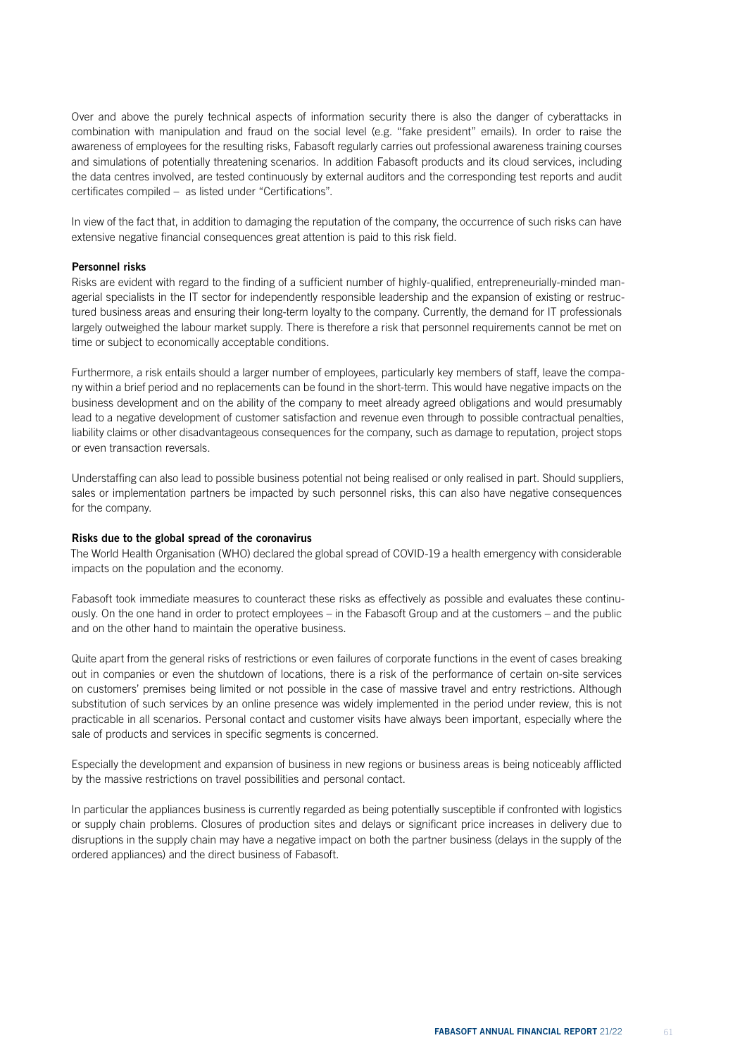Over and above the purely technical aspects of information security there is also the danger of cyberattacks in combination with manipulation and fraud on the social level (e.g. "fake president" emails). In order to raise the awareness of employees for the resulting risks, Fabasoft regularly carries out professional awareness training courses and simulations of potentially threatening scenarios. In addition Fabasoft products and its cloud services, including the data centres involved, are tested continuously by external auditors and the corresponding test reports and audit certificates compiled – as listed under "Certifications".

In view of the fact that, in addition to damaging the reputation of the company, the occurrence of such risks can have extensive negative financial consequences great attention is paid to this risk field.

**Personnel risks**

Risks are evident with regard to the finding of a sufficient number of highly-qualified, entrepreneurially-minded managerial specialists in the IT sector for independently responsible leadership and the expansion of existing or restructured business areas and ensuring their long-term loyalty to the company. Currently, the demand for IT professionals largely outweighed the labour market supply. There is therefore a risk that personnel requirements cannot be met on time or subject to economically acceptable conditions.

Furthermore, a risk entails should a larger number of employees, particularly key members of staff, leave the company within a brief period and no replacements can be found in the short-term. This would have negative impacts on the business development and on the ability of the company to meet already agreed obligations and would presumably lead to a negative development of customer satisfaction and revenue even through to possible contractual penalties, liability claims or other disadvantageous consequences for the company, such as damage to reputation, project stops or even transaction reversals.

Understaffing can also lead to possible business potential not being realised or only realised in part. Should suppliers, sales or implementation partners be impacted by such personnel risks, this can also have negative consequences for the company.

**Risks due to the global spread of the coronavirus**

The World Health Organisation (WHO) declared the global spread of COVID-19 a health emergency with considerable impacts on the population and the economy.

Fabasoft took immediate measures to counteract these risks as effectively as possible and evaluates these continuously. On the one hand in order to protect employees – in the Fabasoft Group and at the customers – and the public and on the other hand to maintain the operative business.

Quite apart from the general risks of restrictions or even failures of corporate functions in the event of cases breaking out in companies or even the shutdown of locations, there is a risk of the performance of certain on-site services on customers' premises being limited or not possible in the case of massive travel and entry restrictions. Although substitution of such services by an online presence was widely implemented in the period under review, this is not practicable in all scenarios. Personal contact and customer visits have always been important, especially where the sale of products and services in specific segments is concerned.

Especially the development and expansion of business in new regions or business areas is being noticeably afflicted by the massive restrictions on travel possibilities and personal contact.

In particular the appliances business is currently regarded as being potentially susceptible if confronted with logistics or supply chain problems. Closures of production sites and delays or significant price increases in delivery due to disruptions in the supply chain may have a negative impact on both the partner business (delays in the supply of the ordered appliances) and the direct business of Fabasoft.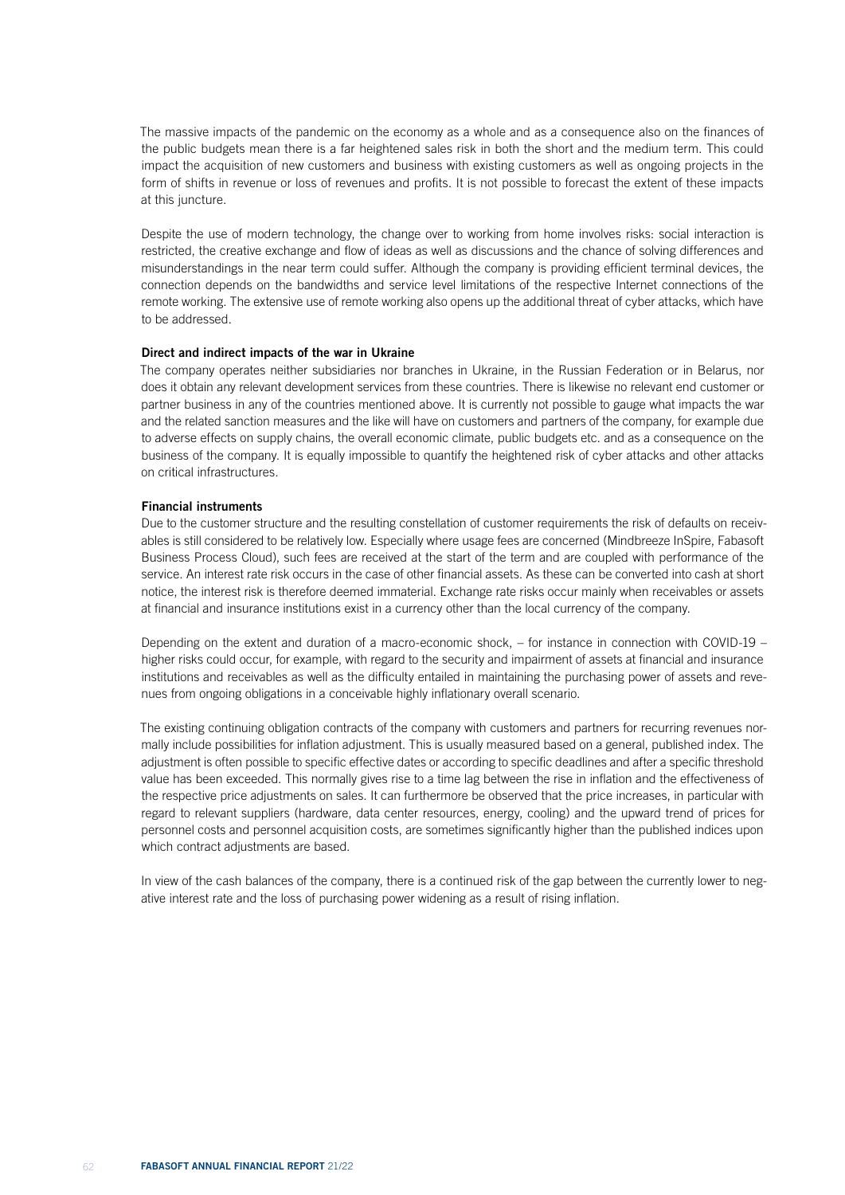The massive impacts of the pandemic on the economy as a whole and as a consequence also on the finances of the public budgets mean there is a far heightened sales risk in both the short and the medium term. This could impact the acquisition of new customers and business with existing customers as well as ongoing projects in the form of shifts in revenue or loss of revenues and profits. It is not possible to forecast the extent of these impacts at this juncture.

Despite the use of modern technology, the change over to working from home involves risks: social interaction is restricted, the creative exchange and flow of ideas as well as discussions and the chance of solving differences and misunderstandings in the near term could suffer. Although the company is providing efficient terminal devices, the connection depends on the bandwidths and service level limitations of the respective Internet connections of the remote working. The extensive use of remote working also opens up the additional threat of cyber attacks, which have to be addressed.

**Direct and indirect impacts of the war in Ukraine**

The company operates neither subsidiaries nor branches in Ukraine, in the Russian Federation or in Belarus, nor does it obtain any relevant development services from these countries. There is likewise no relevant end customer or partner business in any of the countries mentioned above. It is currently not possible to gauge what impacts the war and the related sanction measures and the like will have on customers and partners of the company, for example due to adverse effects on supply chains, the overall economic climate, public budgets etc. and as a consequence on the business of the company. It is equally impossible to quantify the heightened risk of cyber attacks and other attacks on critical infrastructures.

**Financial instruments**

Due to the customer structure and the resulting constellation of customer requirements the risk of defaults on receivables is still considered to be relatively low. Especially where usage fees are concerned (Mindbreeze InSpire, Fabasoft Business Process Cloud), such fees are received at the start of the term and are coupled with performance of the service. An interest rate risk occurs in the case of other financial assets. As these can be converted into cash at short notice, the interest risk is therefore deemed immaterial. Exchange rate risks occur mainly when receivables or assets at financial and insurance institutions exist in a currency other than the local currency of the company.

Depending on the extent and duration of a macro-economic shock, – for instance in connection with COVID-19 – higher risks could occur, for example, with regard to the security and impairment of assets at financial and insurance institutions and receivables as well as the difficulty entailed in maintaining the purchasing power of assets and revenues from ongoing obligations in a conceivable highly inflationary overall scenario.

The existing continuing obligation contracts of the company with customers and partners for recurring revenues normally include possibilities for inflation adjustment. This is usually measured based on a general, published index. The adjustment is often possible to specific effective dates or according to specific deadlines and after a specific threshold value has been exceeded. This normally gives rise to a time lag between the rise in inflation and the effectiveness of the respective price adjustments on sales. It can furthermore be observed that the price increases, in particular with regard to relevant suppliers (hardware, data center resources, energy, cooling) and the upward trend of prices for personnel costs and personnel acquisition costs, are sometimes significantly higher than the published indices upon which contract adjustments are based.

In view of the cash balances of the company, there is a continued risk of the gap between the currently lower to negative interest rate and the loss of purchasing power widening as a result of rising inflation.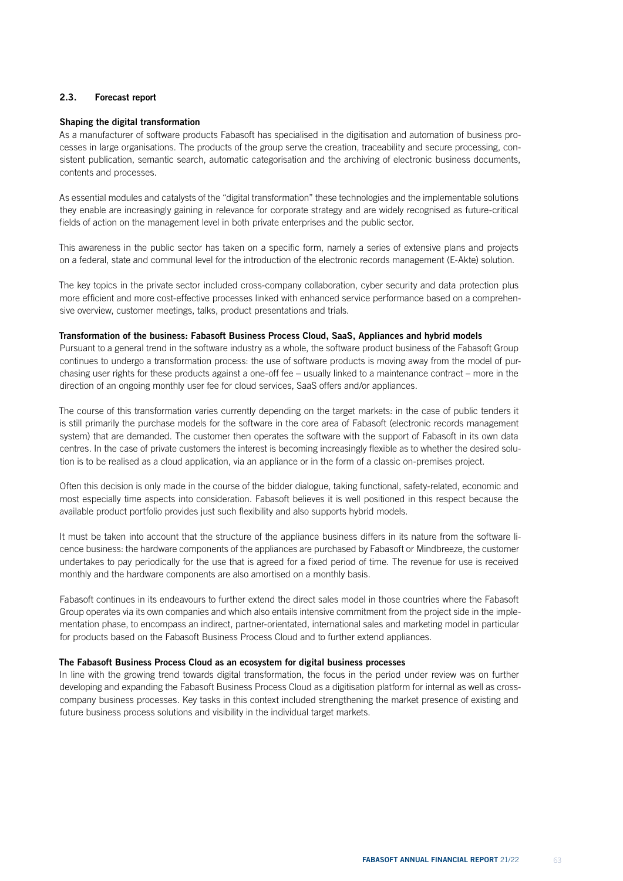## 2.3. Forecast report

### Shaping the digital transformation

As a manufacturer of software products Fabasoft has specialised in the digitisation and automation of business processes in large organisations. The products of the group serve the creation, traceability and secure processing, consistent publication, semantic search, automatic categorisation and the archiving of electronic business documents, contents and processes.

As essential modules and catalysts of the "digital transformation" these technologies and the implementable solutions they enable are increasingly gaining in relevance for corporate strategy and are widely recognised as future-critical fields of action on the management level in both private enterprises and the public sector.

This awareness in the public sector has taken on a specific form, namely a series of extensive plans and projects on a federal, state and communal level for the introduction of the electronic records management (E-Akte) solution.

The key topics in the private sector included cross-company collaboration, cyber security and data protection plus more efficient and more cost-effective processes linked with enhanced service performance based on a comprehensive overview, customer meetings, talks, product presentations and trials.

### Transformation of the business: Fabasoft Business Process Cloud, SaaS, Appliances and hybrid models

Pursuant to a general trend in the software industry as a whole, the software product business of the Fabasoft Group continues to undergo a transformation process: the use of software products is moving away from the model of purchasing user rights for these products against a one-off fee – usually linked to a maintenance contract – more in the direction of an ongoing monthly user fee for cloud services, SaaS offers and/or appliances.

The course of this transformation varies currently depending on the target markets: in the case of public tenders it is still primarily the purchase models for the software in the core area of Fabasoft (electronic records management system) that are demanded. The customer then operates the software with the support of Fabasoft in its own data centres. In the case of private customers the interest is becoming increasingly flexible as to whether the desired solution is to be realised as a cloud application, via an appliance or in the form of a classic on-premises project.

Often this decision is only made in the course of the bidder dialogue, taking functional, safety-related, economic and most especially time aspects into consideration. Fabasoft believes it is well positioned in this respect because the available product portfolio provides just such flexibility and also supports hybrid models.

It must be taken into account that the structure of the appliance business differs in its nature from the software licence business: the hardware components of the appliances are purchased by Fabasoft or Mindbreeze, the customer undertakes to pay periodically for the use that is agreed for a fixed period of time. The revenue for use is received monthly and the hardware components are also amortised on a monthly basis.

Fabasoft continues in its endeavours to further extend the direct sales model in those countries where the Fabasoft Group operates via its own companies and which also entails intensive commitment from the project side in the implementation phase, to encompass an indirect, partner-orientated, international sales and marketing model in particular for products based on the Fabasoft Business Process Cloud and to further extend appliances.

### The Fabasoft Business Process Cloud as an ecosystem for digital business processes

In line with the growing trend towards digital transformation, the focus in the period under review was on further developing and expanding the Fabasoft Business Process Cloud as a digitisation platform for internal as well as cross-company business processes. Key tasks in this context included strengthening the market presence of existing and future business process solutions and visibility in the individual target markets.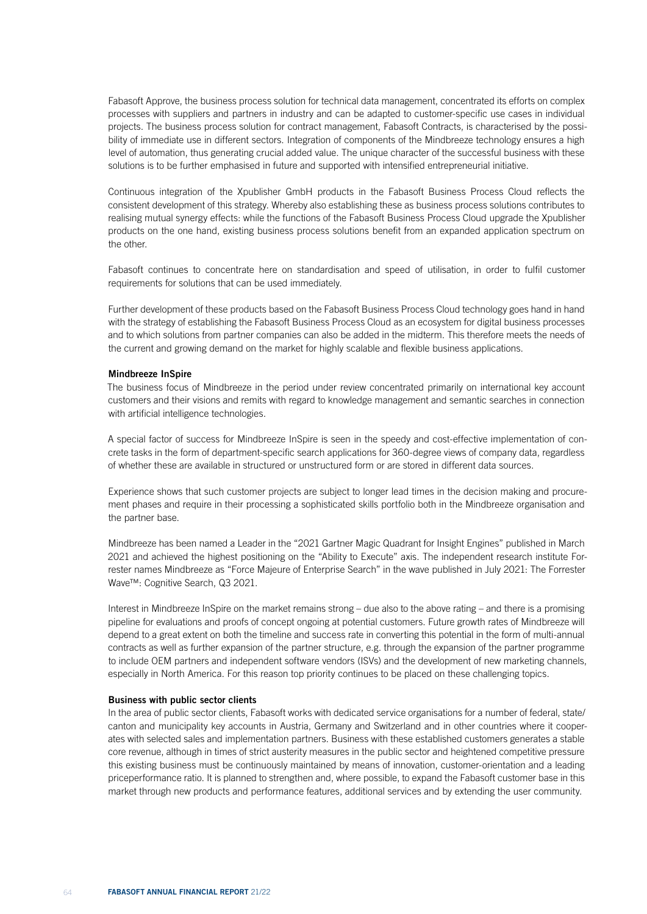Fabasoft Approve, the business process solution for technical data management, concentrated its efforts on complex processes with suppliers and partners in industry and can be adapted to customer-specific use cases in individual projects. The business process solution for contract management, Fabasoft Contracts, is characterised by the possibility of immediate use in different sectors. Integration of components of the Mindbreeze technology ensures a high level of automation, thus generating crucial added value. The unique character of the successful business with these solutions is to be further emphasised in future and supported with intensified entrepreneurial initiative.

Continuous integration of the Xpublisher GmbH products in the Fabasoft Business Process Cloud reflects the consistent development of this strategy. Whereby also establishing these as business process solutions contributes to realising mutual synergy effects: while the functions of the Fabasoft Business Process Cloud upgrade the Xpublisher products on the one hand, existing business process solutions benefit from an expanded application spectrum on the other.

Fabasoft continues to concentrate here on standardisation and speed of utilisation, in order to fulfil customer requirements for solutions that can be used immediately.

Further development of these products based on the Fabasoft Business Process Cloud technology goes hand in hand with the strategy of establishing the Fabasoft Business Process Cloud as an ecosystem for digital business processes and to which solutions from partner companies can also be added in the midterm. This therefore meets the needs of the current and growing demand on the market for highly scalable and flexible business applications.

**Mindbreeze InSpire**

The business focus of Mindbreeze in the period under review concentrated primarily on international key account customers and their visions and remits with regard to knowledge management and semantic searches in connection with artificial intelligence technologies.

A special factor of success for Mindbreeze InSpire is seen in the speedy and cost-effective implementation of concrete tasks in the form of department-specific search applications for 360-degree views of company data, regardless of whether these are available in structured or unstructured form or are stored in different data sources.

Experience shows that such customer projects are subject to longer lead times in the decision making and procurement phases and require in their processing a sophisticated skills portfolio both in the Mindbreeze organisation and the partner base.

Mindbreeze has been named a Leader in the "2021 Gartner Magic Quadrant for Insight Engines" published in March 2021 and achieved the highest positioning on the "Ability to Execute" axis. The independent research institute Forrester names Mindbreeze as "Force Majeure of Enterprise Search" in the wave published in July 2021: The Forrester Wave™: Cognitive Search, Q3 2021.

Interest in Mindbreeze InSpire on the market remains strong – due also to the above rating – and there is a promising pipeline for evaluations and proofs of concept ongoing at potential customers. Future growth rates of Mindbreeze will depend to a great extent on both the timeline and success rate in converting this potential in the form of multi-annual contracts as well as further expansion of the partner structure, e.g. through the expansion of the partner programme to include OEM partners and independent software vendors (ISVs) and the development of new marketing channels, especially in North America. For this reason top priority continues to be placed on these challenging topics.

**Business with public sector clients**

In the area of public sector clients, Fabasoft works with dedicated service organisations for a number of federal, state/canton and municipality key accounts in Austria, Germany and Switzerland and in other countries where it cooperates with selected sales and implementation partners. Business with these established customers generates a stable core revenue, although in times of strict austerity measures in the public sector and heightened competitive pressure this existing business must be continuously maintained by means of innovation, customer-orientation and a leading priceperformance ratio. It is planned to strengthen and, where possible, to expand the Fabasoft customer base in this market through new products and performance features, additional services and by extending the user community.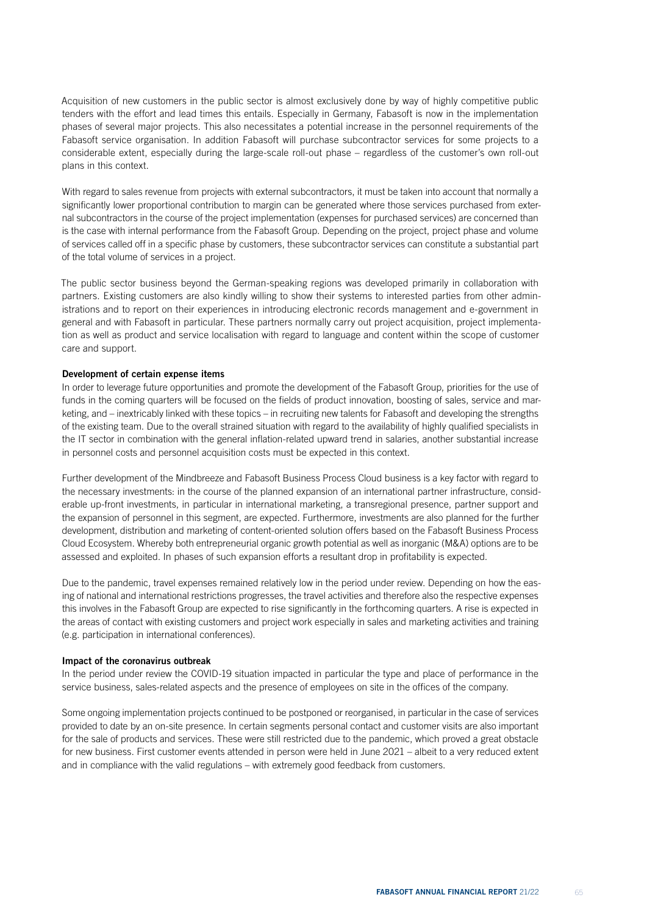Acquisition of new customers in the public sector is almost exclusively done by way of highly competitive public tenders with the effort and lead times this entails. Especially in Germany, Fabasoft is now in the implementation phases of several major projects. This also necessitates a potential increase in the personnel requirements of the Fabasoft service organisation. In addition Fabasoft will purchase subcontractor services for some projects to a considerable extent, especially during the large-scale roll-out phase – regardless of the customer's own roll-out plans in this context.

With regard to sales revenue from projects with external subcontractors, it must be taken into account that normally a significantly lower proportional contribution to margin can be generated where those services purchased from external subcontractors in the course of the project implementation (expenses for purchased services) are concerned than is the case with internal performance from the Fabasoft Group. Depending on the project, project phase and volume of services called off in a specific phase by customers, these subcontractor services can constitute a substantial part of the total volume of services in a project.

The public sector business beyond the German-speaking regions was developed primarily in collaboration with partners. Existing customers are also kindly willing to show their systems to interested parties from other administrations and to report on their experiences in introducing electronic records management and e-government in general and with Fabasoft in particular. These partners normally carry out project acquisition, project implementation as well as product and service localisation with regard to language and content within the scope of customer care and support.

**Development of certain expense items**

In order to leverage future opportunities and promote the development of the Fabasoft Group, priorities for the use of funds in the coming quarters will be focused on the fields of product innovation, boosting of sales, service and marketing, and – inextricably linked with these topics – in recruiting new talents for Fabasoft and developing the strengths of the existing team. Due to the overall strained situation with regard to the availability of highly qualified specialists in the IT sector in combination with the general inflation-related upward trend in salaries, another substantial increase in personnel costs and personnel acquisition costs must be expected in this context.

Further development of the Mindbreeze and Fabasoft Business Process Cloud business is a key factor with regard to the necessary investments: in the course of the planned expansion of an international partner infrastructure, considerable up-front investments, in particular in international marketing, a transregional presence, partner support and the expansion of personnel in this segment, are expected. Furthermore, investments are also planned for the further development, distribution and marketing of content-oriented solution offers based on the Fabasoft Business Process Cloud Ecosystem. Whereby both entrepreneurial organic growth potential as well as inorganic (M&A) options are to be assessed and exploited. In phases of such expansion efforts a resultant drop in profitability is expected.

Due to the pandemic, travel expenses remained relatively low in the period under review. Depending on how the easing of national and international restrictions progresses, the travel activities and therefore also the respective expenses this involves in the Fabasoft Group are expected to rise significantly in the forthcoming quarters. A rise is expected in the areas of contact with existing customers and project work especially in sales and marketing activities and training (e.g. participation in international conferences).

**Impact of the coronavirus outbreak**

In the period under review the COVID-19 situation impacted in particular the type and place of performance in the service business, sales-related aspects and the presence of employees on site in the offices of the company.

Some ongoing implementation projects continued to be postponed or reorganised, in particular in the case of services provided to date by an on-site presence. In certain segments personal contact and customer visits are also important for the sale of products and services. These were still restricted due to the pandemic, which proved a great obstacle for new business. First customer events attended in person were held in June 2021 – albeit to a very reduced extent and in compliance with the valid regulations – with extremely good feedback from customers.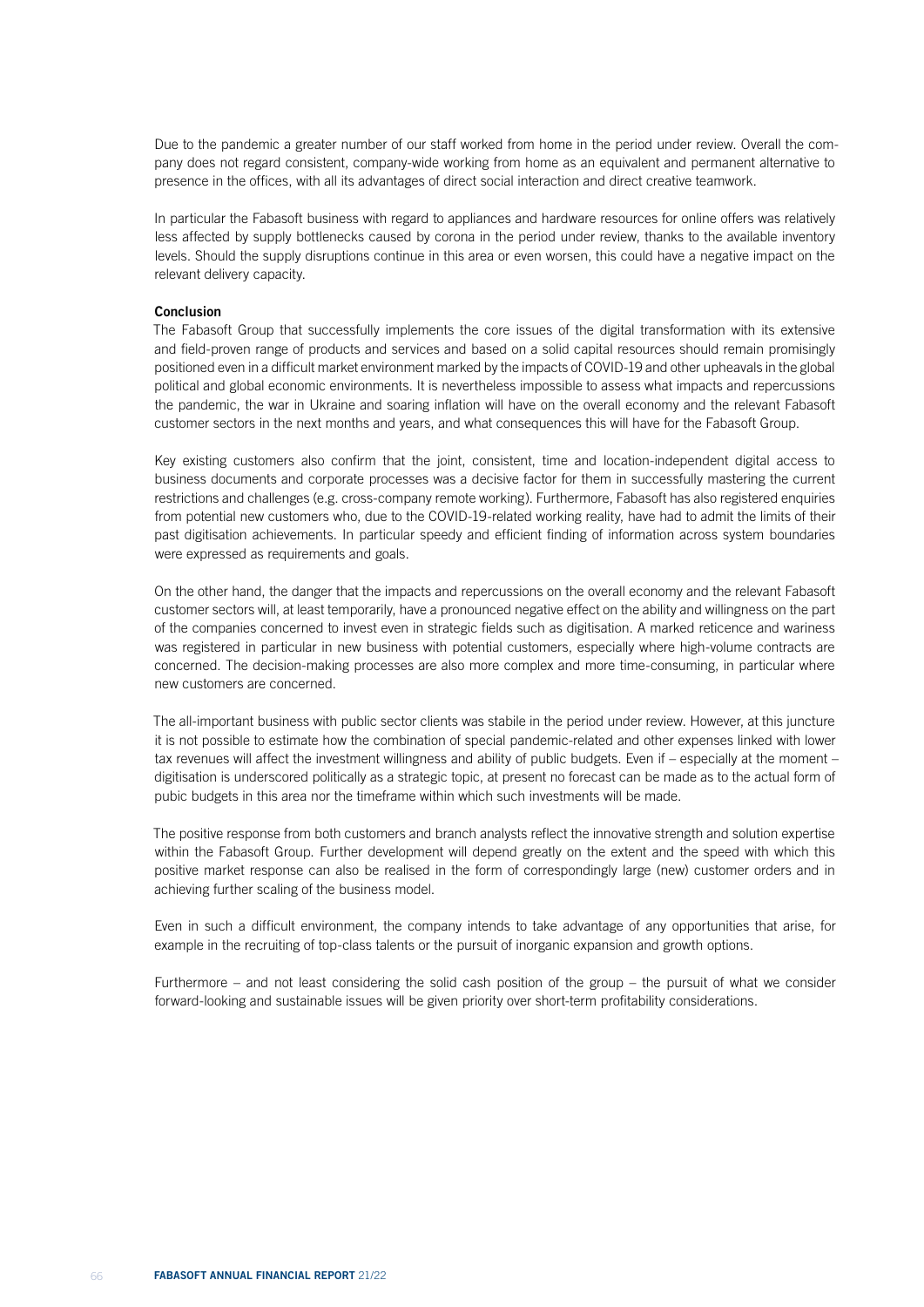Due to the pandemic a greater number of our staff worked from home in the period under review. Overall the company does not regard consistent, company-wide working from home as an equivalent and permanent alternative to presence in the offices, with all its advantages of direct social interaction and direct creative teamwork.

In particular the Fabasoft business with regard to appliances and hardware resources for online offers was relatively less affected by supply bottlenecks caused by corona in the period under review, thanks to the available inventory levels. Should the supply disruptions continue in this area or even worsen, this could have a negative impact on the relevant delivery capacity.

**Conclusion**

The Fabasoft Group that successfully implements the core issues of the digital transformation with its extensive and field-proven range of products and services and based on a solid capital resources should remain promisingly positioned even in a difficult market environment marked by the impacts of COVID-19 and other upheavals in the global political and global economic environments. It is nevertheless impossible to assess what impacts and repercussions the pandemic, the war in Ukraine and soaring inflation will have on the overall economy and the relevant Fabasoft customer sectors in the next months and years, and what consequences this will have for the Fabasoft Group.

Key existing customers also confirm that the joint, consistent, time and location-independent digital access to business documents and corporate processes was a decisive factor for them in successfully mastering the current restrictions and challenges (e.g. cross-company remote working). Furthermore, Fabasoft has also registered enquiries from potential new customers who, due to the COVID-19-related working reality, have had to admit the limits of their past digitisation achievements. In particular speedy and efficient finding of information across system boundaries were expressed as requirements and goals.

On the other hand, the danger that the impacts and repercussions on the overall economy and the relevant Fabasoft customer sectors will, at least temporarily, have a pronounced negative effect on the ability and willingness on the part of the companies concerned to invest even in strategic fields such as digitisation. A marked reticence and wariness was registered in particular in new business with potential customers, especially where high-volume contracts are concerned. The decision-making processes are also more complex and more time-consuming, in particular where new customers are concerned.

The all-important business with public sector clients was stabile in the period under review. However, at this juncture it is not possible to estimate how the combination of special pandemic-related and other expenses linked with lower tax revenues will affect the investment willingness and ability of public budgets. Even if – especially at the moment – digitisation is underscored politically as a strategic topic, at present no forecast can be made as to the actual form of pubic budgets in this area nor the timeframe within which such investments will be made.

The positive response from both customers and branch analysts reflect the innovative strength and solution expertise within the Fabasoft Group. Further development will depend greatly on the extent and the speed with which this positive market response can also be realised in the form of correspondingly large (new) customer orders and in achieving further scaling of the business model.

Even in such a difficult environment, the company intends to take advantage of any opportunities that arise, for example in the recruiting of top-class talents or the pursuit of inorganic expansion and growth options.

Furthermore – and not least considering the solid cash position of the group – the pursuit of what we consider forward-looking and sustainable issues will be given priority over short-term profitability considerations.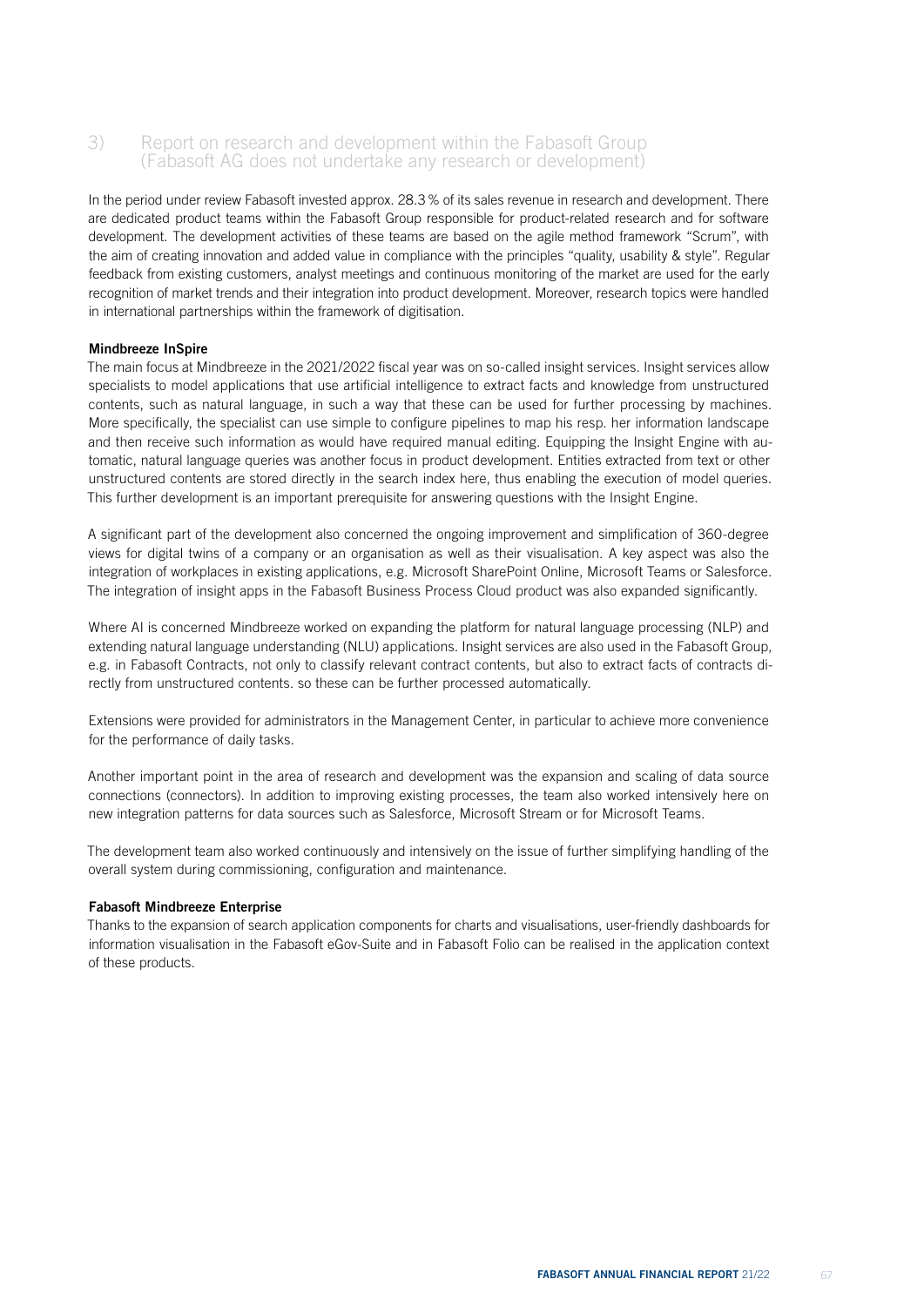## 3) Report on research and development within the Fabasoft Group (Fabasoft AG does not undertake any research or development)

In the period under review Fabasoft invested approx. 28.3 % of its sales revenue in research and development. There are dedicated product teams within the Fabasoft Group responsible for product-related research and for software development. The development activities of these teams are based on the agile method framework "Scrum", with the aim of creating innovation and added value in compliance with the principles "quality, usability & style". Regular feedback from existing customers, analyst meetings and continuous monitoring of the market are used for the early recognition of market trends and their integration into product development. Moreover, research topics were handled in international partnerships within the framework of digitisation.

**Mindbreeze InSpire**

The main focus at Mindbreeze in the 2021/2022 fiscal year was on so-called insight services. Insight services allow specialists to model applications that use artificial intelligence to extract facts and knowledge from unstructured contents, such as natural language, in such a way that these can be used for further processing by machines. More specifically, the specialist can use simple to configure pipelines to map his resp. her information landscape and then receive such information as would have required manual editing. Equipping the Insight Engine with automatic, natural language queries was another focus in product development. Entities extracted from text or other unstructured contents are stored directly in the search index here, thus enabling the execution of model queries. This further development is an important prerequisite for answering questions with the Insight Engine.

A significant part of the development also concerned the ongoing improvement and simplification of 360-degree views for digital twins of a company or an organisation as well as their visualisation. A key aspect was also the integration of workplaces in existing applications, e.g. Microsoft SharePoint Online, Microsoft Teams or Salesforce. The integration of insight apps in the Fabasoft Business Process Cloud product was also expanded significantly.

Where AI is concerned Mindbreeze worked on expanding the platform for natural language processing (NLP) and extending natural language understanding (NLU) applications. Insight services are also used in the Fabasoft Group, e.g. in Fabasoft Contracts, not only to classify relevant contract contents, but also to extract facts of contracts directly from unstructured contents. so these can be further processed automatically.

Extensions were provided for administrators in the Management Center, in particular to achieve more convenience for the performance of daily tasks.

Another important point in the area of research and development was the expansion and scaling of data source connections (connectors). In addition to improving existing processes, the team also worked intensively here on new integration patterns for data sources such as Salesforce, Microsoft Stream or for Microsoft Teams.

The development team also worked continuously and intensively on the issue of further simplifying handling of the overall system during commissioning, configuration and maintenance.

**Fabasoft Mindbreeze Enterprise**

Thanks to the expansion of search application components for charts and visualisations, user-friendly dashboards for information visualisation in the Fabasoft eGov-Suite and in Fabasoft Folio can be realised in the application context of these products.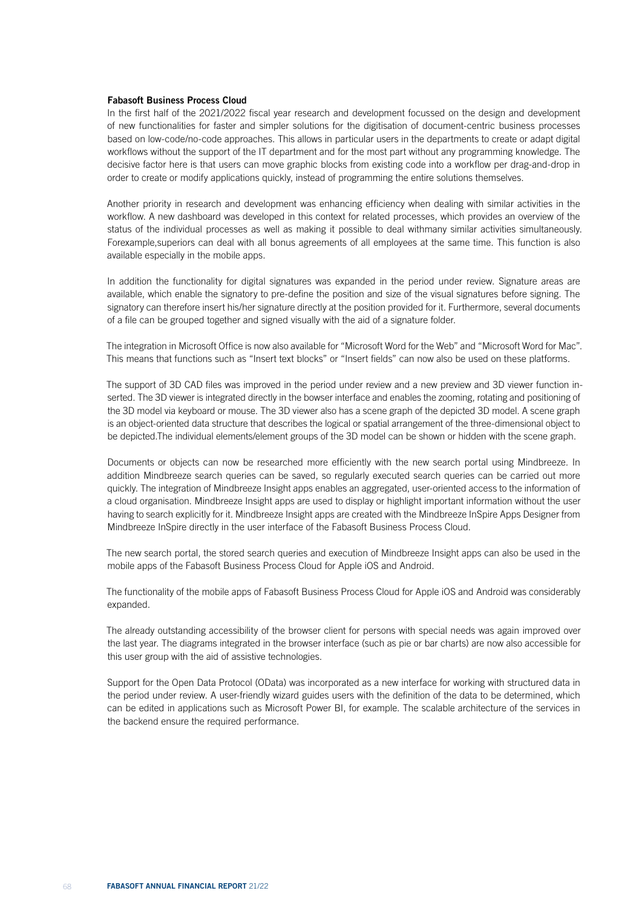**Fabasoft Business Process Cloud**

In the first half of the 2021/2022 fiscal year research and development focussed on the design and development of new functionalities for faster and simpler solutions for the digitisation of document-centric business processes based on low-code/no-code approaches. This allows in particular users in the departments to create or adapt digital workflows without the support of the IT department and for the most part without any programming knowledge. The decisive factor here is that users can move graphic blocks from existing code into a workflow per drag-and-drop in order to create or modify applications quickly, instead of programming the entire solutions themselves.

Another priority in research and development was enhancing efficiency when dealing with similar activities in the workflow. A new dashboard was developed in this context for related processes, which provides an overview of the status of the individual processes as well as making it possible to deal withmany similar activities simultaneously. Forexample,superiors can deal with all bonus agreements of all employees at the same time. This function is also available especially in the mobile apps.

In addition the functionality for digital signatures was expanded in the period under review. Signature areas are available, which enable the signatory to pre-define the position and size of the visual signatures before signing. The signatory can therefore insert his/her signature directly at the position provided for it. Furthermore, several documents of a file can be grouped together and signed visually with the aid of a signature folder.

The integration in Microsoft Office is now also available for "Microsoft Word for the Web" and "Microsoft Word for Mac". This means that functions such as "Insert text blocks" or "Insert fields" can now also be used on these platforms.

The support of 3D CAD files was improved in the period under review and a new preview and 3D viewer function inserted. The 3D viewer is integrated directly in the bowser interface and enables the zooming, rotating and positioning of the 3D model via keyboard or mouse. The 3D viewer also has a scene graph of the depicted 3D model. A scene graph is an object-oriented data structure that describes the logical or spatial arrangement of the three-dimensional object to be depicted.The individual elements/element groups of the 3D model can be shown or hidden with the scene graph.

Documents or objects can now be researched more efficiently with the new search portal using Mindbreeze. In addition Mindbreeze search queries can be saved, so regularly executed search queries can be carried out more quickly. The integration of Mindbreeze Insight apps enables an aggregated, user-oriented access to the information of a cloud organisation. Mindbreeze Insight apps are used to display or highlight important information without the user having to search explicitly for it. Mindbreeze Insight apps are created with the Mindbreeze InSpire Apps Designer from Mindbreeze InSpire directly in the user interface of the Fabasoft Business Process Cloud.

The new search portal, the stored search queries and execution of Mindbreeze Insight apps can also be used in the mobile apps of the Fabasoft Business Process Cloud for Apple iOS and Android.

The functionality of the mobile apps of Fabasoft Business Process Cloud for Apple iOS and Android was considerably expanded.

The already outstanding accessibility of the browser client for persons with special needs was again improved over the last year. The diagrams integrated in the browser interface (such as pie or bar charts) are now also accessible for this user group with the aid of assistive technologies.

Support for the Open Data Protocol (OData) was incorporated as a new interface for working with structured data in the period under review. A user-friendly wizard guides users with the definition of the data to be determined, which can be edited in applications such as Microsoft Power BI, for example. The scalable architecture of the services in the backend ensure the required performance.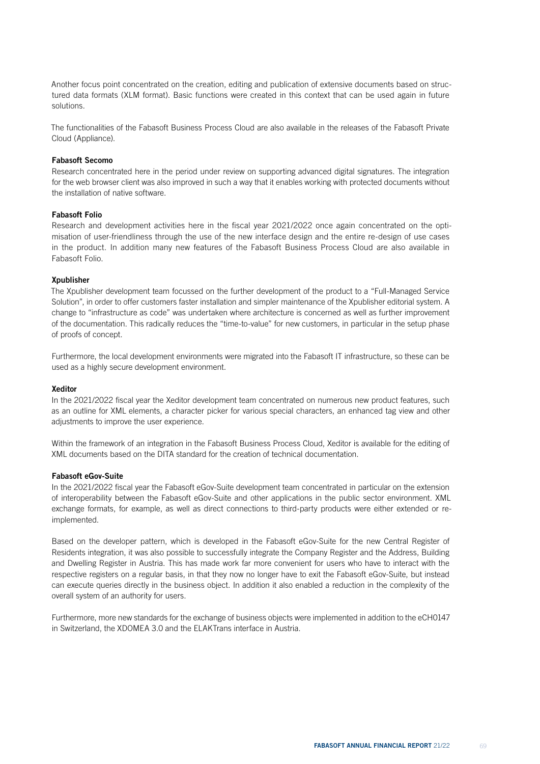Another focus point concentrated on the creation, editing and publication of extensive documents based on structured data formats (XLM format). Basic functions were created in this context that can be used again in future solutions.

The functionalities of the Fabasoft Business Process Cloud are also available in the releases of the Fabasoft Private Cloud (Appliance).

**Fabasoft Secomo**

Research concentrated here in the period under review on supporting advanced digital signatures. The integration for the web browser client was also improved in such a way that it enables working with protected documents without the installation of native software.

**Fabasoft Folio**

Research and development activities here in the fiscal year 2021/2022 once again concentrated on the optimisation of user-friendliness through the use of the new interface design and the entire re-design of use cases in the product. In addition many new features of the Fabasoft Business Process Cloud are also available in Fabasoft Folio.

**Xpublisher**

The Xpublisher development team focussed on the further development of the product to a "Full-Managed Service Solution", in order to offer customers faster installation and simpler maintenance of the Xpublisher editorial system. A change to "infrastructure as code" was undertaken where architecture is concerned as well as further improvement of the documentation. This radically reduces the "time-to-value" for new customers, in particular in the setup phase of proofs of concept.

Furthermore, the local development environments were migrated into the Fabasoft IT infrastructure, so these can be used as a highly secure development environment.

**Xeditor**

In the 2021/2022 fiscal year the Xeditor development team concentrated on numerous new product features, such as an outline for XML elements, a character picker for various special characters, an enhanced tag view and other adjustments to improve the user experience.

Within the framework of an integration in the Fabasoft Business Process Cloud, Xeditor is available for the editing of XML documents based on the DITA standard for the creation of technical documentation.

**Fabasoft eGov-Suite**

In the 2021/2022 fiscal year the Fabasoft eGov-Suite development team concentrated in particular on the extension of interoperability between the Fabasoft eGov-Suite and other applications in the public sector environment. XML exchange formats, for example, as well as direct connections to third-party products were either extended or re-implemented.

Based on the developer pattern, which is developed in the Fabasoft eGov-Suite for the new Central Register of Residents integration, it was also possible to successfully integrate the Company Register and the Address, Building and Dwelling Register in Austria. This has made work far more convenient for users who have to interact with the respective registers on a regular basis, in that they now no longer have to exit the Fabasoft eGov-Suite, but instead can execute queries directly in the business object. In addition it also enabled a reduction in the complexity of the overall system of an authority for users.

Furthermore, more new standards for the exchange of business objects were implemented in addition to the eCH0147 in Switzerland, the XDOMEA 3.0 and the ELAKTrans interface in Austria.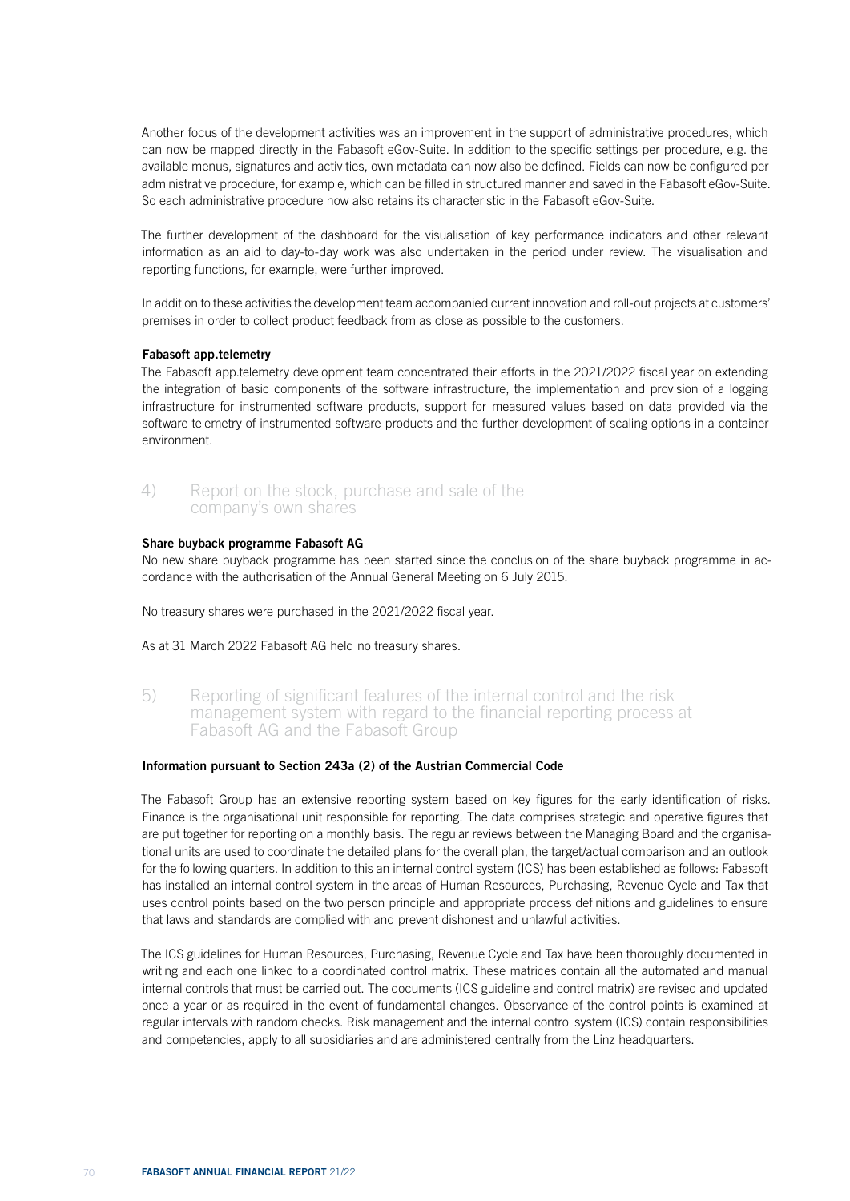Another focus of the development activities was an improvement in the support of administrative procedures, which can now be mapped directly in the Fabasoft eGov-Suite. In addition to the specific settings per procedure, e.g. the available menus, signatures and activities, own metadata can now also be defined. Fields can now be configured per administrative procedure, for example, which can be filled in structured manner and saved in the Fabasoft eGov-Suite. So each administrative procedure now also retains its characteristic in the Fabasoft eGov-Suite.

The further development of the dashboard for the visualisation of key performance indicators and other relevant information as an aid to day-to-day work was also undertaken in the period under review. The visualisation and reporting functions, for example, were further improved.

In addition to these activities the development team accompanied current innovation and roll-out projects at customers' premises in order to collect product feedback from as close as possible to the customers.

**Fabasoft app.telemetry**

The Fabasoft app.telemetry development team concentrated their efforts in the 2021/2022 fiscal year on extending the integration of basic components of the software infrastructure, the implementation and provision of a logging infrastructure for instrumented software products, support for measured values based on data provided via the software telemetry of instrumented software products and the further development of scaling options in a container environment.

## 4) Report on the stock, purchase and sale of the company's own shares

**Share buyback programme Fabasoft AG**

No new share buyback programme has been started since the conclusion of the share buyback programme in accordance with the authorisation of the Annual General Meeting on 6 July 2015.

No treasury shares were purchased in the 2021/2022 fiscal year.

As at 31 March 2022 Fabasoft AG held no treasury shares.

## 5) Reporting of significant features of the internal control and the risk management system with regard to the financial reporting process at Fabasoft AG and the Fabasoft Group

**Information pursuant to Section 243a (2) of the Austrian Commercial Code**

The Fabasoft Group has an extensive reporting system based on key figures for the early identification of risks. Finance is the organisational unit responsible for reporting. The data comprises strategic and operative figures that are put together for reporting on a monthly basis. The regular reviews between the Managing Board and the organisational units are used to coordinate the detailed plans for the overall plan, the target/actual comparison and an outlook for the following quarters. In addition to this an internal control system (ICS) has been established as follows: Fabasoft has installed an internal control system in the areas of Human Resources, Purchasing, Revenue Cycle and Tax that uses control points based on the two person principle and appropriate process definitions and guidelines to ensure that laws and standards are complied with and prevent dishonest and unlawful activities.

The ICS guidelines for Human Resources, Purchasing, Revenue Cycle and Tax have been thoroughly documented in writing and each one linked to a coordinated control matrix. These matrices contain all the automated and manual internal controls that must be carried out. The documents (ICS guideline and control matrix) are revised and updated once a year or as required in the event of fundamental changes. Observance of the control points is examined at regular intervals with random checks. Risk management and the internal control system (ICS) contain responsibilities and competencies, apply to all subsidiaries and are administered centrally from the Linz headquarters.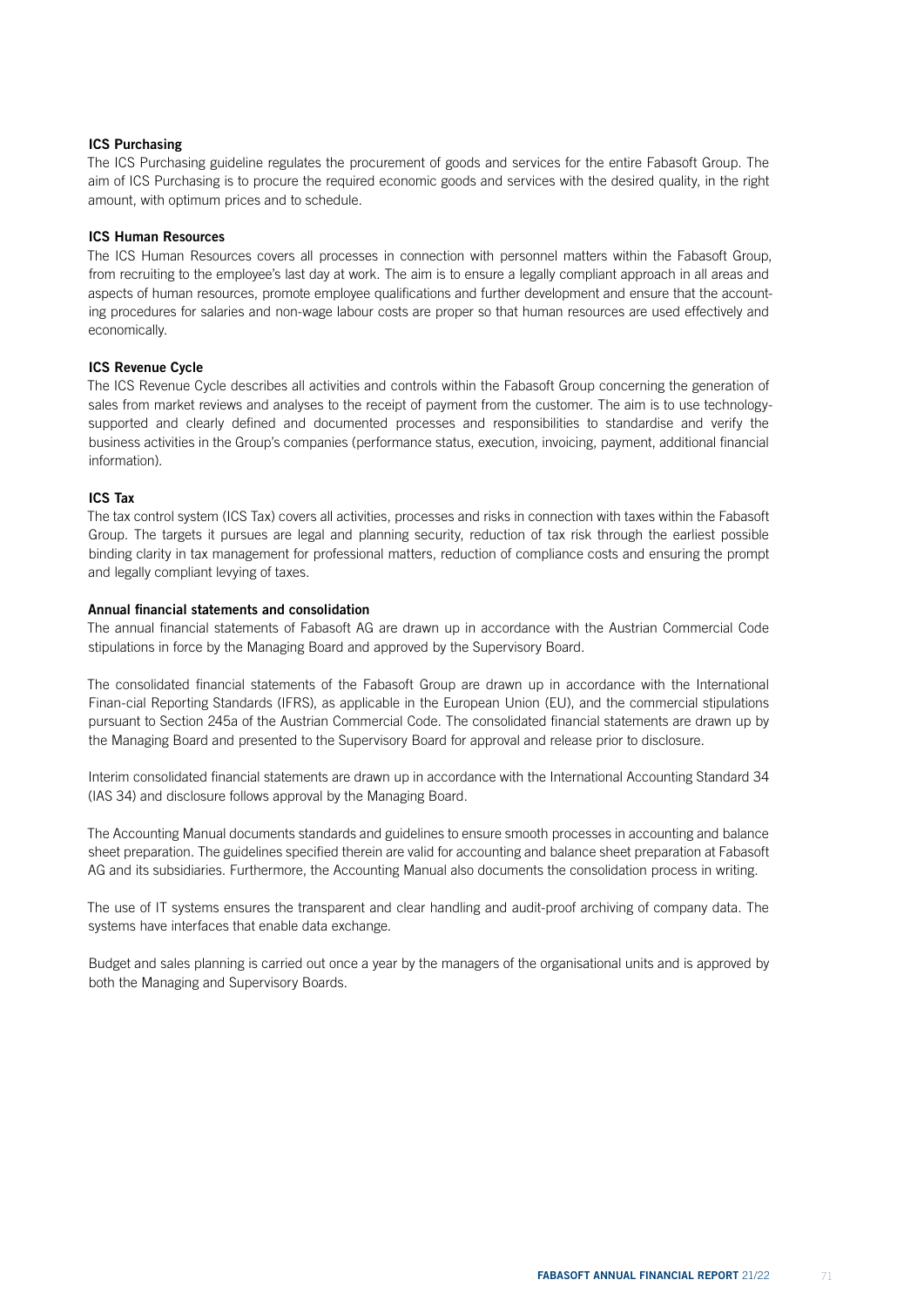### ICS Purchasing

The ICS Purchasing guideline regulates the procurement of goods and services for the entire Fabasoft Group. The aim of ICS Purchasing is to procure the required economic goods and services with the desired quality, in the right amount, with optimum prices and to schedule.

### ICS Human Resources

The ICS Human Resources covers all processes in connection with personnel matters within the Fabasoft Group, from recruiting to the employee's last day at work. The aim is to ensure a legally compliant approach in all areas and aspects of human resources, promote employee qualifications and further development and ensure that the accounting procedures for salaries and non-wage labour costs are proper so that human resources are used effectively and economically.

### ICS Revenue Cycle

The ICS Revenue Cycle describes all activities and controls within the Fabasoft Group concerning the generation of sales from market reviews and analyses to the receipt of payment from the customer. The aim is to use technology-supported and clearly defined and documented processes and responsibilities to standardise and verify the business activities in the Group's companies (performance status, execution, invoicing, payment, additional financial information).

### ICS Tax

The tax control system (ICS Tax) covers all activities, processes and risks in connection with taxes within the Fabasoft Group. The targets it pursues are legal and planning security, reduction of tax risk through the earliest possible binding clarity in tax management for professional matters, reduction of compliance costs and ensuring the prompt and legally compliant levying of taxes.

### Annual financial statements and consolidation

The annual financial statements of Fabasoft AG are drawn up in accordance with the Austrian Commercial Code stipulations in force by the Managing Board and approved by the Supervisory Board.

The consolidated financial statements of the Fabasoft Group are drawn up in accordance with the International Finan-cial Reporting Standards (IFRS), as applicable in the European Union (EU), and the commercial stipulations pursuant to Section 245a of the Austrian Commercial Code. The consolidated financial statements are drawn up by the Managing Board and presented to the Supervisory Board for approval and release prior to disclosure.

Interim consolidated financial statements are drawn up in accordance with the International Accounting Standard 34 (IAS 34) and disclosure follows approval by the Managing Board.

The Accounting Manual documents standards and guidelines to ensure smooth processes in accounting and balance sheet preparation. The guidelines specified therein are valid for accounting and balance sheet preparation at Fabasoft AG and its subsidiaries. Furthermore, the Accounting Manual also documents the consolidation process in writing.

The use of IT systems ensures the transparent and clear handling and audit-proof archiving of company data. The systems have interfaces that enable data exchange.

Budget and sales planning is carried out once a year by the managers of the organisational units and is approved by both the Managing and Supervisory Boards.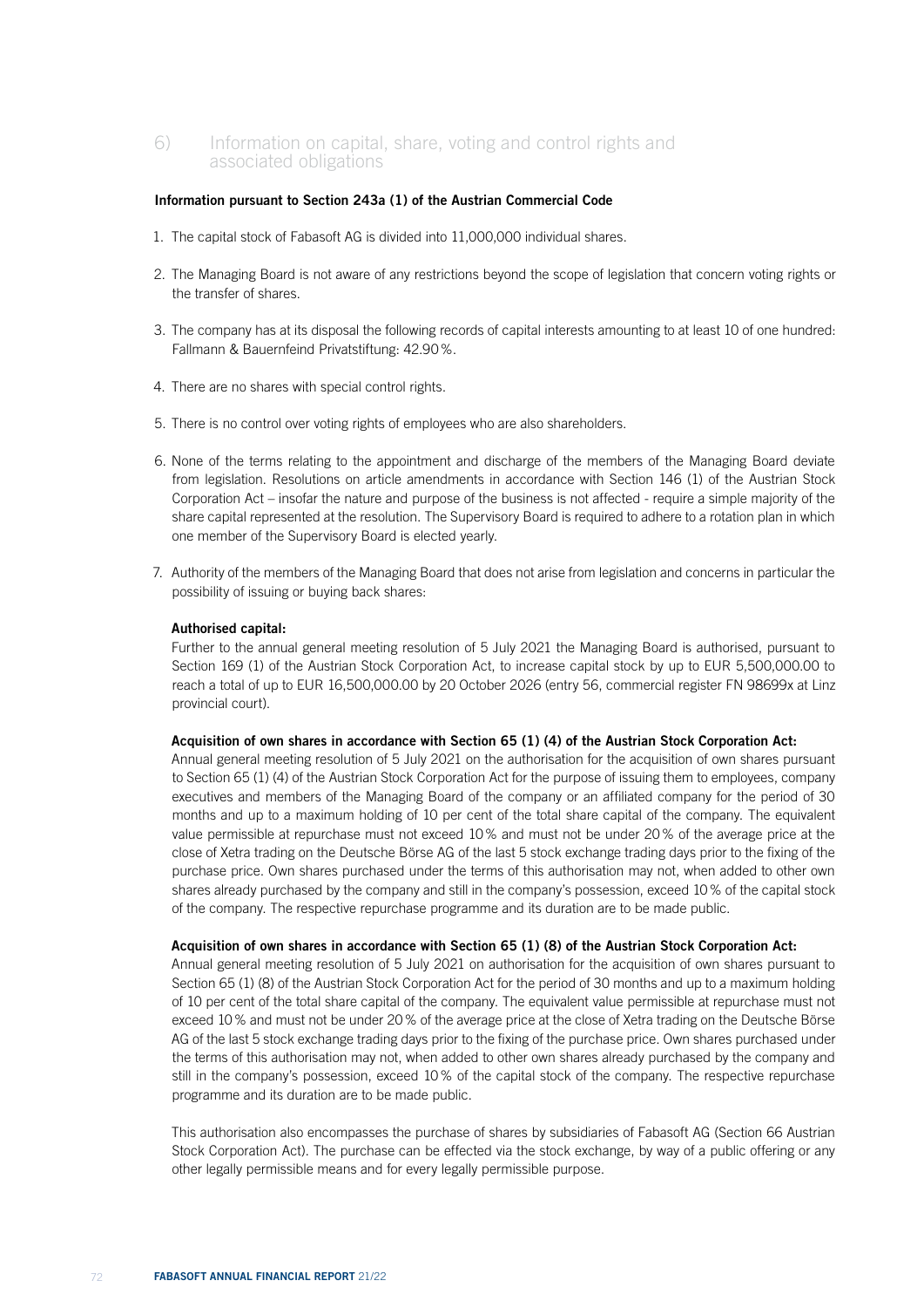## 6) Information on capital, share, voting and control rights and associated obligations

**Information pursuant to Section 243a (1) of the Austrian Commercial Code**

1. The capital stock of Fabasoft AG is divided into 11,000,000 individual shares.

2. The Managing Board is not aware of any restrictions beyond the scope of legislation that concern voting rights or the transfer of shares.

3. The company has at its disposal the following records of capital interests amounting to at least 10 of one hundred: Fallmann & Bauernfeind Privatstiftung: 42.90 %.

4. There are no shares with special control rights.

5. There is no control over voting rights of employees who are also shareholders.

6. None of the terms relating to the appointment and discharge of the members of the Managing Board deviate from legislation. Resolutions on article amendments in accordance with Section 146 (1) of the Austrian Stock Corporation Act – insofar the nature and purpose of the business is not affected - require a simple majority of the share capital represented at the resolution. The Supervisory Board is required to adhere to a rotation plan in which one member of the Supervisory Board is elected yearly.

7. Authority of the members of the Managing Board that does not arise from legislation and concerns in particular the possibility of issuing or buying back shares:

   **Authorised capital:**
   Further to the annual general meeting resolution of 5 July 2021 the Managing Board is authorised, pursuant to Section 169 (1) of the Austrian Stock Corporation Act, to increase capital stock by up to EUR 5,500,000.00 to reach a total of up to EUR 16,500,000.00 by 20 October 2026 (entry 56, commercial register FN 98699x at Linz provincial court).

   **Acquisition of own shares in accordance with Section 65 (1) (4) of the Austrian Stock Corporation Act:**
   Annual general meeting resolution of 5 July 2021 on the authorisation for the acquisition of own shares pursuant to Section 65 (1) (4) of the Austrian Stock Corporation Act for the purpose of issuing them to employees, company executives and members of the Managing Board of the company or an affiliated company for the period of 30 months and up to a maximum holding of 10 per cent of the total share capital of the company. The equivalent value permissible at repurchase must not exceed 10 % and must not be under 20 % of the average price at the close of Xetra trading on the Deutsche Börse AG of the last 5 stock exchange trading days prior to the fixing of the purchase price. Own shares purchased under the terms of this authorisation may not, when added to other own shares already purchased by the company and still in the company's possession, exceed 10 % of the capital stock of the company. The respective repurchase programme and its duration are to be made public.

   **Acquisition of own shares in accordance with Section 65 (1) (8) of the Austrian Stock Corporation Act:**
   Annual general meeting resolution of 5 July 2021 on authorisation for the acquisition of own shares pursuant to Section 65 (1) (8) of the Austrian Stock Corporation Act for the period of 30 months and up to a maximum holding of 10 per cent of the total share capital of the company. The equivalent value permissible at repurchase must not exceed 10 % and must not be under 20 % of the average price at the close of Xetra trading on the Deutsche Börse AG of the last 5 stock exchange trading days prior to the fixing of the purchase price. Own shares purchased under the terms of this authorisation may not, when added to other own shares already purchased by the company and still in the company's possession, exceed 10 % of the capital stock of the company. The respective repurchase programme and its duration are to be made public.

   This authorisation also encompasses the purchase of shares by subsidiaries of Fabasoft AG (Section 66 Austrian Stock Corporation Act). The purchase can be effected via the stock exchange, by way of a public offering or any other legally permissible means and for every legally permissible purpose.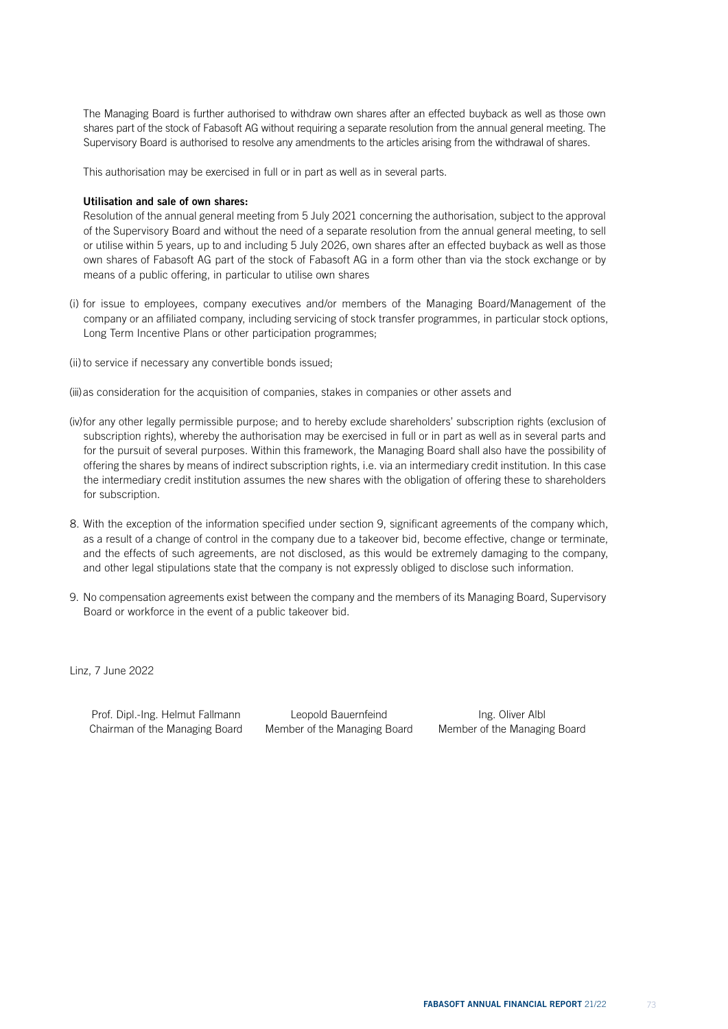The Managing Board is further authorised to withdraw own shares after an effected buyback as well as those own shares part of the stock of Fabasoft AG without requiring a separate resolution from the annual general meeting. The Supervisory Board is authorised to resolve any amendments to the articles arising from the withdrawal of shares.

This authorisation may be exercised in full or in part as well as in several parts.

**Utilisation and sale of own shares:**

Resolution of the annual general meeting from 5 July 2021 concerning the authorisation, subject to the approval of the Supervisory Board and without the need of a separate resolution from the annual general meeting, to sell or utilise within 5 years, up to and including 5 July 2026, own shares after an effected buyback as well as those own shares of Fabasoft AG part of the stock of Fabasoft AG in a form other than via the stock exchange or by means of a public offering, in particular to utilise own shares

(i) for issue to employees, company executives and/or members of the Managing Board/Management of the company or an affiliated company, including servicing of stock transfer programmes, in particular stock options, Long Term Incentive Plans or other participation programmes;

(ii) to service if necessary any convertible bonds issued;

(iii) as consideration for the acquisition of companies, stakes in companies or other assets and

(iv) for any other legally permissible purpose; and to hereby exclude shareholders' subscription rights (exclusion of subscription rights), whereby the authorisation may be exercised in full or in part as well as in several parts and for the pursuit of several purposes. Within this framework, the Managing Board shall also have the possibility of offering the shares by means of indirect subscription rights, i.e. via an intermediary credit institution. In this case the intermediary credit institution assumes the new shares with the obligation of offering these to shareholders for subscription.

8. With the exception of the information specified under section 9, significant agreements of the company which, as a result of a change of control in the company due to a takeover bid, become effective, change or terminate, and the effects of such agreements, are not disclosed, as this would be extremely damaging to the company, and other legal stipulations state that the company is not expressly obliged to disclose such information.

9. No compensation agreements exist between the company and the members of its Managing Board, Supervisory Board or workforce in the event of a public takeover bid.

Linz, 7 June 2022

| Prof. Dipl.-Ing. Helmut Fallmann | Leopold Bauernfeind | Ing. Oliver Albl |
|---|---|---|
| Chairman of the Managing Board | Member of the Managing Board | Member of the Managing Board |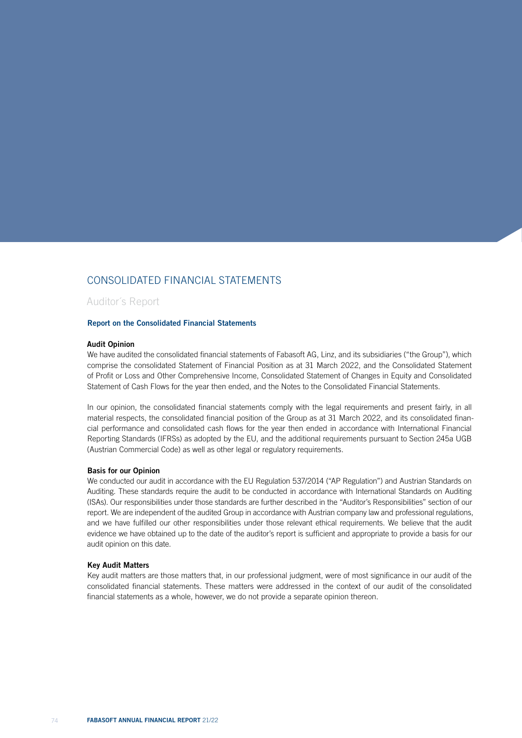# CONSOLIDATED FINANCIAL STATEMENTS

## Auditor´s Report

### Report on the Consolidated Financial Statements

**Audit Opinion**

We have audited the consolidated financial statements of Fabasoft AG, Linz, and its subsidiaries ("the Group"), which comprise the consolidated Statement of Financial Position as at 31 March 2022, and the Consolidated Statement of Profit or Loss and Other Comprehensive Income, Consolidated Statement of Changes in Equity and Consolidated Statement of Cash Flows for the year then ended, and the Notes to the Consolidated Financial Statements.

In our opinion, the consolidated financial statements comply with the legal requirements and present fairly, in all material respects, the consolidated financial position of the Group as at 31 March 2022, and its consolidated financial performance and consolidated cash flows for the year then ended in accordance with International Financial Reporting Standards (IFRSs) as adopted by the EU, and the additional requirements pursuant to Section 245a UGB (Austrian Commercial Code) as well as other legal or regulatory requirements.

**Basis for our Opinion**

We conducted our audit in accordance with the EU Regulation 537/2014 ("AP Regulation") and Austrian Standards on Auditing. These standards require the audit to be conducted in accordance with International Standards on Auditing (ISAs). Our responsibilities under those standards are further described in the "Auditor's Responsibilities" section of our report. We are independent of the audited Group in accordance with Austrian company law and professional regulations, and we have fulfilled our other responsibilities under those relevant ethical requirements. We believe that the audit evidence we have obtained up to the date of the auditor's report is sufficient and appropriate to provide a basis for our audit opinion on this date.

**Key Audit Matters**

Key audit matters are those matters that, in our professional judgment, were of most significance in our audit of the consolidated financial statements. These matters were addressed in the context of our audit of the consolidated financial statements as a whole, however, we do not provide a separate opinion thereon.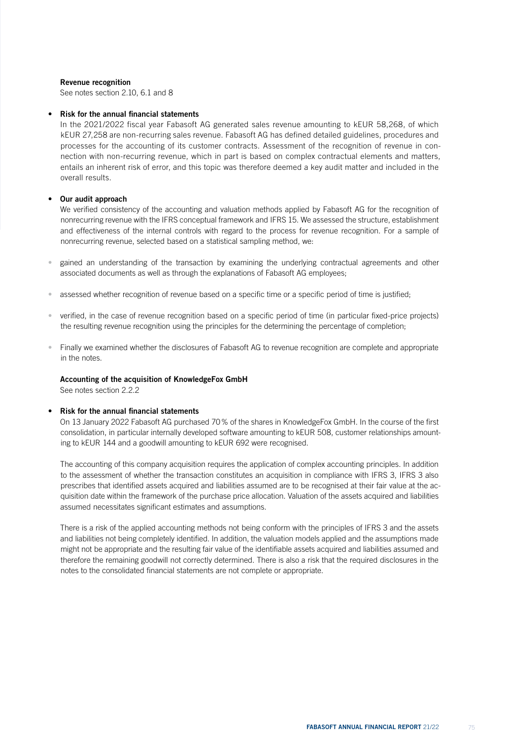**Revenue recognition**

See notes section 2.10, 6.1 and 8

- **Risk for the annual financial statements**

  In the 2021/2022 fiscal year Fabasoft AG generated sales revenue amounting to kEUR 58,268, of which kEUR 27,258 are non-recurring sales revenue. Fabasoft AG has defined detailed guidelines, procedures and processes for the accounting of its customer contracts. Assessment of the recognition of revenue in connection with non-recurring revenue, which in part is based on complex contractual elements and matters, entails an inherent risk of error, and this topic was therefore deemed a key audit matter and included in the overall results.

- **Our audit approach**

  We verified consistency of the accounting and valuation methods applied by Fabasoft AG for the recognition of nonrecurring revenue with the IFRS conceptual framework and IFRS 15. We assessed the structure, establishment and effectiveness of the internal controls with regard to the process for revenue recognition. For a sample of nonrecurring revenue, selected based on a statistical sampling method, we:

- gained an understanding of the transaction by examining the underlying contractual agreements and other associated documents as well as through the explanations of Fabasoft AG employees;
- assessed whether recognition of revenue based on a specific time or a specific period of time is justified;
- verified, in the case of revenue recognition based on a specific period of time (in particular fixed-price projects) the resulting revenue recognition using the principles for the determining the percentage of completion;
- Finally we examined whether the disclosures of Fabasoft AG to revenue recognition are complete and appropriate in the notes.

**Accounting of the acquisition of KnowledgeFox GmbH**

See notes section 2.2.2

- **Risk for the annual financial statements**

  On 13 January 2022 Fabasoft AG purchased 70 % of the shares in KnowledgeFox GmbH. In the course of the first consolidation, in particular internally developed software amounting to kEUR 508, customer relationships amounting to kEUR 144 and a goodwill amounting to kEUR 692 were recognised.

  The accounting of this company acquisition requires the application of complex accounting principles. In addition to the assessment of whether the transaction constitutes an acquisition in compliance with IFRS 3, IFRS 3 also prescribes that identified assets acquired and liabilities assumed are to be recognised at their fair value at the acquisition date within the framework of the purchase price allocation. Valuation of the assets acquired and liabilities assumed necessitates significant estimates and assumptions.

  There is a risk of the applied accounting methods not being conform with the principles of IFRS 3 and the assets and liabilities not being completely identified. In addition, the valuation models applied and the assumptions made might not be appropriate and the resulting fair value of the identifiable assets acquired and liabilities assumed and therefore the remaining goodwill not correctly determined. There is also a risk that the required disclosures in the notes to the consolidated financial statements are not complete or appropriate.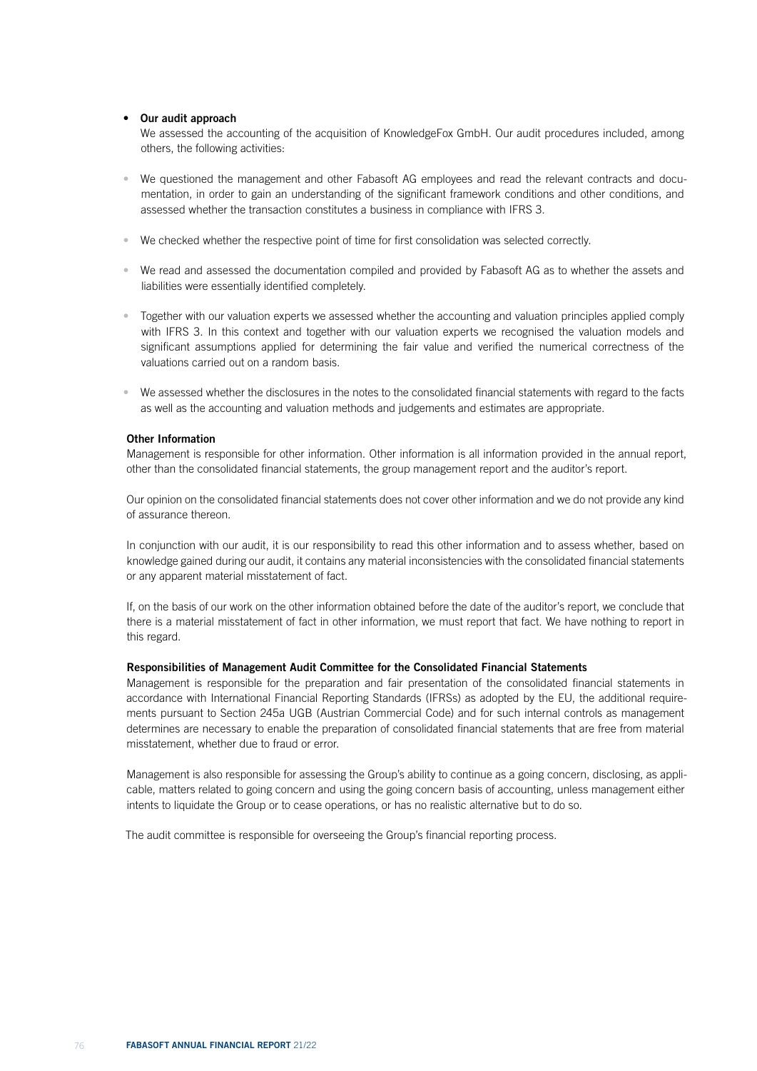- **Our audit approach**

  We assessed the accounting of the acquisition of KnowledgeFox GmbH. Our audit procedures included, among others, the following activities:

- We questioned the management and other Fabasoft AG employees and read the relevant contracts and documentation, in order to gain an understanding of the significant framework conditions and other conditions, and assessed whether the transaction constitutes a business in compliance with IFRS 3.
- We checked whether the respective point of time for first consolidation was selected correctly.
- We read and assessed the documentation compiled and provided by Fabasoft AG as to whether the assets and liabilities were essentially identified completely.
- Together with our valuation experts we assessed whether the accounting and valuation principles applied comply with IFRS 3. In this context and together with our valuation experts we recognised the valuation models and significant assumptions applied for determining the fair value and verified the numerical correctness of the valuations carried out on a random basis.
- We assessed whether the disclosures in the notes to the consolidated financial statements with regard to the facts as well as the accounting and valuation methods and judgements and estimates are appropriate.

**Other Information**

Management is responsible for other information. Other information is all information provided in the annual report, other than the consolidated financial statements, the group management report and the auditor's report.

Our opinion on the consolidated financial statements does not cover other information and we do not provide any kind of assurance thereon.

In conjunction with our audit, it is our responsibility to read this other information and to assess whether, based on knowledge gained during our audit, it contains any material inconsistencies with the consolidated financial statements or any apparent material misstatement of fact.

If, on the basis of our work on the other information obtained before the date of the auditor's report, we conclude that there is a material misstatement of fact in other information, we must report that fact. We have nothing to report in this regard.

**Responsibilities of Management Audit Committee for the Consolidated Financial Statements**

Management is responsible for the preparation and fair presentation of the consolidated financial statements in accordance with International Financial Reporting Standards (IFRSs) as adopted by the EU, the additional requirements pursuant to Section 245a UGB (Austrian Commercial Code) and for such internal controls as management determines are necessary to enable the preparation of consolidated financial statements that are free from material misstatement, whether due to fraud or error.

Management is also responsible for assessing the Group's ability to continue as a going concern, disclosing, as applicable, matters related to going concern and using the going concern basis of accounting, unless management either intents to liquidate the Group or to cease operations, or has no realistic alternative but to do so.

The audit committee is responsible for overseeing the Group's financial reporting process.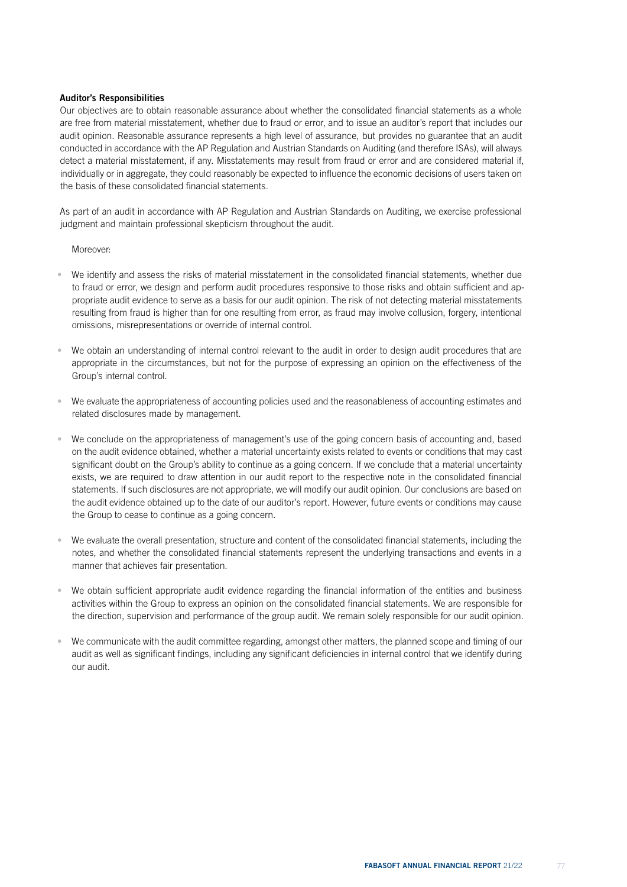**Auditor's Responsibilities**

Our objectives are to obtain reasonable assurance about whether the consolidated financial statements as a whole are free from material misstatement, whether due to fraud or error, and to issue an auditor's report that includes our audit opinion. Reasonable assurance represents a high level of assurance, but provides no guarantee that an audit conducted in accordance with the AP Regulation and Austrian Standards on Auditing (and therefore ISAs), will always detect a material misstatement, if any. Misstatements may result from fraud or error and are considered material if, individually or in aggregate, they could reasonably be expected to influence the economic decisions of users taken on the basis of these consolidated financial statements.

As part of an audit in accordance with AP Regulation and Austrian Standards on Auditing, we exercise professional judgment and maintain professional skepticism throughout the audit.

Moreover:

- We identify and assess the risks of material misstatement in the consolidated financial statements, whether due to fraud or error, we design and perform audit procedures responsive to those risks and obtain sufficient and appropriate audit evidence to serve as a basis for our audit opinion. The risk of not detecting material misstatements resulting from fraud is higher than for one resulting from error, as fraud may involve collusion, forgery, intentional omissions, misrepresentations or override of internal control.
- We obtain an understanding of internal control relevant to the audit in order to design audit procedures that are appropriate in the circumstances, but not for the purpose of expressing an opinion on the effectiveness of the Group's internal control.
- We evaluate the appropriateness of accounting policies used and the reasonableness of accounting estimates and related disclosures made by management.
- We conclude on the appropriateness of management's use of the going concern basis of accounting and, based on the audit evidence obtained, whether a material uncertainty exists related to events or conditions that may cast significant doubt on the Group's ability to continue as a going concern. If we conclude that a material uncertainty exists, we are required to draw attention in our audit report to the respective note in the consolidated financial statements. If such disclosures are not appropriate, we will modify our audit opinion. Our conclusions are based on the audit evidence obtained up to the date of our auditor's report. However, future events or conditions may cause the Group to cease to continue as a going concern.
- We evaluate the overall presentation, structure and content of the consolidated financial statements, including the notes, and whether the consolidated financial statements represent the underlying transactions and events in a manner that achieves fair presentation.
- We obtain sufficient appropriate audit evidence regarding the financial information of the entities and business activities within the Group to express an opinion on the consolidated financial statements. We are responsible for the direction, supervision and performance of the group audit. We remain solely responsible for our audit opinion.
- We communicate with the audit committee regarding, amongst other matters, the planned scope and timing of our audit as well as significant findings, including any significant deficiencies in internal control that we identify during our audit.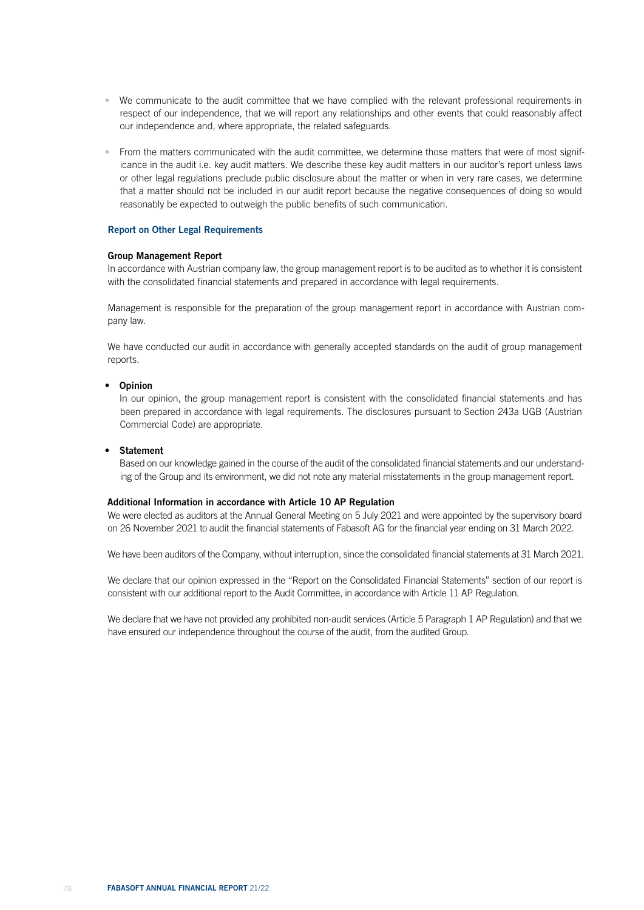- We communicate to the audit committee that we have complied with the relevant professional requirements in respect of our independence, that we will report any relationships and other events that could reasonably affect our independence and, where appropriate, the related safeguards.
- From the matters communicated with the audit committee, we determine those matters that were of most significance in the audit i.e. key audit matters. We describe these key audit matters in our auditor's report unless laws or other legal regulations preclude public disclosure about the matter or when in very rare cases, we determine that a matter should not be included in our audit report because the negative consequences of doing so would reasonably be expected to outweigh the public benefits of such communication.

## Report on Other Legal Requirements

### Group Management Report

In accordance with Austrian company law, the group management report is to be audited as to whether it is consistent with the consolidated financial statements and prepared in accordance with legal requirements.

Management is responsible for the preparation of the group management report in accordance with Austrian company law.

We have conducted our audit in accordance with generally accepted standards on the audit of group management reports.

- **Opinion**
  In our opinion, the group management report is consistent with the consolidated financial statements and has been prepared in accordance with legal requirements. The disclosures pursuant to Section 243a UGB (Austrian Commercial Code) are appropriate.

- **Statement**
  Based on our knowledge gained in the course of the audit of the consolidated financial statements and our understanding of the Group and its environment, we did not note any material misstatements in the group management report.

### Additional Information in accordance with Article 10 AP Regulation

We were elected as auditors at the Annual General Meeting on 5 July 2021 and were appointed by the supervisory board on 26 November 2021 to audit the financial statements of Fabasoft AG for the financial year ending on 31 March 2022.

We have been auditors of the Company, without interruption, since the consolidated financial statements at 31 March 2021.

We declare that our opinion expressed in the "Report on the Consolidated Financial Statements" section of our report is consistent with our additional report to the Audit Committee, in accordance with Article 11 AP Regulation.

We declare that we have not provided any prohibited non-audit services (Article 5 Paragraph 1 AP Regulation) and that we have ensured our independence throughout the course of the audit, from the audited Group.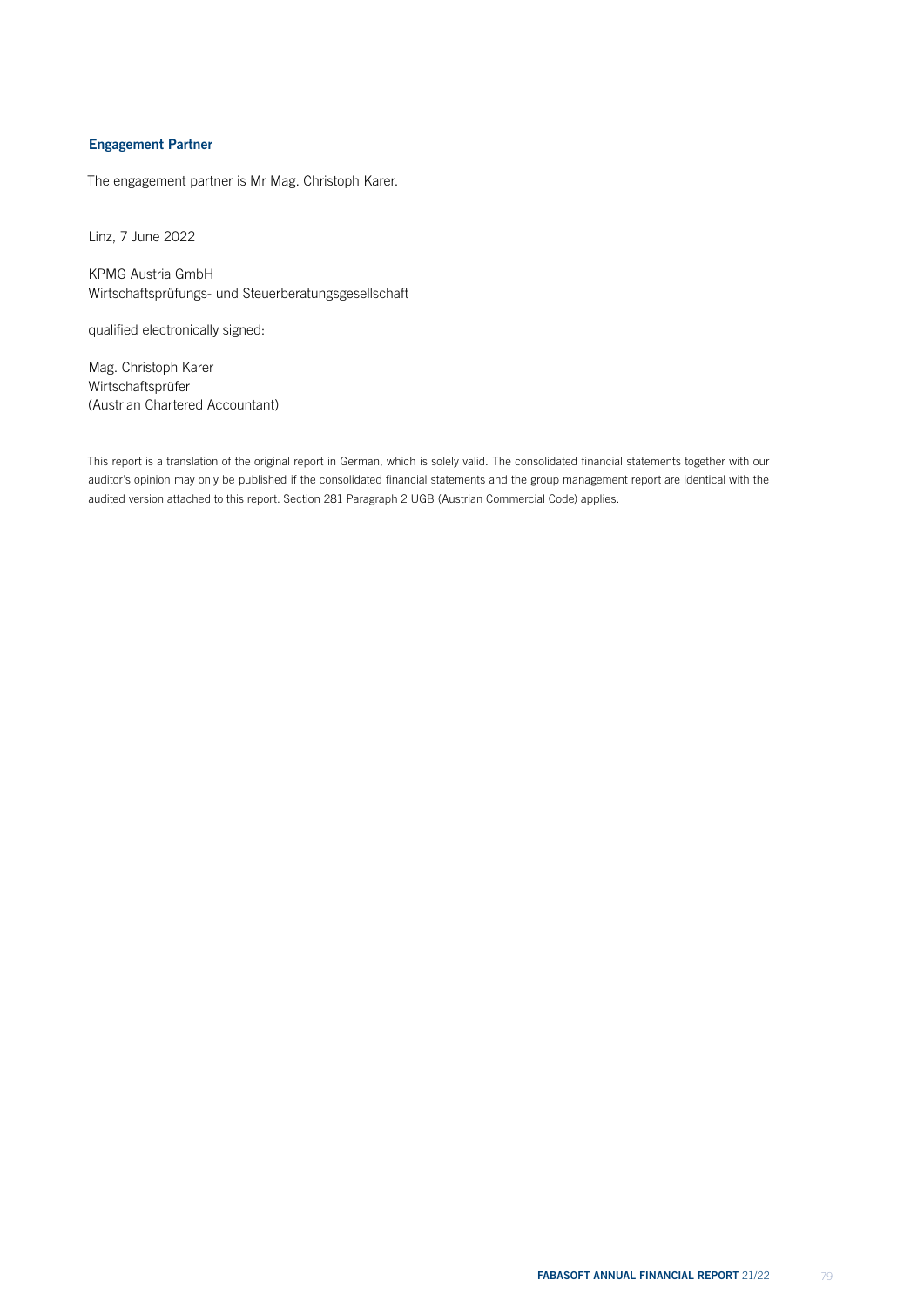### Engagement Partner

The engagement partner is Mr Mag. Christoph Karer.

Linz, 7 June 2022

KPMG Austria GmbH
Wirtschaftsprüfungs- und Steuerberatungsgesellschaft

qualified electronically signed:

Mag. Christoph Karer
Wirtschaftsprüfer
(Austrian Chartered Accountant)

This report is a translation of the original report in German, which is solely valid. The consolidated financial statements together with our auditor's opinion may only be published if the consolidated financial statements and the group management report are identical with the audited version attached to this report. Section 281 Paragraph 2 UGB (Austrian Commercial Code) applies.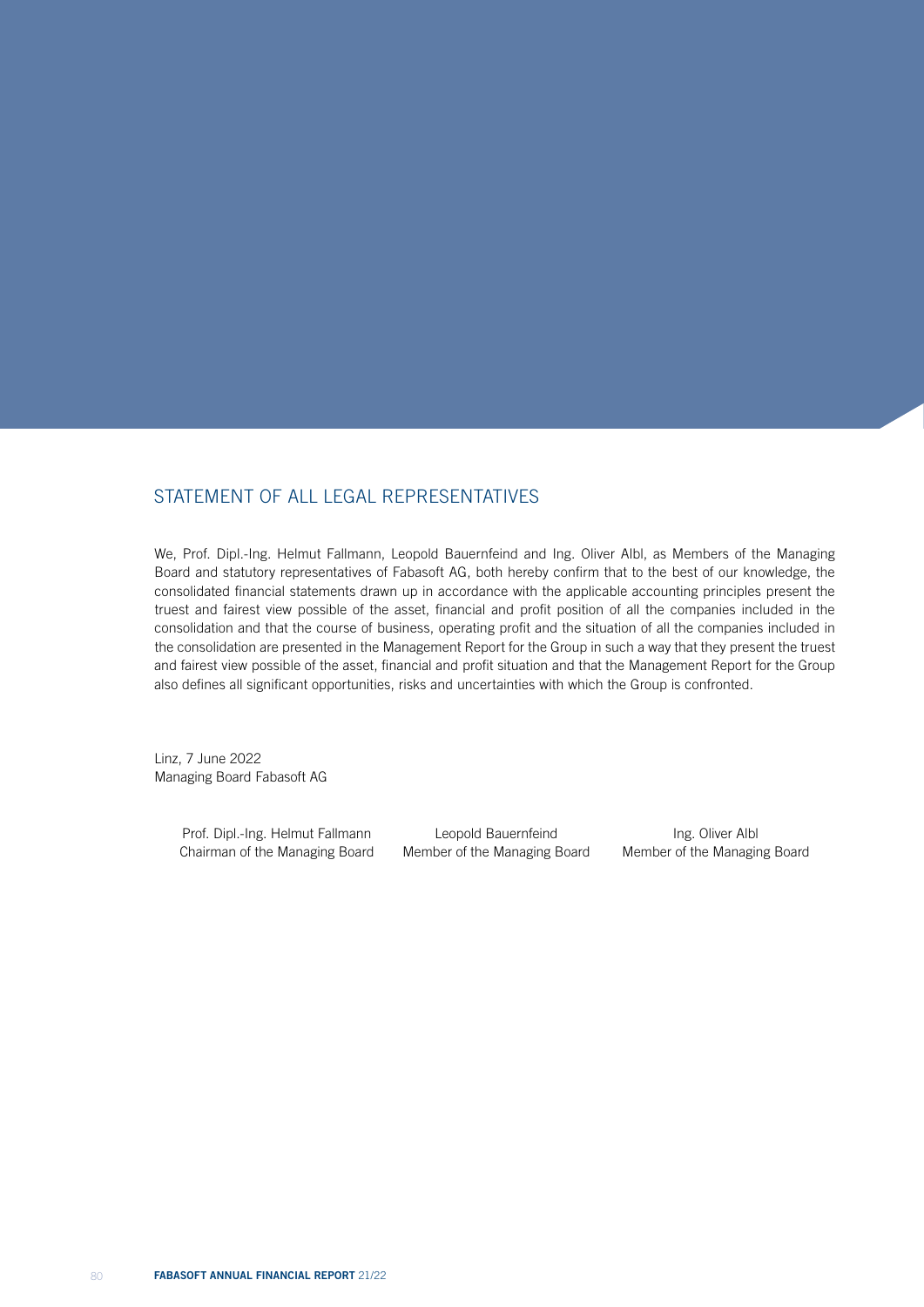## STATEMENT OF ALL LEGAL REPRESENTATIVES

We, Prof. Dipl.-Ing. Helmut Fallmann, Leopold Bauernfeind and Ing. Oliver Albl, as Members of the Managing Board and statutory representatives of Fabasoft AG, both hereby confirm that to the best of our knowledge, the consolidated financial statements drawn up in accordance with the applicable accounting principles present the truest and fairest view possible of the asset, financial and profit position of all the companies included in the consolidation and that the course of business, operating profit and the situation of all the companies included in the consolidation are presented in the Management Report for the Group in such a way that they present the truest and fairest view possible of the asset, financial and profit situation and that the Management Report for the Group also defines all significant opportunities, risks and uncertainties with which the Group is confronted.

Linz, 7 June 2022
Managing Board Fabasoft AG

| | | |
|---|---|---|
| Prof. Dipl.-Ing. Helmut Fallmann | Leopold Bauernfeind | Ing. Oliver Albl |
| Chairman of the Managing Board | Member of the Managing Board | Member of the Managing Board |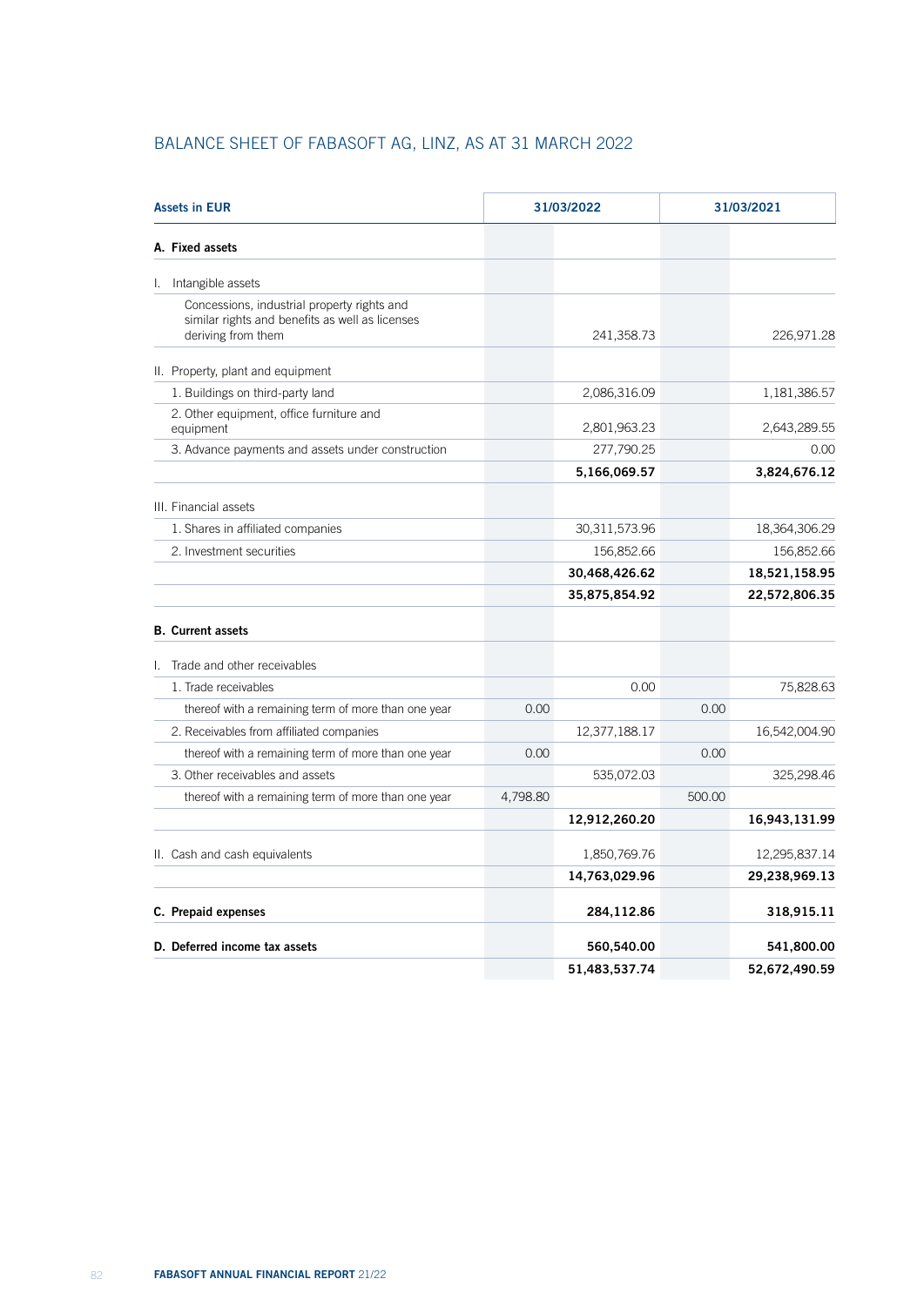## BALANCE SHEET OF FABASOFT AG, LINZ, AS AT 31 MARCH 2022

| Assets in EUR | 31/03/2022 | | 31/03/2021 | |
|---|---|---|---|---|
| **A. Fixed assets** | | | | |
| I. Intangible assets | | | | |
| Concessions, industrial property rights and similar rights and benefits as well as licenses deriving from them | | 241,358.73 | | 226,971.28 |
| II. Property, plant and equipment | | | | |
| 1. Buildings on third-party land | | 2,086,316.09 | | 1,181,386.57 |
| 2. Other equipment, office furniture and equipment | | 2,801,963.23 | | 2,643,289.55 |
| 3. Advance payments and assets under construction | | 277,790.25 | | 0.00 |
| | | **5,166,069.57** | | **3,824,676.12** |
| III. Financial assets | | | | |
| 1. Shares in affiliated companies | | 30,311,573.96 | | 18,364,306.29 |
| 2. Investment securities | | 156,852.66 | | 156,852.66 |
| | | **30,468,426.62** | | **18,521,158.95** |
| | | **35,875,854.92** | | **22,572,806.35** |
| **B. Current assets** | | | | |
| I. Trade and other receivables | | | | |
| 1. Trade receivables | | 0.00 | | 75,828.63 |
| thereof with a remaining term of more than one year | 0.00 | | 0.00 | |
| 2. Receivables from affiliated companies | | 12,377,188.17 | | 16,542,004.90 |
| thereof with a remaining term of more than one year | 0.00 | | 0.00 | |
| 3. Other receivables and assets | | 535,072.03 | | 325,298.46 |
| thereof with a remaining term of more than one year | 4,798.80 | | 500.00 | |
| | | **12,912,260.20** | | **16,943,131.99** |
| II. Cash and cash equivalents | | 1,850,769.76 | | 12,295,837.14 |
| | | **14,763,029.96** | | **29,238,969.13** |
| **C. Prepaid expenses** | | **284,112.86** | | **318,915.11** |
| **D. Deferred income tax assets** | | **560,540.00** | | **541,800.00** |
| | | **51,483,537.74** | | **52,672,490.59** |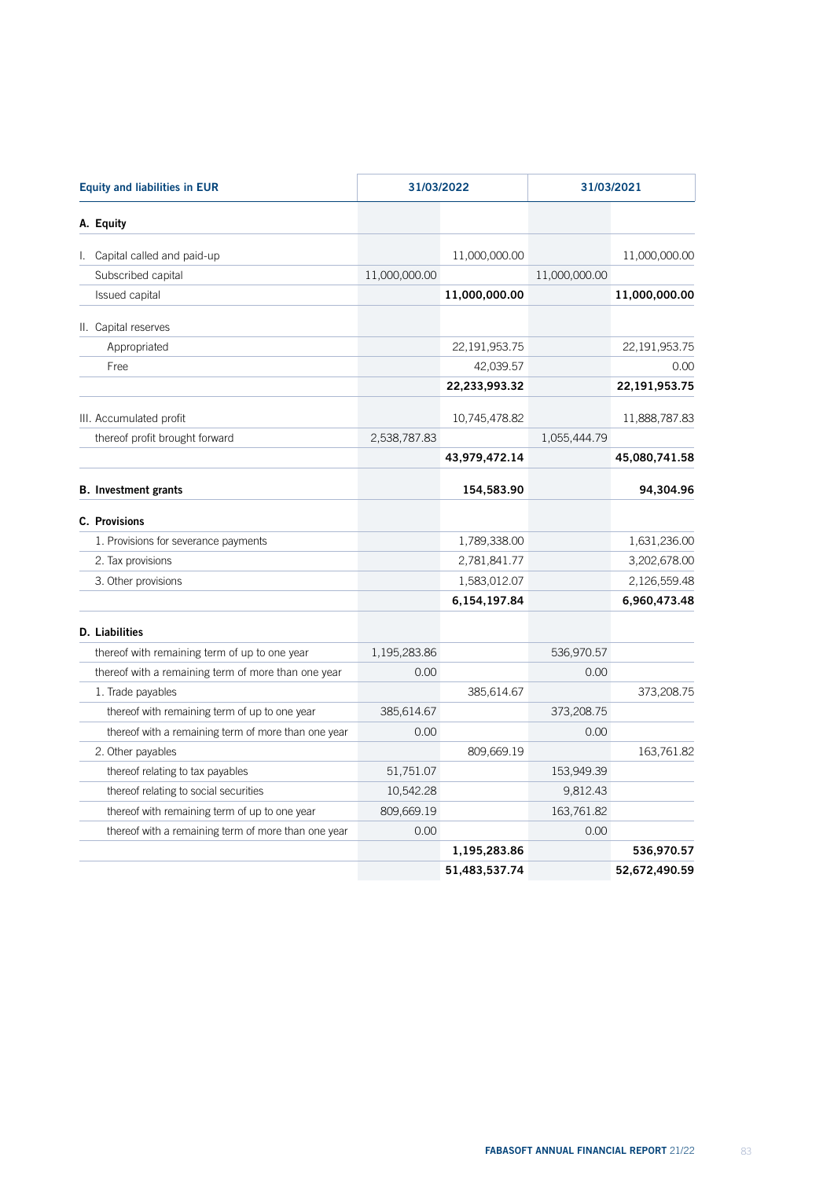| Equity and liabilities in EUR | 31/03/2022 | | 31/03/2021 | |
|---|---|---|---|---|
| **A. Equity** | | | | |
| I. Capital called and paid-up | | 11,000,000.00 | | 11,000,000.00 |
| Subscribed capital | 11,000,000.00 | | 11,000,000.00 | |
| Issued capital | | **11,000,000.00** | | **11,000,000.00** |
| II. Capital reserves | | | | |
| Appropriated | | 22,191,953.75 | | 22,191,953.75 |
| Free | | 42,039.57 | | 0.00 |
| | | **22,233,993.32** | | **22,191,953.75** |
| III. Accumulated profit | | 10,745,478.82 | | 11,888,787.83 |
| thereof profit brought forward | 2,538,787.83 | | 1,055,444.79 | |
| | | **43,979,472.14** | | **45,080,741.58** |
| **B. Investment grants** | | **154,583.90** | | **94,304.96** |
| **C. Provisions** | | | | |
| 1. Provisions for severance payments | | 1,789,338.00 | | 1,631,236.00 |
| 2. Tax provisions | | 2,781,841.77 | | 3,202,678.00 |
| 3. Other provisions | | 1,583,012.07 | | 2,126,559.48 |
| | | **6,154,197.84** | | **6,960,473.48** |
| **D. Liabilities** | | | | |
| thereof with remaining term of up to one year | 1,195,283.86 | | 536,970.57 | |
| thereof with a remaining term of more than one year | 0.00 | | 0.00 | |
| 1. Trade payables | | 385,614.67 | | 373,208.75 |
| thereof with remaining term of up to one year | 385,614.67 | | 373,208.75 | |
| thereof with a remaining term of more than one year | 0.00 | | 0.00 | |
| 2. Other payables | | 809,669.19 | | 163,761.82 |
| thereof relating to tax payables | 51,751.07 | | 153,949.39 | |
| thereof relating to social securities | 10,542.28 | | 9,812.43 | |
| thereof with remaining term of up to one year | 809,669.19 | | 163,761.82 | |
| thereof with a remaining term of more than one year | 0.00 | | 0.00 | |
| | | **1,195,283.86** | | **536,970.57** |
| | | **51,483,537.74** | | **52,672,490.59** |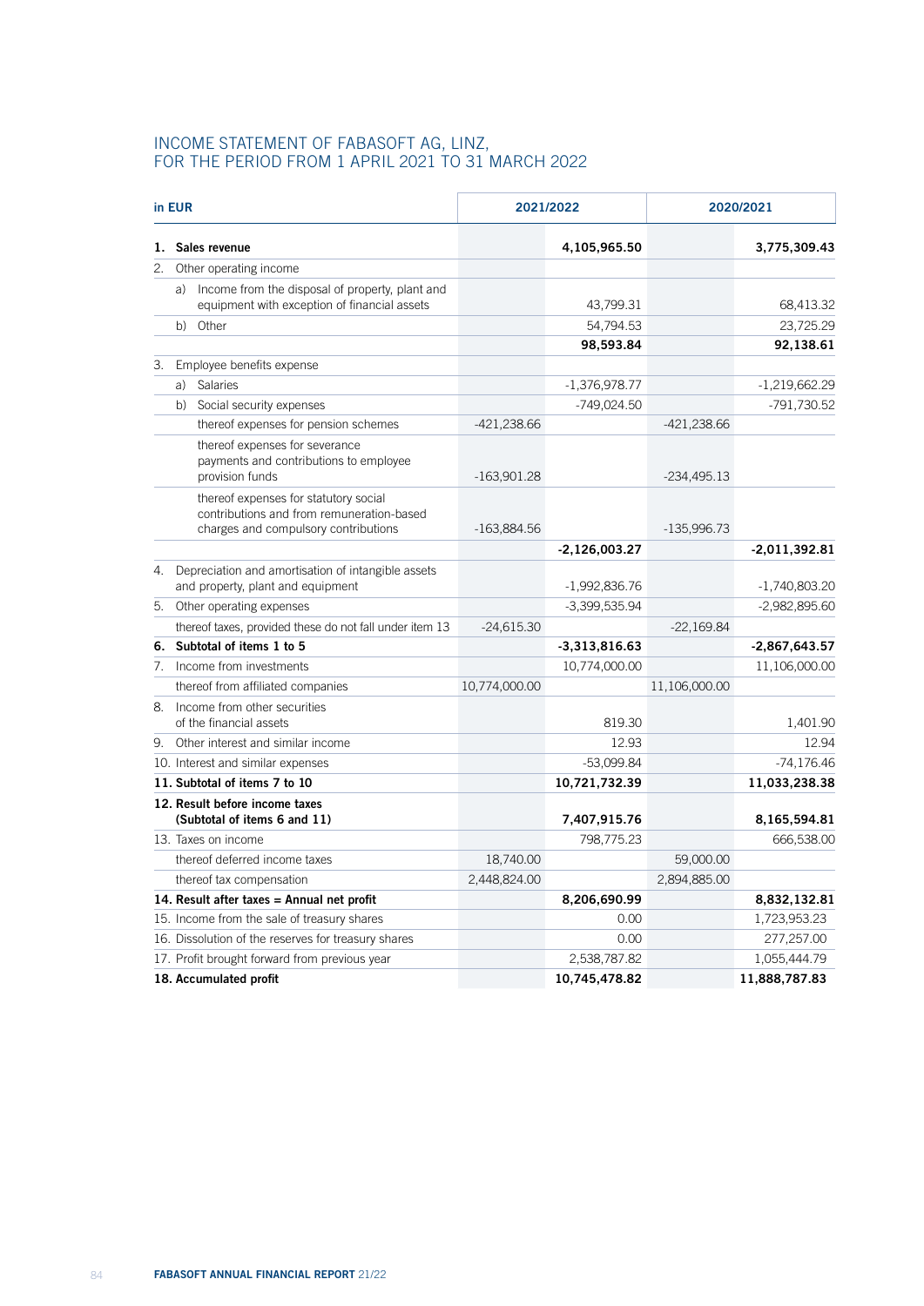# INCOME STATEMENT OF FABASOFT AG, LINZ, FOR THE PERIOD FROM 1 APRIL 2021 TO 31 MARCH 2022

| in EUR | 2021/2022 | | 2020/2021 | |
|---|---|---|---|---|
| **1. Sales revenue** | | **4,105,965.50** | | **3,775,309.43** |
| 2. Other operating income | | | | |
| a) Income from the disposal of property, plant and equipment with exception of financial assets | | 43,799.31 | | 68,413.32 |
| b) Other | | 54,794.53 | | 23,725.29 |
| | | **98,593.84** | | **92,138.61** |
| 3. Employee benefits expense | | | | |
| a) Salaries | | -1,376,978.77 | | -1,219,662.29 |
| b) Social security expenses | | -749,024.50 | | -791,730.52 |
| thereof expenses for pension schemes | -421,238.66 | | -421,238.66 | |
| thereof expenses for severance payments and contributions to employee provision funds | -163,901.28 | | -234,495.13 | |
| thereof expenses for statutory social contributions and from remuneration-based charges and compulsory contributions | -163,884.56 | | -135,996.73 | |
| | | **-2,126,003.27** | | **-2,011,392.81** |
| 4. Depreciation and amortisation of intangible assets and property, plant and equipment | | -1,992,836.76 | | -1,740,803.20 |
| 5. Other operating expenses | | -3,399,535.94 | | -2,982,895.60 |
| thereof taxes, provided these do not fall under item 13 | -24,615.30 | | -22,169.84 | |
| **6. Subtotal of items 1 to 5** | | **-3,313,816.63** | | **-2,867,643.57** |
| 7. Income from investments | | 10,774,000.00 | | 11,106,000.00 |
| thereof from affiliated companies | 10,774,000.00 | | 11,106,000.00 | |
| 8. Income from other securities of the financial assets | | 819.30 | | 1,401.90 |
| 9. Other interest and similar income | | 12.93 | | 12.94 |
| 10. Interest and similar expenses | | -53,099.84 | | -74,176.46 |
| **11. Subtotal of items 7 to 10** | | **10,721,732.39** | | **11,033,238.38** |
| **12. Result before income taxes (Subtotal of items 6 and 11)** | | **7,407,915.76** | | **8,165,594.81** |
| 13. Taxes on income | | 798,775.23 | | 666,538.00 |
| thereof deferred income taxes | 18,740.00 | | 59,000.00 | |
| thereof tax compensation | 2,448,824.00 | | 2,894,885.00 | |
| **14. Result after taxes = Annual net profit** | | **8,206,690.99** | | **8,832,132.81** |
| 15. Income from the sale of treasury shares | | 0.00 | | 1,723,953.23 |
| 16. Dissolution of the reserves for treasury shares | | 0.00 | | 277,257.00 |
| 17. Profit brought forward from previous year | | 2,538,787.82 | | 1,055,444.79 |
| **18. Accumulated profit** | | **10,745,478.82** | | **11,888,787.83** |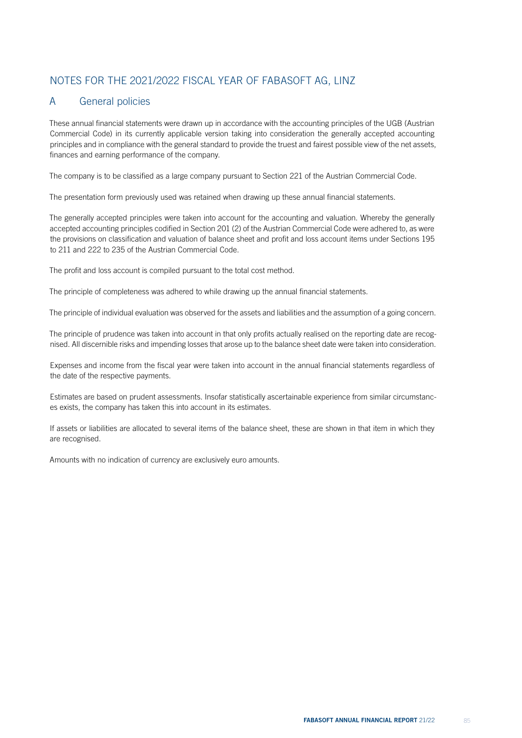# NOTES FOR THE 2021/2022 FISCAL YEAR OF FABASOFT AG, LINZ

## A General policies

These annual financial statements were drawn up in accordance with the accounting principles of the UGB (Austrian Commercial Code) in its currently applicable version taking into consideration the generally accepted accounting principles and in compliance with the general standard to provide the truest and fairest possible view of the net assets, finances and earning performance of the company.

The company is to be classified as a large company pursuant to Section 221 of the Austrian Commercial Code.

The presentation form previously used was retained when drawing up these annual financial statements.

The generally accepted principles were taken into account for the accounting and valuation. Whereby the generally accepted accounting principles codified in Section 201 (2) of the Austrian Commercial Code were adhered to, as were the provisions on classification and valuation of balance sheet and profit and loss account items under Sections 195 to 211 and 222 to 235 of the Austrian Commercial Code.

The profit and loss account is compiled pursuant to the total cost method.

The principle of completeness was adhered to while drawing up the annual financial statements.

The principle of individual evaluation was observed for the assets and liabilities and the assumption of a going concern.

The principle of prudence was taken into account in that only profits actually realised on the reporting date are recognised. All discernible risks and impending losses that arose up to the balance sheet date were taken into consideration.

Expenses and income from the fiscal year were taken into account in the annual financial statements regardless of the date of the respective payments.

Estimates are based on prudent assessments. Insofar statistically ascertainable experience from similar circumstances exists, the company has taken this into account in its estimates.

If assets or liabilities are allocated to several items of the balance sheet, these are shown in that item in which they are recognised.

Amounts with no indication of currency are exclusively euro amounts.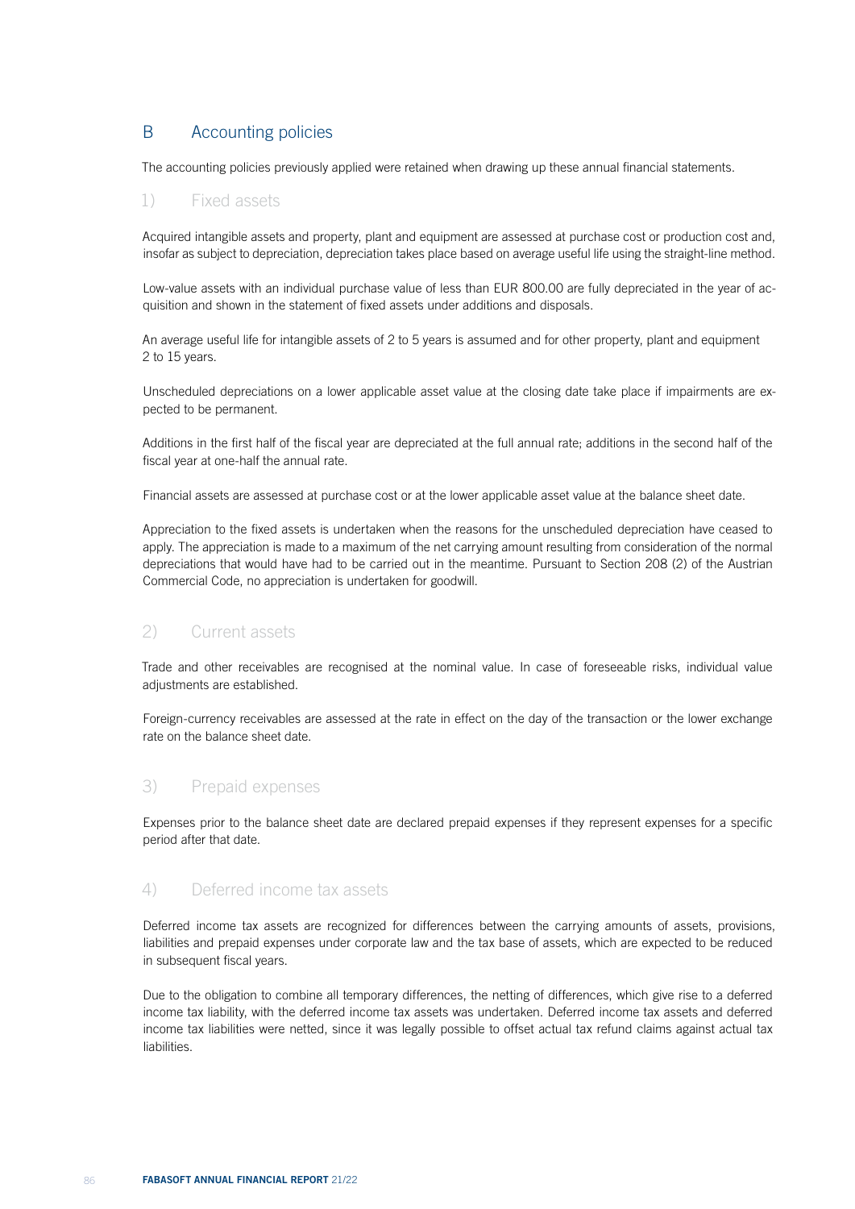## B Accounting policies

The accounting policies previously applied were retained when drawing up these annual financial statements.

### 1) Fixed assets

Acquired intangible assets and property, plant and equipment are assessed at purchase cost or production cost and, insofar as subject to depreciation, depreciation takes place based on average useful life using the straight-line method.

Low-value assets with an individual purchase value of less than EUR 800.00 are fully depreciated in the year of acquisition and shown in the statement of fixed assets under additions and disposals.

An average useful life for intangible assets of 2 to 5 years is assumed and for other property, plant and equipment 2 to 15 years.

Unscheduled depreciations on a lower applicable asset value at the closing date take place if impairments are expected to be permanent.

Additions in the first half of the fiscal year are depreciated at the full annual rate; additions in the second half of the fiscal year at one-half the annual rate.

Financial assets are assessed at purchase cost or at the lower applicable asset value at the balance sheet date.

Appreciation to the fixed assets is undertaken when the reasons for the unscheduled depreciation have ceased to apply. The appreciation is made to a maximum of the net carrying amount resulting from consideration of the normal depreciations that would have had to be carried out in the meantime. Pursuant to Section 208 (2) of the Austrian Commercial Code, no appreciation is undertaken for goodwill.

### 2) Current assets

Trade and other receivables are recognised at the nominal value. In case of foreseeable risks, individual value adjustments are established.

Foreign-currency receivables are assessed at the rate in effect on the day of the transaction or the lower exchange rate on the balance sheet date.

### 3) Prepaid expenses

Expenses prior to the balance sheet date are declared prepaid expenses if they represent expenses for a specific period after that date.

### 4) Deferred income tax assets

Deferred income tax assets are recognized for differences between the carrying amounts of assets, provisions, liabilities and prepaid expenses under corporate law and the tax base of assets, which are expected to be reduced in subsequent fiscal years.

Due to the obligation to combine all temporary differences, the netting of differences, which give rise to a deferred income tax liability, with the deferred income tax assets was undertaken. Deferred income tax assets and deferred income tax liabilities were netted, since it was legally possible to offset actual tax refund claims against actual tax liabilities.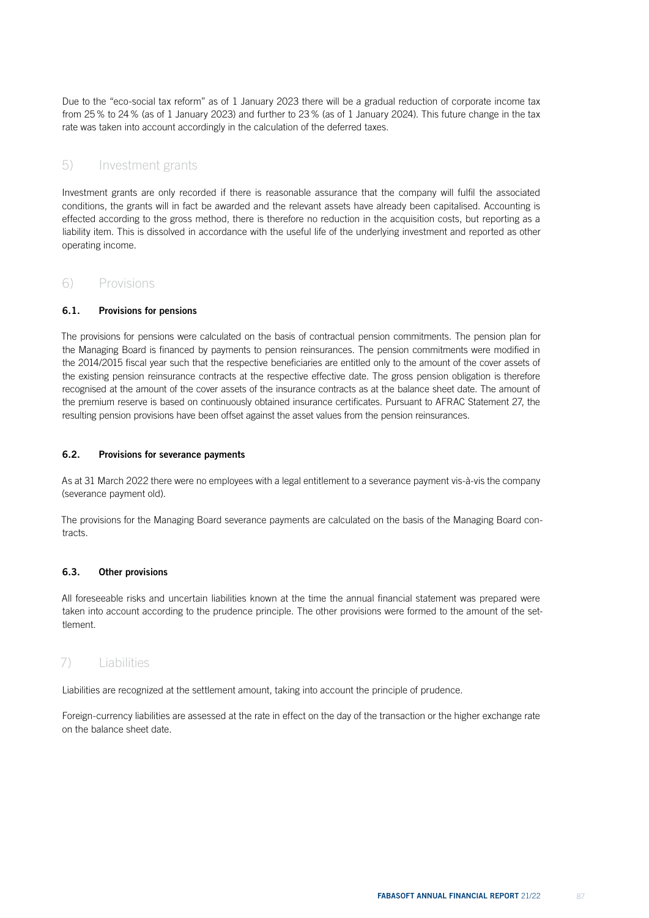Due to the "eco-social tax reform" as of 1 January 2023 there will be a gradual reduction of corporate income tax from 25 % to 24 % (as of 1 January 2023) and further to 23 % (as of 1 January 2024). This future change in the tax rate was taken into account accordingly in the calculation of the deferred taxes.

## 5) Investment grants

Investment grants are only recorded if there is reasonable assurance that the company will fulfil the associated conditions, the grants will in fact be awarded and the relevant assets have already been capitalised. Accounting is effected according to the gross method, there is therefore no reduction in the acquisition costs, but reporting as a liability item. This is dissolved in accordance with the useful life of the underlying investment and reported as other operating income.

## 6) Provisions

### 6.1. Provisions for pensions

The provisions for pensions were calculated on the basis of contractual pension commitments. The pension plan for the Managing Board is financed by payments to pension reinsurances. The pension commitments were modified in the 2014/2015 fiscal year such that the respective beneficiaries are entitled only to the amount of the cover assets of the existing pension reinsurance contracts at the respective effective date. The gross pension obligation is therefore recognised at the amount of the cover assets of the insurance contracts as at the balance sheet date. The amount of the premium reserve is based on continuously obtained insurance certificates. Pursuant to AFRAC Statement 27, the resulting pension provisions have been offset against the asset values from the pension reinsurances.

### 6.2. Provisions for severance payments

As at 31 March 2022 there were no employees with a legal entitlement to a severance payment vis-à-vis the company (severance payment old).

The provisions for the Managing Board severance payments are calculated on the basis of the Managing Board contracts.

### 6.3. Other provisions

All foreseeable risks and uncertain liabilities known at the time the annual financial statement was prepared were taken into account according to the prudence principle. The other provisions were formed to the amount of the settlement.

## 7) Liabilities

Liabilities are recognized at the settlement amount, taking into account the principle of prudence.

Foreign-currency liabilities are assessed at the rate in effect on the day of the transaction or the higher exchange rate on the balance sheet date.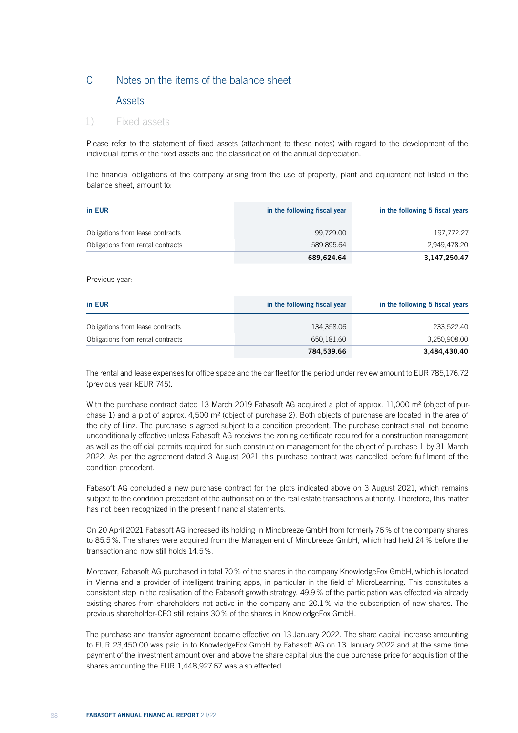# C Notes on the items of the balance sheet

## Assets

### 1) Fixed assets

Please refer to the statement of fixed assets (attachment to these notes) with regard to the development of the individual items of the fixed assets and the classification of the annual depreciation.

The financial obligations of the company arising from the use of property, plant and equipment not listed in the balance sheet, amount to:

| in EUR | in the following fiscal year | in the following 5 fiscal years |
|---|---|---|
| Obligations from lease contracts | 99,729.00 | 197,772.27 |
| Obligations from rental contracts | 589,895.64 | 2,949,478.20 |
| | **689,624.64** | **3,147,250.47** |

Previous year:

| in EUR | in the following fiscal year | in the following 5 fiscal years |
|---|---|---|
| Obligations from lease contracts | 134,358.06 | 233,522.40 |
| Obligations from rental contracts | 650,181.60 | 3,250,908.00 |
| | **784,539.66** | **3,484,430.40** |

The rental and lease expenses for office space and the car fleet for the period under review amount to EUR 785,176.72 (previous year kEUR 745).

With the purchase contract dated 13 March 2019 Fabasoft AG acquired a plot of approx. 11,000 m² (object of purchase 1) and a plot of approx. 4,500 m² (object of purchase 2). Both objects of purchase are located in the area of the city of Linz. The purchase is agreed subject to a condition precedent. The purchase contract shall not become unconditionally effective unless Fabasoft AG receives the zoning certificate required for a construction management as well as the official permits required for such construction management for the object of purchase 1 by 31 March 2022. As per the agreement dated 3 August 2021 this purchase contract was cancelled before fulfilment of the condition precedent.

Fabasoft AG concluded a new purchase contract for the plots indicated above on 3 August 2021, which remains subject to the condition precedent of the authorisation of the real estate transactions authority. Therefore, this matter has not been recognized in the present financial statements.

On 20 April 2021 Fabasoft AG increased its holding in Mindbreeze GmbH from formerly 76 % of the company shares to 85.5 %. The shares were acquired from the Management of Mindbreeze GmbH, which had held 24 % before the transaction and now still holds 14.5 %.

Moreover, Fabasoft AG purchased in total 70 % of the shares in the company KnowledgeFox GmbH, which is located in Vienna and a provider of intelligent training apps, in particular in the field of MicroLearning. This constitutes a consistent step in the realisation of the Fabasoft growth strategy. 49.9 % of the participation was effected via already existing shares from shareholders not active in the company and 20.1 % via the subscription of new shares. The previous shareholder-CEO still retains 30 % of the shares in KnowledgeFox GmbH.

The purchase and transfer agreement became effective on 13 January 2022. The share capital increase amounting to EUR 23,450.00 was paid in to KnowledgeFox GmbH by Fabasoft AG on 13 January 2022 and at the same time payment of the investment amount over and above the share capital plus the due purchase price for acquisition of the shares amounting the EUR 1,448,927.67 was also effected.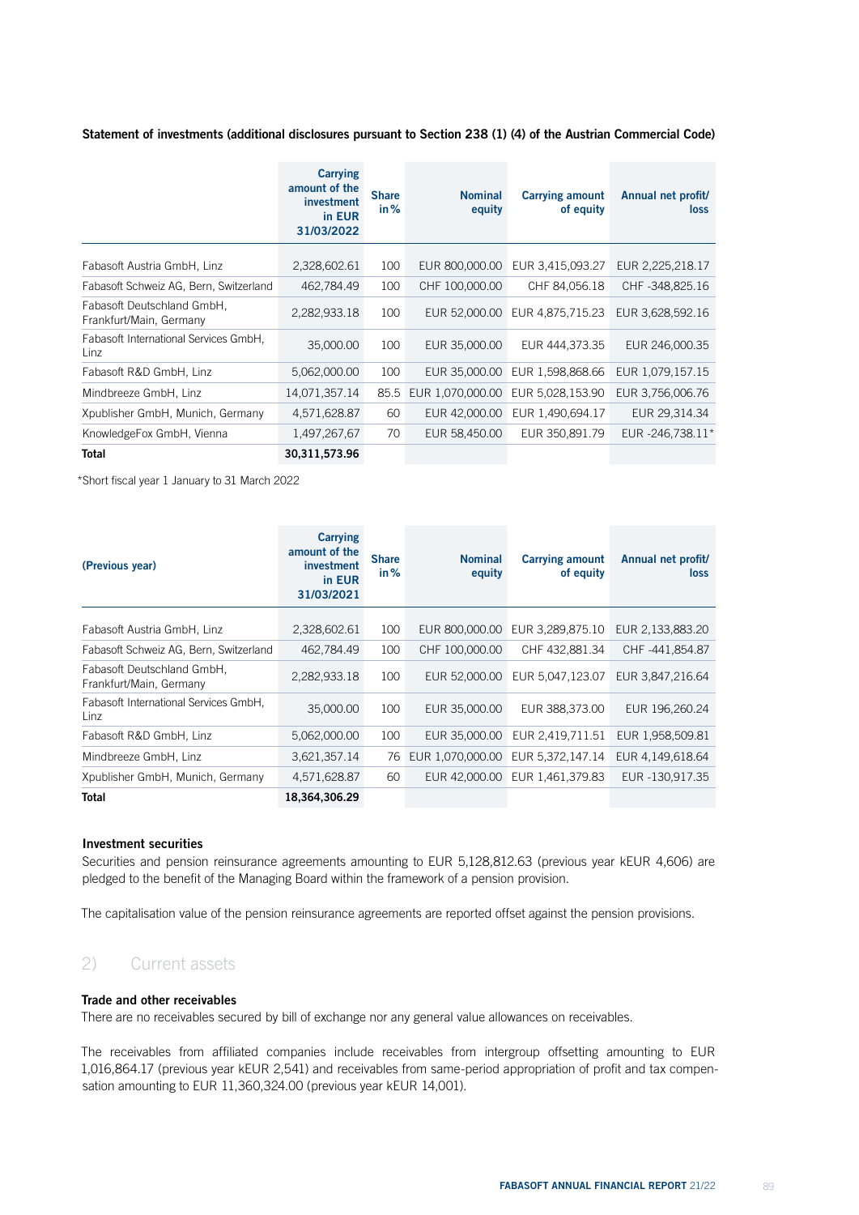**Statement of investments (additional disclosures pursuant to Section 238 (1) (4) of the Austrian Commercial Code)**

| | Carrying amount of the investment in EUR 31/03/2022 | Share in% | Nominal equity | Carrying amount of equity | Annual net profit/ loss |
|---|---|---|---|---|---|
| Fabasoft Austria GmbH, Linz | 2,328,602.61 | 100 | EUR 800,000.00 | EUR 3,415,093.27 | EUR 2,225,218.17 |
| Fabasoft Schweiz AG, Bern, Switzerland | 462,784.49 | 100 | CHF 100,000.00 | CHF 84,056.18 | CHF -348,825.16 |
| Fabasoft Deutschland GmbH, Frankfurt/Main, Germany | 2,282,933.18 | 100 | EUR 52,000.00 | EUR 4,875,715.23 | EUR 3,628,592.16 |
| Fabasoft International Services GmbH, Linz | 35,000.00 | 100 | EUR 35,000.00 | EUR 444,373.35 | EUR 246,000.35 |
| Fabasoft R&D GmbH, Linz | 5,062,000.00 | 100 | EUR 35,000.00 | EUR 1,598,868.66 | EUR 1,079,157.15 |
| Mindbreeze GmbH, Linz | 14,071,357.14 | 85.5 | EUR 1,070,000.00 | EUR 5,028,153.90 | EUR 3,756,006.76 |
| Xpublisher GmbH, Munich, Germany | 4,571,628.87 | 60 | EUR 42,000.00 | EUR 1,490,694.17 | EUR 29,314.34 |
| KnowledgeFox GmbH, Vienna | 1,497,267,67 | 70 | EUR 58,450.00 | EUR 350,891.79 | EUR -246,738.11* |
| **Total** | **30,311,573.96** | | | | |

*Short fiscal year 1 January to 31 March 2022

| (Previous year) | Carrying amount of the investment in EUR 31/03/2021 | Share in% | Nominal equity | Carrying amount of equity | Annual net profit/ loss |
|---|---|---|---|---|---|
| Fabasoft Austria GmbH, Linz | 2,328,602.61 | 100 | EUR 800,000.00 | EUR 3,289,875.10 | EUR 2,133,883.20 |
| Fabasoft Schweiz AG, Bern, Switzerland | 462,784.49 | 100 | CHF 100,000.00 | CHF 432,881.34 | CHF -441,854.87 |
| Fabasoft Deutschland GmbH, Frankfurt/Main, Germany | 2,282,933.18 | 100 | EUR 52,000.00 | EUR 5,047,123.07 | EUR 3,847,216.64 |
| Fabasoft International Services GmbH, Linz | 35,000.00 | 100 | EUR 35,000.00 | EUR 388,373.00 | EUR 196,260.24 |
| Fabasoft R&D GmbH, Linz | 5,062,000.00 | 100 | EUR 35,000.00 | EUR 2,419,711.51 | EUR 1,958,509.81 |
| Mindbreeze GmbH, Linz | 3,621,357.14 | 76 | EUR 1,070,000.00 | EUR 5,372,147.14 | EUR 4,149,618.64 |
| Xpublisher GmbH, Munich, Germany | 4,571,628.87 | 60 | EUR 42,000.00 | EUR 1,461,379.83 | EUR -130,917.35 |
| **Total** | **18,364,306.29** | | | | |

**Investment securities**

Securities and pension reinsurance agreements amounting to EUR 5,128,812.63 (previous year kEUR 4,606) are pledged to the benefit of the Managing Board within the framework of a pension provision.

The capitalisation value of the pension reinsurance agreements are reported offset against the pension provisions.

## 2) Current assets

**Trade and other receivables**

There are no receivables secured by bill of exchange nor any general value allowances on receivables.

The receivables from affiliated companies include receivables from intergroup offsetting amounting to EUR 1,016,864.17 (previous year kEUR 2,541) and receivables from same-period appropriation of profit and tax compensation amounting to EUR 11,360,324.00 (previous year kEUR 14,001).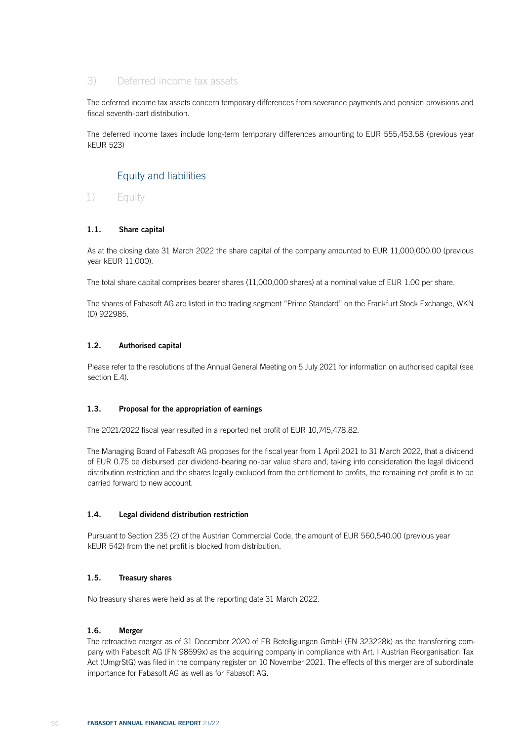## 3) Deferred income tax assets

The deferred income tax assets concern temporary differences from severance payments and pension provisions and fiscal seventh-part distribution.

The deferred income taxes include long-term temporary differences amounting to EUR 555,453.58 (previous year kEUR 523)

# Equity and liabilities

## 1) Equity

### 1.1. Share capital

As at the closing date 31 March 2022 the share capital of the company amounted to EUR 11,000,000.00 (previous year kEUR 11,000).

The total share capital comprises bearer shares (11,000,000 shares) at a nominal value of EUR 1.00 per share.

The shares of Fabasoft AG are listed in the trading segment "Prime Standard" on the Frankfurt Stock Exchange, WKN (D) 922985.

### 1.2. Authorised capital

Please refer to the resolutions of the Annual General Meeting on 5 July 2021 for information on authorised capital (see section E.4).

### 1.3. Proposal for the appropriation of earnings

The 2021/2022 fiscal year resulted in a reported net profit of EUR 10,745,478.82.

The Managing Board of Fabasoft AG proposes for the fiscal year from 1 April 2021 to 31 March 2022, that a dividend of EUR 0.75 be disbursed per dividend-bearing no-par value share and, taking into consideration the legal dividend distribution restriction and the shares legally excluded from the entitlement to profits, the remaining net profit is to be carried forward to new account.

### 1.4. Legal dividend distribution restriction

Pursuant to Section 235 (2) of the Austrian Commercial Code, the amount of EUR 560,540.00 (previous year kEUR 542) from the net profit is blocked from distribution.

### 1.5. Treasury shares

No treasury shares were held as at the reporting date 31 March 2022.

### 1.6. Merger

The retroactive merger as of 31 December 2020 of FB Beteiligungen GmbH (FN 323228k) as the transferring company with Fabasoft AG (FN 98699x) as the acquiring company in compliance with Art. I Austrian Reorganisation Tax Act (UmgrStG) was filed in the company register on 10 November 2021. The effects of this merger are of subordinate importance for Fabasoft AG as well as for Fabasoft AG.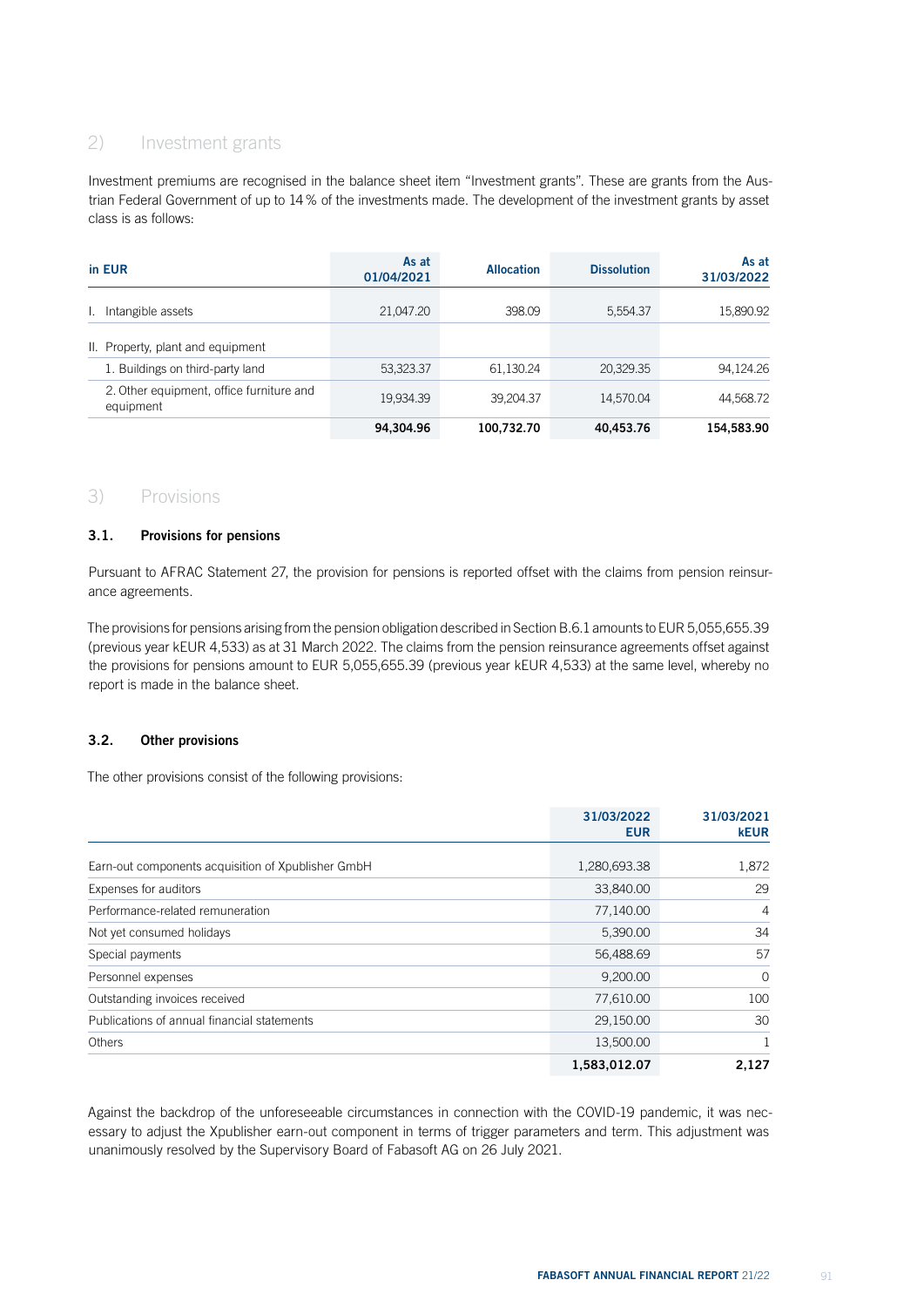## 2) Investment grants

Investment premiums are recognised in the balance sheet item "Investment grants". These are grants from the Austrian Federal Government of up to 14 % of the investments made. The development of the investment grants by asset class is as follows:

| in EUR | As at 01/04/2021 | Allocation | Dissolution | As at 31/03/2022 |
|---|---|---|---|---|
| I. Intangible assets | 21,047.20 | 398.09 | 5,554.37 | 15,890.92 |
| II. Property, plant and equipment | | | | |
| 1. Buildings on third-party land | 53,323.37 | 61,130.24 | 20,329.35 | 94,124.26 |
| 2. Other equipment, office furniture and equipment | 19,934.39 | 39,204.37 | 14,570.04 | 44,568.72 |
| | **94,304.96** | **100,732.70** | **40,453.76** | **154,583.90** |

## 3) Provisions

### 3.1. Provisions for pensions

Pursuant to AFRAC Statement 27, the provision for pensions is reported offset with the claims from pension reinsurance agreements.

The provisions for pensions arising from the pension obligation described in Section B.6.1 amounts to EUR 5,055,655.39 (previous year kEUR 4,533) as at 31 March 2022. The claims from the pension reinsurance agreements offset against the provisions for pensions amount to EUR 5,055,655.39 (previous year kEUR 4,533) at the same level, whereby no report is made in the balance sheet.

### 3.2. Other provisions

The other provisions consist of the following provisions:

| | 31/03/2022 EUR | 31/03/2021 kEUR |
|---|---|---|
| Earn-out components acquisition of Xpublisher GmbH | 1,280,693.38 | 1,872 |
| Expenses for auditors | 33,840.00 | 29 |
| Performance-related remuneration | 77,140.00 | 4 |
| Not yet consumed holidays | 5,390.00 | 34 |
| Special payments | 56,488.69 | 57 |
| Personnel expenses | 9,200.00 | 0 |
| Outstanding invoices received | 77,610.00 | 100 |
| Publications of annual financial statements | 29,150.00 | 30 |
| Others | 13,500.00 | 1 |
| | **1,583,012.07** | **2,127** |

Against the backdrop of the unforeseeable circumstances in connection with the COVID-19 pandemic, it was necessary to adjust the Xpublisher earn-out component in terms of trigger parameters and term. This adjustment was unanimously resolved by the Supervisory Board of Fabasoft AG on 26 July 2021.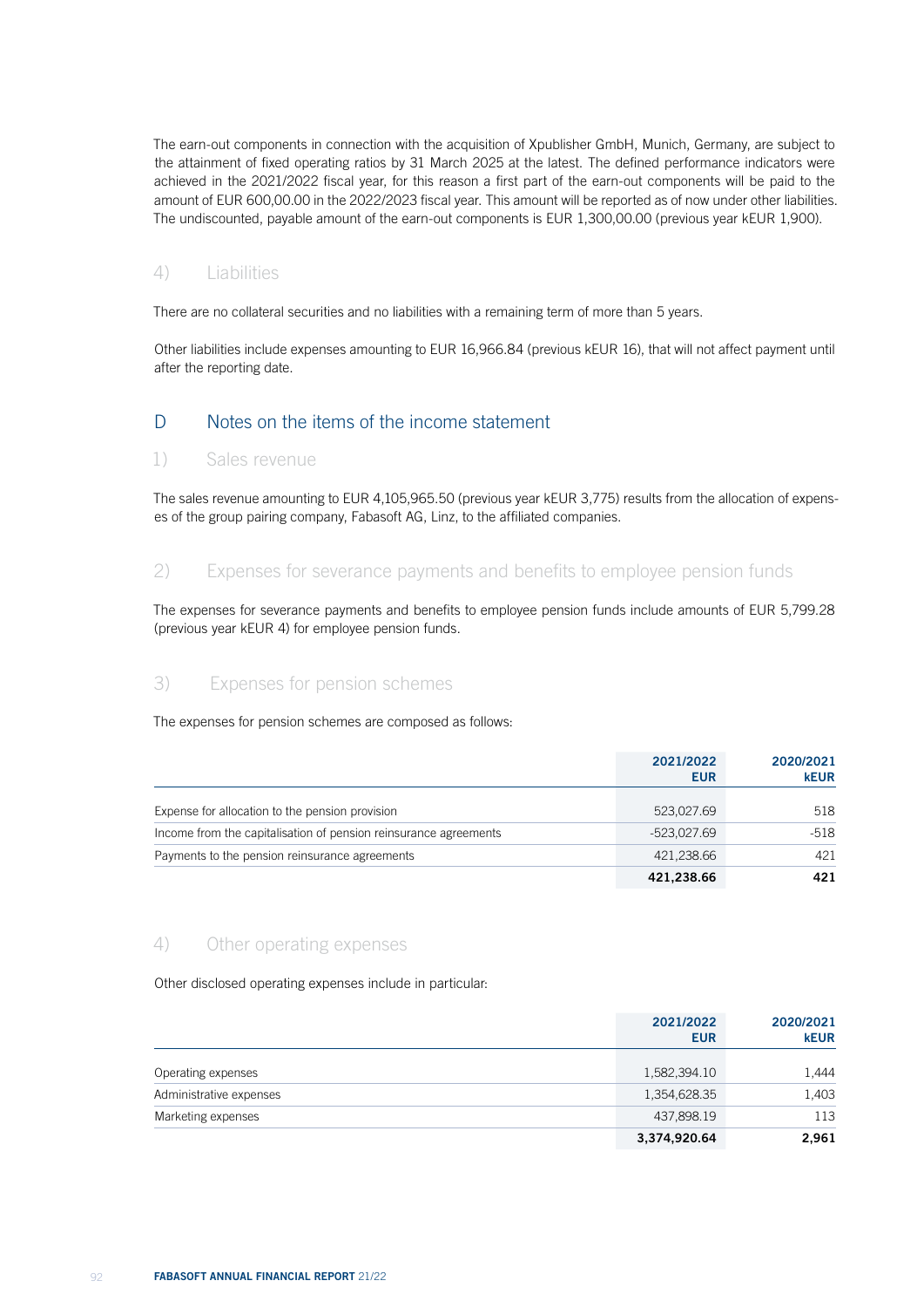The earn-out components in connection with the acquisition of Xpublisher GmbH, Munich, Germany, are subject to the attainment of fixed operating ratios by 31 March 2025 at the latest. The defined performance indicators were achieved in the 2021/2022 fiscal year, for this reason a first part of the earn-out components will be paid to the amount of EUR 600,00.00 in the 2022/2023 fiscal year. This amount will be reported as of now under other liabilities. The undiscounted, payable amount of the earn-out components is EUR 1,300,00.00 (previous year kEUR 1,900).

### 4) Liabilities

There are no collateral securities and no liabilities with a remaining term of more than 5 years.

Other liabilities include expenses amounting to EUR 16,966.84 (previous kEUR 16), that will not affect payment until after the reporting date.

## D Notes on the items of the income statement

### 1) Sales revenue

The sales revenue amounting to EUR 4,105,965.50 (previous year kEUR 3,775) results from the allocation of expenses of the group pairing company, Fabasoft AG, Linz, to the affiliated companies.

### 2) Expenses for severance payments and benefits to employee pension funds

The expenses for severance payments and benefits to employee pension funds include amounts of EUR 5,799.28 (previous year kEUR 4) for employee pension funds.

### 3) Expenses for pension schemes

The expenses for pension schemes are composed as follows:

| | 2021/2022 EUR | 2020/2021 kEUR |
|---|---|---|
| Expense for allocation to the pension provision | 523,027.69 | 518 |
| Income from the capitalisation of pension reinsurance agreements | -523,027.69 | -518 |
| Payments to the pension reinsurance agreements | 421,238.66 | 421 |
| | **421,238.66** | **421** |

### 4) Other operating expenses

Other disclosed operating expenses include in particular:

| | 2021/2022 EUR | 2020/2021 kEUR |
|---|---|---|
| Operating expenses | 1,582,394.10 | 1,444 |
| Administrative expenses | 1,354,628.35 | 1,403 |
| Marketing expenses | 437,898.19 | 113 |
| | **3,374,920.64** | **2,961** |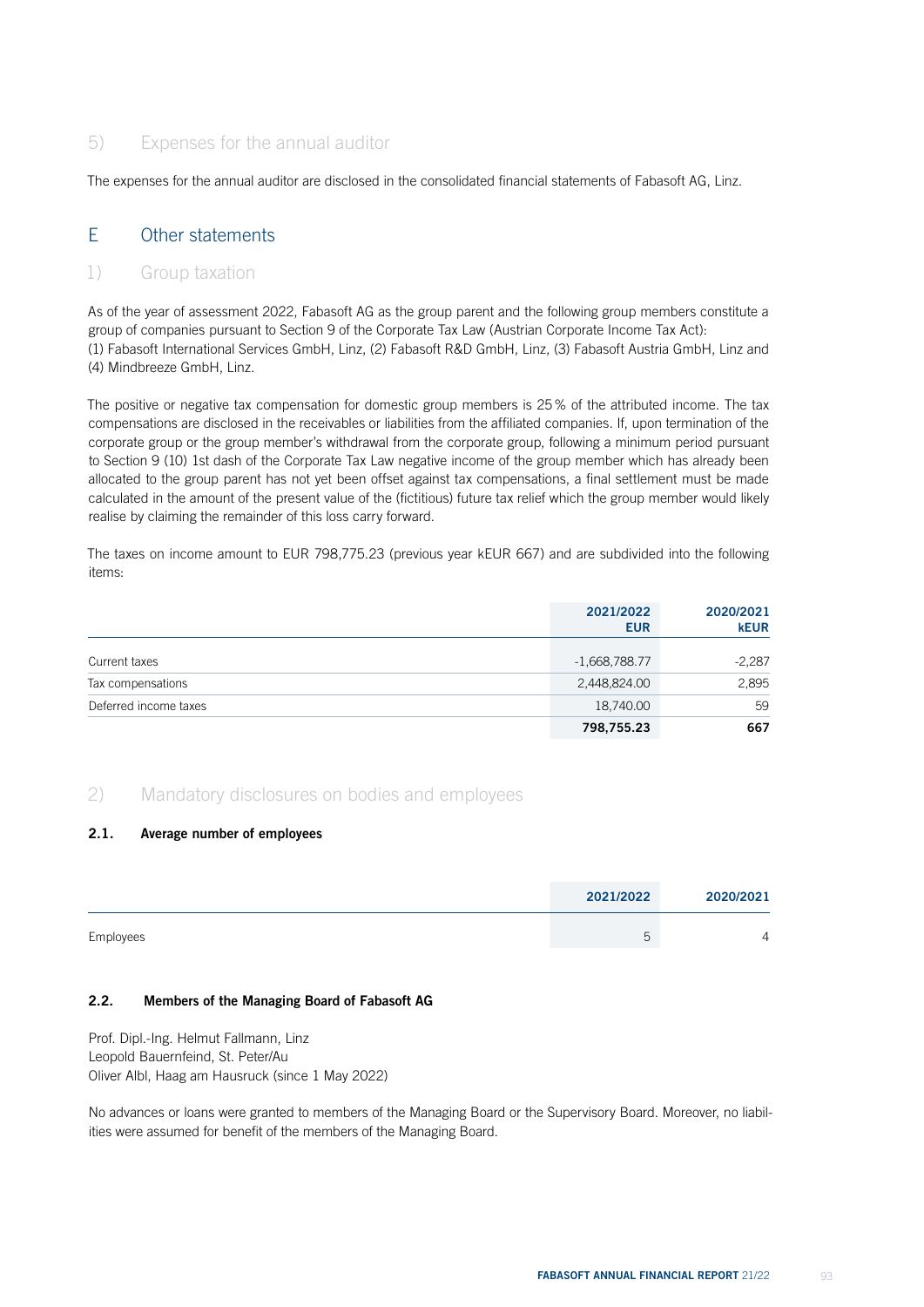## 5) Expenses for the annual auditor

The expenses for the annual auditor are disclosed in the consolidated financial statements of Fabasoft AG, Linz.

# E Other statements

## 1) Group taxation

As of the year of assessment 2022, Fabasoft AG as the group parent and the following group members constitute a group of companies pursuant to Section 9 of the Corporate Tax Law (Austrian Corporate Income Tax Act): (1) Fabasoft International Services GmbH, Linz, (2) Fabasoft R&D GmbH, Linz, (3) Fabasoft Austria GmbH, Linz and (4) Mindbreeze GmbH, Linz.

The positive or negative tax compensation for domestic group members is 25 % of the attributed income. The tax compensations are disclosed in the receivables or liabilities from the affiliated companies. If, upon termination of the corporate group or the group member's withdrawal from the corporate group, following a minimum period pursuant to Section 9 (10) 1st dash of the Corporate Tax Law negative income of the group member which has already been allocated to the group parent has not yet been offset against tax compensations, a final settlement must be made calculated in the amount of the present value of the (fictitious) future tax relief which the group member would likely realise by claiming the remainder of this loss carry forward.

The taxes on income amount to EUR 798,775.23 (previous year kEUR 667) and are subdivided into the following items:

| | 2021/2022 EUR | 2020/2021 kEUR |
|---|---|---|
| Current taxes | -1,668,788.77 | -2,287 |
| Tax compensations | 2,448,824.00 | 2,895 |
| Deferred income taxes | 18,740.00 | 59 |
| | **798,755.23** | **667** |

## 2) Mandatory disclosures on bodies and employees

### 2.1. Average number of employees

| | 2021/2022 | 2020/2021 |
|---|---|---|
| Employees | 5 | 4 |

### 2.2. Members of the Managing Board of Fabasoft AG

Prof. Dipl.-Ing. Helmut Fallmann, Linz
Leopold Bauernfeind, St. Peter/Au
Oliver Albl, Haag am Hausruck (since 1 May 2022)

No advances or loans were granted to members of the Managing Board or the Supervisory Board. Moreover, no liabilities were assumed for benefit of the members of the Managing Board.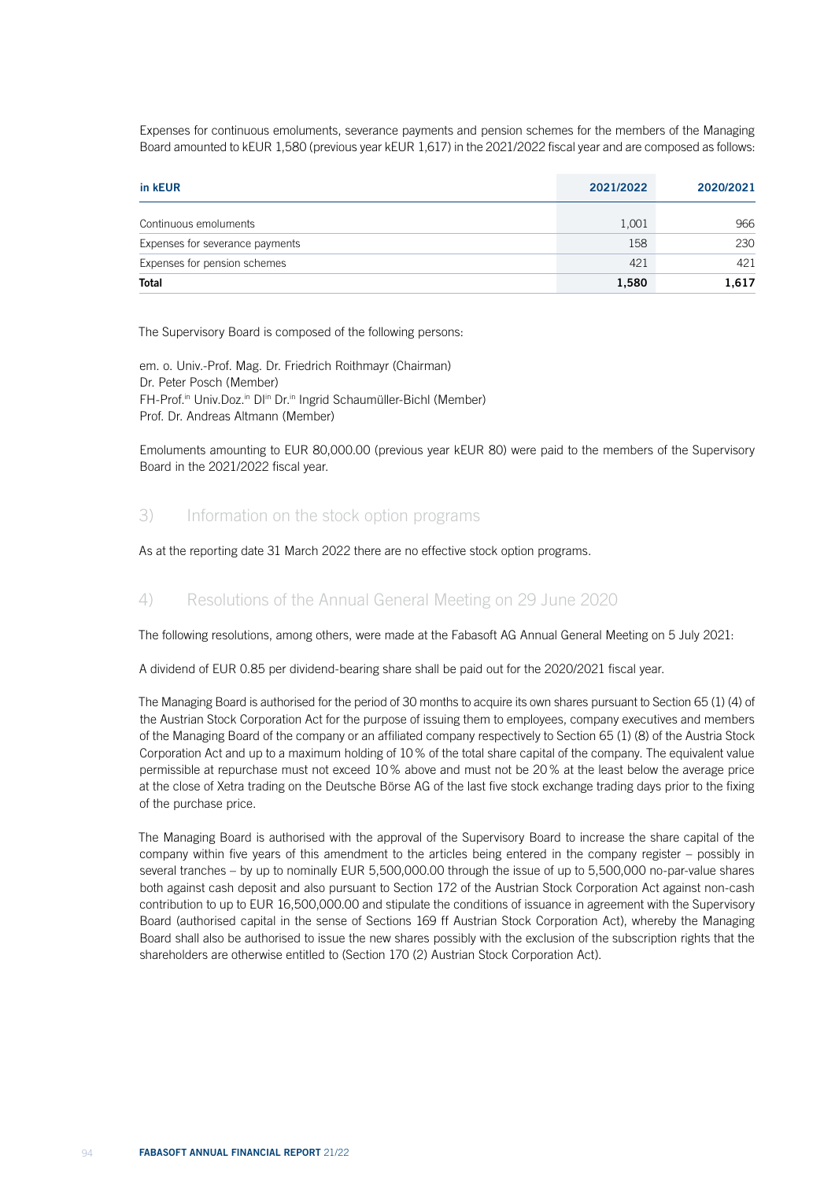Expenses for continuous emoluments, severance payments and pension schemes for the members of the Managing Board amounted to kEUR 1,580 (previous year kEUR 1,617) in the 2021/2022 fiscal year and are composed as follows:

| in kEUR | 2021/2022 | 2020/2021 |
|---|---|---|
| Continuous emoluments | 1,001 | 966 |
| Expenses for severance payments | 158 | 230 |
| Expenses for pension schemes | 421 | 421 |
| **Total** | **1,580** | **1,617** |

The Supervisory Board is composed of the following persons:

em. o. Univ.-Prof. Mag. Dr. Friedrich Roithmayr (Chairman)
Dr. Peter Posch (Member)
FH-Prof.in Univ.Doz.in DIin Dr.in Ingrid Schaumüller-Bichl (Member)
Prof. Dr. Andreas Altmann (Member)

Emoluments amounting to EUR 80,000.00 (previous year kEUR 80) were paid to the members of the Supervisory Board in the 2021/2022 fiscal year.

## 3) Information on the stock option programs

As at the reporting date 31 March 2022 there are no effective stock option programs.

## 4) Resolutions of the Annual General Meeting on 29 June 2020

The following resolutions, among others, were made at the Fabasoft AG Annual General Meeting on 5 July 2021:

A dividend of EUR 0.85 per dividend-bearing share shall be paid out for the 2020/2021 fiscal year.

The Managing Board is authorised for the period of 30 months to acquire its own shares pursuant to Section 65 (1) (4) of the Austrian Stock Corporation Act for the purpose of issuing them to employees, company executives and members of the Managing Board of the company or an affiliated company respectively to Section 65 (1) (8) of the Austria Stock Corporation Act and up to a maximum holding of 10 % of the total share capital of the company. The equivalent value permissible at repurchase must not exceed 10 % above and must not be 20 % at the least below the average price at the close of Xetra trading on the Deutsche Börse AG of the last five stock exchange trading days prior to the fixing of the purchase price.

The Managing Board is authorised with the approval of the Supervisory Board to increase the share capital of the company within five years of this amendment to the articles being entered in the company register – possibly in several tranches – by up to nominally EUR 5,500,000.00 through the issue of up to 5,500,000 no-par-value shares both against cash deposit and also pursuant to Section 172 of the Austrian Stock Corporation Act against non-cash contribution to up to EUR 16,500,000.00 and stipulate the conditions of issuance in agreement with the Supervisory Board (authorised capital in the sense of Sections 169 ff Austrian Stock Corporation Act), whereby the Managing Board shall also be authorised to issue the new shares possibly with the exclusion of the subscription rights that the shareholders are otherwise entitled to (Section 170 (2) Austrian Stock Corporation Act).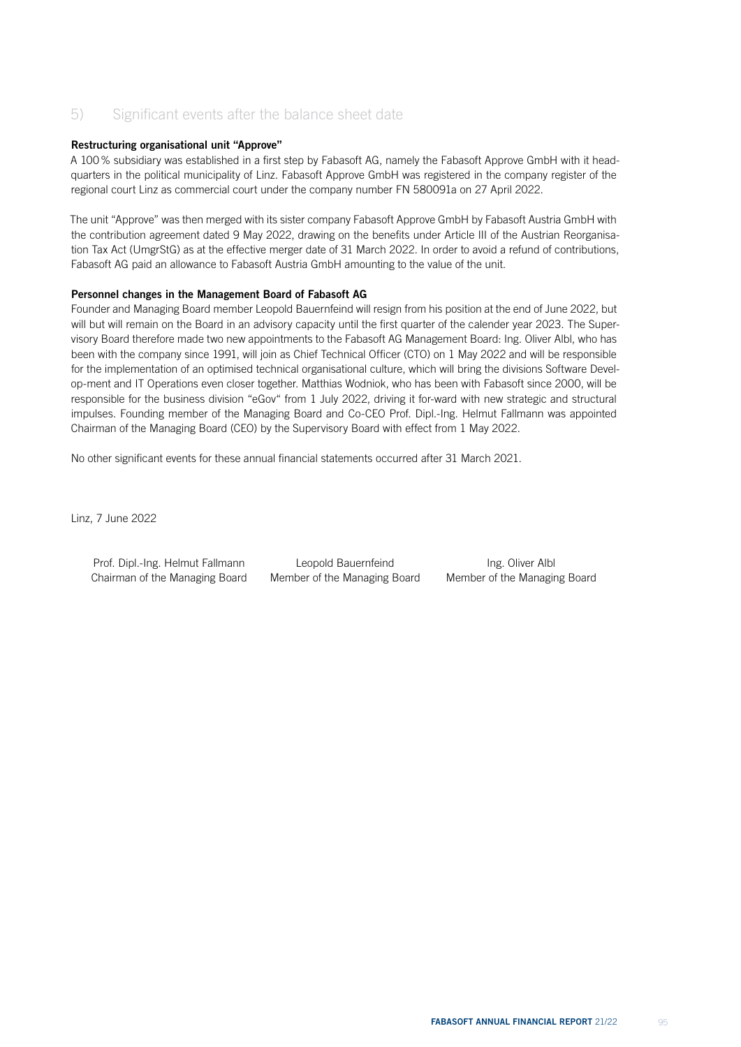## 5) Significant events after the balance sheet date

**Restructuring organisational unit "Approve"**

A 100 % subsidiary was established in a first step by Fabasoft AG, namely the Fabasoft Approve GmbH with it headquarters in the political municipality of Linz. Fabasoft Approve GmbH was registered in the company register of the regional court Linz as commercial court under the company number FN 580091a on 27 April 2022.

The unit "Approve" was then merged with its sister company Fabasoft Approve GmbH by Fabasoft Austria GmbH with the contribution agreement dated 9 May 2022, drawing on the benefits under Article III of the Austrian Reorganisation Tax Act (UmgrStG) as at the effective merger date of 31 March 2022. In order to avoid a refund of contributions, Fabasoft AG paid an allowance to Fabasoft Austria GmbH amounting to the value of the unit.

**Personnel changes in the Management Board of Fabasoft AG**

Founder and Managing Board member Leopold Bauernfeind will resign from his position at the end of June 2022, but will but will remain on the Board in an advisory capacity until the first quarter of the calender year 2023. The Supervisory Board therefore made two new appointments to the Fabasoft AG Management Board: Ing. Oliver Albl, who has been with the company since 1991, will join as Chief Technical Officer (CTO) on 1 May 2022 and will be responsible for the implementation of an optimised technical organisational culture, which will bring the divisions Software Devel-op-ment and IT Operations even closer together. Matthias Wodniok, who has been with Fabasoft since 2000, will be responsible for the business division "eGov" from 1 July 2022, driving it for-ward with new strategic and structural impulses. Founding member of the Managing Board and Co-CEO Prof. Dipl.-Ing. Helmut Fallmann was appointed Chairman of the Managing Board (CEO) by the Supervisory Board with effect from 1 May 2022.

No other significant events for these annual financial statements occurred after 31 March 2021.

Linz, 7 June 2022

| | | |
|---|---|---|
| Prof. Dipl.-Ing. Helmut Fallmann<br>Chairman of the Managing Board | Leopold Bauernfeind<br>Member of the Managing Board | Ing. Oliver Albl<br>Member of the Managing Board |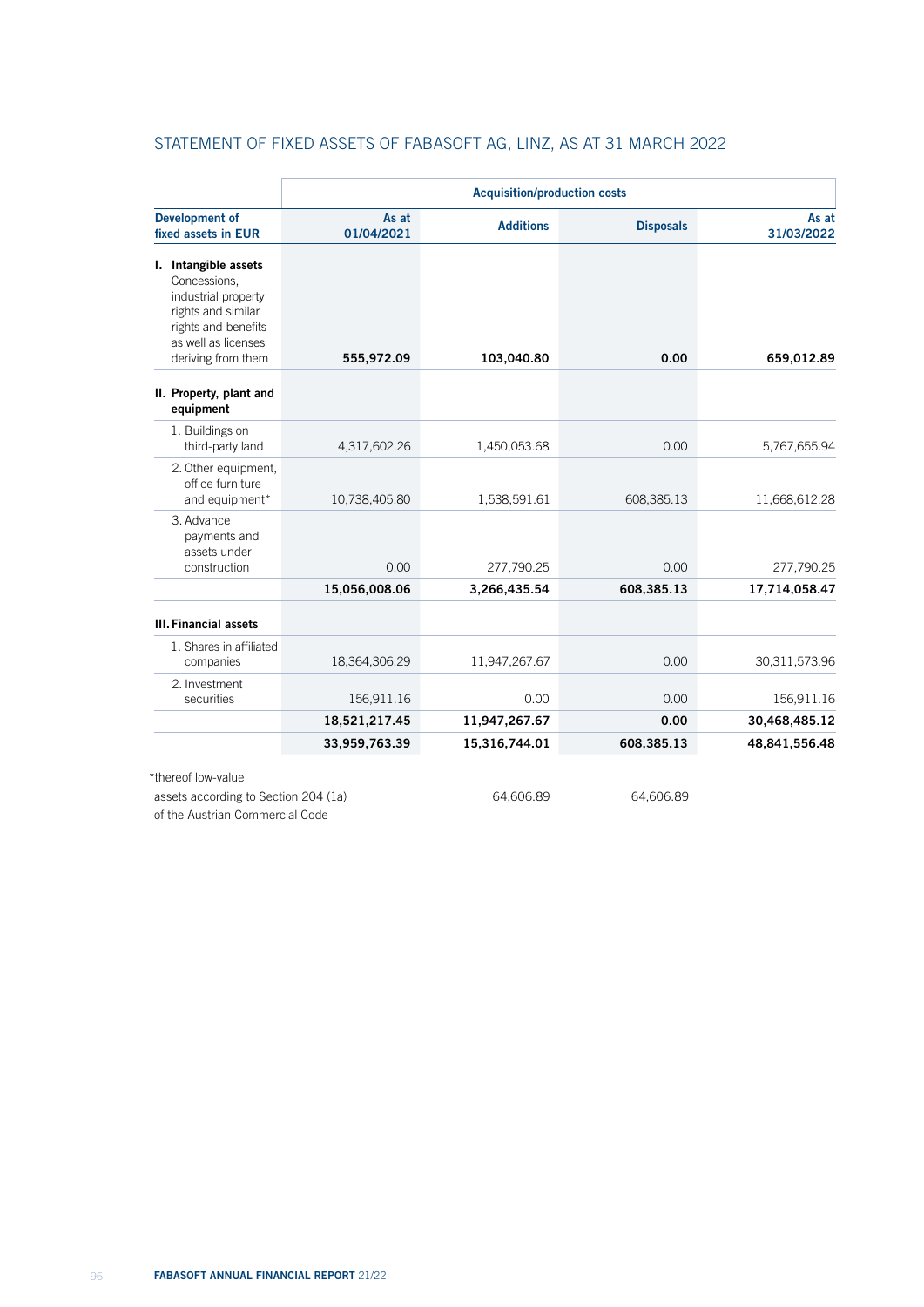## STATEMENT OF FIXED ASSETS OF FABASOFT AG, LINZ, AS AT 31 MARCH 2022

| | Acquisition/production costs | | | |
|---|---|---|---|---|
| **Development of fixed assets in EUR** | **As at 01/04/2021** | **Additions** | **Disposals** | **As at 31/03/2022** |
| **I. Intangible assets** Concessions, industrial property rights and similar rights and benefits as well as licenses deriving from them | **555,972.09** | **103,040.80** | **0.00** | **659,012.89** |
| **II. Property, plant and equipment** | | | | |
| 1. Buildings on third-party land | 4,317,602.26 | 1,450,053.68 | 0.00 | 5,767,655.94 |
| 2. Other equipment, office furniture and equipment* | 10,738,405.80 | 1,538,591.61 | 608,385.13 | 11,668,612.28 |
| 3. Advance payments and assets under construction | 0.00 | 277,790.25 | 0.00 | 277,790.25 |
| | **15,056,008.06** | **3,266,435.54** | **608,385.13** | **17,714,058.47** |
| **III. Financial assets** | | | | |
| 1. Shares in affiliated companies | 18,364,306.29 | 11,947,267.67 | 0.00 | 30,311,573.96 |
| 2. Investment securities | 156,911.16 | 0.00 | 0.00 | 156,911.16 |
| | **18,521,217.45** | **11,947,267.67** | **0.00** | **30,468,485.12** |
| | **33,959,763.39** | **15,316,744.01** | **608,385.13** | **48,841,556.48** |

| | | | | |
|---|---|---|---|---|
| *thereof low-value assets according to Section 204 (1a) of the Austrian Commercial Code | | 64,606.89 | 64,606.89 | |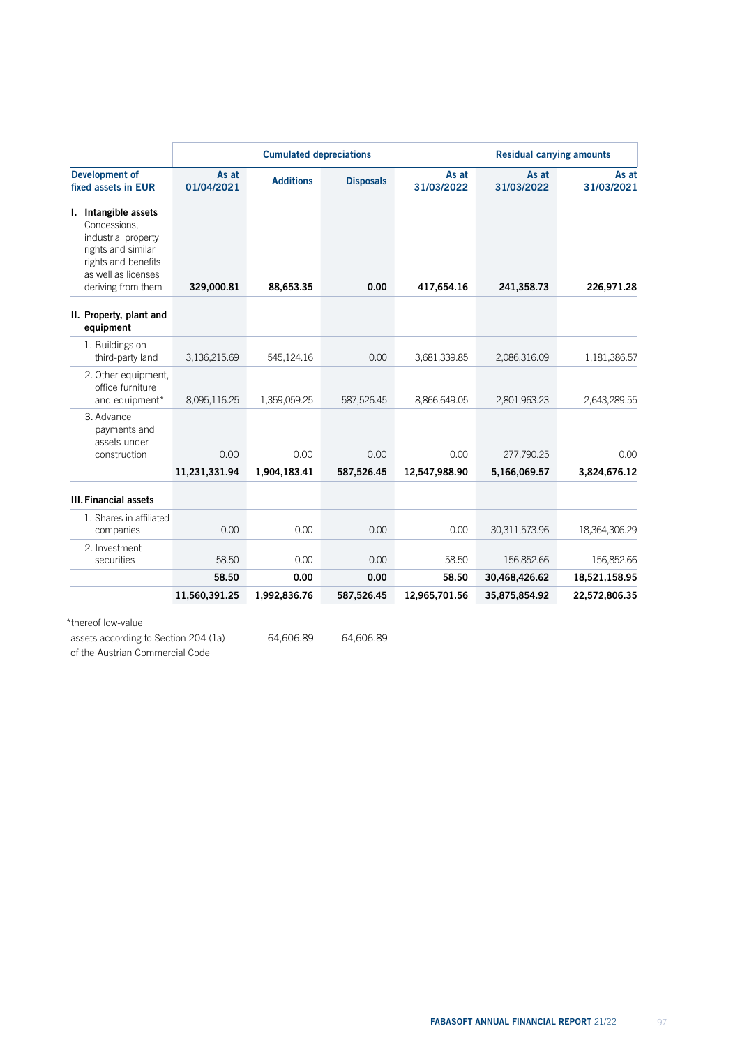| Development of fixed assets in EUR | Cumulated depreciations | | | | Residual carrying amounts | |
|---|---|---|---|---|---|---|
| | As at 01/04/2021 | Additions | Disposals | As at 31/03/2022 | As at 31/03/2022 | As at 31/03/2021 |
| **I. Intangible assets** Concessions, industrial property rights and similar rights and benefits as well as licenses deriving from them | **329,000.81** | **88,653.35** | **0.00** | **417,654.16** | **241,358.73** | **226,971.28** |
| **II. Property, plant and equipment** | | | | | | |
| 1. Buildings on third-party land | 3,136,215.69 | 545,124.16 | 0.00 | 3,681,339.85 | 2,086,316.09 | 1,181,386.57 |
| 2. Other equipment, office furniture and equipment* | 8,095,116.25 | 1,359,059.25 | 587,526.45 | 8,866,649.05 | 2,801,963.23 | 2,643,289.55 |
| 3. Advance payments and assets under construction | 0.00 | 0.00 | 0.00 | 0.00 | 277,790.25 | 0.00 |
| | **11,231,331.94** | **1,904,183.41** | **587,526.45** | **12,547,988.90** | **5,166,069.57** | **3,824,676.12** |
| **III. Financial assets** | | | | | | |
| 1. Shares in affiliated companies | 0.00 | 0.00 | 0.00 | 0.00 | 30,311,573.96 | 18,364,306.29 |
| 2. Investment securities | 58.50 | 0.00 | 0.00 | 58.50 | 156,852.66 | 156,852.66 |
| | **58.50** | **0.00** | **0.00** | **58.50** | **30,468,426.62** | **18,521,158.95** |
| | **11,560,391.25** | **1,992,836.76** | **587,526.45** | **12,965,701.56** | **35,875,854.92** | **22,572,806.35** |

| | | |
|---|---|---|
| *thereof low-value assets according to Section 204 (1a) of the Austrian Commercial Code | 64,606.89 | 64,606.89 |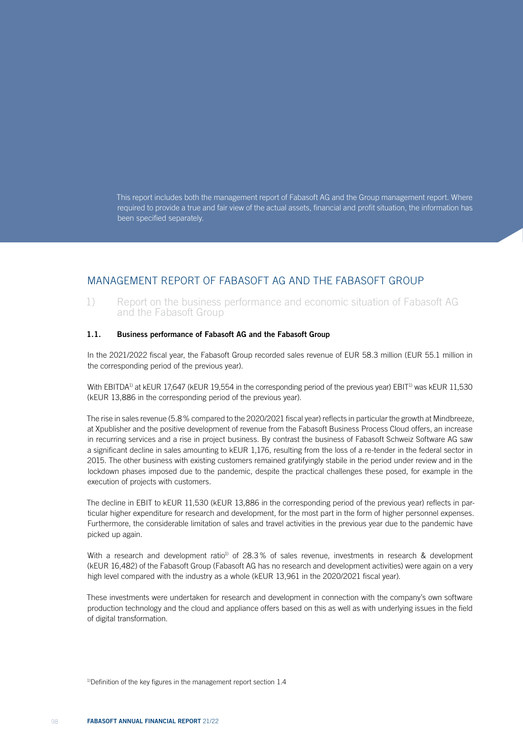This report includes both the management report of Fabasoft AG and the Group management report. Where required to provide a true and fair view of the actual assets, financial and profit situation, the information has been specified separately.

# MANAGEMENT REPORT OF FABASOFT AG AND THE FABASOFT GROUP

## 1) Report on the business performance and economic situation of Fabasoft AG and the Fabasoft Group

### 1.1. Business performance of Fabasoft AG and the Fabasoft Group

In the 2021/2022 fiscal year, the Fabasoft Group recorded sales revenue of EUR 58.3 million (EUR 55.1 million in the corresponding period of the previous year).

With EBITDA[1)] at kEUR 17,647 (kEUR 19,554 in the corresponding period of the previous year) EBIT[1)] was kEUR 11,530 (kEUR 13,886 in the corresponding period of the previous year).

The rise in sales revenue (5.8 % compared to the 2020/2021 fiscal year) reflects in particular the growth at Mindbreeze, at Xpublisher and the positive development of revenue from the Fabasoft Business Process Cloud offers, an increase in recurring services and a rise in project business. By contrast the business of Fabasoft Schweiz Software AG saw a significant decline in sales amounting to kEUR 1,176, resulting from the loss of a re-tender in the federal sector in 2015. The other business with existing customers remained gratifyingly stabile in the period under review and in the lockdown phases imposed due to the pandemic, despite the practical challenges these posed, for example in the execution of projects with customers.

The decline in EBIT to kEUR 11,530 (kEUR 13,886 in the corresponding period of the previous year) reflects in particular higher expenditure for research and development, for the most part in the form of higher personnel expenses. Furthermore, the considerable limitation of sales and travel activities in the previous year due to the pandemic have picked up again.

With a research and development ratio[1)] of 28.3 % of sales revenue, investments in research & development (kEUR 16,482) of the Fabasoft Group (Fabasoft AG has no research and development activities) were again on a very high level compared with the industry as a whole (kEUR 13,961 in the 2020/2021 fiscal year).

These investments were undertaken for research and development in connection with the company's own software production technology and the cloud and appliance offers based on this as well as with underlying issues in the field of digital transformation.

[1)]Definition of the key figures in the management report section 1.4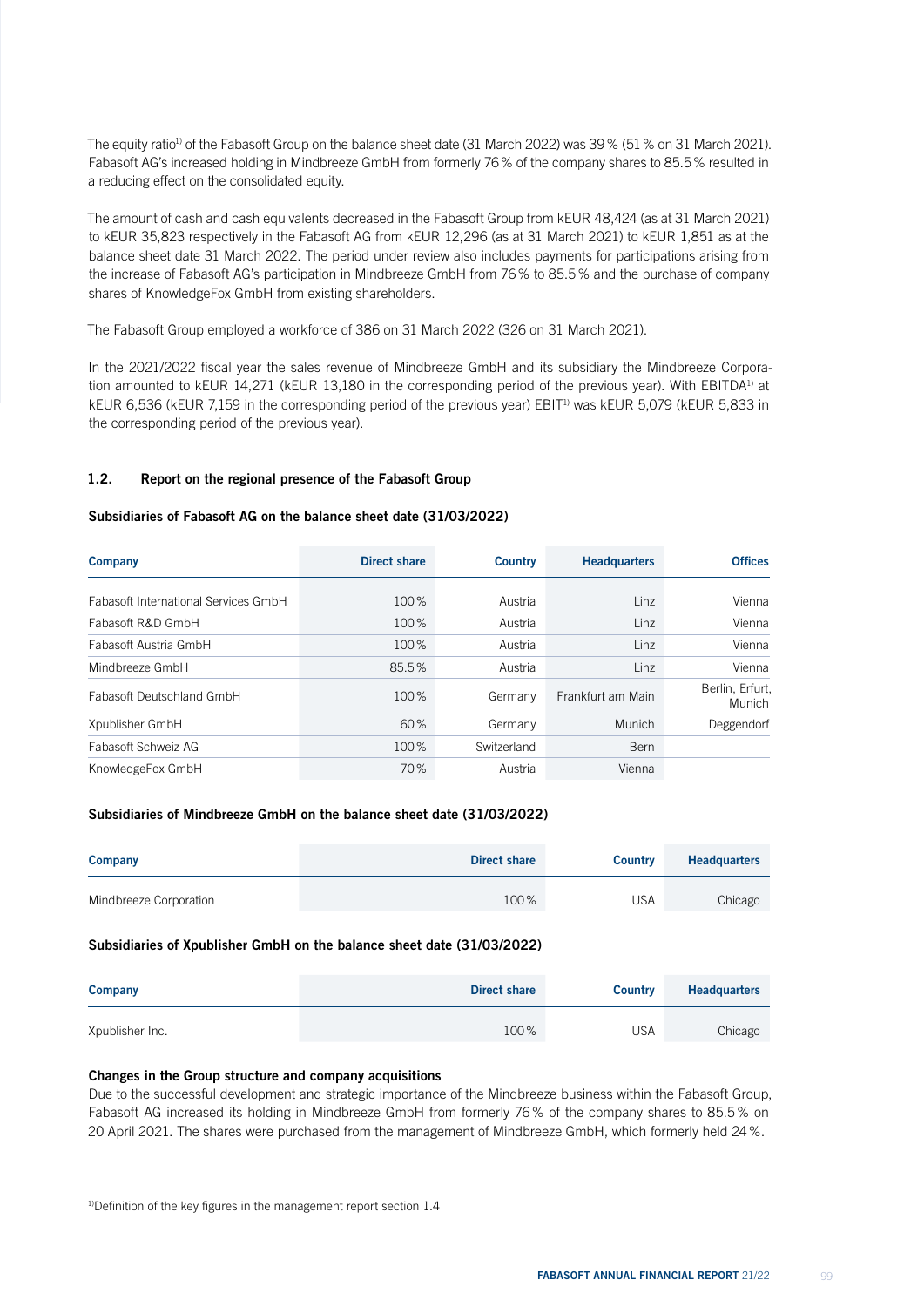The equity ratio[1)] of the Fabasoft Group on the balance sheet date (31 March 2022) was 39 % (51 % on 31 March 2021). Fabasoft AG's increased holding in Mindbreeze GmbH from formerly 76 % of the company shares to 85.5 % resulted in a reducing effect on the consolidated equity.

The amount of cash and cash equivalents decreased in the Fabasoft Group from kEUR 48,424 (as at 31 March 2021) to kEUR 35,823 respectively in the Fabasoft AG from kEUR 12,296 (as at 31 March 2021) to kEUR 1,851 as at the balance sheet date 31 March 2022. The period under review also includes payments for participations arising from the increase of Fabasoft AG's participation in Mindbreeze GmbH from 76 % to 85.5 % and the purchase of company shares of KnowledgeFox GmbH from existing shareholders.

The Fabasoft Group employed a workforce of 386 on 31 March 2022 (326 on 31 March 2021).

In the 2021/2022 fiscal year the sales revenue of Mindbreeze GmbH and its subsidiary the Mindbreeze Corporation amounted to kEUR 14,271 (kEUR 13,180 in the corresponding period of the previous year). With EBITDA[1)] at kEUR 6,536 (kEUR 7,159 in the corresponding period of the previous year) EBIT[1)] was kEUR 5,079 (kEUR 5,833 in the corresponding period of the previous year).

### 1.2. Report on the regional presence of the Fabasoft Group

**Subsidiaries of Fabasoft AG on the balance sheet date (31/03/2022)**

| Company | Direct share | Country | Headquarters | Offices |
|---|---|---|---|---|
| Fabasoft International Services GmbH | 100 % | Austria | Linz | Vienna |
| Fabasoft R&D GmbH | 100 % | Austria | Linz | Vienna |
| Fabasoft Austria GmbH | 100 % | Austria | Linz | Vienna |
| Mindbreeze GmbH | 85.5 % | Austria | Linz | Vienna |
| Fabasoft Deutschland GmbH | 100 % | Germany | Frankfurt am Main | Berlin, Erfurt, Munich |
| Xpublisher GmbH | 60 % | Germany | Munich | Deggendorf |
| Fabasoft Schweiz AG | 100 % | Switzerland | Bern | |
| KnowledgeFox GmbH | 70 % | Austria | Vienna | |

**Subsidiaries of Mindbreeze GmbH on the balance sheet date (31/03/2022)**

| Company | Direct share | Country | Headquarters |
|---|---|---|---|
| Mindbreeze Corporation | 100 % | USA | Chicago |

**Subsidiaries of Xpublisher GmbH on the balance sheet date (31/03/2022)**

| Company | Direct share | Country | Headquarters |
|---|---|---|---|
| Xpublisher Inc. | 100 % | USA | Chicago |

**Changes in the Group structure and company acquisitions**

Due to the successful development and strategic importance of the Mindbreeze business within the Fabasoft Group, Fabasoft AG increased its holding in Mindbreeze GmbH from formerly 76 % of the company shares to 85.5 % on 20 April 2021. The shares were purchased from the management of Mindbreeze GmbH, which formerly held 24 %.

[1)]Definition of the key figures in the management report section 1.4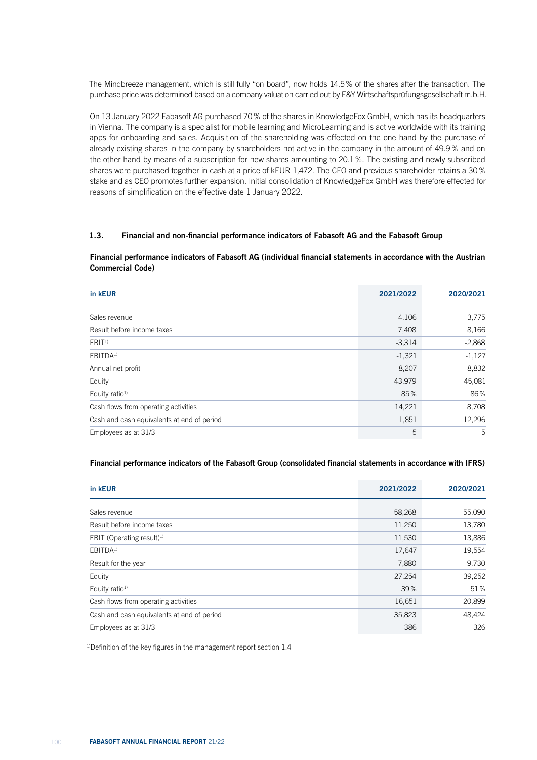The Mindbreeze management, which is still fully "on board", now holds 14.5 % of the shares after the transaction. The purchase price was determined based on a company valuation carried out by E&Y Wirtschaftsprüfungsgesellschaft m.b.H.

On 13 January 2022 Fabasoft AG purchased 70 % of the shares in KnowledgeFox GmbH, which has its headquarters in Vienna. The company is a specialist for mobile learning and MicroLearning and is active worldwide with its training apps for onboarding and sales. Acquisition of the shareholding was effected on the one hand by the purchase of already existing shares in the company by shareholders not active in the company in the amount of 49.9 % and on the other hand by means of a subscription for new shares amounting to 20.1 %. The existing and newly subscribed shares were purchased together in cash at a price of kEUR 1,472. The CEO and previous shareholder retains a 30 % stake and as CEO promotes further expansion. Initial consolidation of KnowledgeFox GmbH was therefore effected for reasons of simplification on the effective date 1 January 2022.

### 1.3. Financial and non-financial performance indicators of Fabasoft AG and the Fabasoft Group

**Financial performance indicators of Fabasoft AG (individual financial statements in accordance with the Austrian Commercial Code)**

| in kEUR | 2021/2022 | 2020/2021 |
|---|---|---|
| Sales revenue | 4,106 | 3,775 |
| Result before income taxes | 7,408 | 8,166 |
| EBIT[1] | -3,314 | -2,868 |
| EBITDA[1] | -1,321 | -1,127 |
| Annual net profit | 8,207 | 8,832 |
| Equity | 43,979 | 45,081 |
| Equity ratio[1] | 85 % | 86 % |
| Cash flows from operating activities | 14,221 | 8,708 |
| Cash and cash equivalents at end of period | 1,851 | 12,296 |
| Employees as at 31/3 | 5 | 5 |

**Financial performance indicators of the Fabasoft Group (consolidated financial statements in accordance with IFRS)**

| in kEUR | 2021/2022 | 2020/2021 |
|---|---|---|
| Sales revenue | 58,268 | 55,090 |
| Result before income taxes | 11,250 | 13,780 |
| EBIT (Operating result)[1] | 11,530 | 13,886 |
| EBITDA[1] | 17,647 | 19,554 |
| Result for the year | 7,880 | 9,730 |
| Equity | 27,254 | 39,252 |
| Equity ratio[1] | 39 % | 51 % |
| Cash flows from operating activities | 16,651 | 20,899 |
| Cash and cash equivalents at end of period | 35,823 | 48,424 |
| Employees as at 31/3 | 386 | 326 |

[1] Definition of the key figures in the management report section 1.4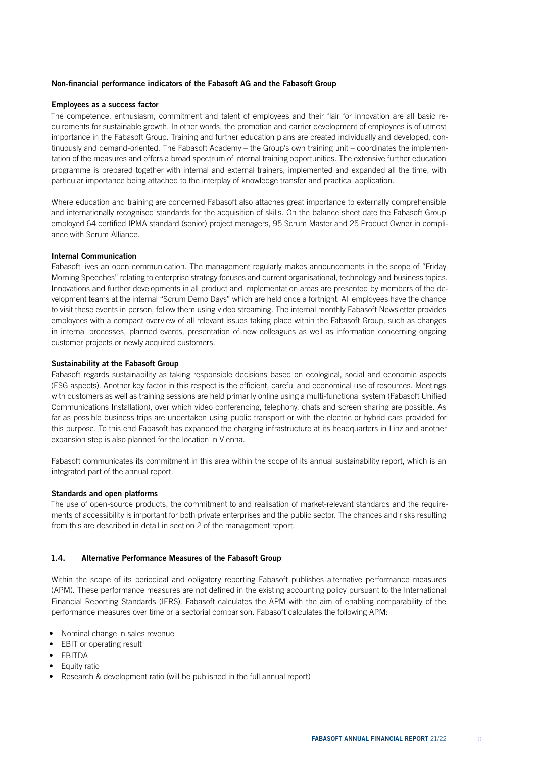#### Non-financial performance indicators of the Fabasoft AG and the Fabasoft Group

#### Employees as a success factor

The competence, enthusiasm, commitment and talent of employees and their flair for innovation are all basic requirements for sustainable growth. In other words, the promotion and carrier development of employees is of utmost importance in the Fabasoft Group. Training and further education plans are created individually and developed, continuously and demand-oriented. The Fabasoft Academy – the Group's own training unit – coordinates the implementation of the measures and offers a broad spectrum of internal training opportunities. The extensive further education programme is prepared together with internal and external trainers, implemented and expanded all the time, with particular importance being attached to the interplay of knowledge transfer and practical application.

Where education and training are concerned Fabasoft also attaches great importance to externally comprehensible and internationally recognised standards for the acquisition of skills. On the balance sheet date the Fabasoft Group employed 64 certified IPMA standard (senior) project managers, 95 Scrum Master and 25 Product Owner in compliance with Scrum Alliance.

#### Internal Communication

Fabasoft lives an open communication. The management regularly makes announcements in the scope of "Friday Morning Speeches" relating to enterprise strategy focuses and current organisational, technology and business topics. Innovations and further developments in all product and implementation areas are presented by members of the development teams at the internal "Scrum Demo Days" which are held once a fortnight. All employees have the chance to visit these events in person, follow them using video streaming. The internal monthly Fabasoft Newsletter provides employees with a compact overview of all relevant issues taking place within the Fabasoft Group, such as changes in internal processes, planned events, presentation of new colleagues as well as information concerning ongoing customer projects or newly acquired customers.

#### Sustainability at the Fabasoft Group

Fabasoft regards sustainability as taking responsible decisions based on ecological, social and economic aspects (ESG aspects). Another key factor in this respect is the efficient, careful and economical use of resources. Meetings with customers as well as training sessions are held primarily online using a multi-functional system (Fabasoft Unified Communications Installation), over which video conferencing, telephony, chats and screen sharing are possible. As far as possible business trips are undertaken using public transport or with the electric or hybrid cars provided for this purpose. To this end Fabasoft has expanded the charging infrastructure at its headquarters in Linz and another expansion step is also planned for the location in Vienna.

Fabasoft communicates its commitment in this area within the scope of its annual sustainability report, which is an integrated part of the annual report.

#### Standards and open platforms

The use of open-source products, the commitment to and realisation of market-relevant standards and the requirements of accessibility is important for both private enterprises and the public sector. The chances and risks resulting from this are described in detail in section 2 of the management report.

### 1.4. Alternative Performance Measures of the Fabasoft Group

Within the scope of its periodical and obligatory reporting Fabasoft publishes alternative performance measures (APM). These performance measures are not defined in the existing accounting policy pursuant to the International Financial Reporting Standards (IFRS). Fabasoft calculates the APM with the aim of enabling comparability of the performance measures over time or a sectorial comparison. Fabasoft calculates the following APM:

- Nominal change in sales revenue
- EBIT or operating result
- EBITDA
- Equity ratio
- Research & development ratio (will be published in the full annual report)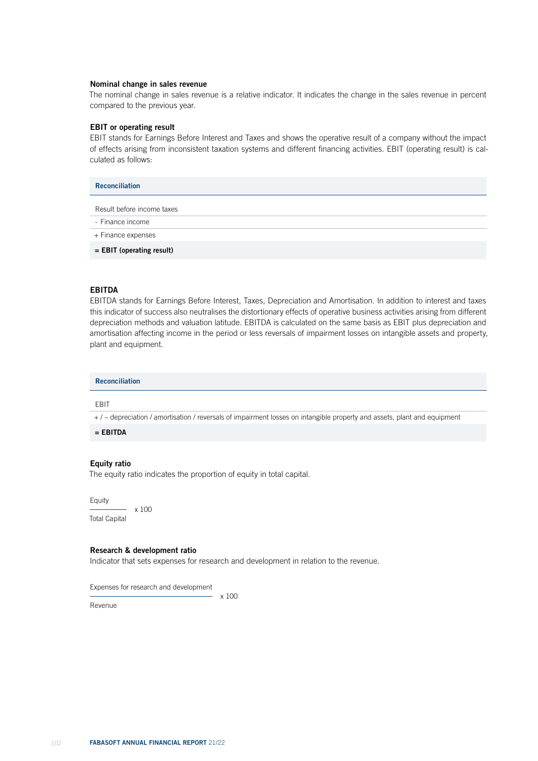**Nominal change in sales revenue**

The nominal change in sales revenue is a relative indicator. It indicates the change in the sales revenue in percent compared to the previous year.

**EBIT or operating result**

EBIT stands for Earnings Before Interest and Taxes and shows the operative result of a company without the impact of effects arising from inconsistent taxation systems and different financing activities. EBIT (operating result) is calculated as follows:

| Reconciliation |
|---|
| Result before income taxes |
| - Finance income |
| + Finance expenses |
| **= EBIT (operating result)** |

**EBITDA**

EBITDA stands for Earnings Before Interest, Taxes, Depreciation and Amortisation. In addition to interest and taxes this indicator of success also neutralises the distortionary effects of operative business activities arising from different depreciation methods and valuation latitude. EBITDA is calculated on the same basis as EBIT plus depreciation and amortisation affecting income in the period or less reversals of impairment losses on intangible assets and property, plant and equipment.

| Reconciliation |
|---|
| EBIT |
| + / – depreciation / amortisation / reversals of impairment losses on intangible property and assets, plant and equipment |
| **= EBITDA** |

**Equity ratio**

The equity ratio indicates the proportion of equity in total capital.

$$\frac{\text{Equity}}{\text{Total Capital}} \times 100$$

**Research & development ratio**

Indicator that sets expenses for research and development in relation to the revenue.

$$\frac{\text{Expenses for research and development}}{\text{Revenue}} \times 100$$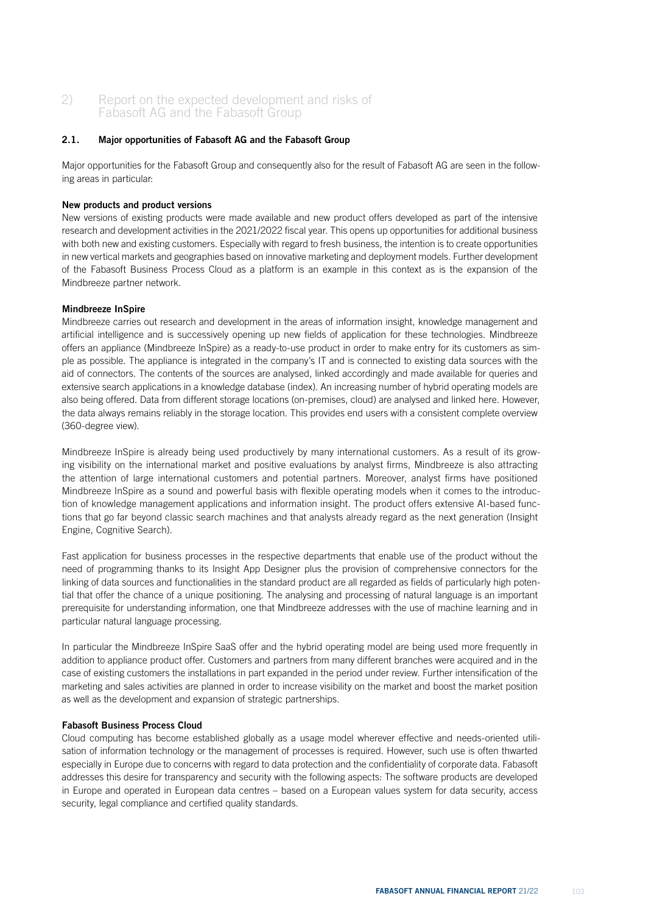## 2) Report on the expected development and risks of Fabasoft AG and the Fabasoft Group

### 2.1. Major opportunities of Fabasoft AG and the Fabasoft Group

Major opportunities for the Fabasoft Group and consequently also for the result of Fabasoft AG are seen in the following areas in particular:

**New products and product versions**

New versions of existing products were made available and new product offers developed as part of the intensive research and development activities in the 2021/2022 fiscal year. This opens up opportunities for additional business with both new and existing customers. Especially with regard to fresh business, the intention is to create opportunities in new vertical markets and geographies based on innovative marketing and deployment models. Further development of the Fabasoft Business Process Cloud as a platform is an example in this context as is the expansion of the Mindbreeze partner network.

**Mindbreeze InSpire**

Mindbreeze carries out research and development in the areas of information insight, knowledge management and artificial intelligence and is successively opening up new fields of application for these technologies. Mindbreeze offers an appliance (Mindbreeze InSpire) as a ready-to-use product in order to make entry for its customers as simple as possible. The appliance is integrated in the company's IT and is connected to existing data sources with the aid of connectors. The contents of the sources are analysed, linked accordingly and made available for queries and extensive search applications in a knowledge database (index). An increasing number of hybrid operating models are also being offered. Data from different storage locations (on-premises, cloud) are analysed and linked here. However, the data always remains reliably in the storage location. This provides end users with a consistent complete overview (360-degree view).

Mindbreeze InSpire is already being used productively by many international customers. As a result of its growing visibility on the international market and positive evaluations by analyst firms, Mindbreeze is also attracting the attention of large international customers and potential partners. Moreover, analyst firms have positioned Mindbreeze InSpire as a sound and powerful basis with flexible operating models when it comes to the introduction of knowledge management applications and information insight. The product offers extensive AI-based functions that go far beyond classic search machines and that analysts already regard as the next generation (Insight Engine, Cognitive Search).

Fast application for business processes in the respective departments that enable use of the product without the need of programming thanks to its Insight App Designer plus the provision of comprehensive connectors for the linking of data sources and functionalities in the standard product are all regarded as fields of particularly high potential that offer the chance of a unique positioning. The analysing and processing of natural language is an important prerequisite for understanding information, one that Mindbreeze addresses with the use of machine learning and in particular natural language processing.

In particular the Mindbreeze InSpire SaaS offer and the hybrid operating model are being used more frequently in addition to appliance product offer. Customers and partners from many different branches were acquired and in the case of existing customers the installations in part expanded in the period under review. Further intensification of the marketing and sales activities are planned in order to increase visibility on the market and boost the market position as well as the development and expansion of strategic partnerships.

**Fabasoft Business Process Cloud**

Cloud computing has become established globally as a usage model wherever effective and needs-oriented utilisation of information technology or the management of processes is required. However, such use is often thwarted especially in Europe due to concerns with regard to data protection and the confidentiality of corporate data. Fabasoft addresses this desire for transparency and security with the following aspects: The software products are developed in Europe and operated in European data centres – based on a European values system for data security, access security, legal compliance and certified quality standards.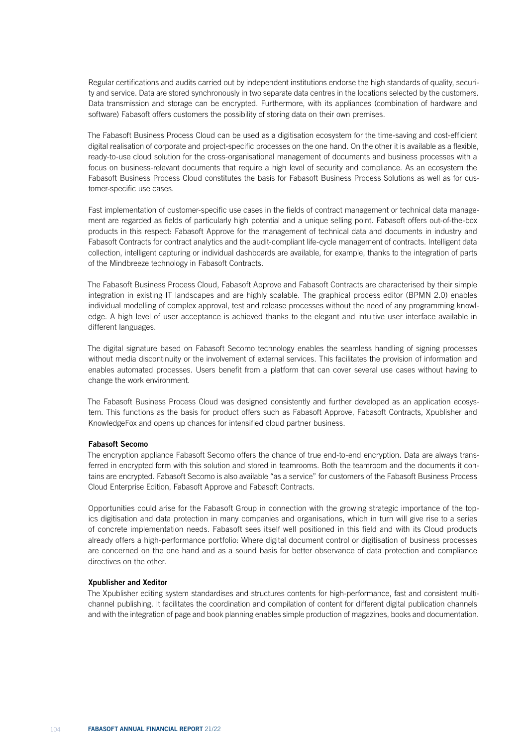Regular certifications and audits carried out by independent institutions endorse the high standards of quality, security and service. Data are stored synchronously in two separate data centres in the locations selected by the customers. Data transmission and storage can be encrypted. Furthermore, with its appliances (combination of hardware and software) Fabasoft offers customers the possibility of storing data on their own premises.

The Fabasoft Business Process Cloud can be used as a digitisation ecosystem for the time-saving and cost-efficient digital realisation of corporate and project-specific processes on the one hand. On the other it is available as a flexible, ready-to-use cloud solution for the cross-organisational management of documents and business processes with a focus on business-relevant documents that require a high level of security and compliance. As an ecosystem the Fabasoft Business Process Cloud constitutes the basis for Fabasoft Business Process Solutions as well as for customer-specific use cases.

Fast implementation of customer-specific use cases in the fields of contract management or technical data management are regarded as fields of particularly high potential and a unique selling point. Fabasoft offers out-of-the-box products in this respect: Fabasoft Approve for the management of technical data and documents in industry and Fabasoft Contracts for contract analytics and the audit-compliant life-cycle management of contracts. Intelligent data collection, intelligent capturing or individual dashboards are available, for example, thanks to the integration of parts of the Mindbreeze technology in Fabasoft Contracts.

The Fabasoft Business Process Cloud, Fabasoft Approve and Fabasoft Contracts are characterised by their simple integration in existing IT landscapes and are highly scalable. The graphical process editor (BPMN 2.0) enables individual modelling of complex approval, test and release processes without the need of any programming knowledge. A high level of user acceptance is achieved thanks to the elegant and intuitive user interface available in different languages.

The digital signature based on Fabasoft Secomo technology enables the seamless handling of signing processes without media discontinuity or the involvement of external services. This facilitates the provision of information and enables automated processes. Users benefit from a platform that can cover several use cases without having to change the work environment.

The Fabasoft Business Process Cloud was designed consistently and further developed as an application ecosystem. This functions as the basis for product offers such as Fabasoft Approve, Fabasoft Contracts, Xpublisher and KnowledgeFox and opens up chances for intensified cloud partner business.

**Fabasoft Secomo**

The encryption appliance Fabasoft Secomo offers the chance of true end-to-end encryption. Data are always transferred in encrypted form with this solution and stored in teamrooms. Both the teamroom and the documents it contains are encrypted. Fabasoft Secomo is also available "as a service" for customers of the Fabasoft Business Process Cloud Enterprise Edition, Fabasoft Approve and Fabasoft Contracts.

Opportunities could arise for the Fabasoft Group in connection with the growing strategic importance of the topics digitisation and data protection in many companies and organisations, which in turn will give rise to a series of concrete implementation needs. Fabasoft sees itself well positioned in this field and with its Cloud products already offers a high-performance portfolio: Where digital document control or digitisation of business processes are concerned on the one hand and as a sound basis for better observance of data protection and compliance directives on the other.

**Xpublisher and Xeditor**

The Xpublisher editing system standardises and structures contents for high-performance, fast and consistent multichannel publishing. It facilitates the coordination and compilation of content for different digital publication channels and with the integration of page and book planning enables simple production of magazines, books and documentation.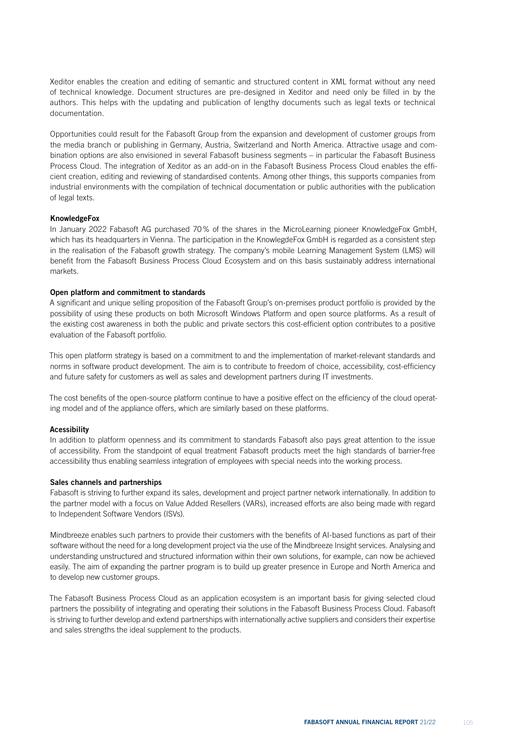Xeditor enables the creation and editing of semantic and structured content in XML format without any need of technical knowledge. Document structures are pre-designed in Xeditor and need only be filled in by the authors. This helps with the updating and publication of lengthy documents such as legal texts or technical documentation.

Opportunities could result for the Fabasoft Group from the expansion and development of customer groups from the media branch or publishing in Germany, Austria, Switzerland and North America. Attractive usage and combination options are also envisioned in several Fabasoft business segments – in particular the Fabasoft Business Process Cloud. The integration of Xeditor as an add-on in the Fabasoft Business Process Cloud enables the efficient creation, editing and reviewing of standardised contents. Among other things, this supports companies from industrial environments with the compilation of technical documentation or public authorities with the publication of legal texts.

**KnowledgeFox**

In January 2022 Fabasoft AG purchased 70% of the shares in the MicroLearning pioneer KnowledgeFox GmbH, which has its headquarters in Vienna. The participation in the KnowlegdeFox GmbH is regarded as a consistent step in the realisation of the Fabasoft growth strategy. The company's mobile Learning Management System (LMS) will benefit from the Fabasoft Business Process Cloud Ecosystem and on this basis sustainably address international markets.

**Open platform and commitment to standards**

A significant and unique selling proposition of the Fabasoft Group's on-premises product portfolio is provided by the possibility of using these products on both Microsoft Windows Platform and open source platforms. As a result of the existing cost awareness in both the public and private sectors this cost-efficient option contributes to a positive evaluation of the Fabasoft portfolio.

This open platform strategy is based on a commitment to and the implementation of market-relevant standards and norms in software product development. The aim is to contribute to freedom of choice, accessibility, cost-efficiency and future safety for customers as well as sales and development partners during IT investments.

The cost benefits of the open-source platform continue to have a positive effect on the efficiency of the cloud operating model and of the appliance offers, which are similarly based on these platforms.

**Acessibility**

In addition to platform openness and its commitment to standards Fabasoft also pays great attention to the issue of accessibility. From the standpoint of equal treatment Fabasoft products meet the high standards of barrier-free accessibility thus enabling seamless integration of employees with special needs into the working process.

**Sales channels and partnerships**

Fabasoft is striving to further expand its sales, development and project partner network internationally. In addition to the partner model with a focus on Value Added Resellers (VARs), increased efforts are also being made with regard to Independent Software Vendors (ISVs).

Mindbreeze enables such partners to provide their customers with the benefits of AI-based functions as part of their software without the need for a long development project via the use of the Mindbreeze Insight services. Analysing and understanding unstructured and structured information within their own solutions, for example, can now be achieved easily. The aim of expanding the partner program is to build up greater presence in Europe and North America and to develop new customer groups.

The Fabasoft Business Process Cloud as an application ecosystem is an important basis for giving selected cloud partners the possibility of integrating and operating their solutions in the Fabasoft Business Process Cloud. Fabasoft is striving to further develop and extend partnerships with internationally active suppliers and considers their expertise and sales strengths the ideal supplement to the products.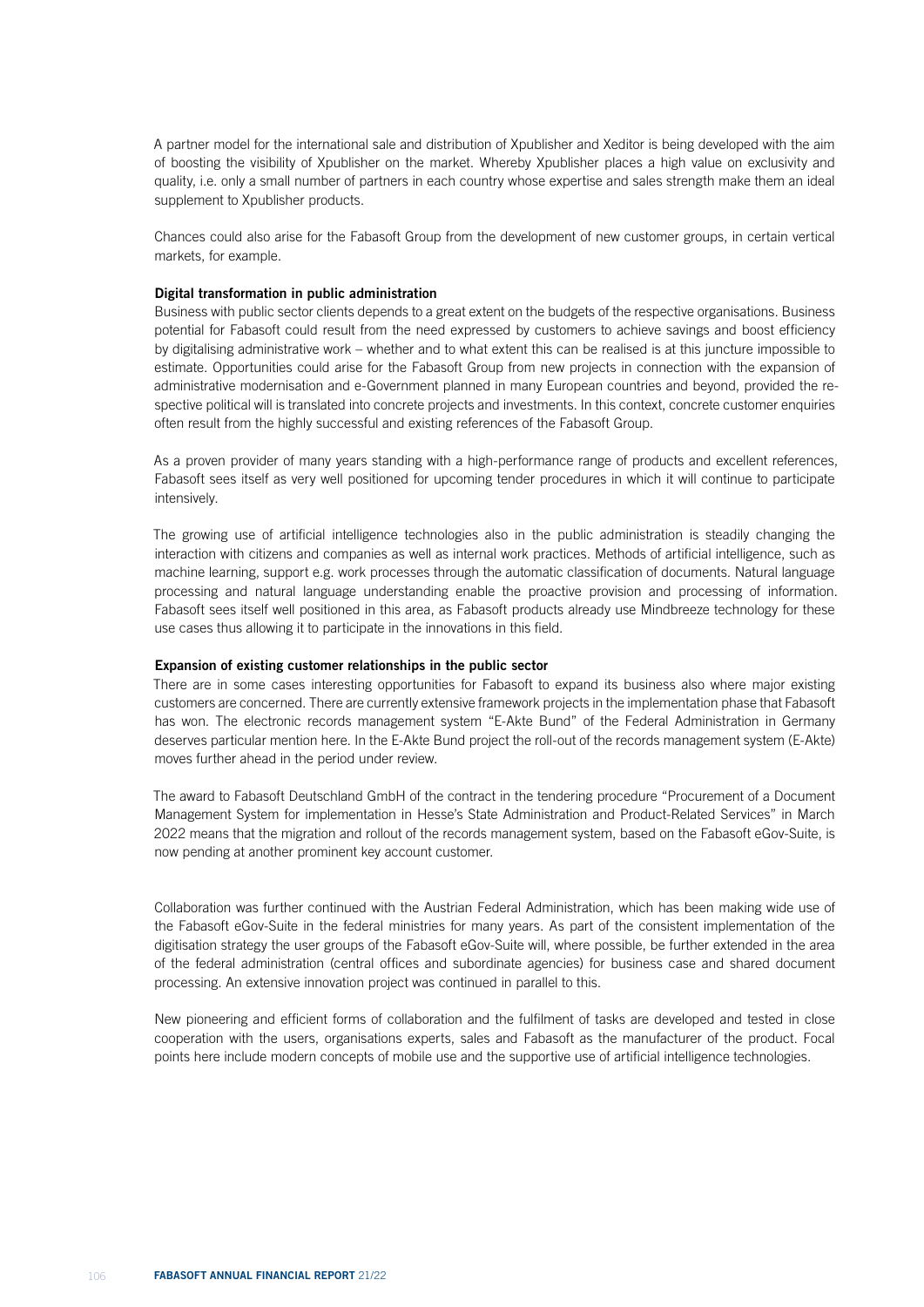A partner model for the international sale and distribution of Xpublisher and Xeditor is being developed with the aim of boosting the visibility of Xpublisher on the market. Whereby Xpublisher places a high value on exclusivity and quality, i.e. only a small number of partners in each country whose expertise and sales strength make them an ideal supplement to Xpublisher products.

Chances could also arise for the Fabasoft Group from the development of new customer groups, in certain vertical markets, for example.

**Digital transformation in public administration**

Business with public sector clients depends to a great extent on the budgets of the respective organisations. Business potential for Fabasoft could result from the need expressed by customers to achieve savings and boost efficiency by digitalising administrative work – whether and to what extent this can be realised is at this juncture impossible to estimate. Opportunities could arise for the Fabasoft Group from new projects in connection with the expansion of administrative modernisation and e-Government planned in many European countries and beyond, provided the respective political will is translated into concrete projects and investments. In this context, concrete customer enquiries often result from the highly successful and existing references of the Fabasoft Group.

As a proven provider of many years standing with a high-performance range of products and excellent references, Fabasoft sees itself as very well positioned for upcoming tender procedures in which it will continue to participate intensively.

The growing use of artificial intelligence technologies also in the public administration is steadily changing the interaction with citizens and companies as well as internal work practices. Methods of artificial intelligence, such as machine learning, support e.g. work processes through the automatic classification of documents. Natural language processing and natural language understanding enable the proactive provision and processing of information. Fabasoft sees itself well positioned in this area, as Fabasoft products already use Mindbreeze technology for these use cases thus allowing it to participate in the innovations in this field.

**Expansion of existing customer relationships in the public sector**

There are in some cases interesting opportunities for Fabasoft to expand its business also where major existing customers are concerned. There are currently extensive framework projects in the implementation phase that Fabasoft has won. The electronic records management system "E-Akte Bund" of the Federal Administration in Germany deserves particular mention here. In the E-Akte Bund project the roll-out of the records management system (E-Akte) moves further ahead in the period under review.

The award to Fabasoft Deutschland GmbH of the contract in the tendering procedure "Procurement of a Document Management System for implementation in Hesse's State Administration and Product-Related Services" in March 2022 means that the migration and rollout of the records management system, based on the Fabasoft eGov-Suite, is now pending at another prominent key account customer.

Collaboration was further continued with the Austrian Federal Administration, which has been making wide use of the Fabasoft eGov-Suite in the federal ministries for many years. As part of the consistent implementation of the digitisation strategy the user groups of the Fabasoft eGov-Suite will, where possible, be further extended in the area of the federal administration (central offices and subordinate agencies) for business case and shared document processing. An extensive innovation project was continued in parallel to this.

New pioneering and efficient forms of collaboration and the fulfilment of tasks are developed and tested in close cooperation with the users, organisations experts, sales and Fabasoft as the manufacturer of the product. Focal points here include modern concepts of mobile use and the supportive use of artificial intelligence technologies.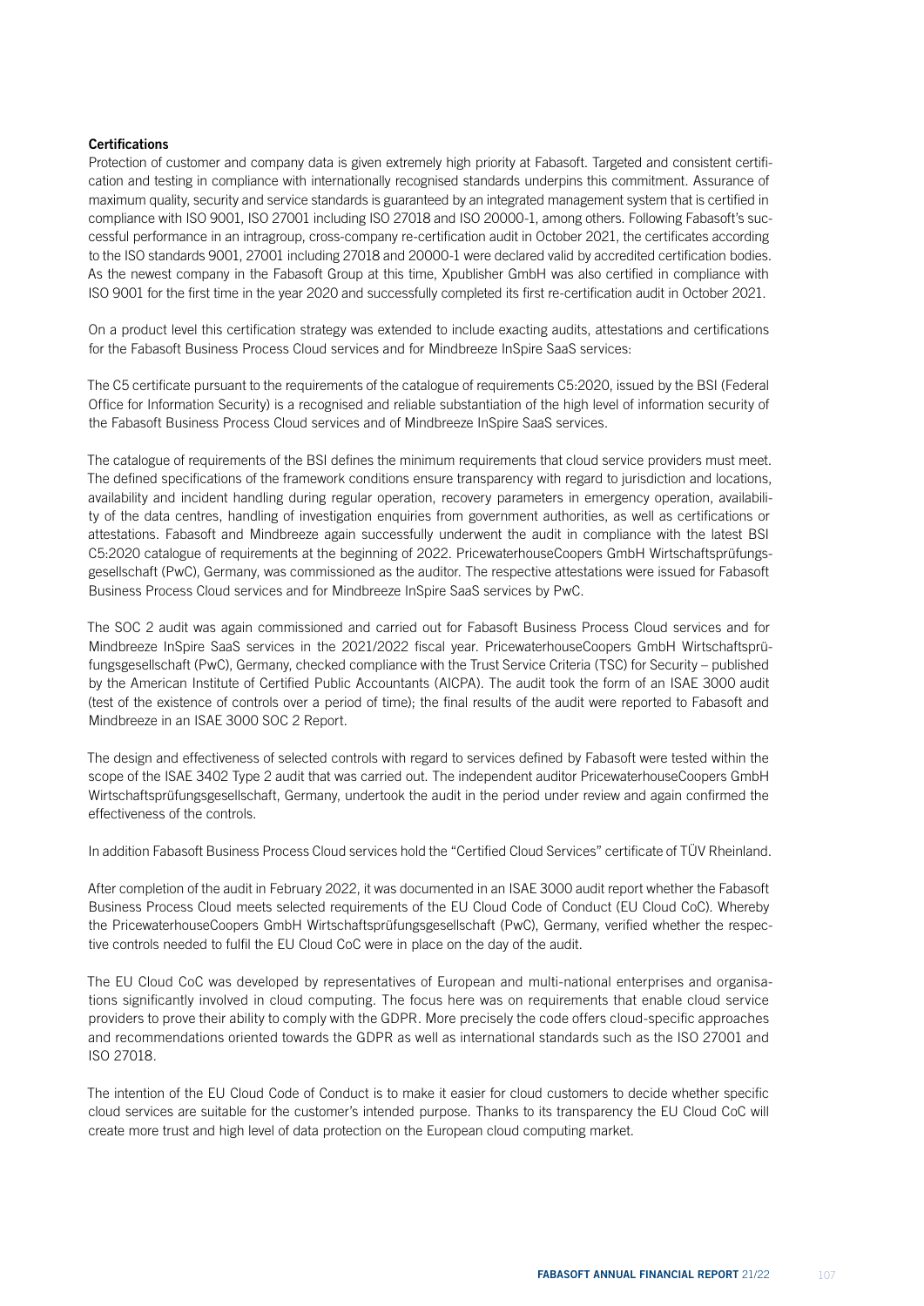**Certifications**

Protection of customer and company data is given extremely high priority at Fabasoft. Targeted and consistent certification and testing in compliance with internationally recognised standards underpins this commitment. Assurance of maximum quality, security and service standards is guaranteed by an integrated management system that is certified in compliance with ISO 9001, ISO 27001 including ISO 27018 and ISO 20000-1, among others. Following Fabasoft's successful performance in an intragroup, cross-company re-certification audit in October 2021, the certificates according to the ISO standards 9001, 27001 including 27018 and 20000-1 were declared valid by accredited certification bodies. As the newest company in the Fabasoft Group at this time, Xpublisher GmbH was also certified in compliance with ISO 9001 for the first time in the year 2020 and successfully completed its first re-certification audit in October 2021.

On a product level this certification strategy was extended to include exacting audits, attestations and certifications for the Fabasoft Business Process Cloud services and for Mindbreeze InSpire SaaS services:

The C5 certificate pursuant to the requirements of the catalogue of requirements C5:2020, issued by the BSI (Federal Office for Information Security) is a recognised and reliable substantiation of the high level of information security of the Fabasoft Business Process Cloud services and of Mindbreeze InSpire SaaS services.

The catalogue of requirements of the BSI defines the minimum requirements that cloud service providers must meet. The defined specifications of the framework conditions ensure transparency with regard to jurisdiction and locations, availability and incident handling during regular operation, recovery parameters in emergency operation, availability of the data centres, handling of investigation enquiries from government authorities, as well as certifications or attestations. Fabasoft and Mindbreeze again successfully underwent the audit in compliance with the latest BSI C5:2020 catalogue of requirements at the beginning of 2022. PricewaterhouseCoopers GmbH Wirtschaftsprüfungsgesellschaft (PwC), Germany, was commissioned as the auditor. The respective attestations were issued for Fabasoft Business Process Cloud services and for Mindbreeze InSpire SaaS services by PwC.

The SOC 2 audit was again commissioned and carried out for Fabasoft Business Process Cloud services and for Mindbreeze InSpire SaaS services in the 2021/2022 fiscal year. PricewaterhouseCoopers GmbH Wirtschaftsprüfungsgesellschaft (PwC), Germany, checked compliance with the Trust Service Criteria (TSC) for Security – published by the American Institute of Certified Public Accountants (AICPA). The audit took the form of an ISAE 3000 audit (test of the existence of controls over a period of time); the final results of the audit were reported to Fabasoft and Mindbreeze in an ISAE 3000 SOC 2 Report.

The design and effectiveness of selected controls with regard to services defined by Fabasoft were tested within the scope of the ISAE 3402 Type 2 audit that was carried out. The independent auditor PricewaterhouseCoopers GmbH Wirtschaftsprüfungsgesellschaft, Germany, undertook the audit in the period under review and again confirmed the effectiveness of the controls.

In addition Fabasoft Business Process Cloud services hold the "Certified Cloud Services" certificate of TÜV Rheinland.

After completion of the audit in February 2022, it was documented in an ISAE 3000 audit report whether the Fabasoft Business Process Cloud meets selected requirements of the EU Cloud Code of Conduct (EU Cloud CoC). Whereby the PricewaterhouseCoopers GmbH Wirtschaftsprüfungsgesellschaft (PwC), Germany, verified whether the respective controls needed to fulfil the EU Cloud CoC were in place on the day of the audit.

The EU Cloud CoC was developed by representatives of European and multi-national enterprises and organisations significantly involved in cloud computing. The focus here was on requirements that enable cloud service providers to prove their ability to comply with the GDPR. More precisely the code offers cloud-specific approaches and recommendations oriented towards the GDPR as well as international standards such as the ISO 27001 and ISO 27018.

The intention of the EU Cloud Code of Conduct is to make it easier for cloud customers to decide whether specific cloud services are suitable for the customer's intended purpose. Thanks to its transparency the EU Cloud CoC will create more trust and high level of data protection on the European cloud computing market.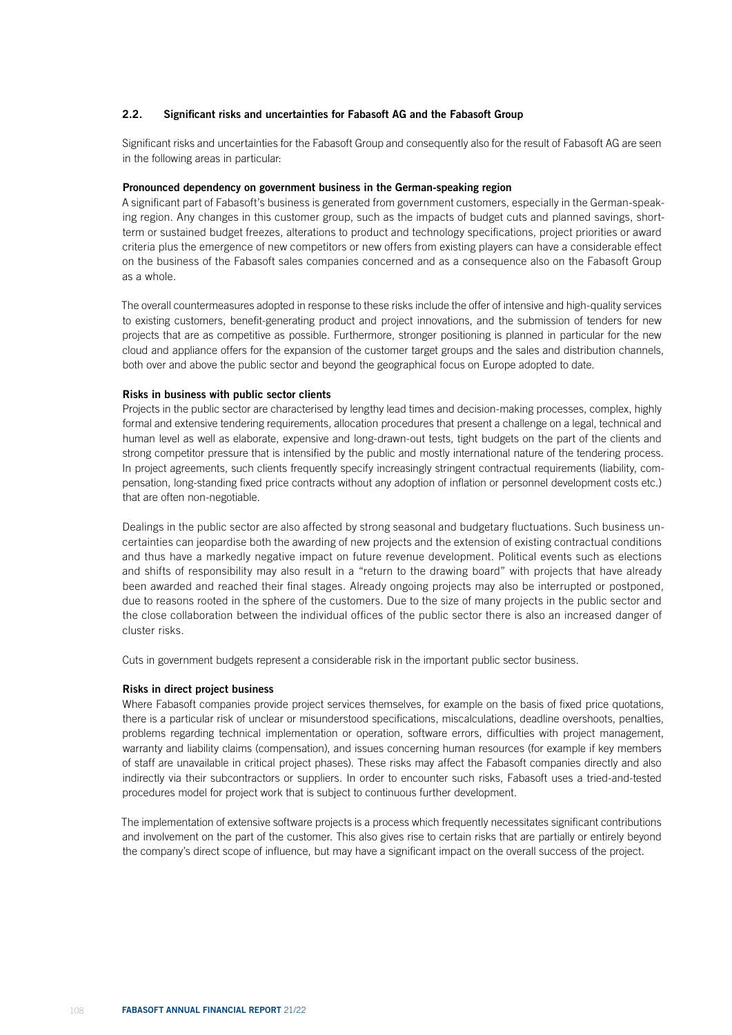## 2.2. Significant risks and uncertainties for Fabasoft AG and the Fabasoft Group

Significant risks and uncertainties for the Fabasoft Group and consequently also for the result of Fabasoft AG are seen in the following areas in particular:

**Pronounced dependency on government business in the German-speaking region**

A significant part of Fabasoft's business is generated from government customers, especially in the German-speaking region. Any changes in this customer group, such as the impacts of budget cuts and planned savings, short-term or sustained budget freezes, alterations to product and technology specifications, project priorities or award criteria plus the emergence of new competitors or new offers from existing players can have a considerable effect on the business of the Fabasoft sales companies concerned and as a consequence also on the Fabasoft Group as a whole.

The overall countermeasures adopted in response to these risks include the offer of intensive and high-quality services to existing customers, benefit-generating product and project innovations, and the submission of tenders for new projects that are as competitive as possible. Furthermore, stronger positioning is planned in particular for the new cloud and appliance offers for the expansion of the customer target groups and the sales and distribution channels, both over and above the public sector and beyond the geographical focus on Europe adopted to date.

**Risks in business with public sector clients**

Projects in the public sector are characterised by lengthy lead times and decision-making processes, complex, highly formal and extensive tendering requirements, allocation procedures that present a challenge on a legal, technical and human level as well as elaborate, expensive and long-drawn-out tests, tight budgets on the part of the clients and strong competitor pressure that is intensified by the public and mostly international nature of the tendering process. In project agreements, such clients frequently specify increasingly stringent contractual requirements (liability, compensation, long-standing fixed price contracts without any adoption of inflation or personnel development costs etc.) that are often non-negotiable.

Dealings in the public sector are also affected by strong seasonal and budgetary fluctuations. Such business uncertainties can jeopardise both the awarding of new projects and the extension of existing contractual conditions and thus have a markedly negative impact on future revenue development. Political events such as elections and shifts of responsibility may also result in a "return to the drawing board" with projects that have already been awarded and reached their final stages. Already ongoing projects may also be interrupted or postponed, due to reasons rooted in the sphere of the customers. Due to the size of many projects in the public sector and the close collaboration between the individual offices of the public sector there is also an increased danger of cluster risks.

Cuts in government budgets represent a considerable risk in the important public sector business.

**Risks in direct project business**

Where Fabasoft companies provide project services themselves, for example on the basis of fixed price quotations, there is a particular risk of unclear or misunderstood specifications, miscalculations, deadline overshoots, penalties, problems regarding technical implementation or operation, software errors, difficulties with project management, warranty and liability claims (compensation), and issues concerning human resources (for example if key members of staff are unavailable in critical project phases). These risks may affect the Fabasoft companies directly and also indirectly via their subcontractors or suppliers. In order to encounter such risks, Fabasoft uses a tried-and-tested procedures model for project work that is subject to continuous further development.

The implementation of extensive software projects is a process which frequently necessitates significant contributions and involvement on the part of the customer. This also gives rise to certain risks that are partially or entirely beyond the company's direct scope of influence, but may have a significant impact on the overall success of the project.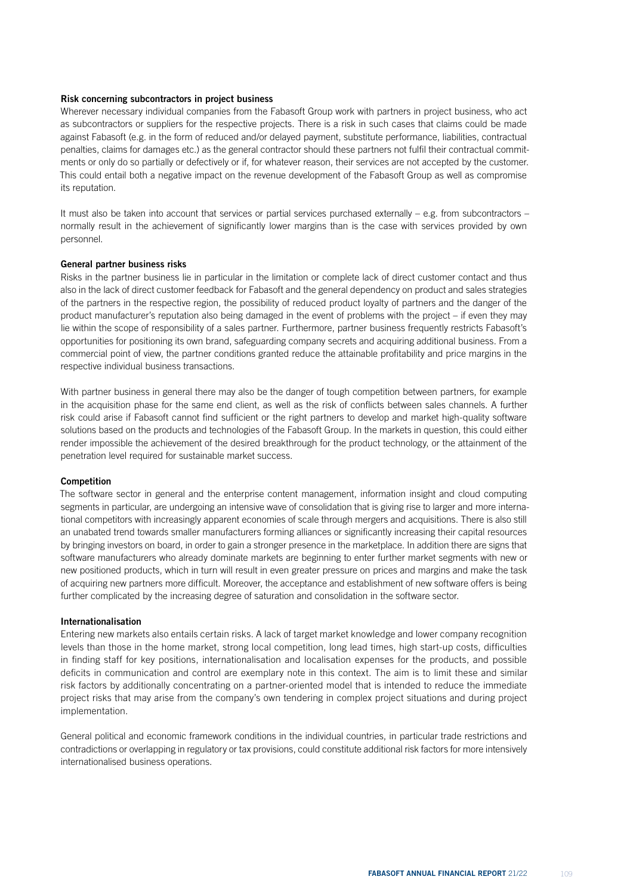**Risk concerning subcontractors in project business**

Wherever necessary individual companies from the Fabasoft Group work with partners in project business, who act as subcontractors or suppliers for the respective projects. There is a risk in such cases that claims could be made against Fabasoft (e.g. in the form of reduced and/or delayed payment, substitute performance, liabilities, contractual penalties, claims for damages etc.) as the general contractor should these partners not fulfil their contractual commitments or only do so partially or defectively or if, for whatever reason, their services are not accepted by the customer. This could entail both a negative impact on the revenue development of the Fabasoft Group as well as compromise its reputation.

It must also be taken into account that services or partial services purchased externally – e.g. from subcontractors – normally result in the achievement of significantly lower margins than is the case with services provided by own personnel.

**General partner business risks**

Risks in the partner business lie in particular in the limitation or complete lack of direct customer contact and thus also in the lack of direct customer feedback for Fabasoft and the general dependency on product and sales strategies of the partners in the respective region, the possibility of reduced product loyalty of partners and the danger of the product manufacturer's reputation also being damaged in the event of problems with the project – if even they may lie within the scope of responsibility of a sales partner. Furthermore, partner business frequently restricts Fabasoft's opportunities for positioning its own brand, safeguarding company secrets and acquiring additional business. From a commercial point of view, the partner conditions granted reduce the attainable profitability and price margins in the respective individual business transactions.

With partner business in general there may also be the danger of tough competition between partners, for example in the acquisition phase for the same end client, as well as the risk of conflicts between sales channels. A further risk could arise if Fabasoft cannot find sufficient or the right partners to develop and market high-quality software solutions based on the products and technologies of the Fabasoft Group. In the markets in question, this could either render impossible the achievement of the desired breakthrough for the product technology, or the attainment of the penetration level required for sustainable market success.

**Competition**

The software sector in general and the enterprise content management, information insight and cloud computing segments in particular, are undergoing an intensive wave of consolidation that is giving rise to larger and more international competitors with increasingly apparent economies of scale through mergers and acquisitions. There is also still an unabated trend towards smaller manufacturers forming alliances or significantly increasing their capital resources by bringing investors on board, in order to gain a stronger presence in the marketplace. In addition there are signs that software manufacturers who already dominate markets are beginning to enter further market segments with new or new positioned products, which in turn will result in even greater pressure on prices and margins and make the task of acquiring new partners more difficult. Moreover, the acceptance and establishment of new software offers is being further complicated by the increasing degree of saturation and consolidation in the software sector.

**Internationalisation**

Entering new markets also entails certain risks. A lack of target market knowledge and lower company recognition levels than those in the home market, strong local competition, long lead times, high start-up costs, difficulties in finding staff for key positions, internationalisation and localisation expenses for the products, and possible deficits in communication and control are exemplary note in this context. The aim is to limit these and similar risk factors by additionally concentrating on a partner-oriented model that is intended to reduce the immediate project risks that may arise from the company's own tendering in complex project situations and during project implementation.

General political and economic framework conditions in the individual countries, in particular trade restrictions and contradictions or overlapping in regulatory or tax provisions, could constitute additional risk factors for more intensively internationalised business operations.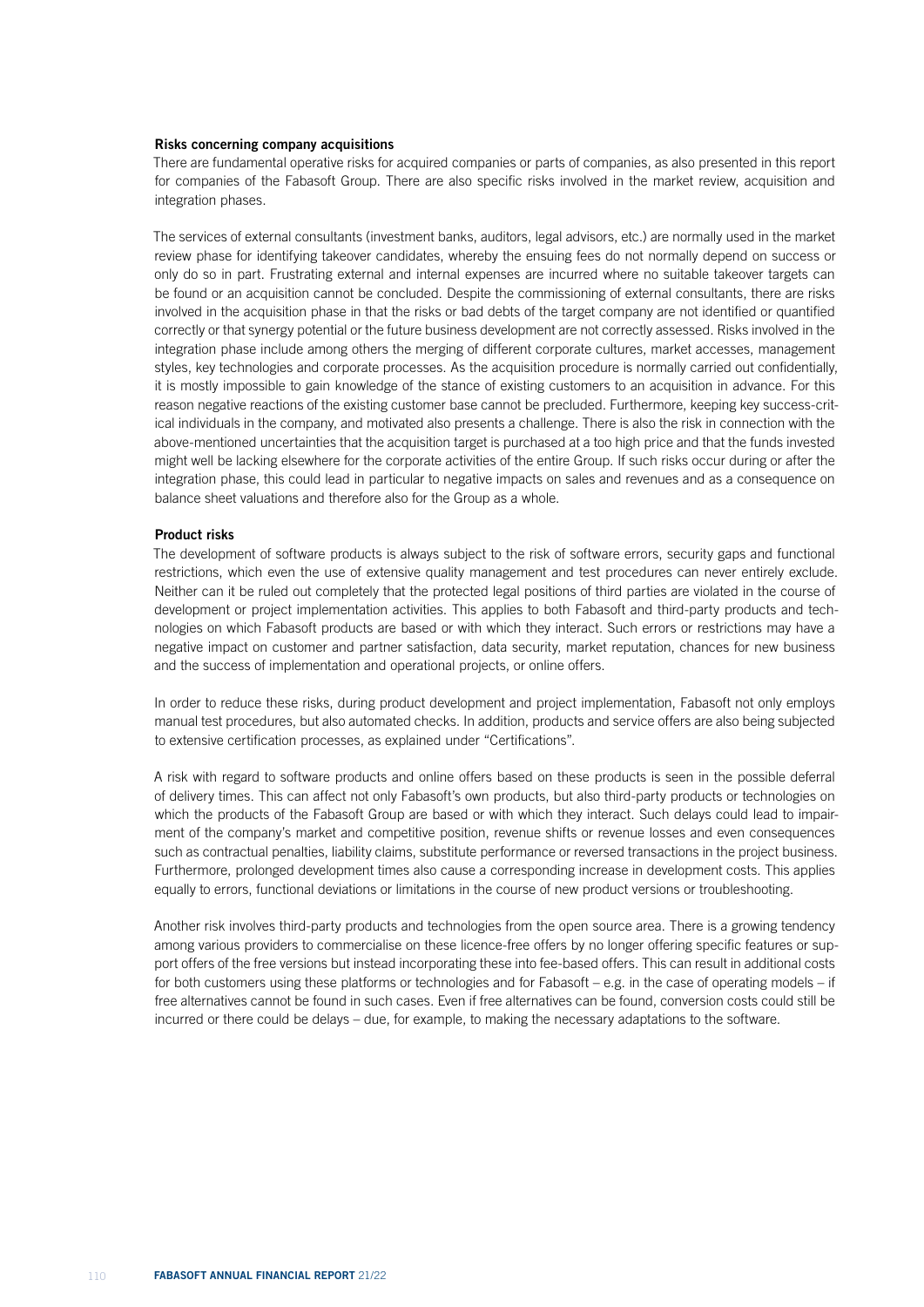**Risks concerning company acquisitions**

There are fundamental operative risks for acquired companies or parts of companies, as also presented in this report for companies of the Fabasoft Group. There are also specific risks involved in the market review, acquisition and integration phases.

The services of external consultants (investment banks, auditors, legal advisors, etc.) are normally used in the market review phase for identifying takeover candidates, whereby the ensuing fees do not normally depend on success or only do so in part. Frustrating external and internal expenses are incurred where no suitable takeover targets can be found or an acquisition cannot be concluded. Despite the commissioning of external consultants, there are risks involved in the acquisition phase in that the risks or bad debts of the target company are not identified or quantified correctly or that synergy potential or the future business development are not correctly assessed. Risks involved in the integration phase include among others the merging of different corporate cultures, market accesses, management styles, key technologies and corporate processes. As the acquisition procedure is normally carried out confidentially, it is mostly impossible to gain knowledge of the stance of existing customers to an acquisition in advance. For this reason negative reactions of the existing customer base cannot be precluded. Furthermore, keeping key success-critical individuals in the company, and motivated also presents a challenge. There is also the risk in connection with the above-mentioned uncertainties that the acquisition target is purchased at a too high price and that the funds invested might well be lacking elsewhere for the corporate activities of the entire Group. If such risks occur during or after the integration phase, this could lead in particular to negative impacts on sales and revenues and as a consequence on balance sheet valuations and therefore also for the Group as a whole.

**Product risks**

The development of software products is always subject to the risk of software errors, security gaps and functional restrictions, which even the use of extensive quality management and test procedures can never entirely exclude. Neither can it be ruled out completely that the protected legal positions of third parties are violated in the course of development or project implementation activities. This applies to both Fabasoft and third-party products and technologies on which Fabasoft products are based or with which they interact. Such errors or restrictions may have a negative impact on customer and partner satisfaction, data security, market reputation, chances for new business and the success of implementation and operational projects, or online offers.

In order to reduce these risks, during product development and project implementation, Fabasoft not only employs manual test procedures, but also automated checks. In addition, products and service offers are also being subjected to extensive certification processes, as explained under "Certifications".

A risk with regard to software products and online offers based on these products is seen in the possible deferral of delivery times. This can affect not only Fabasoft's own products, but also third-party products or technologies on which the products of the Fabasoft Group are based or with which they interact. Such delays could lead to impairment of the company's market and competitive position, revenue shifts or revenue losses and even consequences such as contractual penalties, liability claims, substitute performance or reversed transactions in the project business. Furthermore, prolonged development times also cause a corresponding increase in development costs. This applies equally to errors, functional deviations or limitations in the course of new product versions or troubleshooting.

Another risk involves third-party products and technologies from the open source area. There is a growing tendency among various providers to commercialise on these licence-free offers by no longer offering specific features or support offers of the free versions but instead incorporating these into fee-based offers. This can result in additional costs for both customers using these platforms or technologies and for Fabasoft – e.g. in the case of operating models – if free alternatives cannot be found in such cases. Even if free alternatives can be found, conversion costs could still be incurred or there could be delays – due, for example, to making the necessary adaptations to the software.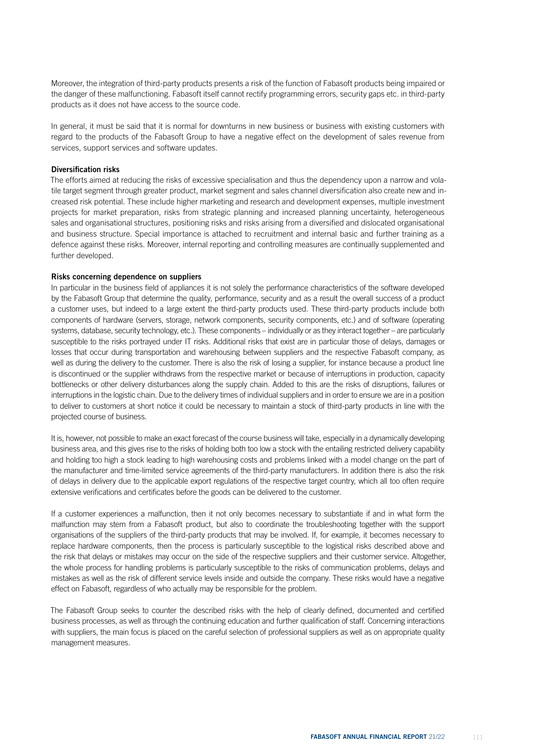Moreover, the integration of third-party products presents a risk of the function of Fabasoft products being impaired or the danger of these malfunctioning. Fabasoft itself cannot rectify programming errors, security gaps etc. in third-party products as it does not have access to the source code.

In general, it must be said that it is normal for downturns in new business or business with existing customers with regard to the products of the Fabasoft Group to have a negative effect on the development of sales revenue from services, support services and software updates.

**Diversification risks**

The efforts aimed at reducing the risks of excessive specialisation and thus the dependency upon a narrow and volatile target segment through greater product, market segment and sales channel diversification also create new and increased risk potential. These include higher marketing and research and development expenses, multiple investment projects for market preparation, risks from strategic planning and increased planning uncertainty, heterogeneous sales and organisational structures, positioning risks and risks arising from a diversified and dislocated organisational and business structure. Special importance is attached to recruitment and internal basic and further training as a defence against these risks. Moreover, internal reporting and controlling measures are continually supplemented and further developed.

**Risks concerning dependence on suppliers**

In particular in the business field of appliances it is not solely the performance characteristics of the software developed by the Fabasoft Group that determine the quality, performance, security and as a result the overall success of a product a customer uses, but indeed to a large extent the third-party products used. These third-party products include both components of hardware (servers, storage, network components, security components, etc.) and of software (operating systems, database, security technology, etc.). These components – individually or as they interact together – are particularly susceptible to the risks portrayed under IT risks. Additional risks that exist are in particular those of delays, damages or losses that occur during transportation and warehousing between suppliers and the respective Fabasoft company, as well as during the delivery to the customer. There is also the risk of losing a supplier, for instance because a product line is discontinued or the supplier withdraws from the respective market or because of interruptions in production, capacity bottlenecks or other delivery disturbances along the supply chain. Added to this are the risks of disruptions, failures or interruptions in the logistic chain. Due to the delivery times of individual suppliers and in order to ensure we are in a position to deliver to customers at short notice it could be necessary to maintain a stock of third-party products in line with the projected course of business.

It is, however, not possible to make an exact forecast of the course business will take, especially in a dynamically developing business area, and this gives rise to the risks of holding both too low a stock with the entailing restricted delivery capability and holding too high a stock leading to high warehousing costs and problems linked with a model change on the part of the manufacturer and time-limited service agreements of the third-party manufacturers. In addition there is also the risk of delays in delivery due to the applicable export regulations of the respective target country, which all too often require extensive verifications and certificates before the goods can be delivered to the customer.

If a customer experiences a malfunction, then it not only becomes necessary to substantiate if and in what form the malfunction may stem from a Fabasoft product, but also to coordinate the troubleshooting together with the support organisations of the suppliers of the third-party products that may be involved. If, for example, it becomes necessary to replace hardware components, then the process is particularly susceptible to the logistical risks described above and the risk that delays or mistakes may occur on the side of the respective suppliers and their customer service. Altogether, the whole process for handling problems is particularly susceptible to the risks of communication problems, delays and mistakes as well as the risk of different service levels inside and outside the company. These risks would have a negative effect on Fabasoft, regardless of who actually may be responsible for the problem.

The Fabasoft Group seeks to counter the described risks with the help of clearly defined, documented and certified business processes, as well as through the continuing education and further qualification of staff. Concerning interactions with suppliers, the main focus is placed on the careful selection of professional suppliers as well as on appropriate quality management measures.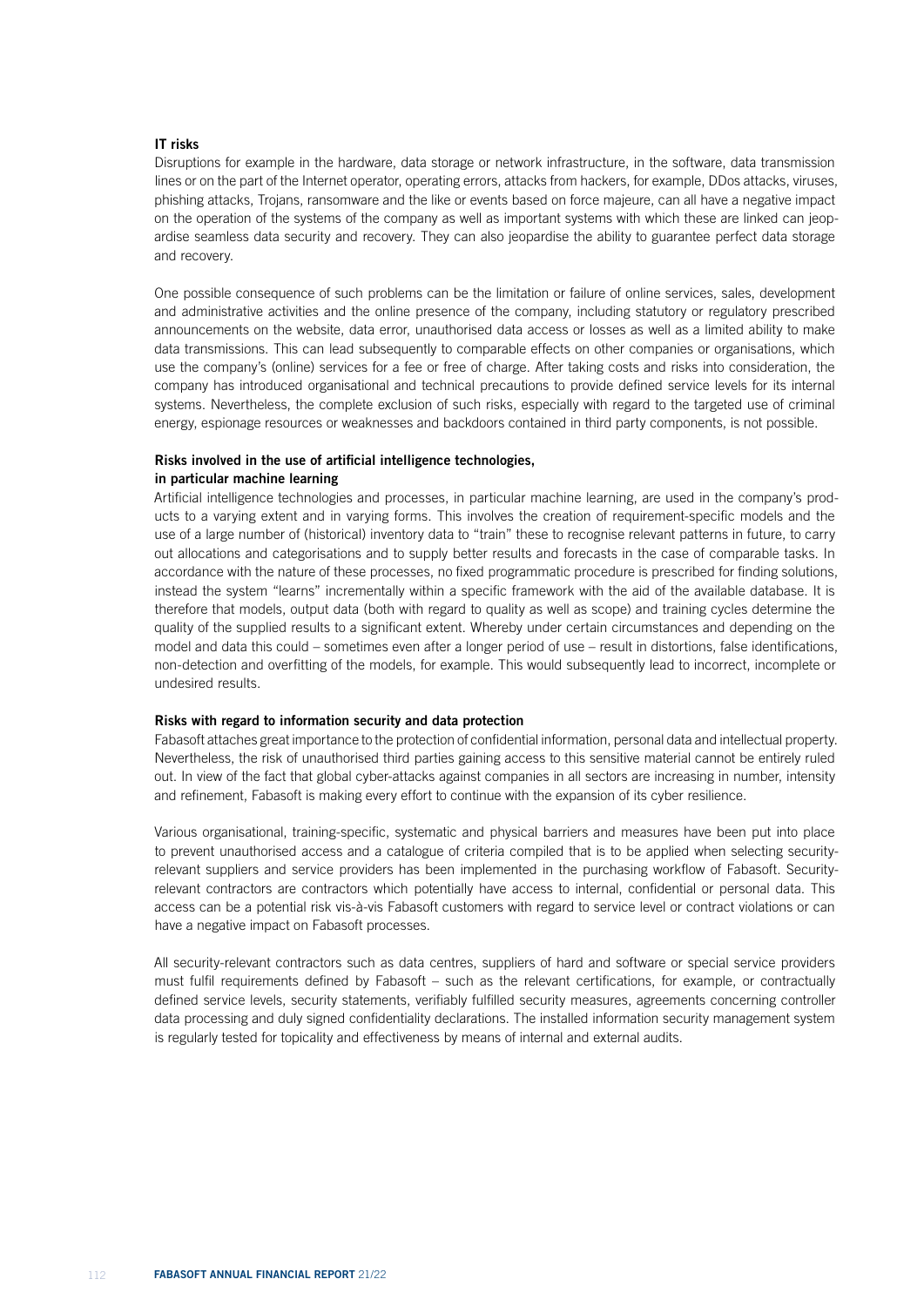**IT risks**

Disruptions for example in the hardware, data storage or network infrastructure, in the software, data transmission lines or on the part of the Internet operator, operating errors, attacks from hackers, for example, DDos attacks, viruses, phishing attacks, Trojans, ransomware and the like or events based on force majeure, can all have a negative impact on the operation of the systems of the company as well as important systems with which these are linked can jeopardise seamless data security and recovery. They can also jeopardise the ability to guarantee perfect data storage and recovery.

One possible consequence of such problems can be the limitation or failure of online services, sales, development and administrative activities and the online presence of the company, including statutory or regulatory prescribed announcements on the website, data error, unauthorised data access or losses as well as a limited ability to make data transmissions. This can lead subsequently to comparable effects on other companies or organisations, which use the company's (online) services for a fee or free of charge. After taking costs and risks into consideration, the company has introduced organisational and technical precautions to provide defined service levels for its internal systems. Nevertheless, the complete exclusion of such risks, especially with regard to the targeted use of criminal energy, espionage resources or weaknesses and backdoors contained in third party components, is not possible.

**Risks involved in the use of artificial intelligence technologies, in particular machine learning**

Artificial intelligence technologies and processes, in particular machine learning, are used in the company's products to a varying extent and in varying forms. This involves the creation of requirement-specific models and the use of a large number of (historical) inventory data to "train" these to recognise relevant patterns in future, to carry out allocations and categorisations and to supply better results and forecasts in the case of comparable tasks. In accordance with the nature of these processes, no fixed programmatic procedure is prescribed for finding solutions, instead the system "learns" incrementally within a specific framework with the aid of the available database. It is therefore that models, output data (both with regard to quality as well as scope) and training cycles determine the quality of the supplied results to a significant extent. Whereby under certain circumstances and depending on the model and data this could – sometimes even after a longer period of use – result in distortions, false identifications, non-detection and overfitting of the models, for example. This would subsequently lead to incorrect, incomplete or undesired results.

**Risks with regard to information security and data protection**

Fabasoft attaches great importance to the protection of confidential information, personal data and intellectual property. Nevertheless, the risk of unauthorised third parties gaining access to this sensitive material cannot be entirely ruled out. In view of the fact that global cyber-attacks against companies in all sectors are increasing in number, intensity and refinement, Fabasoft is making every effort to continue with the expansion of its cyber resilience.

Various organisational, training-specific, systematic and physical barriers and measures have been put into place to prevent unauthorised access and a catalogue of criteria compiled that is to be applied when selecting security-relevant suppliers and service providers has been implemented in the purchasing workflow of Fabasoft. Security-relevant contractors are contractors which potentially have access to internal, confidential or personal data. This access can be a potential risk vis-à-vis Fabasoft customers with regard to service level or contract violations or can have a negative impact on Fabasoft processes.

All security-relevant contractors such as data centres, suppliers of hard and software or special service providers must fulfil requirements defined by Fabasoft – such as the relevant certifications, for example, or contractually defined service levels, security statements, verifiably fulfilled security measures, agreements concerning controller data processing and duly signed confidentiality declarations. The installed information security management system is regularly tested for topicality and effectiveness by means of internal and external audits.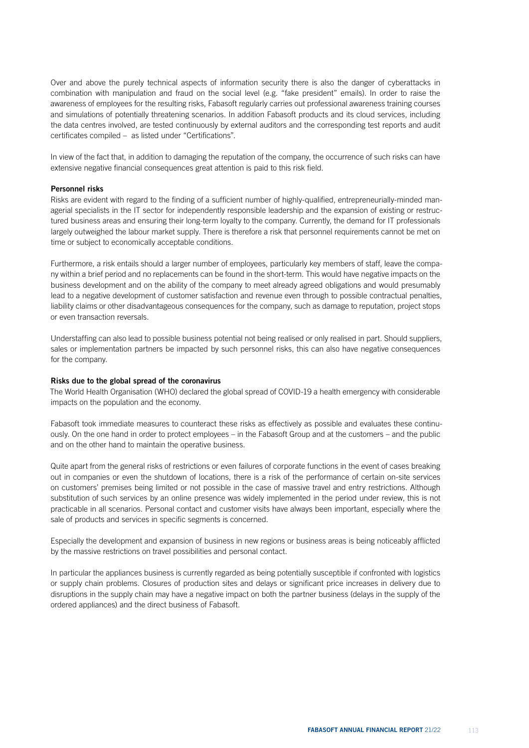Over and above the purely technical aspects of information security there is also the danger of cyberattacks in combination with manipulation and fraud on the social level (e.g. "fake president" emails). In order to raise the awareness of employees for the resulting risks, Fabasoft regularly carries out professional awareness training courses and simulations of potentially threatening scenarios. In addition Fabasoft products and its cloud services, including the data centres involved, are tested continuously by external auditors and the corresponding test reports and audit certificates compiled – as listed under "Certifications".

In view of the fact that, in addition to damaging the reputation of the company, the occurrence of such risks can have extensive negative financial consequences great attention is paid to this risk field.

**Personnel risks**

Risks are evident with regard to the finding of a sufficient number of highly-qualified, entrepreneurially-minded managerial specialists in the IT sector for independently responsible leadership and the expansion of existing or restructured business areas and ensuring their long-term loyalty to the company. Currently, the demand for IT professionals largely outweighed the labour market supply. There is therefore a risk that personnel requirements cannot be met on time or subject to economically acceptable conditions.

Furthermore, a risk entails should a larger number of employees, particularly key members of staff, leave the company within a brief period and no replacements can be found in the short-term. This would have negative impacts on the business development and on the ability of the company to meet already agreed obligations and would presumably lead to a negative development of customer satisfaction and revenue even through to possible contractual penalties, liability claims or other disadvantageous consequences for the company, such as damage to reputation, project stops or even transaction reversals.

Understaffing can also lead to possible business potential not being realised or only realised in part. Should suppliers, sales or implementation partners be impacted by such personnel risks, this can also have negative consequences for the company.

**Risks due to the global spread of the coronavirus**

The World Health Organisation (WHO) declared the global spread of COVID-19 a health emergency with considerable impacts on the population and the economy.

Fabasoft took immediate measures to counteract these risks as effectively as possible and evaluates these continuously. On the one hand in order to protect employees – in the Fabasoft Group and at the customers – and the public and on the other hand to maintain the operative business.

Quite apart from the general risks of restrictions or even failures of corporate functions in the event of cases breaking out in companies or even the shutdown of locations, there is a risk of the performance of certain on-site services on customers' premises being limited or not possible in the case of massive travel and entry restrictions. Although substitution of such services by an online presence was widely implemented in the period under review, this is not practicable in all scenarios. Personal contact and customer visits have always been important, especially where the sale of products and services in specific segments is concerned.

Especially the development and expansion of business in new regions or business areas is being noticeably afflicted by the massive restrictions on travel possibilities and personal contact.

In particular the appliances business is currently regarded as being potentially susceptible if confronted with logistics or supply chain problems. Closures of production sites and delays or significant price increases in delivery due to disruptions in the supply chain may have a negative impact on both the partner business (delays in the supply of the ordered appliances) and the direct business of Fabasoft.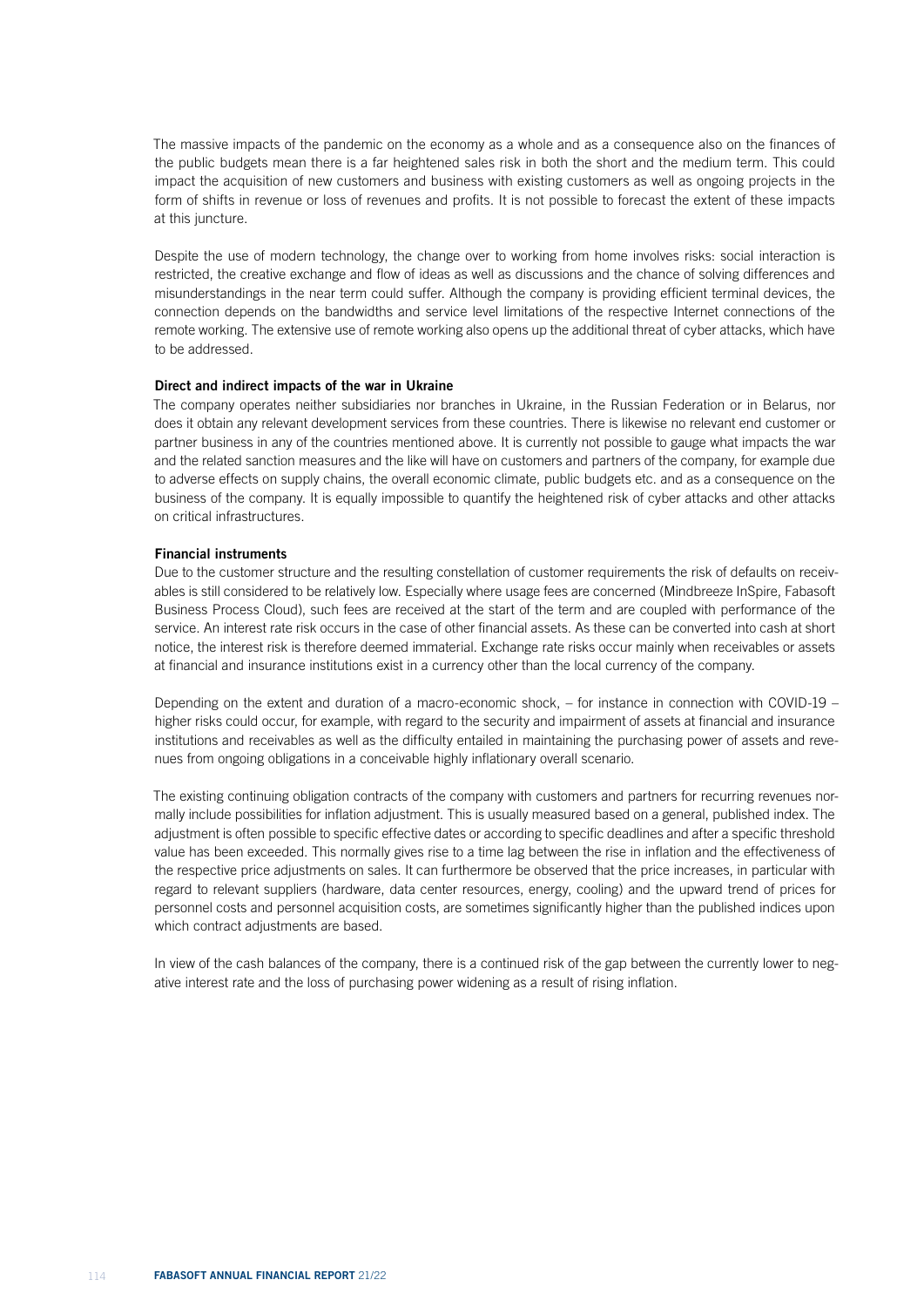The massive impacts of the pandemic on the economy as a whole and as a consequence also on the finances of the public budgets mean there is a far heightened sales risk in both the short and the medium term. This could impact the acquisition of new customers and business with existing customers as well as ongoing projects in the form of shifts in revenue or loss of revenues and profits. It is not possible to forecast the extent of these impacts at this juncture.

Despite the use of modern technology, the change over to working from home involves risks: social interaction is restricted, the creative exchange and flow of ideas as well as discussions and the chance of solving differences and misunderstandings in the near term could suffer. Although the company is providing efficient terminal devices, the connection depends on the bandwidths and service level limitations of the respective Internet connections of the remote working. The extensive use of remote working also opens up the additional threat of cyber attacks, which have to be addressed.

**Direct and indirect impacts of the war in Ukraine**

The company operates neither subsidiaries nor branches in Ukraine, in the Russian Federation or in Belarus, nor does it obtain any relevant development services from these countries. There is likewise no relevant end customer or partner business in any of the countries mentioned above. It is currently not possible to gauge what impacts the war and the related sanction measures and the like will have on customers and partners of the company, for example due to adverse effects on supply chains, the overall economic climate, public budgets etc. and as a consequence on the business of the company. It is equally impossible to quantify the heightened risk of cyber attacks and other attacks on critical infrastructures.

**Financial instruments**

Due to the customer structure and the resulting constellation of customer requirements the risk of defaults on receivables is still considered to be relatively low. Especially where usage fees are concerned (Mindbreeze InSpire, Fabasoft Business Process Cloud), such fees are received at the start of the term and are coupled with performance of the service. An interest rate risk occurs in the case of other financial assets. As these can be converted into cash at short notice, the interest risk is therefore deemed immaterial. Exchange rate risks occur mainly when receivables or assets at financial and insurance institutions exist in a currency other than the local currency of the company.

Depending on the extent and duration of a macro-economic shock, – for instance in connection with COVID-19 – higher risks could occur, for example, with regard to the security and impairment of assets at financial and insurance institutions and receivables as well as the difficulty entailed in maintaining the purchasing power of assets and revenues from ongoing obligations in a conceivable highly inflationary overall scenario.

The existing continuing obligation contracts of the company with customers and partners for recurring revenues normally include possibilities for inflation adjustment. This is usually measured based on a general, published index. The adjustment is often possible to specific effective dates or according to specific deadlines and after a specific threshold value has been exceeded. This normally gives rise to a time lag between the rise in inflation and the effectiveness of the respective price adjustments on sales. It can furthermore be observed that the price increases, in particular with regard to relevant suppliers (hardware, data center resources, energy, cooling) and the upward trend of prices for personnel costs and personnel acquisition costs, are sometimes significantly higher than the published indices upon which contract adjustments are based.

In view of the cash balances of the company, there is a continued risk of the gap between the currently lower to negative interest rate and the loss of purchasing power widening as a result of rising inflation.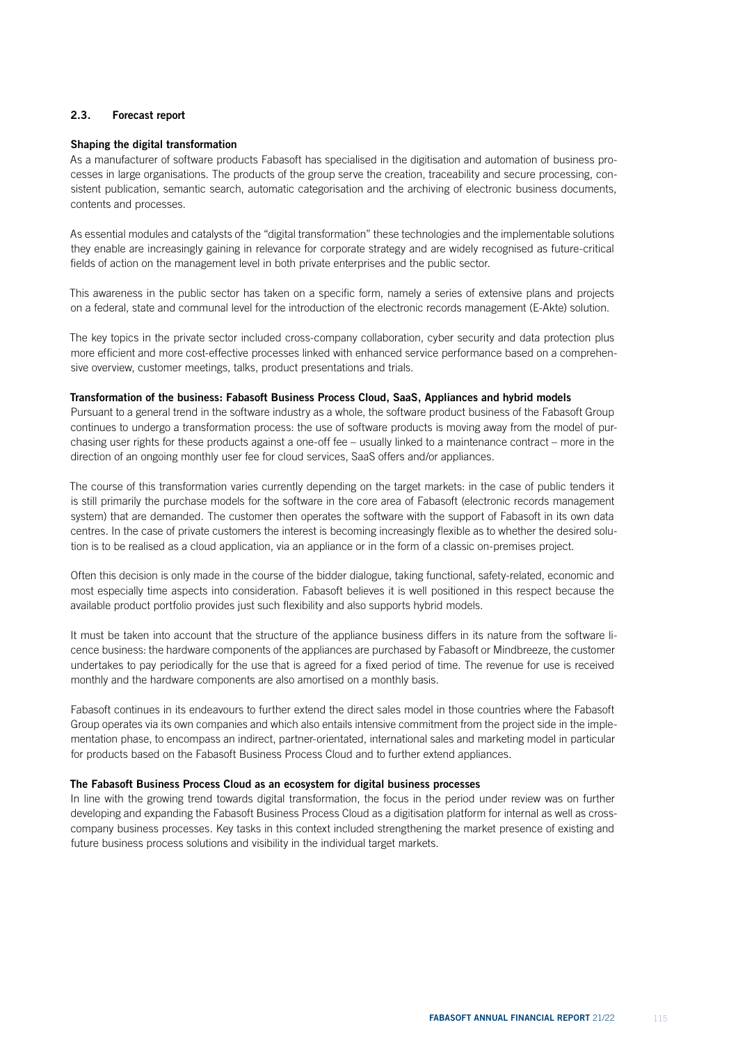## 2.3. Forecast report

### Shaping the digital transformation

As a manufacturer of software products Fabasoft has specialised in the digitisation and automation of business processes in large organisations. The products of the group serve the creation, traceability and secure processing, consistent publication, semantic search, automatic categorisation and the archiving of electronic business documents, contents and processes.

As essential modules and catalysts of the "digital transformation" these technologies and the implementable solutions they enable are increasingly gaining in relevance for corporate strategy and are widely recognised as future-critical fields of action on the management level in both private enterprises and the public sector.

This awareness in the public sector has taken on a specific form, namely a series of extensive plans and projects on a federal, state and communal level for the introduction of the electronic records management (E-Akte) solution.

The key topics in the private sector included cross-company collaboration, cyber security and data protection plus more efficient and more cost-effective processes linked with enhanced service performance based on a comprehensive overview, customer meetings, talks, product presentations and trials.

### Transformation of the business: Fabasoft Business Process Cloud, SaaS, Appliances and hybrid models

Pursuant to a general trend in the software industry as a whole, the software product business of the Fabasoft Group continues to undergo a transformation process: the use of software products is moving away from the model of purchasing user rights for these products against a one-off fee – usually linked to a maintenance contract – more in the direction of an ongoing monthly user fee for cloud services, SaaS offers and/or appliances.

The course of this transformation varies currently depending on the target markets: in the case of public tenders it is still primarily the purchase models for the software in the core area of Fabasoft (electronic records management system) that are demanded. The customer then operates the software with the support of Fabasoft in its own data centres. In the case of private customers the interest is becoming increasingly flexible as to whether the desired solution is to be realised as a cloud application, via an appliance or in the form of a classic on-premises project.

Often this decision is only made in the course of the bidder dialogue, taking functional, safety-related, economic and most especially time aspects into consideration. Fabasoft believes it is well positioned in this respect because the available product portfolio provides just such flexibility and also supports hybrid models.

It must be taken into account that the structure of the appliance business differs in its nature from the software licence business: the hardware components of the appliances are purchased by Fabasoft or Mindbreeze, the customer undertakes to pay periodically for the use that is agreed for a fixed period of time. The revenue for use is received monthly and the hardware components are also amortised on a monthly basis.

Fabasoft continues in its endeavours to further extend the direct sales model in those countries where the Fabasoft Group operates via its own companies and which also entails intensive commitment from the project side in the implementation phase, to encompass an indirect, partner-orientated, international sales and marketing model in particular for products based on the Fabasoft Business Process Cloud and to further extend appliances.

### The Fabasoft Business Process Cloud as an ecosystem for digital business processes

In line with the growing trend towards digital transformation, the focus in the period under review was on further developing and expanding the Fabasoft Business Process Cloud as a digitisation platform for internal as well as cross-company business processes. Key tasks in this context included strengthening the market presence of existing and future business process solutions and visibility in the individual target markets.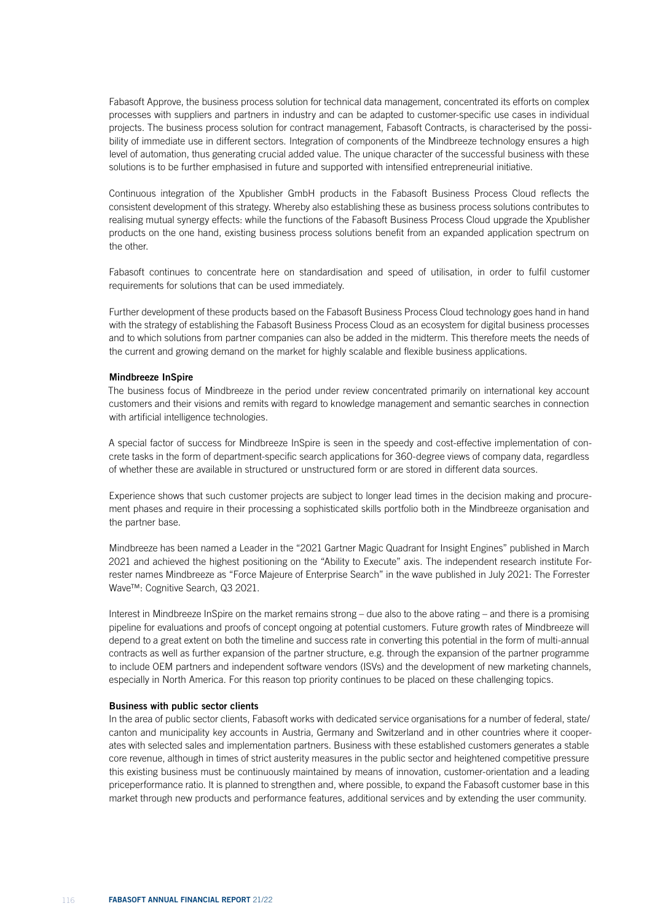Fabasoft Approve, the business process solution for technical data management, concentrated its efforts on complex processes with suppliers and partners in industry and can be adapted to customer-specific use cases in individual projects. The business process solution for contract management, Fabasoft Contracts, is characterised by the possibility of immediate use in different sectors. Integration of components of the Mindbreeze technology ensures a high level of automation, thus generating crucial added value. The unique character of the successful business with these solutions is to be further emphasised in future and supported with intensified entrepreneurial initiative.

Continuous integration of the Xpublisher GmbH products in the Fabasoft Business Process Cloud reflects the consistent development of this strategy. Whereby also establishing these as business process solutions contributes to realising mutual synergy effects: while the functions of the Fabasoft Business Process Cloud upgrade the Xpublisher products on the one hand, existing business process solutions benefit from an expanded application spectrum on the other.

Fabasoft continues to concentrate here on standardisation and speed of utilisation, in order to fulfil customer requirements for solutions that can be used immediately.

Further development of these products based on the Fabasoft Business Process Cloud technology goes hand in hand with the strategy of establishing the Fabasoft Business Process Cloud as an ecosystem for digital business processes and to which solutions from partner companies can also be added in the midterm. This therefore meets the needs of the current and growing demand on the market for highly scalable and flexible business applications.

**Mindbreeze InSpire**

The business focus of Mindbreeze in the period under review concentrated primarily on international key account customers and their visions and remits with regard to knowledge management and semantic searches in connection with artificial intelligence technologies.

A special factor of success for Mindbreeze InSpire is seen in the speedy and cost-effective implementation of concrete tasks in the form of department-specific search applications for 360-degree views of company data, regardless of whether these are available in structured or unstructured form or are stored in different data sources.

Experience shows that such customer projects are subject to longer lead times in the decision making and procurement phases and require in their processing a sophisticated skills portfolio both in the Mindbreeze organisation and the partner base.

Mindbreeze has been named a Leader in the "2021 Gartner Magic Quadrant for Insight Engines" published in March 2021 and achieved the highest positioning on the "Ability to Execute" axis. The independent research institute Forrester names Mindbreeze as "Force Majeure of Enterprise Search" in the wave published in July 2021: The Forrester Wave™: Cognitive Search, Q3 2021.

Interest in Mindbreeze InSpire on the market remains strong – due also to the above rating – and there is a promising pipeline for evaluations and proofs of concept ongoing at potential customers. Future growth rates of Mindbreeze will depend to a great extent on both the timeline and success rate in converting this potential in the form of multi-annual contracts as well as further expansion of the partner structure, e.g. through the expansion of the partner programme to include OEM partners and independent software vendors (ISVs) and the development of new marketing channels, especially in North America. For this reason top priority continues to be placed on these challenging topics.

**Business with public sector clients**

In the area of public sector clients, Fabasoft works with dedicated service organisations for a number of federal, state/canton and municipality key accounts in Austria, Germany and Switzerland and in other countries where it cooperates with selected sales and implementation partners. Business with these established customers generates a stable core revenue, although in times of strict austerity measures in the public sector and heightened competitive pressure this existing business must be continuously maintained by means of innovation, customer-orientation and a leading priceperformance ratio. It is planned to strengthen and, where possible, to expand the Fabasoft customer base in this market through new products and performance features, additional services and by extending the user community.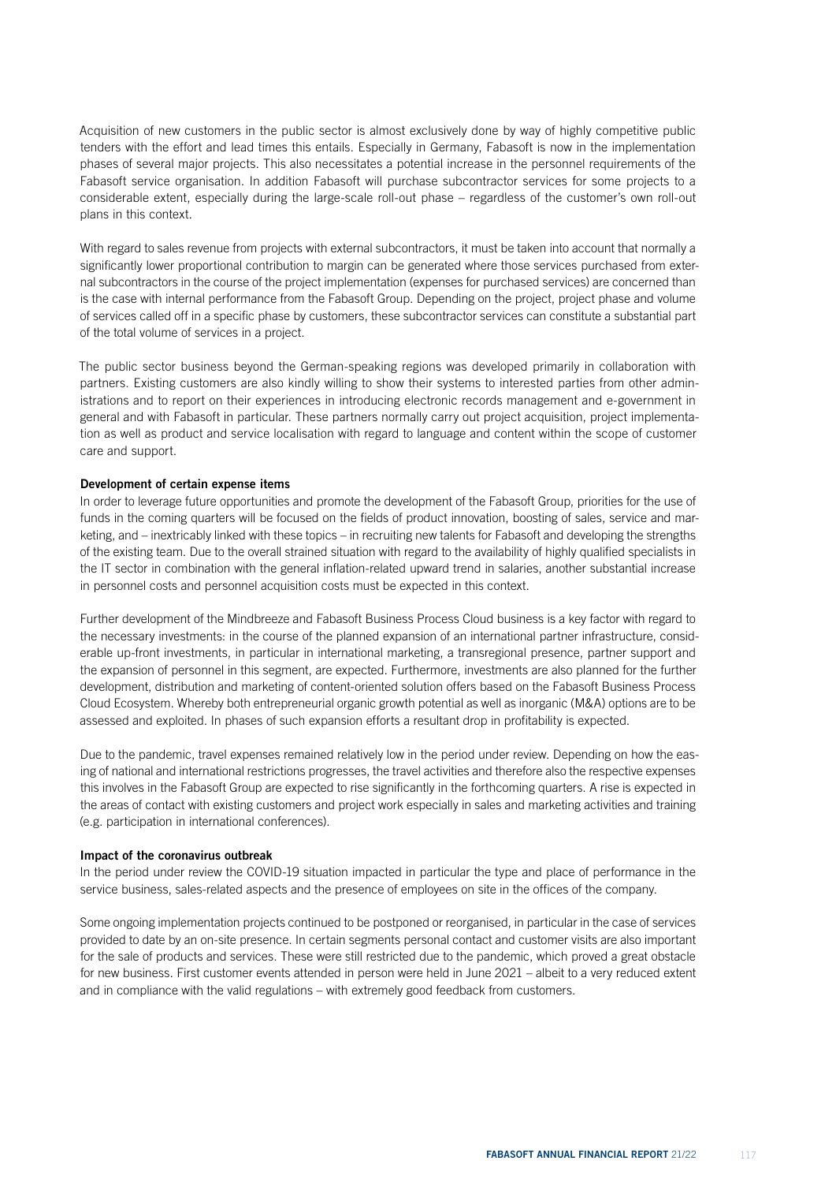Acquisition of new customers in the public sector is almost exclusively done by way of highly competitive public tenders with the effort and lead times this entails. Especially in Germany, Fabasoft is now in the implementation phases of several major projects. This also necessitates a potential increase in the personnel requirements of the Fabasoft service organisation. In addition Fabasoft will purchase subcontractor services for some projects to a considerable extent, especially during the large-scale roll-out phase – regardless of the customer's own roll-out plans in this context.

With regard to sales revenue from projects with external subcontractors, it must be taken into account that normally a significantly lower proportional contribution to margin can be generated where those services purchased from external subcontractors in the course of the project implementation (expenses for purchased services) are concerned than is the case with internal performance from the Fabasoft Group. Depending on the project, project phase and volume of services called off in a specific phase by customers, these subcontractor services can constitute a substantial part of the total volume of services in a project.

The public sector business beyond the German-speaking regions was developed primarily in collaboration with partners. Existing customers are also kindly willing to show their systems to interested parties from other administrations and to report on their experiences in introducing electronic records management and e-government in general and with Fabasoft in particular. These partners normally carry out project acquisition, project implementation as well as product and service localisation with regard to language and content within the scope of customer care and support.

**Development of certain expense items**

In order to leverage future opportunities and promote the development of the Fabasoft Group, priorities for the use of funds in the coming quarters will be focused on the fields of product innovation, boosting of sales, service and marketing, and – inextricably linked with these topics – in recruiting new talents for Fabasoft and developing the strengths of the existing team. Due to the overall strained situation with regard to the availability of highly qualified specialists in the IT sector in combination with the general inflation-related upward trend in salaries, another substantial increase in personnel costs and personnel acquisition costs must be expected in this context.

Further development of the Mindbreeze and Fabasoft Business Process Cloud business is a key factor with regard to the necessary investments: in the course of the planned expansion of an international partner infrastructure, considerable up-front investments, in particular in international marketing, a transregional presence, partner support and the expansion of personnel in this segment, are expected. Furthermore, investments are also planned for the further development, distribution and marketing of content-oriented solution offers based on the Fabasoft Business Process Cloud Ecosystem. Whereby both entrepreneurial organic growth potential as well as inorganic (M&A) options are to be assessed and exploited. In phases of such expansion efforts a resultant drop in profitability is expected.

Due to the pandemic, travel expenses remained relatively low in the period under review. Depending on how the easing of national and international restrictions progresses, the travel activities and therefore also the respective expenses this involves in the Fabasoft Group are expected to rise significantly in the forthcoming quarters. A rise is expected in the areas of contact with existing customers and project work especially in sales and marketing activities and training (e.g. participation in international conferences).

**Impact of the coronavirus outbreak**

In the period under review the COVID-19 situation impacted in particular the type and place of performance in the service business, sales-related aspects and the presence of employees on site in the offices of the company.

Some ongoing implementation projects continued to be postponed or reorganised, in particular in the case of services provided to date by an on-site presence. In certain segments personal contact and customer visits are also important for the sale of products and services. These were still restricted due to the pandemic, which proved a great obstacle for new business. First customer events attended in person were held in June 2021 – albeit to a very reduced extent and in compliance with the valid regulations – with extremely good feedback from customers.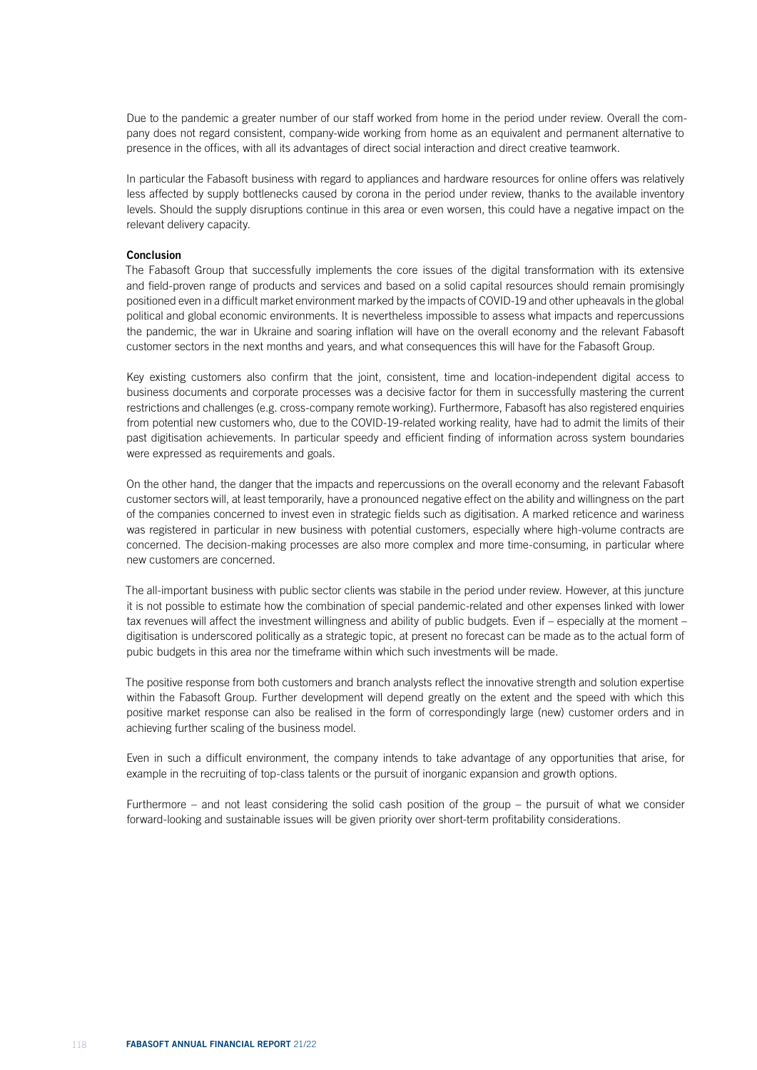Due to the pandemic a greater number of our staff worked from home in the period under review. Overall the company does not regard consistent, company-wide working from home as an equivalent and permanent alternative to presence in the offices, with all its advantages of direct social interaction and direct creative teamwork.

In particular the Fabasoft business with regard to appliances and hardware resources for online offers was relatively less affected by supply bottlenecks caused by corona in the period under review, thanks to the available inventory levels. Should the supply disruptions continue in this area or even worsen, this could have a negative impact on the relevant delivery capacity.

**Conclusion**

The Fabasoft Group that successfully implements the core issues of the digital transformation with its extensive and field-proven range of products and services and based on a solid capital resources should remain promisingly positioned even in a difficult market environment marked by the impacts of COVID-19 and other upheavals in the global political and global economic environments. It is nevertheless impossible to assess what impacts and repercussions the pandemic, the war in Ukraine and soaring inflation will have on the overall economy and the relevant Fabasoft customer sectors in the next months and years, and what consequences this will have for the Fabasoft Group.

Key existing customers also confirm that the joint, consistent, time and location-independent digital access to business documents and corporate processes was a decisive factor for them in successfully mastering the current restrictions and challenges (e.g. cross-company remote working). Furthermore, Fabasoft has also registered enquiries from potential new customers who, due to the COVID-19-related working reality, have had to admit the limits of their past digitisation achievements. In particular speedy and efficient finding of information across system boundaries were expressed as requirements and goals.

On the other hand, the danger that the impacts and repercussions on the overall economy and the relevant Fabasoft customer sectors will, at least temporarily, have a pronounced negative effect on the ability and willingness on the part of the companies concerned to invest even in strategic fields such as digitisation. A marked reticence and wariness was registered in particular in new business with potential customers, especially where high-volume contracts are concerned. The decision-making processes are also more complex and more time-consuming, in particular where new customers are concerned.

The all-important business with public sector clients was stabile in the period under review. However, at this juncture it is not possible to estimate how the combination of special pandemic-related and other expenses linked with lower tax revenues will affect the investment willingness and ability of public budgets. Even if – especially at the moment – digitisation is underscored politically as a strategic topic, at present no forecast can be made as to the actual form of pubic budgets in this area nor the timeframe within which such investments will be made.

The positive response from both customers and branch analysts reflect the innovative strength and solution expertise within the Fabasoft Group. Further development will depend greatly on the extent and the speed with which this positive market response can also be realised in the form of correspondingly large (new) customer orders and in achieving further scaling of the business model.

Even in such a difficult environment, the company intends to take advantage of any opportunities that arise, for example in the recruiting of top-class talents or the pursuit of inorganic expansion and growth options.

Furthermore – and not least considering the solid cash position of the group – the pursuit of what we consider forward-looking and sustainable issues will be given priority over short-term profitability considerations.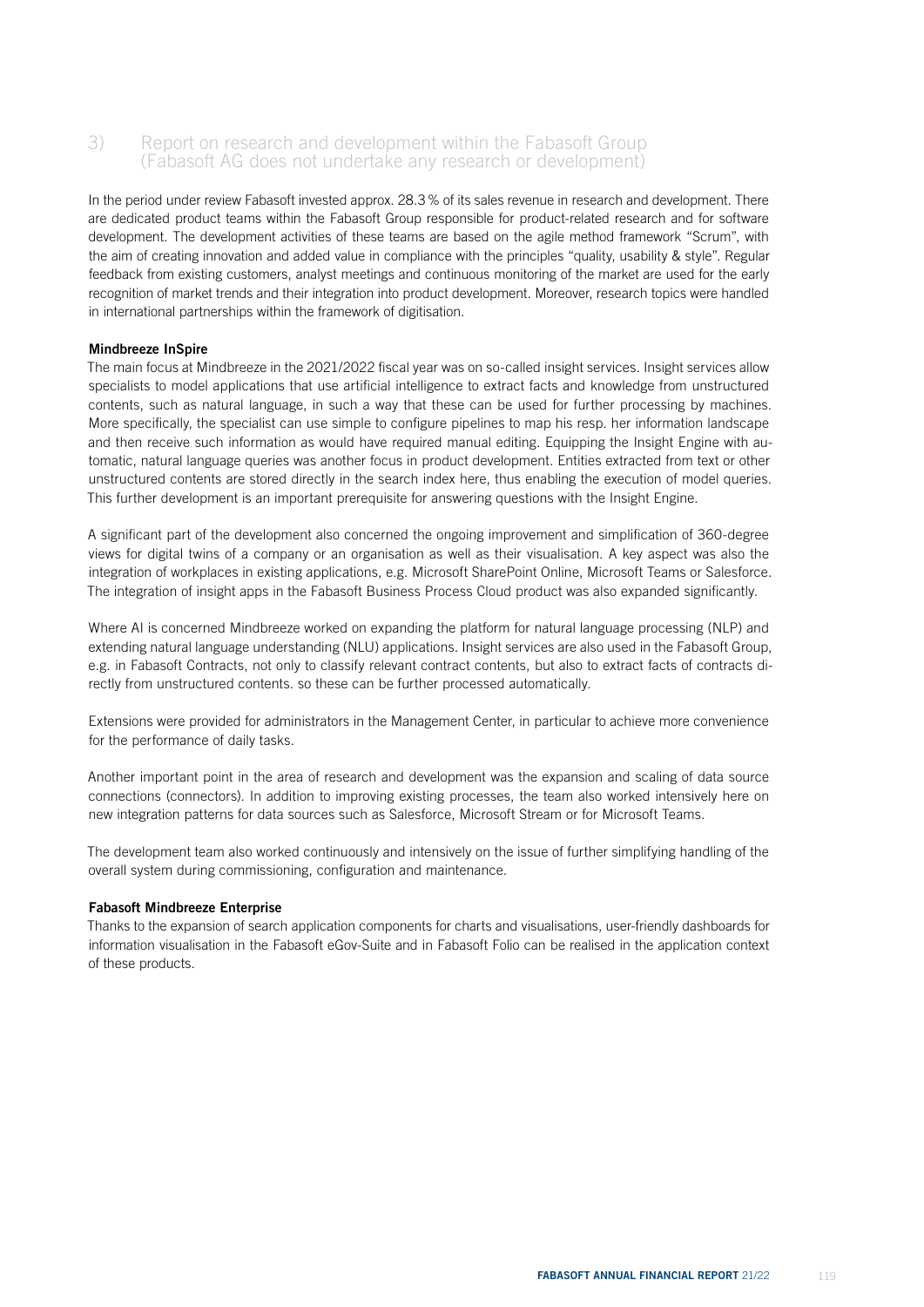## 3) Report on research and development within the Fabasoft Group (Fabasoft AG does not undertake any research or development)

In the period under review Fabasoft invested approx. 28.3 % of its sales revenue in research and development. There are dedicated product teams within the Fabasoft Group responsible for product-related research and for software development. The development activities of these teams are based on the agile method framework "Scrum", with the aim of creating innovation and added value in compliance with the principles "quality, usability & style". Regular feedback from existing customers, analyst meetings and continuous monitoring of the market are used for the early recognition of market trends and their integration into product development. Moreover, research topics were handled in international partnerships within the framework of digitisation.

**Mindbreeze InSpire**

The main focus at Mindbreeze in the 2021/2022 fiscal year was on so-called insight services. Insight services allow specialists to model applications that use artificial intelligence to extract facts and knowledge from unstructured contents, such as natural language, in such a way that these can be used for further processing by machines. More specifically, the specialist can use simple to configure pipelines to map his resp. her information landscape and then receive such information as would have required manual editing. Equipping the Insight Engine with automatic, natural language queries was another focus in product development. Entities extracted from text or other unstructured contents are stored directly in the search index here, thus enabling the execution of model queries. This further development is an important prerequisite for answering questions with the Insight Engine.

A significant part of the development also concerned the ongoing improvement and simplification of 360-degree views for digital twins of a company or an organisation as well as their visualisation. A key aspect was also the integration of workplaces in existing applications, e.g. Microsoft SharePoint Online, Microsoft Teams or Salesforce. The integration of insight apps in the Fabasoft Business Process Cloud product was also expanded significantly.

Where AI is concerned Mindbreeze worked on expanding the platform for natural language processing (NLP) and extending natural language understanding (NLU) applications. Insight services are also used in the Fabasoft Group, e.g. in Fabasoft Contracts, not only to classify relevant contract contents, but also to extract facts of contracts directly from unstructured contents. so these can be further processed automatically.

Extensions were provided for administrators in the Management Center, in particular to achieve more convenience for the performance of daily tasks.

Another important point in the area of research and development was the expansion and scaling of data source connections (connectors). In addition to improving existing processes, the team also worked intensively here on new integration patterns for data sources such as Salesforce, Microsoft Stream or for Microsoft Teams.

The development team also worked continuously and intensively on the issue of further simplifying handling of the overall system during commissioning, configuration and maintenance.

**Fabasoft Mindbreeze Enterprise**

Thanks to the expansion of search application components for charts and visualisations, user-friendly dashboards for information visualisation in the Fabasoft eGov-Suite and in Fabasoft Folio can be realised in the application context of these products.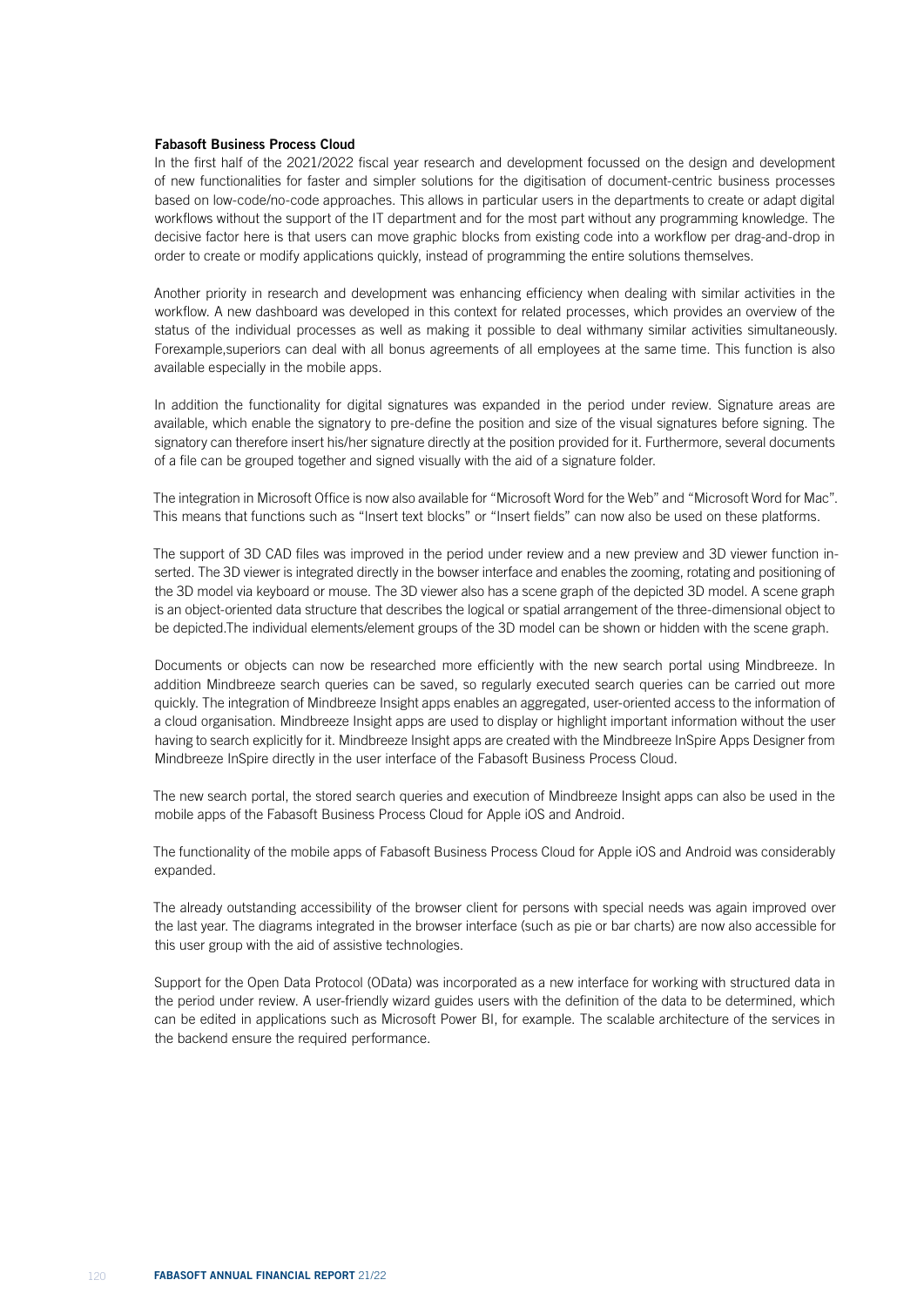**Fabasoft Business Process Cloud**

In the first half of the 2021/2022 fiscal year research and development focussed on the design and development of new functionalities for faster and simpler solutions for the digitisation of document-centric business processes based on low-code/no-code approaches. This allows in particular users in the departments to create or adapt digital workflows without the support of the IT department and for the most part without any programming knowledge. The decisive factor here is that users can move graphic blocks from existing code into a workflow per drag-and-drop in order to create or modify applications quickly, instead of programming the entire solutions themselves.

Another priority in research and development was enhancing efficiency when dealing with similar activities in the workflow. A new dashboard was developed in this context for related processes, which provides an overview of the status of the individual processes as well as making it possible to deal withmany similar activities simultaneously. Forexample,superiors can deal with all bonus agreements of all employees at the same time. This function is also available especially in the mobile apps.

In addition the functionality for digital signatures was expanded in the period under review. Signature areas are available, which enable the signatory to pre-define the position and size of the visual signatures before signing. The signatory can therefore insert his/her signature directly at the position provided for it. Furthermore, several documents of a file can be grouped together and signed visually with the aid of a signature folder.

The integration in Microsoft Office is now also available for "Microsoft Word for the Web" and "Microsoft Word for Mac". This means that functions such as "Insert text blocks" or "Insert fields" can now also be used on these platforms.

The support of 3D CAD files was improved in the period under review and a new preview and 3D viewer function inserted. The 3D viewer is integrated directly in the bowser interface and enables the zooming, rotating and positioning of the 3D model via keyboard or mouse. The 3D viewer also has a scene graph of the depicted 3D model. A scene graph is an object-oriented data structure that describes the logical or spatial arrangement of the three-dimensional object to be depicted.The individual elements/element groups of the 3D model can be shown or hidden with the scene graph.

Documents or objects can now be researched more efficiently with the new search portal using Mindbreeze. In addition Mindbreeze search queries can be saved, so regularly executed search queries can be carried out more quickly. The integration of Mindbreeze Insight apps enables an aggregated, user-oriented access to the information of a cloud organisation. Mindbreeze Insight apps are used to display or highlight important information without the user having to search explicitly for it. Mindbreeze Insight apps are created with the Mindbreeze InSpire Apps Designer from Mindbreeze InSpire directly in the user interface of the Fabasoft Business Process Cloud.

The new search portal, the stored search queries and execution of Mindbreeze Insight apps can also be used in the mobile apps of the Fabasoft Business Process Cloud for Apple iOS and Android.

The functionality of the mobile apps of Fabasoft Business Process Cloud for Apple iOS and Android was considerably expanded.

The already outstanding accessibility of the browser client for persons with special needs was again improved over the last year. The diagrams integrated in the browser interface (such as pie or bar charts) are now also accessible for this user group with the aid of assistive technologies.

Support for the Open Data Protocol (OData) was incorporated as a new interface for working with structured data in the period under review. A user-friendly wizard guides users with the definition of the data to be determined, which can be edited in applications such as Microsoft Power BI, for example. The scalable architecture of the services in the backend ensure the required performance.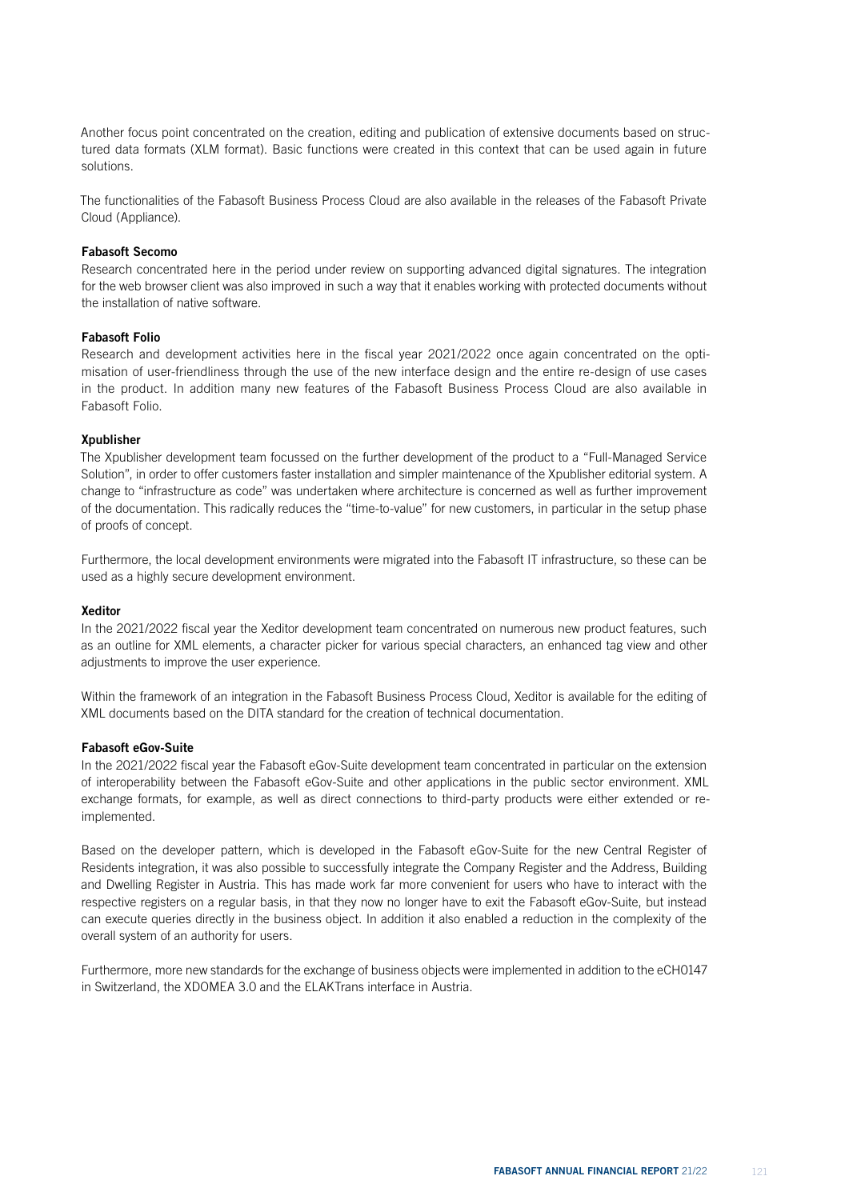Another focus point concentrated on the creation, editing and publication of extensive documents based on structured data formats (XLM format). Basic functions were created in this context that can be used again in future solutions.

The functionalities of the Fabasoft Business Process Cloud are also available in the releases of the Fabasoft Private Cloud (Appliance).

**Fabasoft Secomo**

Research concentrated here in the period under review on supporting advanced digital signatures. The integration for the web browser client was also improved in such a way that it enables working with protected documents without the installation of native software.

**Fabasoft Folio**

Research and development activities here in the fiscal year 2021/2022 once again concentrated on the optimisation of user-friendliness through the use of the new interface design and the entire re-design of use cases in the product. In addition many new features of the Fabasoft Business Process Cloud are also available in Fabasoft Folio.

**Xpublisher**

The Xpublisher development team focussed on the further development of the product to a "Full-Managed Service Solution", in order to offer customers faster installation and simpler maintenance of the Xpublisher editorial system. A change to "infrastructure as code" was undertaken where architecture is concerned as well as further improvement of the documentation. This radically reduces the "time-to-value" for new customers, in particular in the setup phase of proofs of concept.

Furthermore, the local development environments were migrated into the Fabasoft IT infrastructure, so these can be used as a highly secure development environment.

**Xeditor**

In the 2021/2022 fiscal year the Xeditor development team concentrated on numerous new product features, such as an outline for XML elements, a character picker for various special characters, an enhanced tag view and other adjustments to improve the user experience.

Within the framework of an integration in the Fabasoft Business Process Cloud, Xeditor is available for the editing of XML documents based on the DITA standard for the creation of technical documentation.

**Fabasoft eGov-Suite**

In the 2021/2022 fiscal year the Fabasoft eGov-Suite development team concentrated in particular on the extension of interoperability between the Fabasoft eGov-Suite and other applications in the public sector environment. XML exchange formats, for example, as well as direct connections to third-party products were either extended or re-implemented.

Based on the developer pattern, which is developed in the Fabasoft eGov-Suite for the new Central Register of Residents integration, it was also possible to successfully integrate the Company Register and the Address, Building and Dwelling Register in Austria. This has made work far more convenient for users who have to interact with the respective registers on a regular basis, in that they now no longer have to exit the Fabasoft eGov-Suite, but instead can execute queries directly in the business object. In addition it also enabled a reduction in the complexity of the overall system of an authority for users.

Furthermore, more new standards for the exchange of business objects were implemented in addition to the eCH0147 in Switzerland, the XDOMEA 3.0 and the ELAKTrans interface in Austria.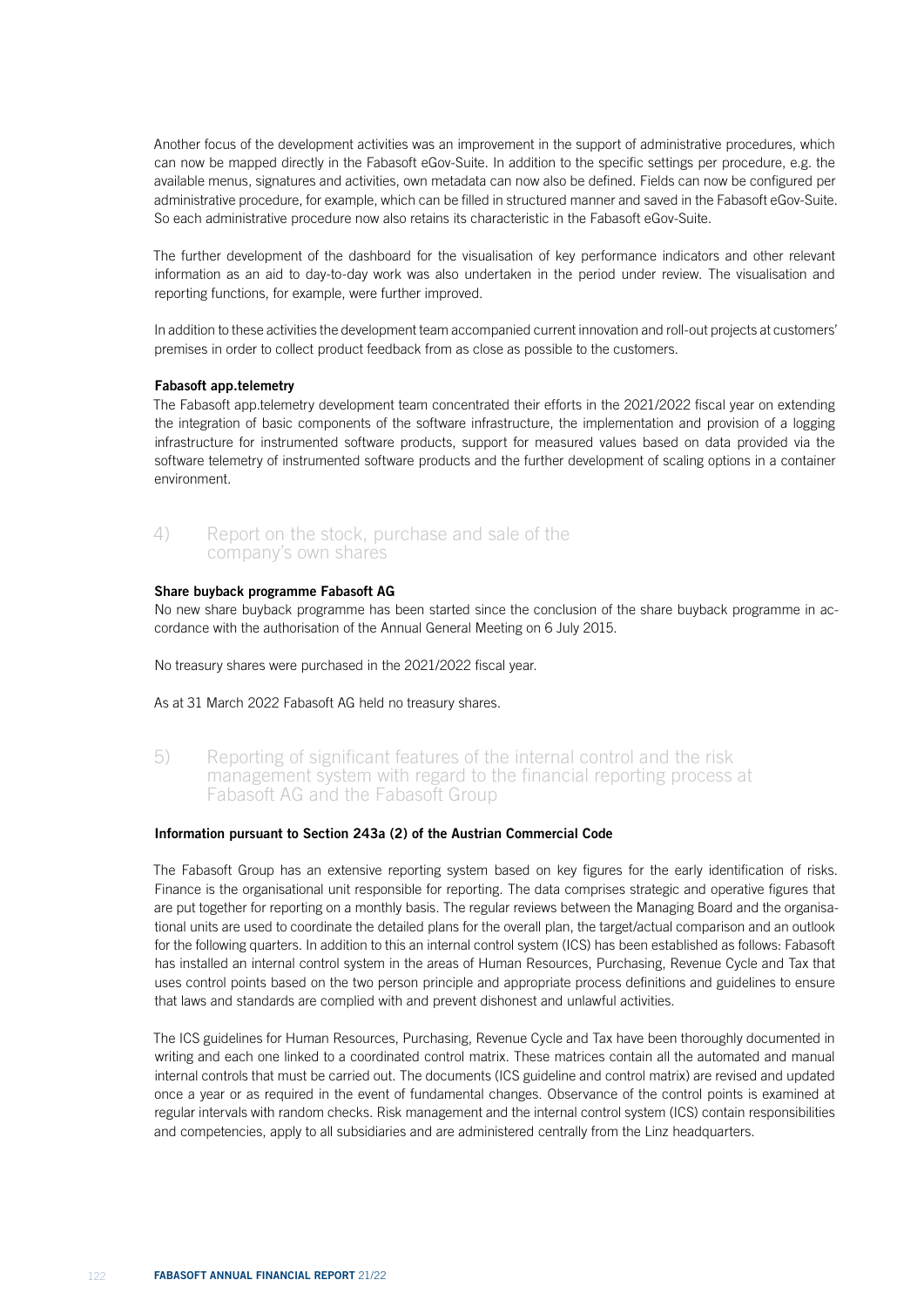Another focus of the development activities was an improvement in the support of administrative procedures, which can now be mapped directly in the Fabasoft eGov-Suite. In addition to the specific settings per procedure, e.g. the available menus, signatures and activities, own metadata can now also be defined. Fields can now be configured per administrative procedure, for example, which can be filled in structured manner and saved in the Fabasoft eGov-Suite. So each administrative procedure now also retains its characteristic in the Fabasoft eGov-Suite.

The further development of the dashboard for the visualisation of key performance indicators and other relevant information as an aid to day-to-day work was also undertaken in the period under review. The visualisation and reporting functions, for example, were further improved.

In addition to these activities the development team accompanied current innovation and roll-out projects at customers' premises in order to collect product feedback from as close as possible to the customers.

**Fabasoft app.telemetry**

The Fabasoft app.telemetry development team concentrated their efforts in the 2021/2022 fiscal year on extending the integration of basic components of the software infrastructure, the implementation and provision of a logging infrastructure for instrumented software products, support for measured values based on data provided via the software telemetry of instrumented software products and the further development of scaling options in a container environment.

## 4) Report on the stock, purchase and sale of the company's own shares

**Share buyback programme Fabasoft AG**

No new share buyback programme has been started since the conclusion of the share buyback programme in accordance with the authorisation of the Annual General Meeting on 6 July 2015.

No treasury shares were purchased in the 2021/2022 fiscal year.

As at 31 March 2022 Fabasoft AG held no treasury shares.

## 5) Reporting of significant features of the internal control and the risk management system with regard to the financial reporting process at Fabasoft AG and the Fabasoft Group

**Information pursuant to Section 243a (2) of the Austrian Commercial Code**

The Fabasoft Group has an extensive reporting system based on key figures for the early identification of risks. Finance is the organisational unit responsible for reporting. The data comprises strategic and operative figures that are put together for reporting on a monthly basis. The regular reviews between the Managing Board and the organisational units are used to coordinate the detailed plans for the overall plan, the target/actual comparison and an outlook for the following quarters. In addition to this an internal control system (ICS) has been established as follows: Fabasoft has installed an internal control system in the areas of Human Resources, Purchasing, Revenue Cycle and Tax that uses control points based on the two person principle and appropriate process definitions and guidelines to ensure that laws and standards are complied with and prevent dishonest and unlawful activities.

The ICS guidelines for Human Resources, Purchasing, Revenue Cycle and Tax have been thoroughly documented in writing and each one linked to a coordinated control matrix. These matrices contain all the automated and manual internal controls that must be carried out. The documents (ICS guideline and control matrix) are revised and updated once a year or as required in the event of fundamental changes. Observance of the control points is examined at regular intervals with random checks. Risk management and the internal control system (ICS) contain responsibilities and competencies, apply to all subsidiaries and are administered centrally from the Linz headquarters.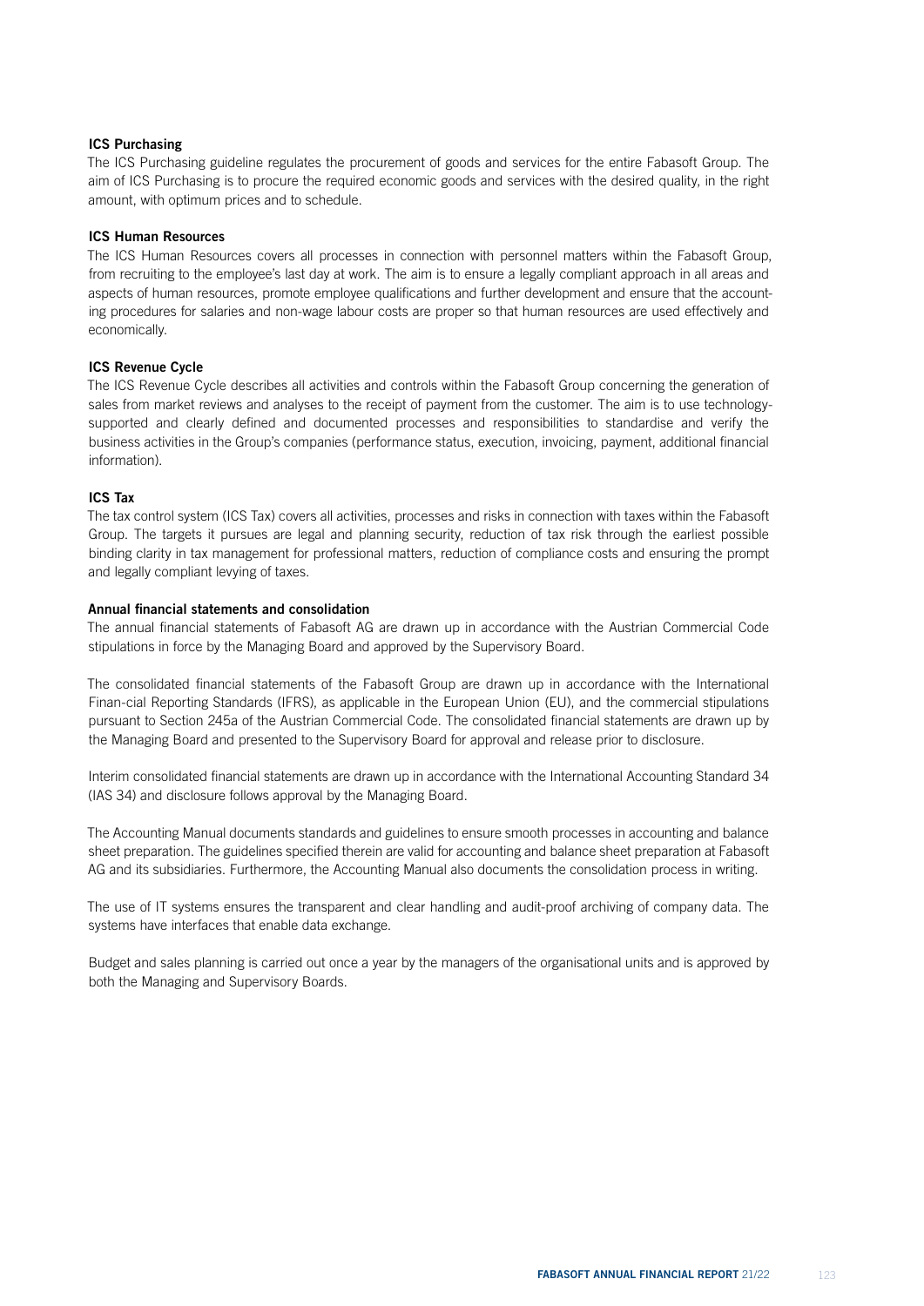**ICS Purchasing**

The ICS Purchasing guideline regulates the procurement of goods and services for the entire Fabasoft Group. The aim of ICS Purchasing is to procure the required economic goods and services with the desired quality, in the right amount, with optimum prices and to schedule.

**ICS Human Resources**

The ICS Human Resources covers all processes in connection with personnel matters within the Fabasoft Group, from recruiting to the employee's last day at work. The aim is to ensure a legally compliant approach in all areas and aspects of human resources, promote employee qualifications and further development and ensure that the accounting procedures for salaries and non-wage labour costs are proper so that human resources are used effectively and economically.

**ICS Revenue Cycle**

The ICS Revenue Cycle describes all activities and controls within the Fabasoft Group concerning the generation of sales from market reviews and analyses to the receipt of payment from the customer. The aim is to use technology-supported and clearly defined and documented processes and responsibilities to standardise and verify the business activities in the Group's companies (performance status, execution, invoicing, payment, additional financial information).

**ICS Tax**

The tax control system (ICS Tax) covers all activities, processes and risks in connection with taxes within the Fabasoft Group. The targets it pursues are legal and planning security, reduction of tax risk through the earliest possible binding clarity in tax management for professional matters, reduction of compliance costs and ensuring the prompt and legally compliant levying of taxes.

**Annual financial statements and consolidation**

The annual financial statements of Fabasoft AG are drawn up in accordance with the Austrian Commercial Code stipulations in force by the Managing Board and approved by the Supervisory Board.

The consolidated financial statements of the Fabasoft Group are drawn up in accordance with the International Finan-cial Reporting Standards (IFRS), as applicable in the European Union (EU), and the commercial stipulations pursuant to Section 245a of the Austrian Commercial Code. The consolidated financial statements are drawn up by the Managing Board and presented to the Supervisory Board for approval and release prior to disclosure.

Interim consolidated financial statements are drawn up in accordance with the International Accounting Standard 34 (IAS 34) and disclosure follows approval by the Managing Board.

The Accounting Manual documents standards and guidelines to ensure smooth processes in accounting and balance sheet preparation. The guidelines specified therein are valid for accounting and balance sheet preparation at Fabasoft AG and its subsidiaries. Furthermore, the Accounting Manual also documents the consolidation process in writing.

The use of IT systems ensures the transparent and clear handling and audit-proof archiving of company data. The systems have interfaces that enable data exchange.

Budget and sales planning is carried out once a year by the managers of the organisational units and is approved by both the Managing and Supervisory Boards.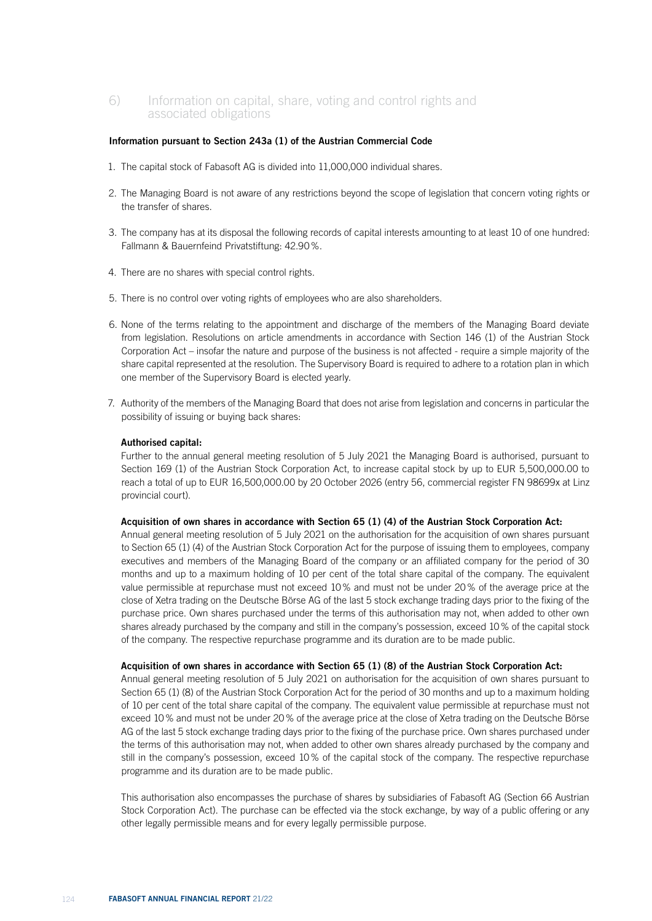## 6) Information on capital, share, voting and control rights and associated obligations

**Information pursuant to Section 243a (1) of the Austrian Commercial Code**

1. The capital stock of Fabasoft AG is divided into 11,000,000 individual shares.

2. The Managing Board is not aware of any restrictions beyond the scope of legislation that concern voting rights or the transfer of shares.

3. The company has at its disposal the following records of capital interests amounting to at least 10 of one hundred: Fallmann & Bauernfeind Privatstiftung: 42.90 %.

4. There are no shares with special control rights.

5. There is no control over voting rights of employees who are also shareholders.

6. None of the terms relating to the appointment and discharge of the members of the Managing Board deviate from legislation. Resolutions on article amendments in accordance with Section 146 (1) of the Austrian Stock Corporation Act – insofar the nature and purpose of the business is not affected - require a simple majority of the share capital represented at the resolution. The Supervisory Board is required to adhere to a rotation plan in which one member of the Supervisory Board is elected yearly.

7. Authority of the members of the Managing Board that does not arise from legislation and concerns in particular the possibility of issuing or buying back shares:

   **Authorised capital:**
   Further to the annual general meeting resolution of 5 July 2021 the Managing Board is authorised, pursuant to Section 169 (1) of the Austrian Stock Corporation Act, to increase capital stock by up to EUR 5,500,000.00 to reach a total of up to EUR 16,500,000.00 by 20 October 2026 (entry 56, commercial register FN 98699x at Linz provincial court).

   **Acquisition of own shares in accordance with Section 65 (1) (4) of the Austrian Stock Corporation Act:**
   Annual general meeting resolution of 5 July 2021 on the authorisation for the acquisition of own shares pursuant to Section 65 (1) (4) of the Austrian Stock Corporation Act for the purpose of issuing them to employees, company executives and members of the Managing Board of the company or an affiliated company for the period of 30 months and up to a maximum holding of 10 per cent of the total share capital of the company. The equivalent value permissible at repurchase must not exceed 10 % and must not be under 20 % of the average price at the close of Xetra trading on the Deutsche Börse AG of the last 5 stock exchange trading days prior to the fixing of the purchase price. Own shares purchased under the terms of this authorisation may not, when added to other own shares already purchased by the company and still in the company's possession, exceed 10 % of the capital stock of the company. The respective repurchase programme and its duration are to be made public.

   **Acquisition of own shares in accordance with Section 65 (1) (8) of the Austrian Stock Corporation Act:**
   Annual general meeting resolution of 5 July 2021 on authorisation for the acquisition of own shares pursuant to Section 65 (1) (8) of the Austrian Stock Corporation Act for the period of 30 months and up to a maximum holding of 10 per cent of the total share capital of the company. The equivalent value permissible at repurchase must not exceed 10 % and must not be under 20 % of the average price at the close of Xetra trading on the Deutsche Börse AG of the last 5 stock exchange trading days prior to the fixing of the purchase price. Own shares purchased under the terms of this authorisation may not, when added to other own shares already purchased by the company and still in the company's possession, exceed 10 % of the capital stock of the company. The respective repurchase programme and its duration are to be made public.

   This authorisation also encompasses the purchase of shares by subsidiaries of Fabasoft AG (Section 66 Austrian Stock Corporation Act). The purchase can be effected via the stock exchange, by way of a public offering or any other legally permissible means and for every legally permissible purpose.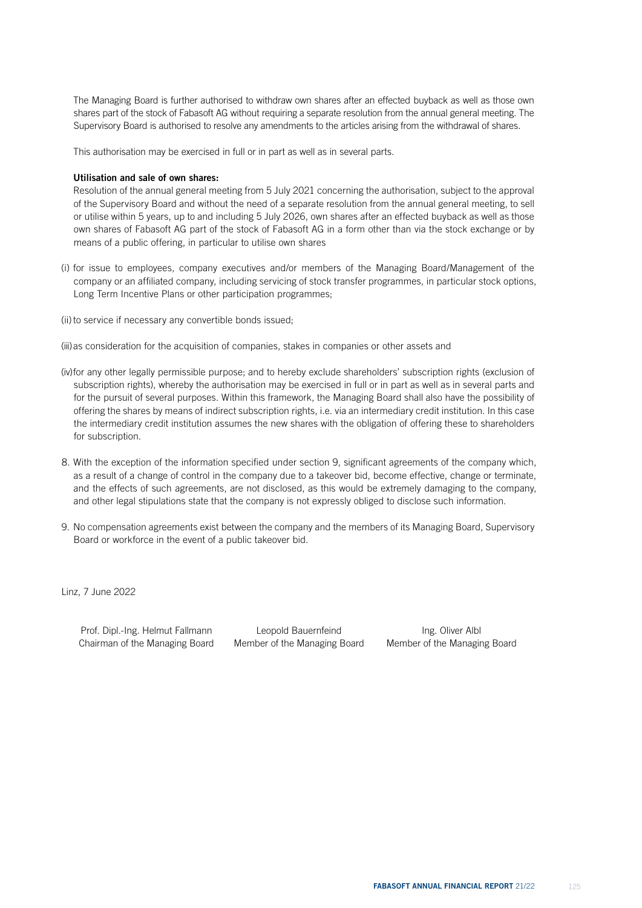The Managing Board is further authorised to withdraw own shares after an effected buyback as well as those own shares part of the stock of Fabasoft AG without requiring a separate resolution from the annual general meeting. The Supervisory Board is authorised to resolve any amendments to the articles arising from the withdrawal of shares.

This authorisation may be exercised in full or in part as well as in several parts.

**Utilisation and sale of own shares:**

Resolution of the annual general meeting from 5 July 2021 concerning the authorisation, subject to the approval of the Supervisory Board and without the need of a separate resolution from the annual general meeting, to sell or utilise within 5 years, up to and including 5 July 2026, own shares after an effected buyback as well as those own shares of Fabasoft AG part of the stock of Fabasoft AG in a form other than via the stock exchange or by means of a public offering, in particular to utilise own shares

(i) for issue to employees, company executives and/or members of the Managing Board/Management of the company or an affiliated company, including servicing of stock transfer programmes, in particular stock options, Long Term Incentive Plans or other participation programmes;

(ii) to service if necessary any convertible bonds issued;

(iii) as consideration for the acquisition of companies, stakes in companies or other assets and

(iv) for any other legally permissible purpose; and to hereby exclude shareholders' subscription rights (exclusion of subscription rights), whereby the authorisation may be exercised in full or in part as well as in several parts and for the pursuit of several purposes. Within this framework, the Managing Board shall also have the possibility of offering the shares by means of indirect subscription rights, i.e. via an intermediary credit institution. In this case the intermediary credit institution assumes the new shares with the obligation of offering these to shareholders for subscription.

8. With the exception of the information specified under section 9, significant agreements of the company which, as a result of a change of control in the company due to a takeover bid, become effective, change or terminate, and the effects of such agreements, are not disclosed, as this would be extremely damaging to the company, and other legal stipulations state that the company is not expressly obliged to disclose such information.

9. No compensation agreements exist between the company and the members of its Managing Board, Supervisory Board or workforce in the event of a public takeover bid.

Linz, 7 June 2022

| | | |
|---|---|---|
| Prof. Dipl.-Ing. Helmut Fallmann | Leopold Bauernfeind | Ing. Oliver Albl |
| Chairman of the Managing Board | Member of the Managing Board | Member of the Managing Board |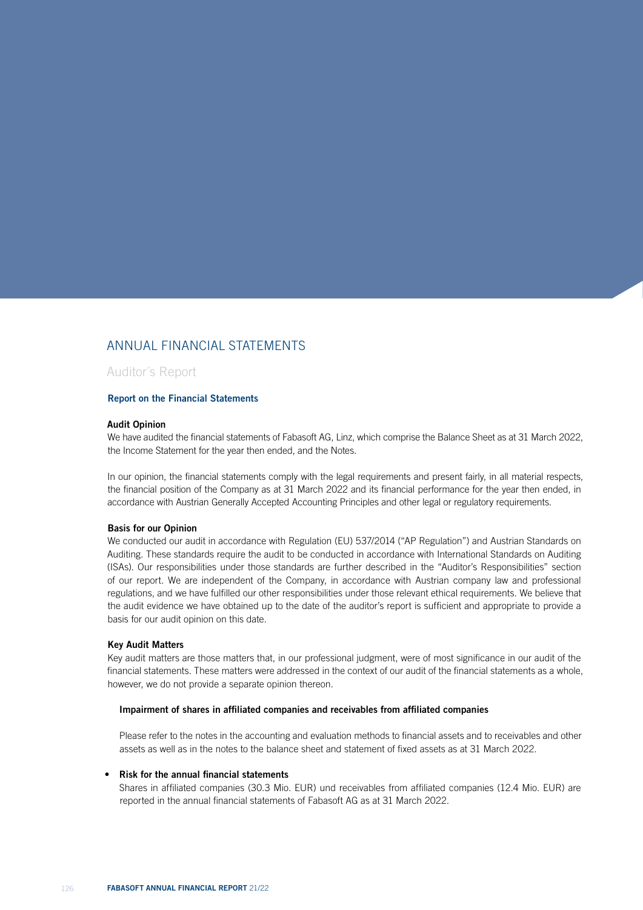# ANNUAL FINANCIAL STATEMENTS

## Auditor´s Report

### Report on the Financial Statements

**Audit Opinion**

We have audited the financial statements of Fabasoft AG, Linz, which comprise the Balance Sheet as at 31 March 2022, the Income Statement for the year then ended, and the Notes.

In our opinion, the financial statements comply with the legal requirements and present fairly, in all material respects, the financial position of the Company as at 31 March 2022 and its financial performance for the year then ended, in accordance with Austrian Generally Accepted Accounting Principles and other legal or regulatory requirements.

**Basis for our Opinion**

We conducted our audit in accordance with Regulation (EU) 537/2014 ("AP Regulation") and Austrian Standards on Auditing. These standards require the audit to be conducted in accordance with International Standards on Auditing (ISAs). Our responsibilities under those standards are further described in the "Auditor's Responsibilities" section of our report. We are independent of the Company, in accordance with Austrian company law and professional regulations, and we have fulfilled our other responsibilities under those relevant ethical requirements. We believe that the audit evidence we have obtained up to the date of the auditor's report is sufficient and appropriate to provide a basis for our audit opinion on this date.

**Key Audit Matters**

Key audit matters are those matters that, in our professional judgment, were of most significance in our audit of the financial statements. These matters were addressed in the context of our audit of the financial statements as a whole, however, we do not provide a separate opinion thereon.

**Impairment of shares in affiliated companies and receivables from affiliated companies**

Please refer to the notes in the accounting and evaluation methods to financial assets and to receivables and other assets as well as in the notes to the balance sheet and statement of fixed assets as at 31 March 2022.

- **Risk for the annual financial statements**

  Shares in affiliated companies (30.3 Mio. EUR) und receivables from affiliated companies (12.4 Mio. EUR) are reported in the annual financial statements of Fabasoft AG as at 31 March 2022.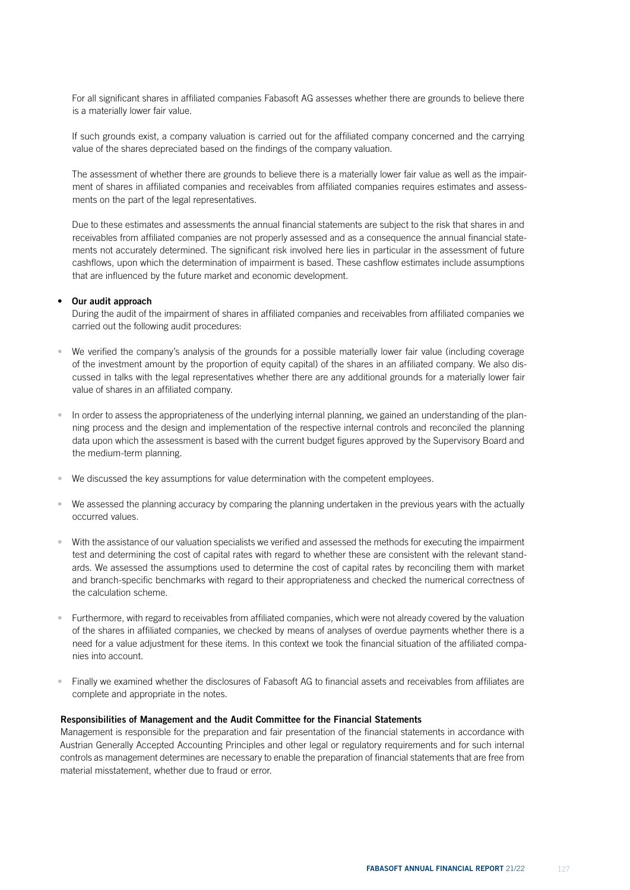For all significant shares in affiliated companies Fabasoft AG assesses whether there are grounds to believe there is a materially lower fair value.

If such grounds exist, a company valuation is carried out for the affiliated company concerned and the carrying value of the shares depreciated based on the findings of the company valuation.

The assessment of whether there are grounds to believe there is a materially lower fair value as well as the impairment of shares in affiliated companies and receivables from affiliated companies requires estimates and assessments on the part of the legal representatives.

Due to these estimates and assessments the annual financial statements are subject to the risk that shares in and receivables from affiliated companies are not properly assessed and as a consequence the annual financial statements not accurately determined. The significant risk involved here lies in particular in the assessment of future cashflows, upon which the determination of impairment is based. These cashflow estimates include assumptions that are influenced by the future market and economic development.

- **Our audit approach**

  During the audit of the impairment of shares in affiliated companies and receivables from affiliated companies we carried out the following audit procedures:

- We verified the company's analysis of the grounds for a possible materially lower fair value (including coverage of the investment amount by the proportion of equity capital) of the shares in an affiliated company. We also discussed in talks with the legal representatives whether there are any additional grounds for a materially lower fair value of shares in an affiliated company.

- In order to assess the appropriateness of the underlying internal planning, we gained an understanding of the planning process and the design and implementation of the respective internal controls and reconciled the planning data upon which the assessment is based with the current budget figures approved by the Supervisory Board and the medium-term planning.

- We discussed the key assumptions for value determination with the competent employees.

- We assessed the planning accuracy by comparing the planning undertaken in the previous years with the actually occurred values.

- With the assistance of our valuation specialists we verified and assessed the methods for executing the impairment test and determining the cost of capital rates with regard to whether these are consistent with the relevant standards. We assessed the assumptions used to determine the cost of capital rates by reconciling them with market and branch-specific benchmarks with regard to their appropriateness and checked the numerical correctness of the calculation scheme.

- Furthermore, with regard to receivables from affiliated companies, which were not already covered by the valuation of the shares in affiliated companies, we checked by means of analyses of overdue payments whether there is a need for a value adjustment for these items. In this context we took the financial situation of the affiliated companies into account.

- Finally we examined whether the disclosures of Fabasoft AG to financial assets and receivables from affiliates are complete and appropriate in the notes.

**Responsibilities of Management and the Audit Committee for the Financial Statements**

Management is responsible for the preparation and fair presentation of the financial statements in accordance with Austrian Generally Accepted Accounting Principles and other legal or regulatory requirements and for such internal controls as management determines are necessary to enable the preparation of financial statements that are free from material misstatement, whether due to fraud or error.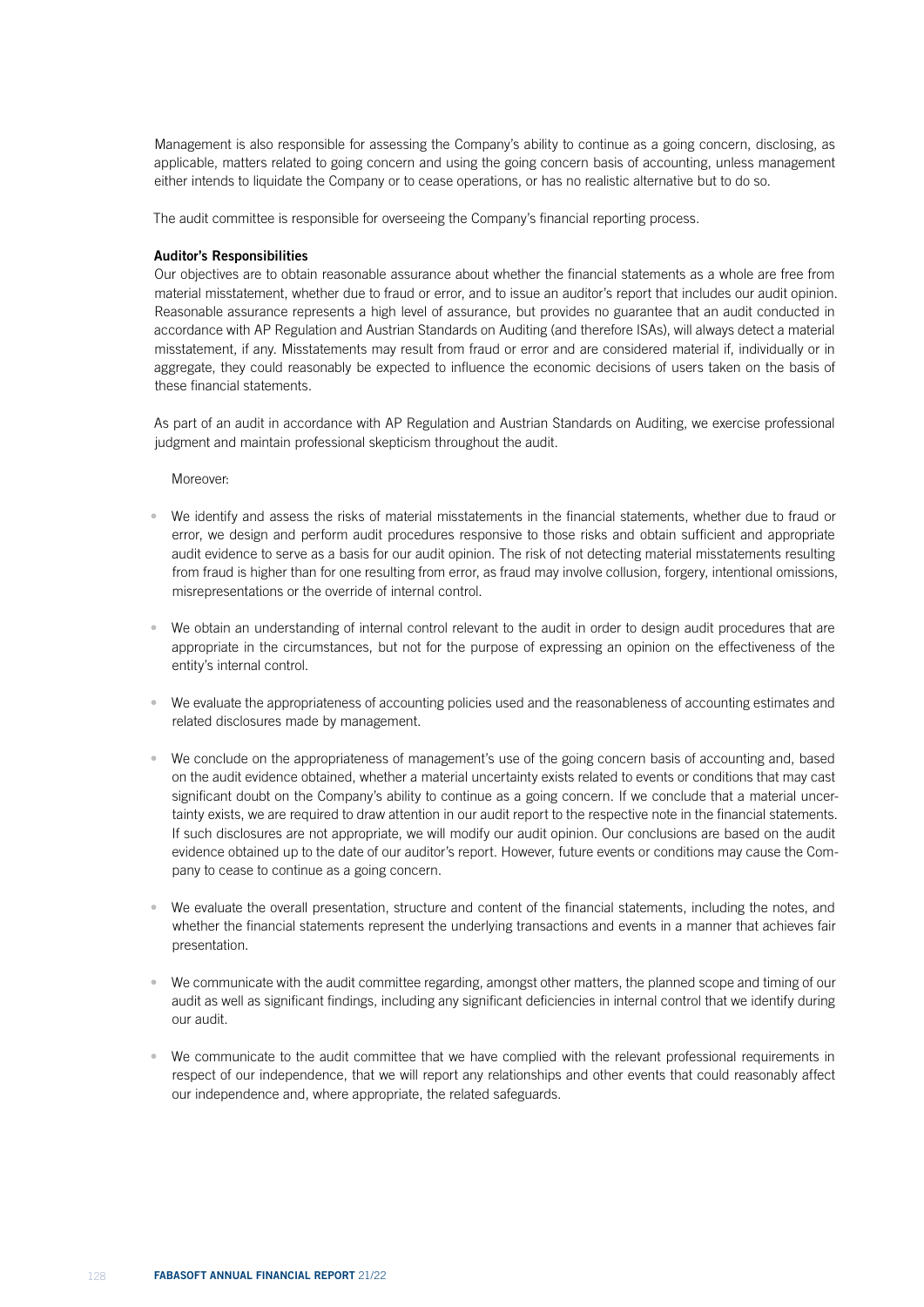Management is also responsible for assessing the Company's ability to continue as a going concern, disclosing, as applicable, matters related to going concern and using the going concern basis of accounting, unless management either intends to liquidate the Company or to cease operations, or has no realistic alternative but to do so.

The audit committee is responsible for overseeing the Company's financial reporting process.

**Auditor's Responsibilities**

Our objectives are to obtain reasonable assurance about whether the financial statements as a whole are free from material misstatement, whether due to fraud or error, and to issue an auditor's report that includes our audit opinion. Reasonable assurance represents a high level of assurance, but provides no guarantee that an audit conducted in accordance with AP Regulation and Austrian Standards on Auditing (and therefore ISAs), will always detect a material misstatement, if any. Misstatements may result from fraud or error and are considered material if, individually or in aggregate, they could reasonably be expected to influence the economic decisions of users taken on the basis of these financial statements.

As part of an audit in accordance with AP Regulation and Austrian Standards on Auditing, we exercise professional judgment and maintain professional skepticism throughout the audit.

Moreover:

- We identify and assess the risks of material misstatements in the financial statements, whether due to fraud or error, we design and perform audit procedures responsive to those risks and obtain sufficient and appropriate audit evidence to serve as a basis for our audit opinion. The risk of not detecting material misstatements resulting from fraud is higher than for one resulting from error, as fraud may involve collusion, forgery, intentional omissions, misrepresentations or the override of internal control.

- We obtain an understanding of internal control relevant to the audit in order to design audit procedures that are appropriate in the circumstances, but not for the purpose of expressing an opinion on the effectiveness of the entity's internal control.

- We evaluate the appropriateness of accounting policies used and the reasonableness of accounting estimates and related disclosures made by management.

- We conclude on the appropriateness of management's use of the going concern basis of accounting and, based on the audit evidence obtained, whether a material uncertainty exists related to events or conditions that may cast significant doubt on the Company's ability to continue as a going concern. If we conclude that a material uncertainty exists, we are required to draw attention in our audit report to the respective note in the financial statements. If such disclosures are not appropriate, we will modify our audit opinion. Our conclusions are based on the audit evidence obtained up to the date of our auditor's report. However, future events or conditions may cause the Company to cease to continue as a going concern.

- We evaluate the overall presentation, structure and content of the financial statements, including the notes, and whether the financial statements represent the underlying transactions and events in a manner that achieves fair presentation.

- We communicate with the audit committee regarding, amongst other matters, the planned scope and timing of our audit as well as significant findings, including any significant deficiencies in internal control that we identify during our audit.

- We communicate to the audit committee that we have complied with the relevant professional requirements in respect of our independence, that we will report any relationships and other events that could reasonably affect our independence and, where appropriate, the related safeguards.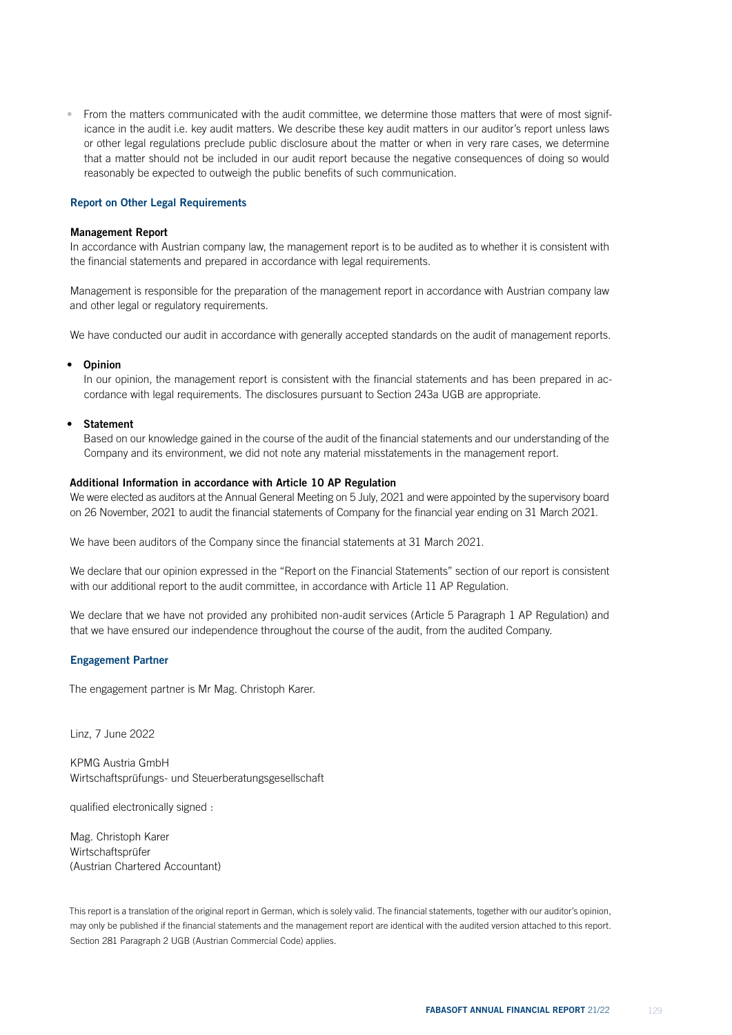- From the matters communicated with the audit committee, we determine those matters that were of most significance in the audit i.e. key audit matters. We describe these key audit matters in our auditor's report unless laws or other legal regulations preclude public disclosure about the matter or when in very rare cases, we determine that a matter should not be included in our audit report because the negative consequences of doing so would reasonably be expected to outweigh the public benefits of such communication.

## Report on Other Legal Requirements

### Management Report

In accordance with Austrian company law, the management report is to be audited as to whether it is consistent with the financial statements and prepared in accordance with legal requirements.

Management is responsible for the preparation of the management report in accordance with Austrian company law and other legal or regulatory requirements.

We have conducted our audit in accordance with generally accepted standards on the audit of management reports.

- **Opinion**
  In our opinion, the management report is consistent with the financial statements and has been prepared in accordance with legal requirements. The disclosures pursuant to Section 243a UGB are appropriate.

- **Statement**
  Based on our knowledge gained in the course of the audit of the financial statements and our understanding of the Company and its environment, we did not note any material misstatements in the management report.

### Additional Information in accordance with Article 10 AP Regulation

We were elected as auditors at the Annual General Meeting on 5 July, 2021 and were appointed by the supervisory board on 26 November, 2021 to audit the financial statements of Company for the financial year ending on 31 March 2021.

We have been auditors of the Company since the financial statements at 31 March 2021.

We declare that our opinion expressed in the "Report on the Financial Statements" section of our report is consistent with our additional report to the audit committee, in accordance with Article 11 AP Regulation.

We declare that we have not provided any prohibited non-audit services (Article 5 Paragraph 1 AP Regulation) and that we have ensured our independence throughout the course of the audit, from the audited Company.

## Engagement Partner

The engagement partner is Mr Mag. Christoph Karer.

Linz, 7 June 2022

KPMG Austria GmbH
Wirtschaftsprüfungs- und Steuerberatungsgesellschaft

qualified electronically signed :

Mag. Christoph Karer
Wirtschaftsprüfer
(Austrian Chartered Accountant)

This report is a translation of the original report in German, which is solely valid. The financial statements, together with our auditor's opinion, may only be published if the financial statements and the management report are identical with the audited version attached to this report. Section 281 Paragraph 2 UGB (Austrian Commercial Code) applies.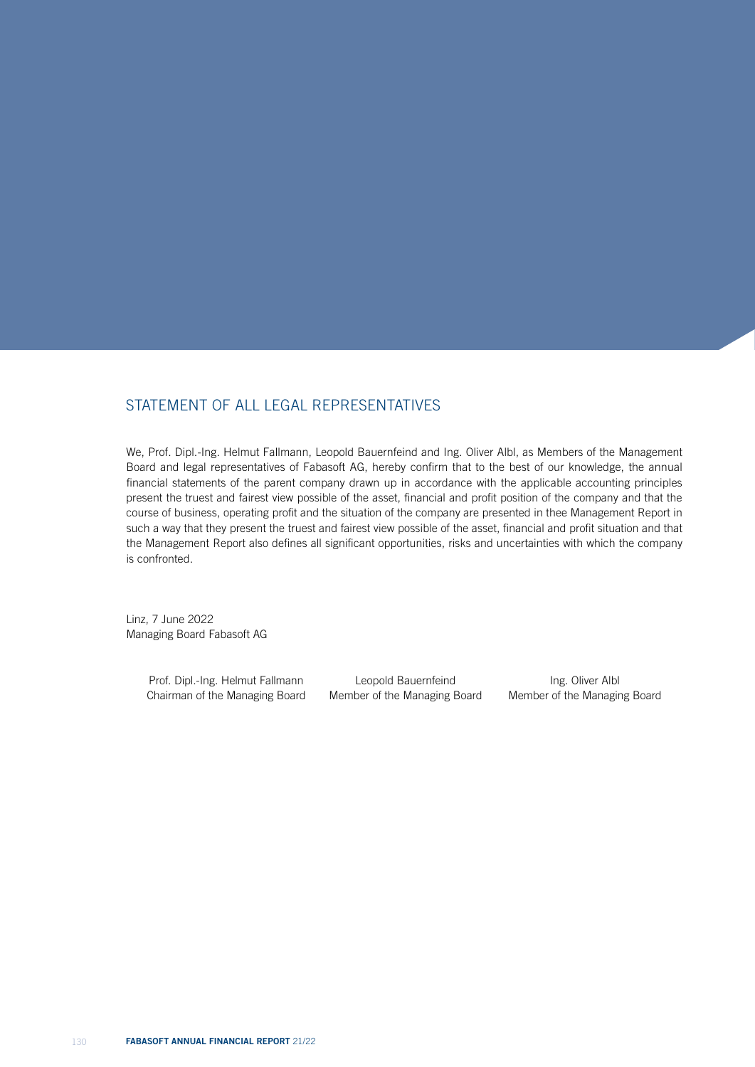## STATEMENT OF ALL LEGAL REPRESENTATIVES

We, Prof. Dipl.-Ing. Helmut Fallmann, Leopold Bauernfeind and Ing. Oliver Albl, as Members of the Management Board and legal representatives of Fabasoft AG, hereby confirm that to the best of our knowledge, the annual financial statements of the parent company drawn up in accordance with the applicable accounting principles present the truest and fairest view possible of the asset, financial and profit position of the company and that the course of business, operating profit and the situation of the company are presented in thee Management Report in such a way that they present the truest and fairest view possible of the asset, financial and profit situation and that the Management Report also defines all significant opportunities, risks and uncertainties with which the company is confronted.

Linz, 7 June 2022
Managing Board Fabasoft AG

Prof. Dipl.-Ing. Helmut Fallmann
Chairman of the Managing Board

Leopold Bauernfeind
Member of the Managing Board

Ing. Oliver Albl
Member of the Managing Board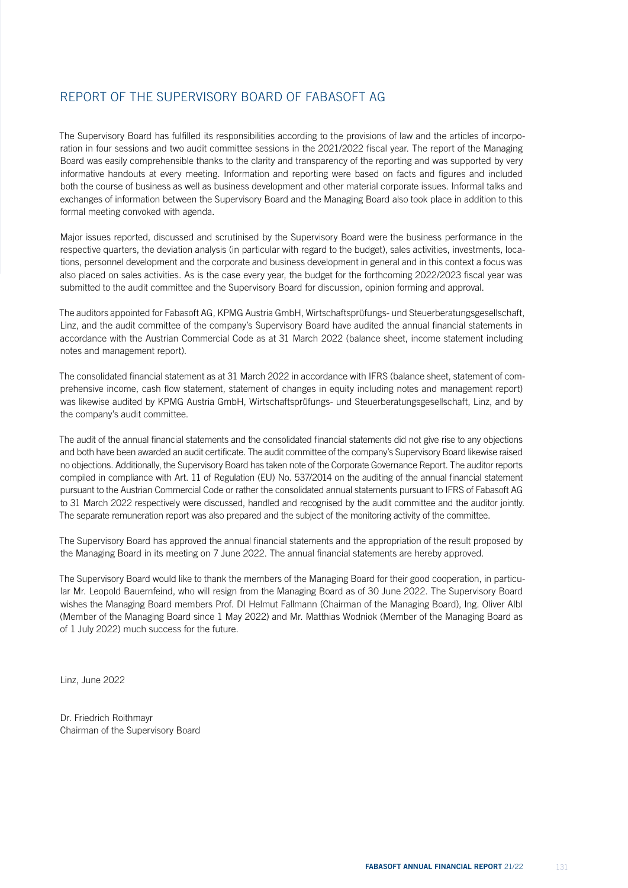# REPORT OF THE SUPERVISORY BOARD OF FABASOFT AG

The Supervisory Board has fulfilled its responsibilities according to the provisions of law and the articles of incorporation in four sessions and two audit committee sessions in the 2021/2022 fiscal year. The report of the Managing Board was easily comprehensible thanks to the clarity and transparency of the reporting and was supported by very informative handouts at every meeting. Information and reporting were based on facts and figures and included both the course of business as well as business development and other material corporate issues. Informal talks and exchanges of information between the Supervisory Board and the Managing Board also took place in addition to this formal meeting convoked with agenda.

Major issues reported, discussed and scrutinised by the Supervisory Board were the business performance in the respective quarters, the deviation analysis (in particular with regard to the budget), sales activities, investments, locations, personnel development and the corporate and business development in general and in this context a focus was also placed on sales activities. As is the case every year, the budget for the forthcoming 2022/2023 fiscal year was submitted to the audit committee and the Supervisory Board for discussion, opinion forming and approval.

The auditors appointed for Fabasoft AG, KPMG Austria GmbH, Wirtschaftsprüfungs- und Steuerberatungsgesellschaft, Linz, and the audit committee of the company's Supervisory Board have audited the annual financial statements in accordance with the Austrian Commercial Code as at 31 March 2022 (balance sheet, income statement including notes and management report).

The consolidated financial statement as at 31 March 2022 in accordance with IFRS (balance sheet, statement of comprehensive income, cash flow statement, statement of changes in equity including notes and management report) was likewise audited by KPMG Austria GmbH, Wirtschaftsprüfungs- und Steuerberatungsgesellschaft, Linz, and by the company's audit committee.

The audit of the annual financial statements and the consolidated financial statements did not give rise to any objections and both have been awarded an audit certificate. The audit committee of the company's Supervisory Board likewise raised no objections. Additionally, the Supervisory Board has taken note of the Corporate Governance Report. The auditor reports compiled in compliance with Art. 11 of Regulation (EU) No. 537/2014 on the auditing of the annual financial statement pursuant to the Austrian Commercial Code or rather the consolidated annual statements pursuant to IFRS of Fabasoft AG to 31 March 2022 respectively were discussed, handled and recognised by the audit committee and the auditor jointly. The separate remuneration report was also prepared and the subject of the monitoring activity of the committee.

The Supervisory Board has approved the annual financial statements and the appropriation of the result proposed by the Managing Board in its meeting on 7 June 2022. The annual financial statements are hereby approved.

The Supervisory Board would like to thank the members of the Managing Board for their good cooperation, in particular Mr. Leopold Bauernfeind, who will resign from the Managing Board as of 30 June 2022. The Supervisory Board wishes the Managing Board members Prof. DI Helmut Fallmann (Chairman of the Managing Board), Ing. Oliver Albl (Member of the Managing Board since 1 May 2022) and Mr. Matthias Wodniok (Member of the Managing Board as of 1 July 2022) much success for the future.

Linz, June 2022

Dr. Friedrich Roithmayr
Chairman of the Supervisory Board